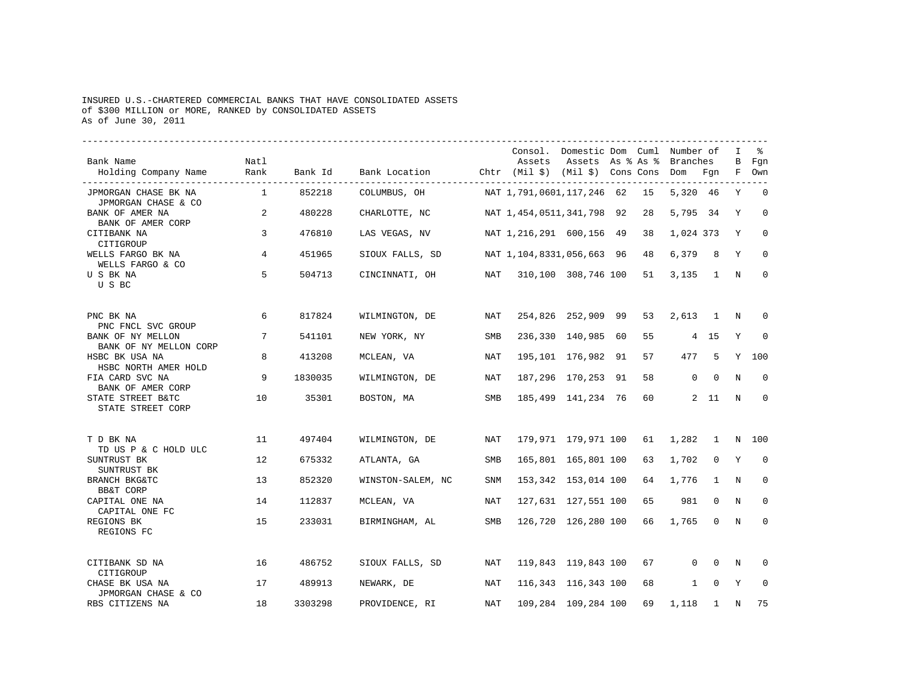INSURED U.S.-CHARTERED COMMERCIAL BANKS THAT HAVE CONSOLIDATED ASSETS
of $300 MILLION or MORE, RANKED by CONSOLIDATED ASSETS
As of June 30, 2011

| Bank Name / Holding Company Name | Natl Rank | Bank Id | Bank Location | Chtr | Consol. Assets (Mil $) | Domestic Assets (Mil $) | Dom As % Cons | Cuml As % Cons | Number of Branches Dom | Number of Branches Fgn | IBF | % Fgn Own |
|---|---|---|---|---|---|---|---|---|---|---|---|---|
| JPMORGAN CHASE BK NA / JPMORGAN CHASE & CO | 1 | 852218 | COLUMBUS, OH | NAT | 1,791,060 | 1,117,246 | 62 | 15 | 5,320 | 46 | Y | 0 |
| BANK OF AMER NA / BANK OF AMER CORP | 2 | 480228 | CHARLOTTE, NC | NAT | 1,454,051 | 1,341,798 | 92 | 28 | 5,795 | 34 | Y | 0 |
| CITIBANK NA / CITIGROUP | 3 | 476810 | LAS VEGAS, NV | NAT | 1,216,291 | 600,156 | 49 | 38 | 1,024 | 373 | Y | 0 |
| WELLS FARGO BK NA / WELLS FARGO & CO | 4 | 451965 | SIOUX FALLS, SD | NAT | 1,104,833 | 1,056,663 | 96 | 48 | 6,379 | 8 | Y | 0 |
| U S BK NA / U S BC | 5 | 504713 | CINCINNATI, OH | NAT | 310,100 | 308,746 | 100 | 51 | 3,135 | 1 | N | 0 |
| PNC BK NA / PNC FNCL SVC GROUP | 6 | 817824 | WILMINGTON, DE | NAT | 254,826 | 252,909 | 99 | 53 | 2,613 | 1 | N | 0 |
| BANK OF NY MELLON / BANK OF NY MELLON CORP | 7 | 541101 | NEW YORK, NY | SMB | 236,330 | 140,985 | 60 | 55 | 4 | 15 | Y | 0 |
| HSBC BK USA NA / HSBC NORTH AMER HOLD | 8 | 413208 | MCLEAN, VA | NAT | 195,101 | 176,982 | 91 | 57 | 477 | 5 | Y | 100 |
| FIA CARD SVC NA / BANK OF AMER CORP | 9 | 1830035 | WILMINGTON, DE | NAT | 187,296 | 170,253 | 91 | 58 | 0 | 0 | N | 0 |
| STATE STREET B&TC / STATE STREET CORP | 10 | 35301 | BOSTON, MA | SMB | 185,499 | 141,234 | 76 | 60 | 2 | 11 | N | 0 |
| T D BK NA / TD US P & C HOLD ULC | 11 | 497404 | WILMINGTON, DE | NAT | 179,971 | 179,971 | 100 | 61 | 1,282 | 1 | N | 100 |
| SUNTRUST BK / SUNTRUST BK | 12 | 675332 | ATLANTA, GA | SMB | 165,801 | 165,801 | 100 | 63 | 1,702 | 0 | Y | 0 |
| BRANCH BKG&TC / BB&T CORP | 13 | 852320 | WINSTON-SALEM, NC | SNM | 153,342 | 153,014 | 100 | 64 | 1,776 | 1 | N | 0 |
| CAPITAL ONE NA / CAPITAL ONE FC | 14 | 112837 | MCLEAN, VA | NAT | 127,631 | 127,551 | 100 | 65 | 981 | 0 | N | 0 |
| REGIONS BK / REGIONS FC | 15 | 233031 | BIRMINGHAM, AL | SMB | 126,720 | 126,280 | 100 | 66 | 1,765 | 0 | N | 0 |
| CITIBANK SD NA / CITIGROUP | 16 | 486752 | SIOUX FALLS, SD | NAT | 119,843 | 119,843 | 100 | 67 | 0 | 0 | N | 0 |
| CHASE BK USA NA / JPMORGAN CHASE & CO | 17 | 489913 | NEWARK, DE | NAT | 116,343 | 116,343 | 100 | 68 | 1 | 0 | Y | 0 |
| RBS CITIZENS NA | 18 | 3303298 | PROVIDENCE, RI | NAT | 109,284 | 109,284 | 100 | 69 | 1,118 | 1 | N | 75 |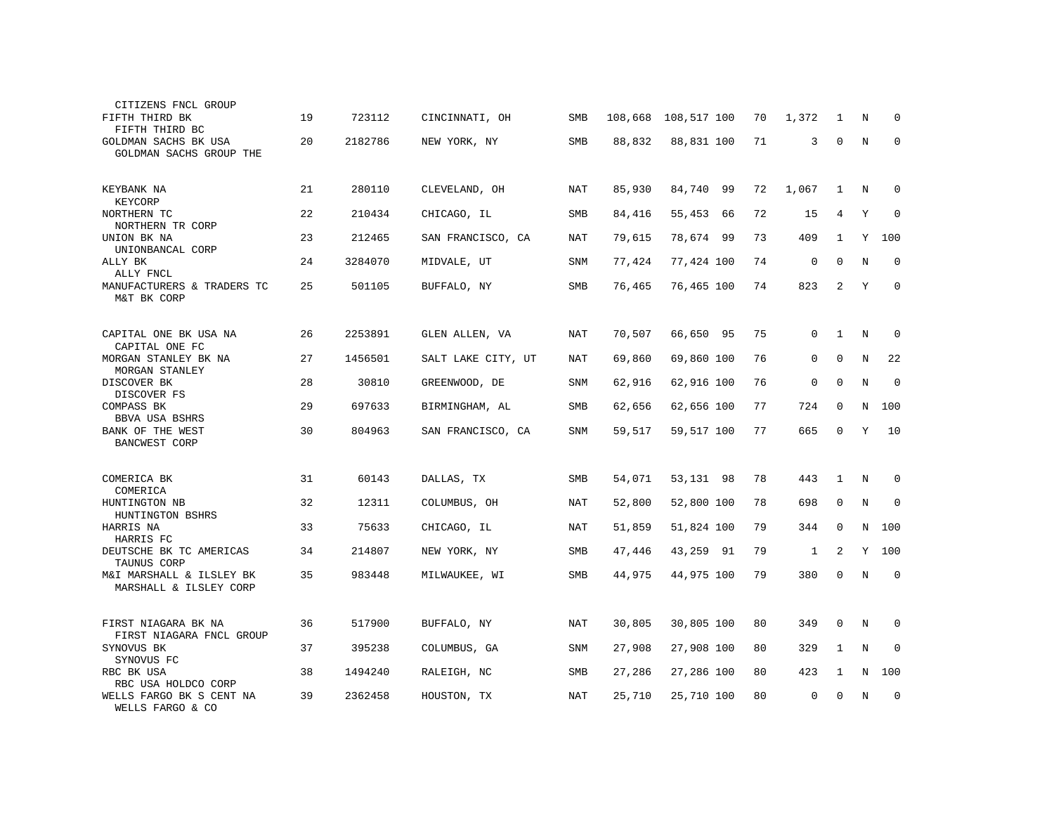| | | | | | | | | | | | | |
|---|---|---|---|---|---|---|---|---|---|---|---|---|
| CITIZENS FNCL GROUP | | | | | | | | | | | | |
| FIFTH THIRD BK<br>FIFTH THIRD BC | 19 | 723112 | CINCINNATI, OH | SMB | 108,668 | 108,517 | 100 | 70 | 1,372 | 1 | N | 0 |
| GOLDMAN SACHS BK USA<br>GOLDMAN SACHS GROUP THE | 20 | 2182786 | NEW YORK, NY | SMB | 88,832 | 88,831 | 100 | 71 | 3 | 0 | N | 0 |
| KEYBANK NA<br>KEYCORP | 21 | 280110 | CLEVELAND, OH | NAT | 85,930 | 84,740 | 99 | 72 | 1,067 | 1 | N | 0 |
| NORTHERN TC<br>NORTHERN TR CORP | 22 | 210434 | CHICAGO, IL | SMB | 84,416 | 55,453 | 66 | 72 | 15 | 4 | Y | 0 |
| UNION BK NA<br>UNIONBANCAL CORP | 23 | 212465 | SAN FRANCISCO, CA | NAT | 79,615 | 78,674 | 99 | 73 | 409 | 1 | Y | 100 |
| ALLY BK<br>ALLY FNCL | 24 | 3284070 | MIDVALE, UT | SNM | 77,424 | 77,424 | 100 | 74 | 0 | 0 | N | 0 |
| MANUFACTURERS & TRADERS TC<br>M&T BK CORP | 25 | 501105 | BUFFALO, NY | SMB | 76,465 | 76,465 | 100 | 74 | 823 | 2 | Y | 0 |
| CAPITAL ONE BK USA NA<br>CAPITAL ONE FC | 26 | 2253891 | GLEN ALLEN, VA | NAT | 70,507 | 66,650 | 95 | 75 | 0 | 1 | N | 0 |
| MORGAN STANLEY BK NA<br>MORGAN STANLEY | 27 | 1456501 | SALT LAKE CITY, UT | NAT | 69,860 | 69,860 | 100 | 76 | 0 | 0 | N | 22 |
| DISCOVER BK<br>DISCOVER FS | 28 | 30810 | GREENWOOD, DE | SNM | 62,916 | 62,916 | 100 | 76 | 0 | 0 | N | 0 |
| COMPASS BK<br>BBVA USA BSHRS | 29 | 697633 | BIRMINGHAM, AL | SMB | 62,656 | 62,656 | 100 | 77 | 724 | 0 | N | 100 |
| BANK OF THE WEST<br>BANCWEST CORP | 30 | 804963 | SAN FRANCISCO, CA | SNM | 59,517 | 59,517 | 100 | 77 | 665 | 0 | Y | 10 |
| COMERICA BK<br>COMERICA | 31 | 60143 | DALLAS, TX | SMB | 54,071 | 53,131 | 98 | 78 | 443 | 1 | N | 0 |
| HUNTINGTON NB<br>HUNTINGTON BSHRS | 32 | 12311 | COLUMBUS, OH | NAT | 52,800 | 52,800 | 100 | 78 | 698 | 0 | N | 0 |
| HARRIS NA<br>HARRIS FC | 33 | 75633 | CHICAGO, IL | NAT | 51,859 | 51,824 | 100 | 79 | 344 | 0 | N | 100 |
| DEUTSCHE BK TC AMERICAS<br>TAUNUS CORP | 34 | 214807 | NEW YORK, NY | SMB | 47,446 | 43,259 | 91 | 79 | 1 | 2 | Y | 100 |
| M&I MARSHALL & ILSLEY BK<br>MARSHALL & ILSLEY CORP | 35 | 983448 | MILWAUKEE, WI | SMB | 44,975 | 44,975 | 100 | 79 | 380 | 0 | N | 0 |
| FIRST NIAGARA BK NA<br>FIRST NIAGARA FNCL GROUP | 36 | 517900 | BUFFALO, NY | NAT | 30,805 | 30,805 | 100 | 80 | 349 | 0 | N | 0 |
| SYNOVUS BK<br>SYNOVUS FC | 37 | 395238 | COLUMBUS, GA | SNM | 27,908 | 27,908 | 100 | 80 | 329 | 1 | N | 0 |
| RBC BK USA<br>RBC USA HOLDCO CORP | 38 | 1494240 | RALEIGH, NC | SMB | 27,286 | 27,286 | 100 | 80 | 423 | 1 | N | 100 |
| WELLS FARGO BK S CENT NA<br>WELLS FARGO & CO | 39 | 2362458 | HOUSTON, TX | NAT | 25,710 | 25,710 | 100 | 80 | 0 | 0 | N | 0 |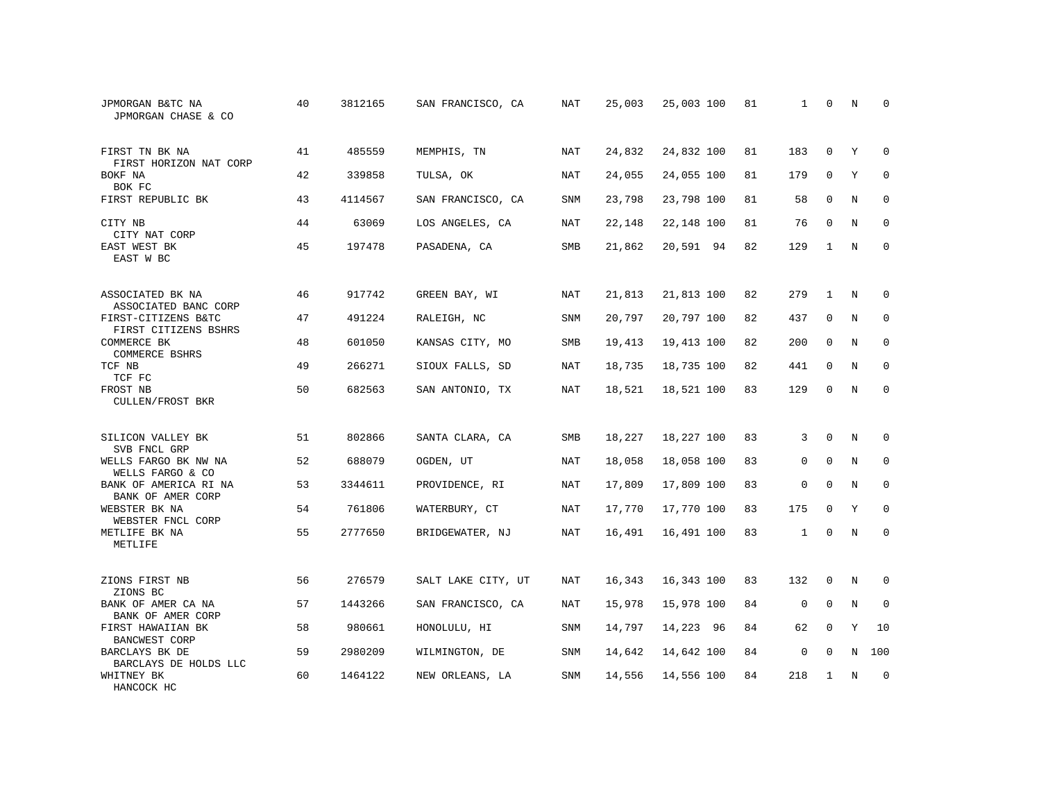| | | | | | | | | | | | | |
|---|---|---|---|---|---|---|---|---|---|---|---|---|
| JPMORGAN B&TC NA<br>JPMORGAN CHASE & CO | 40 | 3812165 | SAN FRANCISCO, CA | NAT | 25,003 | 25,003 | 100 | 81 | 1 | 0 | N | 0 |
| FIRST TN BK NA<br>FIRST HORIZON NAT CORP | 41 | 485559 | MEMPHIS, TN | NAT | 24,832 | 24,832 | 100 | 81 | 183 | 0 | Y | 0 |
| BOKF NA<br>BOK FC | 42 | 339858 | TULSA, OK | NAT | 24,055 | 24,055 | 100 | 81 | 179 | 0 | Y | 0 |
| FIRST REPUBLIC BK | 43 | 4114567 | SAN FRANCISCO, CA | SNM | 23,798 | 23,798 | 100 | 81 | 58 | 0 | N | 0 |
| CITY NB<br>CITY NAT CORP | 44 | 63069 | LOS ANGELES, CA | NAT | 22,148 | 22,148 | 100 | 81 | 76 | 0 | N | 0 |
| EAST WEST BK<br>EAST W BC | 45 | 197478 | PASADENA, CA | SMB | 21,862 | 20,591 | 94 | 82 | 129 | 1 | N | 0 |
| ASSOCIATED BK NA<br>ASSOCIATED BANC CORP | 46 | 917742 | GREEN BAY, WI | NAT | 21,813 | 21,813 | 100 | 82 | 279 | 1 | N | 0 |
| FIRST-CITIZENS B&TC<br>FIRST CITIZENS BSHRS | 47 | 491224 | RALEIGH, NC | SNM | 20,797 | 20,797 | 100 | 82 | 437 | 0 | N | 0 |
| COMMERCE BK<br>COMMERCE BSHRS | 48 | 601050 | KANSAS CITY, MO | SMB | 19,413 | 19,413 | 100 | 82 | 200 | 0 | N | 0 |
| TCF NB<br>TCF FC | 49 | 266271 | SIOUX FALLS, SD | NAT | 18,735 | 18,735 | 100 | 82 | 441 | 0 | N | 0 |
| FROST NB<br>CULLEN/FROST BKR | 50 | 682563 | SAN ANTONIO, TX | NAT | 18,521 | 18,521 | 100 | 83 | 129 | 0 | N | 0 |
| SILICON VALLEY BK<br>SVB FNCL GRP | 51 | 802866 | SANTA CLARA, CA | SMB | 18,227 | 18,227 | 100 | 83 | 3 | 0 | N | 0 |
| WELLS FARGO BK NW NA<br>WELLS FARGO & CO | 52 | 688079 | OGDEN, UT | NAT | 18,058 | 18,058 | 100 | 83 | 0 | 0 | N | 0 |
| BANK OF AMERICA RI NA<br>BANK OF AMER CORP | 53 | 3344611 | PROVIDENCE, RI | NAT | 17,809 | 17,809 | 100 | 83 | 0 | 0 | N | 0 |
| WEBSTER BK NA<br>WEBSTER FNCL CORP | 54 | 761806 | WATERBURY, CT | NAT | 17,770 | 17,770 | 100 | 83 | 175 | 0 | Y | 0 |
| METLIFE BK NA<br>METLIFE | 55 | 2777650 | BRIDGEWATER, NJ | NAT | 16,491 | 16,491 | 100 | 83 | 1 | 0 | N | 0 |
| ZIONS FIRST NB<br>ZIONS BC | 56 | 276579 | SALT LAKE CITY, UT | NAT | 16,343 | 16,343 | 100 | 83 | 132 | 0 | N | 0 |
| BANK OF AMER CA NA<br>BANK OF AMER CORP | 57 | 1443266 | SAN FRANCISCO, CA | NAT | 15,978 | 15,978 | 100 | 84 | 0 | 0 | N | 0 |
| FIRST HAWAIIAN BK<br>BANCWEST CORP | 58 | 980661 | HONOLULU, HI | SNM | 14,797 | 14,223 | 96 | 84 | 62 | 0 | Y | 10 |
| BARCLAYS BK DE<br>BARCLAYS DE HOLDS LLC | 59 | 2980209 | WILMINGTON, DE | SNM | 14,642 | 14,642 | 100 | 84 | 0 | 0 | N | 100 |
| WHITNEY BK<br>HANCOCK HC | 60 | 1464122 | NEW ORLEANS, LA | SNM | 14,556 | 14,556 | 100 | 84 | 218 | 1 | N | 0 |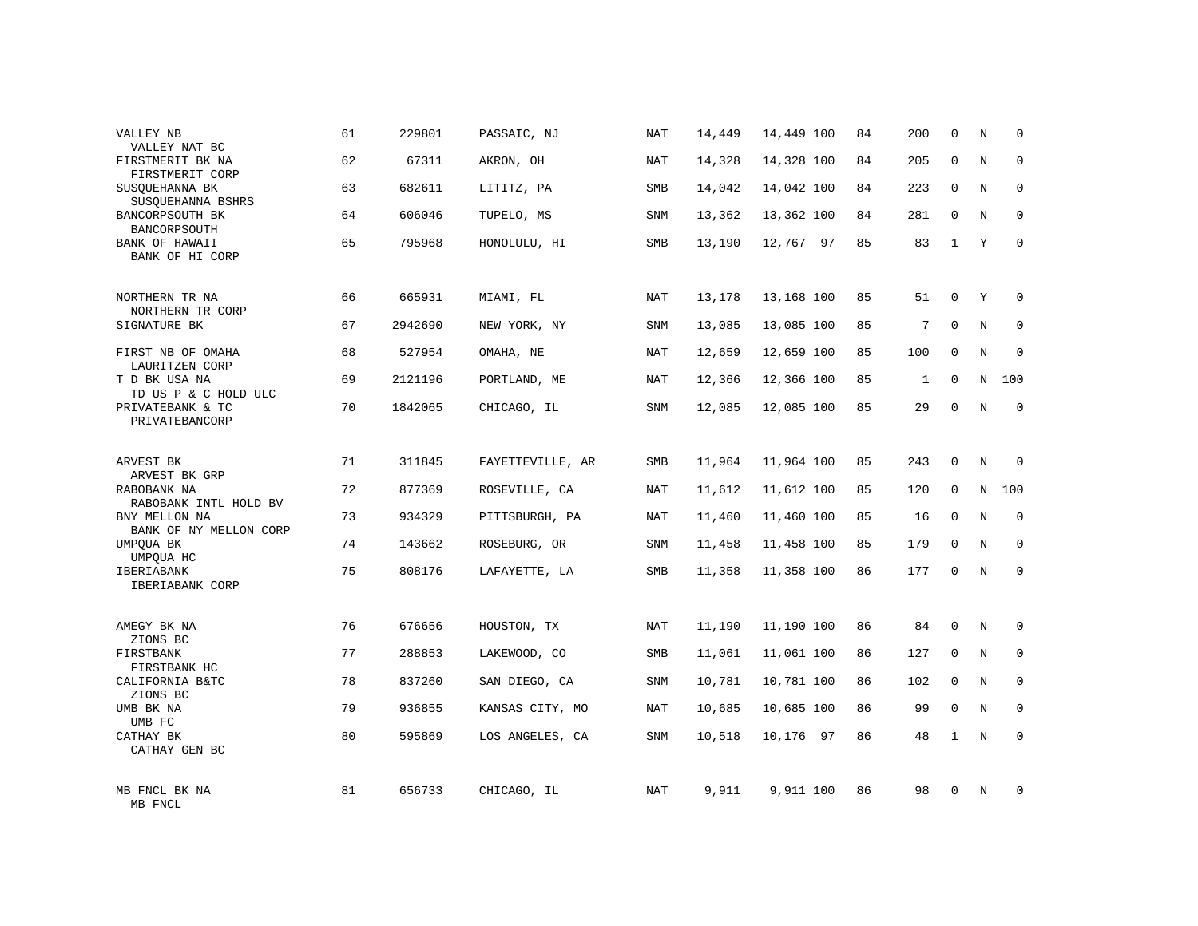| | | | | | | | | | | | | |
|---|---|---|---|---|---|---|---|---|---|---|---|---|
| VALLEY NB<br>VALLEY NAT BC | 61 | 229801 | PASSAIC, NJ | NAT | 14,449 | 14,449 | 100 | 84 | 200 | 0 | N | 0 |
| FIRSTMERIT BK NA<br>FIRSTMERIT CORP | 62 | 67311 | AKRON, OH | NAT | 14,328 | 14,328 | 100 | 84 | 205 | 0 | N | 0 |
| SUSQUEHANNA BK<br>SUSQUEHANNA BSHRS | 63 | 682611 | LITITZ, PA | SMB | 14,042 | 14,042 | 100 | 84 | 223 | 0 | N | 0 |
| BANCORPSOUTH BK<br>BANCORPSOUTH | 64 | 606046 | TUPELO, MS | SNM | 13,362 | 13,362 | 100 | 84 | 281 | 0 | N | 0 |
| BANK OF HAWAII<br>BANK OF HI CORP | 65 | 795968 | HONOLULU, HI | SMB | 13,190 | 12,767 | 97 | 85 | 83 | 1 | Y | 0 |
| NORTHERN TR NA<br>NORTHERN TR CORP | 66 | 665931 | MIAMI, FL | NAT | 13,178 | 13,168 | 100 | 85 | 51 | 0 | Y | 0 |
| SIGNATURE BK | 67 | 2942690 | NEW YORK, NY | SNM | 13,085 | 13,085 | 100 | 85 | 7 | 0 | N | 0 |
| FIRST NB OF OMAHA<br>LAURITZEN CORP | 68 | 527954 | OMAHA, NE | NAT | 12,659 | 12,659 | 100 | 85 | 100 | 0 | N | 0 |
| T D BK USA NA<br>TD US P & C HOLD ULC | 69 | 2121196 | PORTLAND, ME | NAT | 12,366 | 12,366 | 100 | 85 | 1 | 0 | N | 100 |
| PRIVATEBANK & TC<br>PRIVATEBANCORP | 70 | 1842065 | CHICAGO, IL | SNM | 12,085 | 12,085 | 100 | 85 | 29 | 0 | N | 0 |
| ARVEST BK<br>ARVEST BK GRP | 71 | 311845 | FAYETTEVILLE, AR | SMB | 11,964 | 11,964 | 100 | 85 | 243 | 0 | N | 0 |
| RABOBANK NA<br>RABOBANK INTL HOLD BV | 72 | 877369 | ROSEVILLE, CA | NAT | 11,612 | 11,612 | 100 | 85 | 120 | 0 | N | 100 |
| BNY MELLON NA<br>BANK OF NY MELLON CORP | 73 | 934329 | PITTSBURGH, PA | NAT | 11,460 | 11,460 | 100 | 85 | 16 | 0 | N | 0 |
| UMPQUA BK<br>UMPQUA HC | 74 | 143662 | ROSEBURG, OR | SNM | 11,458 | 11,458 | 100 | 85 | 179 | 0 | N | 0 |
| IBERIABANK<br>IBERIABANK CORP | 75 | 808176 | LAFAYETTE, LA | SMB | 11,358 | 11,358 | 100 | 86 | 177 | 0 | N | 0 |
| AMEGY BK NA<br>ZIONS BC | 76 | 676656 | HOUSTON, TX | NAT | 11,190 | 11,190 | 100 | 86 | 84 | 0 | N | 0 |
| FIRSTBANK<br>FIRSTBANK HC | 77 | 288853 | LAKEWOOD, CO | SMB | 11,061 | 11,061 | 100 | 86 | 127 | 0 | N | 0 |
| CALIFORNIA B&TC<br>ZIONS BC | 78 | 837260 | SAN DIEGO, CA | SNM | 10,781 | 10,781 | 100 | 86 | 102 | 0 | N | 0 |
| UMB BK NA<br>UMB FC | 79 | 936855 | KANSAS CITY, MO | NAT | 10,685 | 10,685 | 100 | 86 | 99 | 0 | N | 0 |
| CATHAY BK<br>CATHAY GEN BC | 80 | 595869 | LOS ANGELES, CA | SNM | 10,518 | 10,176 | 97 | 86 | 48 | 1 | N | 0 |
| MB FNCL BK NA<br>MB FNCL | 81 | 656733 | CHICAGO, IL | NAT | 9,911 | 9,911 | 100 | 86 | 98 | 0 | N | 0 |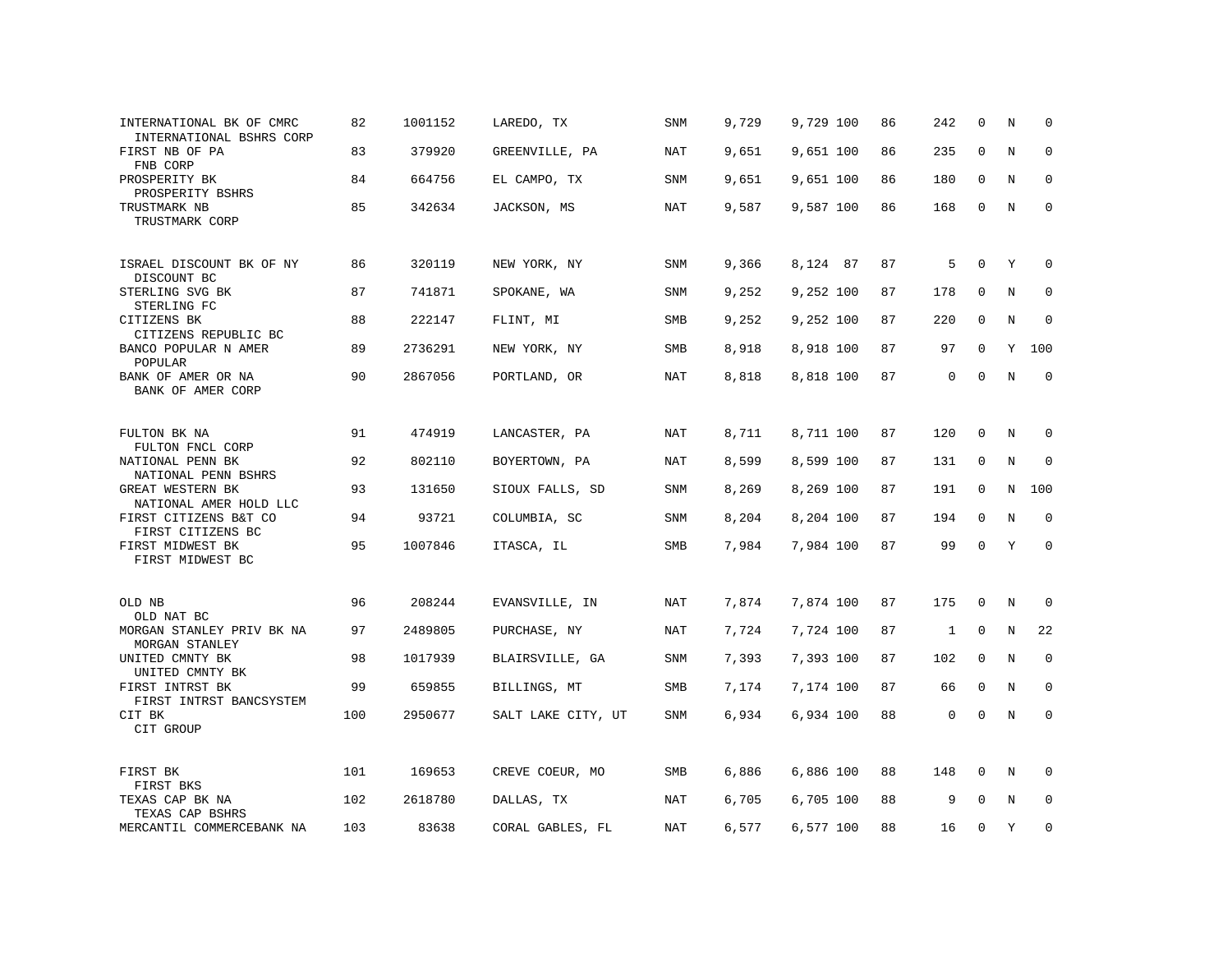| | | | | | | | | | | | |
|---|---|---|---|---|---|---|---|---|---|---|---|
| INTERNATIONAL BK OF CMRC<br>INTERNATIONAL BSHRS CORP | 82 | 1001152 | LAREDO, TX | SNM | 9,729 | 9,729 100 | 86 | 242 | 0 | N | 0 |
| FIRST NB OF PA<br>FNB CORP | 83 | 379920 | GREENVILLE, PA | NAT | 9,651 | 9,651 100 | 86 | 235 | 0 | N | 0 |
| PROSPERITY BK<br>PROSPERITY BSHRS | 84 | 664756 | EL CAMPO, TX | SNM | 9,651 | 9,651 100 | 86 | 180 | 0 | N | 0 |
| TRUSTMARK NB<br>TRUSTMARK CORP | 85 | 342634 | JACKSON, MS | NAT | 9,587 | 9,587 100 | 86 | 168 | 0 | N | 0 |
| ISRAEL DISCOUNT BK OF NY<br>DISCOUNT BC | 86 | 320119 | NEW YORK, NY | SNM | 9,366 | 8,124 87 | 87 | 5 | 0 | Y | 0 |
| STERLING SVG BK<br>STERLING FC | 87 | 741871 | SPOKANE, WA | SNM | 9,252 | 9,252 100 | 87 | 178 | 0 | N | 0 |
| CITIZENS BK<br>CITIZENS REPUBLIC BC | 88 | 222147 | FLINT, MI | SMB | 9,252 | 9,252 100 | 87 | 220 | 0 | N | 0 |
| BANCO POPULAR N AMER<br>POPULAR | 89 | 2736291 | NEW YORK, NY | SMB | 8,918 | 8,918 100 | 87 | 97 | 0 | Y | 100 |
| BANK OF AMER OR NA<br>BANK OF AMER CORP | 90 | 2867056 | PORTLAND, OR | NAT | 8,818 | 8,818 100 | 87 | 0 | 0 | N | 0 |
| FULTON BK NA<br>FULTON FNCL CORP | 91 | 474919 | LANCASTER, PA | NAT | 8,711 | 8,711 100 | 87 | 120 | 0 | N | 0 |
| NATIONAL PENN BK<br>NATIONAL PENN BSHRS | 92 | 802110 | BOYERTOWN, PA | NAT | 8,599 | 8,599 100 | 87 | 131 | 0 | N | 0 |
| GREAT WESTERN BK<br>NATIONAL AMER HOLD LLC | 93 | 131650 | SIOUX FALLS, SD | SNM | 8,269 | 8,269 100 | 87 | 191 | 0 | N | 100 |
| FIRST CITIZENS B&T CO<br>FIRST CITIZENS BC | 94 | 93721 | COLUMBIA, SC | SNM | 8,204 | 8,204 100 | 87 | 194 | 0 | N | 0 |
| FIRST MIDWEST BK<br>FIRST MIDWEST BC | 95 | 1007846 | ITASCA, IL | SMB | 7,984 | 7,984 100 | 87 | 99 | 0 | Y | 0 |
| OLD NB<br>OLD NAT BC | 96 | 208244 | EVANSVILLE, IN | NAT | 7,874 | 7,874 100 | 87 | 175 | 0 | N | 0 |
| MORGAN STANLEY PRIV BK NA<br>MORGAN STANLEY | 97 | 2489805 | PURCHASE, NY | NAT | 7,724 | 7,724 100 | 87 | 1 | 0 | N | 22 |
| UNITED CMNTY BK<br>UNITED CMNTY BK | 98 | 1017939 | BLAIRSVILLE, GA | SNM | 7,393 | 7,393 100 | 87 | 102 | 0 | N | 0 |
| FIRST INTRST BK<br>FIRST INTRST BANCSYSTEM | 99 | 659855 | BILLINGS, MT | SMB | 7,174 | 7,174 100 | 87 | 66 | 0 | N | 0 |
| CIT BK<br>CIT GROUP | 100 | 2950677 | SALT LAKE CITY, UT | SNM | 6,934 | 6,934 100 | 88 | 0 | 0 | N | 0 |
| FIRST BK<br>FIRST BKS | 101 | 169653 | CREVE COEUR, MO | SMB | 6,886 | 6,886 100 | 88 | 148 | 0 | N | 0 |
| TEXAS CAP BK NA<br>TEXAS CAP BSHRS | 102 | 2618780 | DALLAS, TX | NAT | 6,705 | 6,705 100 | 88 | 9 | 0 | N | 0 |
| MERCANTIL COMMERCEBANK NA | 103 | 83638 | CORAL GABLES, FL | NAT | 6,577 | 6,577 100 | 88 | 16 | 0 | Y | 0 |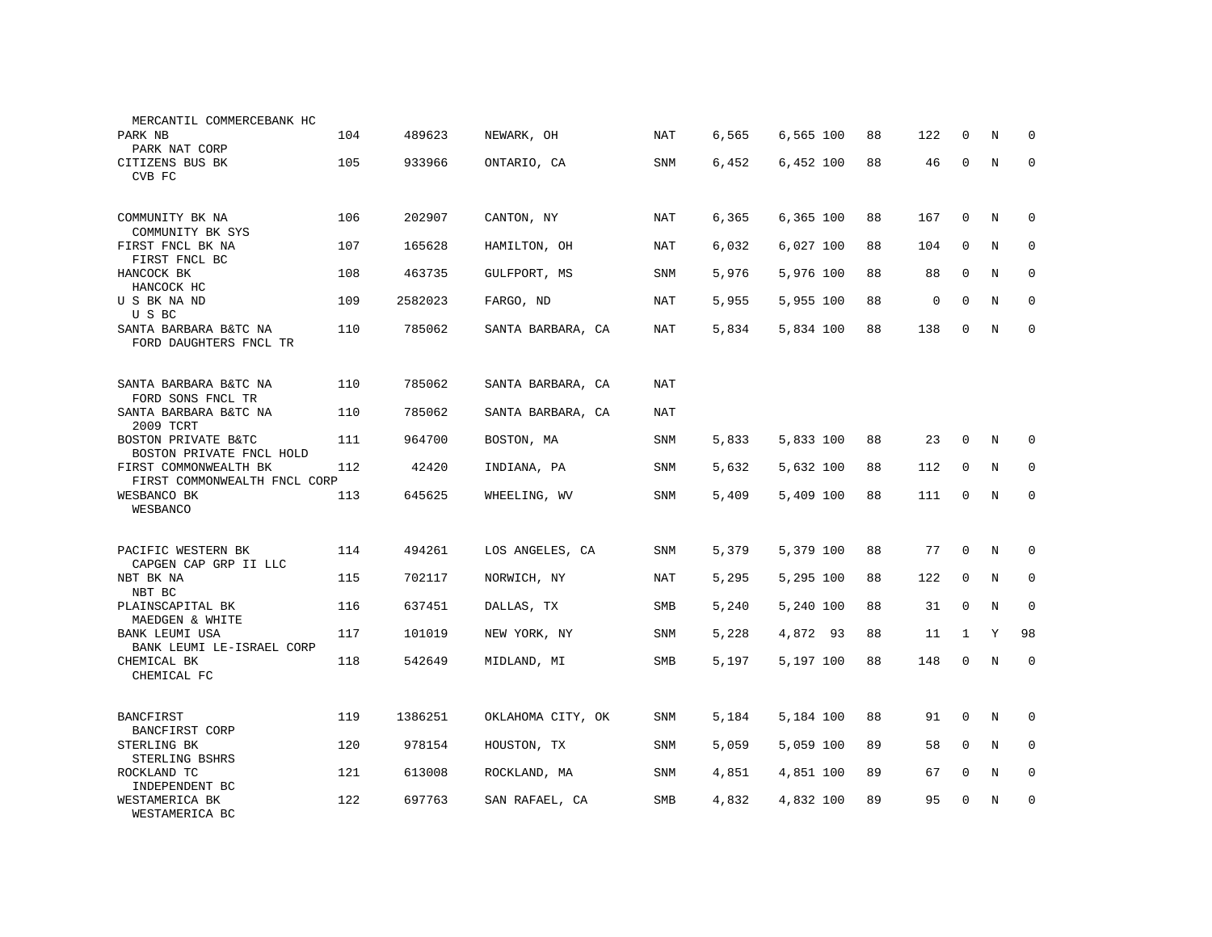| | | | | | | | | | | | | |
|---|---|---|---|---|---|---|---|---|---|---|---|---|
| MERCANTIL COMMERCEBANK HC | | | | | | | | | | | | |
| PARK NB<br>PARK NAT CORP | 104 | 489623 | NEWARK, OH | NAT | 6,565 | 6,565 | 100 | 88 | 122 | 0 | N | 0 |
| CITIZENS BUS BK<br>CVB FC | 105 | 933966 | ONTARIO, CA | SNM | 6,452 | 6,452 | 100 | 88 | 46 | 0 | N | 0 |
| COMMUNITY BK NA<br>COMMUNITY BK SYS | 106 | 202907 | CANTON, NY | NAT | 6,365 | 6,365 | 100 | 88 | 167 | 0 | N | 0 |
| FIRST FNCL BK NA<br>FIRST FNCL BC | 107 | 165628 | HAMILTON, OH | NAT | 6,032 | 6,027 | 100 | 88 | 104 | 0 | N | 0 |
| HANCOCK BK<br>HANCOCK HC | 108 | 463735 | GULFPORT, MS | SNM | 5,976 | 5,976 | 100 | 88 | 88 | 0 | N | 0 |
| U S BK NA ND<br>U S BC | 109 | 2582023 | FARGO, ND | NAT | 5,955 | 5,955 | 100 | 88 | 0 | 0 | N | 0 |
| SANTA BARBARA B&TC NA<br>FORD DAUGHTERS FNCL TR | 110 | 785062 | SANTA BARBARA, CA | NAT | 5,834 | 5,834 | 100 | 88 | 138 | 0 | N | 0 |
| SANTA BARBARA B&TC NA<br>FORD SONS FNCL TR | 110 | 785062 | SANTA BARBARA, CA | NAT | | | | | | | | |
| SANTA BARBARA B&TC NA<br>2009 TCRT | 110 | 785062 | SANTA BARBARA, CA | NAT | | | | | | | | |
| BOSTON PRIVATE B&TC<br>BOSTON PRIVATE FNCL HOLD | 111 | 964700 | BOSTON, MA | SNM | 5,833 | 5,833 | 100 | 88 | 23 | 0 | N | 0 |
| FIRST COMMONWEALTH BK<br>FIRST COMMONWEALTH FNCL CORP | 112 | 42420 | INDIANA, PA | SNM | 5,632 | 5,632 | 100 | 88 | 112 | 0 | N | 0 |
| WESBANCO BK<br>WESBANCO | 113 | 645625 | WHEELING, WV | SNM | 5,409 | 5,409 | 100 | 88 | 111 | 0 | N | 0 |
| PACIFIC WESTERN BK<br>CAPGEN CAP GRP II LLC | 114 | 494261 | LOS ANGELES, CA | SNM | 5,379 | 5,379 | 100 | 88 | 77 | 0 | N | 0 |
| NBT BK NA<br>NBT BC | 115 | 702117 | NORWICH, NY | NAT | 5,295 | 5,295 | 100 | 88 | 122 | 0 | N | 0 |
| PLAINSCAPITAL BK<br>MAEDGEN & WHITE | 116 | 637451 | DALLAS, TX | SMB | 5,240 | 5,240 | 100 | 88 | 31 | 0 | N | 0 |
| BANK LEUMI USA<br>BANK LEUMI LE-ISRAEL CORP | 117 | 101019 | NEW YORK, NY | SNM | 5,228 | 4,872 | 93 | 88 | 11 | 1 | Y | 98 |
| CHEMICAL BK<br>CHEMICAL FC | 118 | 542649 | MIDLAND, MI | SMB | 5,197 | 5,197 | 100 | 88 | 148 | 0 | N | 0 |
| BANCFIRST<br>BANCFIRST CORP | 119 | 1386251 | OKLAHOMA CITY, OK | SNM | 5,184 | 5,184 | 100 | 88 | 91 | 0 | N | 0 |
| STERLING BK<br>STERLING BSHRS | 120 | 978154 | HOUSTON, TX | SNM | 5,059 | 5,059 | 100 | 89 | 58 | 0 | N | 0 |
| ROCKLAND TC<br>INDEPENDENT BC | 121 | 613008 | ROCKLAND, MA | SNM | 4,851 | 4,851 | 100 | 89 | 67 | 0 | N | 0 |
| WESTAMERICA BK<br>WESTAMERICA BC | 122 | 697763 | SAN RAFAEL, CA | SMB | 4,832 | 4,832 | 100 | 89 | 95 | 0 | N | 0 |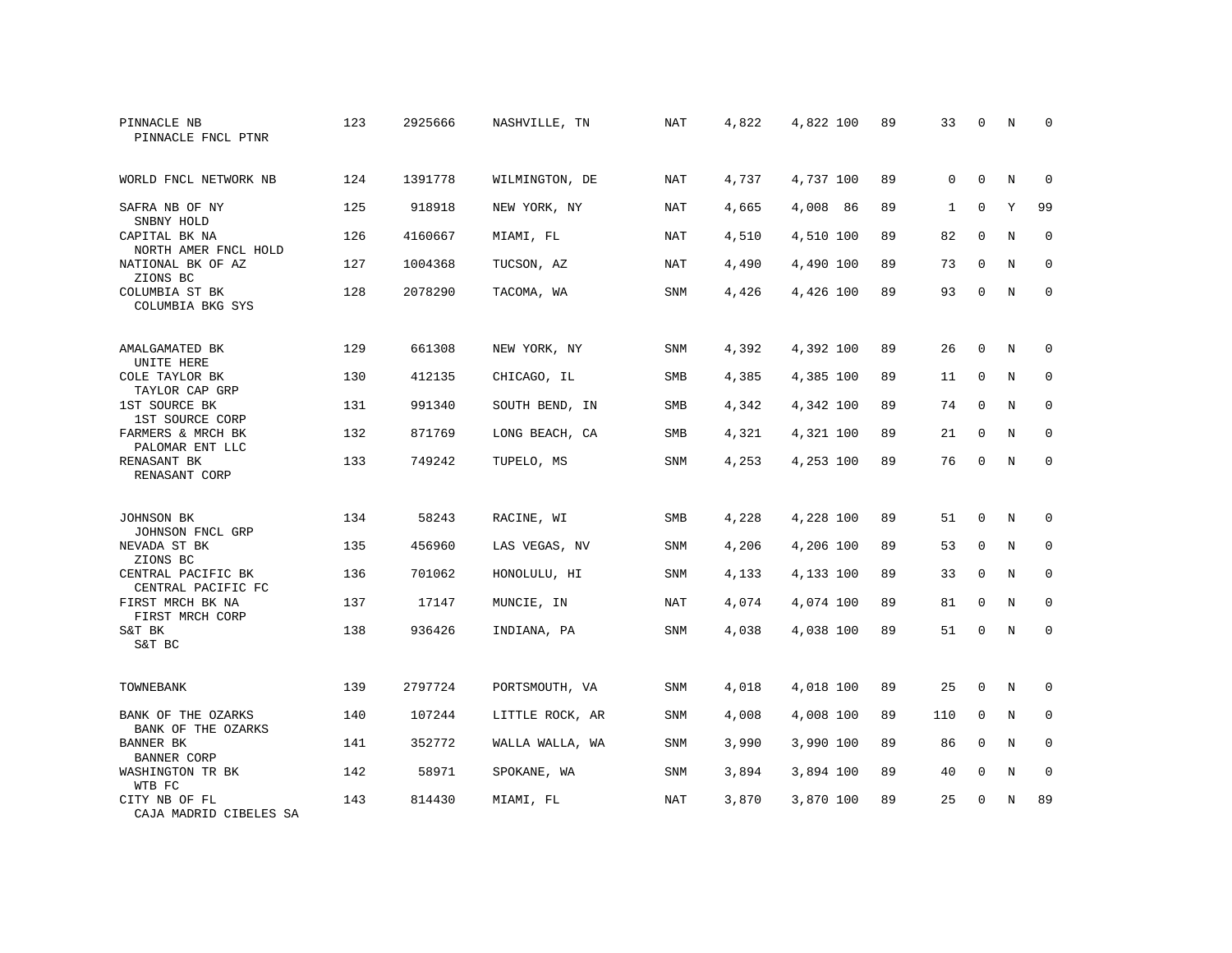| | | | | | | | | | | | | |
|---|---|---|---|---|---|---|---|---|---|---|---|---|
| PINNACLE NB<br>PINNACLE FNCL PTNR | 123 | 2925666 | NASHVILLE, TN | NAT | 4,822 | 4,822 | 100 | 89 | 33 | 0 | N | 0 |
| WORLD FNCL NETWORK NB | 124 | 1391778 | WILMINGTON, DE | NAT | 4,737 | 4,737 | 100 | 89 | 0 | 0 | N | 0 |
| SAFRA NB OF NY<br>SNBNY HOLD | 125 | 918918 | NEW YORK, NY | NAT | 4,665 | 4,008 | 86 | 89 | 1 | 0 | Y | 99 |
| CAPITAL BK NA<br>NORTH AMER FNCL HOLD | 126 | 4160667 | MIAMI, FL | NAT | 4,510 | 4,510 | 100 | 89 | 82 | 0 | N | 0 |
| NATIONAL BK OF AZ<br>ZIONS BC | 127 | 1004368 | TUCSON, AZ | NAT | 4,490 | 4,490 | 100 | 89 | 73 | 0 | N | 0 |
| COLUMBIA ST BK<br>COLUMBIA BKG SYS | 128 | 2078290 | TACOMA, WA | SNM | 4,426 | 4,426 | 100 | 89 | 93 | 0 | N | 0 |
| AMALGAMATED BK<br>UNITE HERE | 129 | 661308 | NEW YORK, NY | SNM | 4,392 | 4,392 | 100 | 89 | 26 | 0 | N | 0 |
| COLE TAYLOR BK<br>TAYLOR CAP GRP | 130 | 412135 | CHICAGO, IL | SMB | 4,385 | 4,385 | 100 | 89 | 11 | 0 | N | 0 |
| 1ST SOURCE BK<br>1ST SOURCE CORP | 131 | 991340 | SOUTH BEND, IN | SMB | 4,342 | 4,342 | 100 | 89 | 74 | 0 | N | 0 |
| FARMERS & MRCH BK<br>PALOMAR ENT LLC | 132 | 871769 | LONG BEACH, CA | SMB | 4,321 | 4,321 | 100 | 89 | 21 | 0 | N | 0 |
| RENASANT BK<br>RENASANT CORP | 133 | 749242 | TUPELO, MS | SNM | 4,253 | 4,253 | 100 | 89 | 76 | 0 | N | 0 |
| JOHNSON BK<br>JOHNSON FNCL GRP | 134 | 58243 | RACINE, WI | SMB | 4,228 | 4,228 | 100 | 89 | 51 | 0 | N | 0 |
| NEVADA ST BK<br>ZIONS BC | 135 | 456960 | LAS VEGAS, NV | SNM | 4,206 | 4,206 | 100 | 89 | 53 | 0 | N | 0 |
| CENTRAL PACIFIC BK<br>CENTRAL PACIFIC FC | 136 | 701062 | HONOLULU, HI | SNM | 4,133 | 4,133 | 100 | 89 | 33 | 0 | N | 0 |
| FIRST MRCH BK NA<br>FIRST MRCH CORP | 137 | 17147 | MUNCIE, IN | NAT | 4,074 | 4,074 | 100 | 89 | 81 | 0 | N | 0 |
| S&T BK<br>S&T BC | 138 | 936426 | INDIANA, PA | SNM | 4,038 | 4,038 | 100 | 89 | 51 | 0 | N | 0 |
| TOWNEBANK | 139 | 2797724 | PORTSMOUTH, VA | SNM | 4,018 | 4,018 | 100 | 89 | 25 | 0 | N | 0 |
| BANK OF THE OZARKS<br>BANK OF THE OZARKS | 140 | 107244 | LITTLE ROCK, AR | SNM | 4,008 | 4,008 | 100 | 89 | 110 | 0 | N | 0 |
| BANNER BK<br>BANNER CORP | 141 | 352772 | WALLA WALLA, WA | SNM | 3,990 | 3,990 | 100 | 89 | 86 | 0 | N | 0 |
| WASHINGTON TR BK<br>WTB FC | 142 | 58971 | SPOKANE, WA | SNM | 3,894 | 3,894 | 100 | 89 | 40 | 0 | N | 0 |
| CITY NB OF FL<br>CAJA MADRID CIBELES SA | 143 | 814430 | MIAMI, FL | NAT | 3,870 | 3,870 | 100 | 89 | 25 | 0 | N | 89 |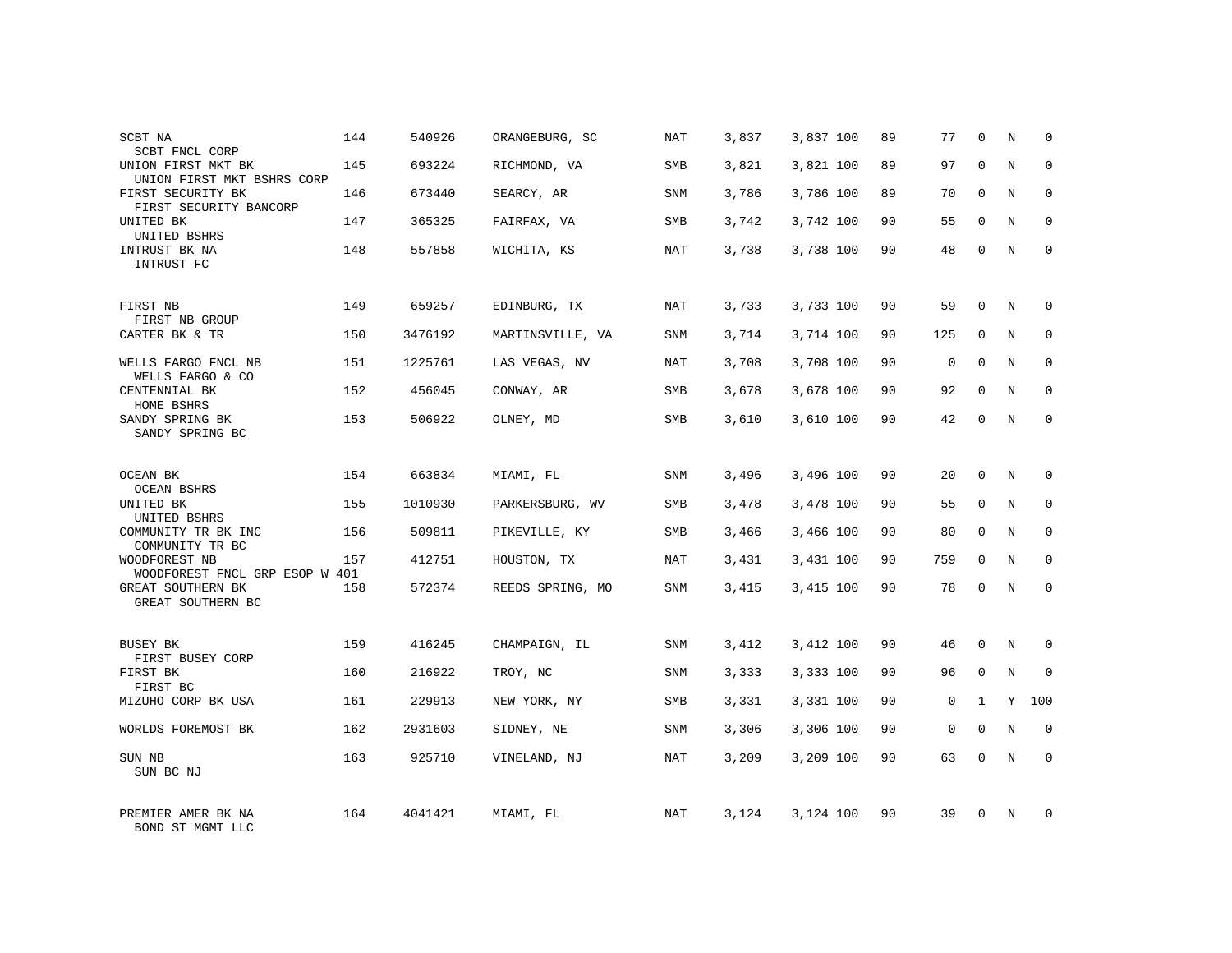| | | | | | | | | | | | | |
|---|---|---|---|---|---|---|---|---|---|---|---|---|
| SCBT NA<br>SCBT FNCL CORP | 144 | 540926 | ORANGEBURG, SC | NAT | 3,837 | 3,837 | 100 | 89 | 77 | 0 | N | 0 |
| UNION FIRST MKT BK<br>UNION FIRST MKT BSHRS CORP | 145 | 693224 | RICHMOND, VA | SMB | 3,821 | 3,821 | 100 | 89 | 97 | 0 | N | 0 |
| FIRST SECURITY BK<br>FIRST SECURITY BANCORP | 146 | 673440 | SEARCY, AR | SNM | 3,786 | 3,786 | 100 | 89 | 70 | 0 | N | 0 |
| UNITED BK<br>UNITED BSHRS | 147 | 365325 | FAIRFAX, VA | SMB | 3,742 | 3,742 | 100 | 90 | 55 | 0 | N | 0 |
| INTRUST BK NA<br>INTRUST FC | 148 | 557858 | WICHITA, KS | NAT | 3,738 | 3,738 | 100 | 90 | 48 | 0 | N | 0 |
| FIRST NB<br>FIRST NB GROUP | 149 | 659257 | EDINBURG, TX | NAT | 3,733 | 3,733 | 100 | 90 | 59 | 0 | N | 0 |
| CARTER BK & TR | 150 | 3476192 | MARTINSVILLE, VA | SNM | 3,714 | 3,714 | 100 | 90 | 125 | 0 | N | 0 |
| WELLS FARGO FNCL NB<br>WELLS FARGO & CO | 151 | 1225761 | LAS VEGAS, NV | NAT | 3,708 | 3,708 | 100 | 90 | 0 | 0 | N | 0 |
| CENTENNIAL BK<br>HOME BSHRS | 152 | 456045 | CONWAY, AR | SMB | 3,678 | 3,678 | 100 | 90 | 92 | 0 | N | 0 |
| SANDY SPRING BK<br>SANDY SPRING BC | 153 | 506922 | OLNEY, MD | SMB | 3,610 | 3,610 | 100 | 90 | 42 | 0 | N | 0 |
| OCEAN BK<br>OCEAN BSHRS | 154 | 663834 | MIAMI, FL | SNM | 3,496 | 3,496 | 100 | 90 | 20 | 0 | N | 0 |
| UNITED BK<br>UNITED BSHRS | 155 | 1010930 | PARKERSBURG, WV | SMB | 3,478 | 3,478 | 100 | 90 | 55 | 0 | N | 0 |
| COMMUNITY TR BK INC<br>COMMUNITY TR BC | 156 | 509811 | PIKEVILLE, KY | SMB | 3,466 | 3,466 | 100 | 90 | 80 | 0 | N | 0 |
| WOODFOREST NB<br>WOODFOREST FNCL GRP ESOP W 401 | 157 | 412751 | HOUSTON, TX | NAT | 3,431 | 3,431 | 100 | 90 | 759 | 0 | N | 0 |
| GREAT SOUTHERN BK<br>GREAT SOUTHERN BC | 158 | 572374 | REEDS SPRING, MO | SNM | 3,415 | 3,415 | 100 | 90 | 78 | 0 | N | 0 |
| BUSEY BK<br>FIRST BUSEY CORP | 159 | 416245 | CHAMPAIGN, IL | SNM | 3,412 | 3,412 | 100 | 90 | 46 | 0 | N | 0 |
| FIRST BK<br>FIRST BC | 160 | 216922 | TROY, NC | SNM | 3,333 | 3,333 | 100 | 90 | 96 | 0 | N | 0 |
| MIZUHO CORP BK USA | 161 | 229913 | NEW YORK, NY | SMB | 3,331 | 3,331 | 100 | 90 | 0 | 1 | Y | 100 |
| WORLDS FOREMOST BK | 162 | 2931603 | SIDNEY, NE | SNM | 3,306 | 3,306 | 100 | 90 | 0 | 0 | N | 0 |
| SUN NB<br>SUN BC NJ | 163 | 925710 | VINELAND, NJ | NAT | 3,209 | 3,209 | 100 | 90 | 63 | 0 | N | 0 |
| PREMIER AMER BK NA<br>BOND ST MGMT LLC | 164 | 4041421 | MIAMI, FL | NAT | 3,124 | 3,124 | 100 | 90 | 39 | 0 | N | 0 |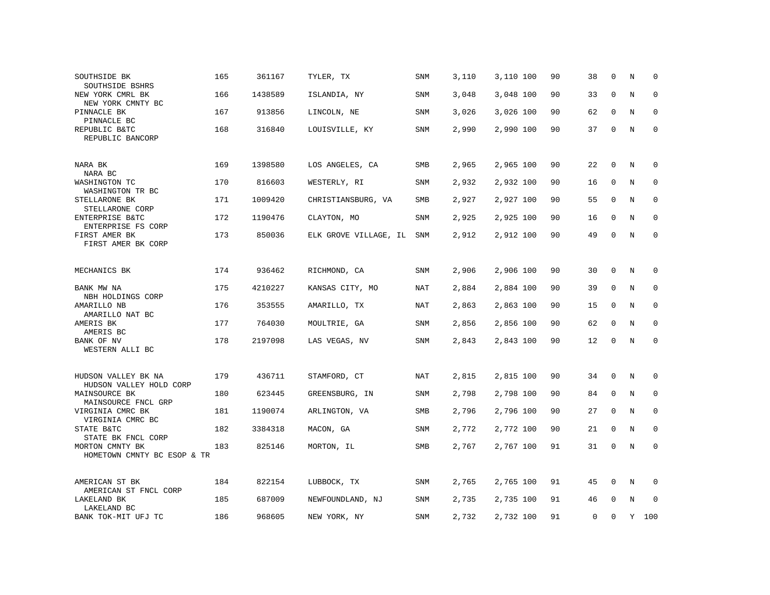| | | | | | | | | | | | | |
|---|---|---|---|---|---|---|---|---|---|---|---|---|
| SOUTHSIDE BK<br>SOUTHSIDE BSHRS | 165 | 361167 | TYLER, TX | SNM | 3,110 | 3,110 | 100 | 90 | 38 | 0 | N | 0 |
| NEW YORK CMRL BK<br>NEW YORK CMNTY BC | 166 | 1438589 | ISLANDIA, NY | SNM | 3,048 | 3,048 | 100 | 90 | 33 | 0 | N | 0 |
| PINNACLE BK<br>PINNACLE BC | 167 | 913856 | LINCOLN, NE | SNM | 3,026 | 3,026 | 100 | 90 | 62 | 0 | N | 0 |
| REPUBLIC B&TC<br>REPUBLIC BANCORP | 168 | 316840 | LOUISVILLE, KY | SNM | 2,990 | 2,990 | 100 | 90 | 37 | 0 | N | 0 |
| NARA BK<br>NARA BC | 169 | 1398580 | LOS ANGELES, CA | SMB | 2,965 | 2,965 | 100 | 90 | 22 | 0 | N | 0 |
| WASHINGTON TC<br>WASHINGTON TR BC | 170 | 816603 | WESTERLY, RI | SNM | 2,932 | 2,932 | 100 | 90 | 16 | 0 | N | 0 |
| STELLARONE BK<br>STELLARONE CORP | 171 | 1009420 | CHRISTIANSBURG, VA | SMB | 2,927 | 2,927 | 100 | 90 | 55 | 0 | N | 0 |
| ENTERPRISE B&TC<br>ENTERPRISE FS CORP | 172 | 1190476 | CLAYTON, MO | SNM | 2,925 | 2,925 | 100 | 90 | 16 | 0 | N | 0 |
| FIRST AMER BK<br>FIRST AMER BK CORP | 173 | 850036 | ELK GROVE VILLAGE, IL | SNM | 2,912 | 2,912 | 100 | 90 | 49 | 0 | N | 0 |
| MECHANICS BK | 174 | 936462 | RICHMOND, CA | SNM | 2,906 | 2,906 | 100 | 90 | 30 | 0 | N | 0 |
| BANK MW NA<br>NBH HOLDINGS CORP | 175 | 4210227 | KANSAS CITY, MO | NAT | 2,884 | 2,884 | 100 | 90 | 39 | 0 | N | 0 |
| AMARILLO NB<br>AMARILLO NAT BC | 176 | 353555 | AMARILLO, TX | NAT | 2,863 | 2,863 | 100 | 90 | 15 | 0 | N | 0 |
| AMERIS BK<br>AMERIS BC | 177 | 764030 | MOULTRIE, GA | SNM | 2,856 | 2,856 | 100 | 90 | 62 | 0 | N | 0 |
| BANK OF NV<br>WESTERN ALLI BC | 178 | 2197098 | LAS VEGAS, NV | SNM | 2,843 | 2,843 | 100 | 90 | 12 | 0 | N | 0 |
| HUDSON VALLEY BK NA<br>HUDSON VALLEY HOLD CORP | 179 | 436711 | STAMFORD, CT | NAT | 2,815 | 2,815 | 100 | 90 | 34 | 0 | N | 0 |
| MAINSOURCE BK<br>MAINSOURCE FNCL GRP | 180 | 623445 | GREENSBURG, IN | SNM | 2,798 | 2,798 | 100 | 90 | 84 | 0 | N | 0 |
| VIRGINIA CMRC BK<br>VIRGINIA CMRC BC | 181 | 1190074 | ARLINGTON, VA | SMB | 2,796 | 2,796 | 100 | 90 | 27 | 0 | N | 0 |
| STATE B&TC<br>STATE BK FNCL CORP | 182 | 3384318 | MACON, GA | SNM | 2,772 | 2,772 | 100 | 90 | 21 | 0 | N | 0 |
| MORTON CMNTY BK<br>HOMETOWN CMNTY BC ESOP & TR | 183 | 825146 | MORTON, IL | SMB | 2,767 | 2,767 | 100 | 91 | 31 | 0 | N | 0 |
| AMERICAN ST BK<br>AMERICAN ST FNCL CORP | 184 | 822154 | LUBBOCK, TX | SNM | 2,765 | 2,765 | 100 | 91 | 45 | 0 | N | 0 |
| LAKELAND BK<br>LAKELAND BC | 185 | 687009 | NEWFOUNDLAND, NJ | SNM | 2,735 | 2,735 | 100 | 91 | 46 | 0 | N | 0 |
| BANK TOK-MIT UFJ TC | 186 | 968605 | NEW YORK, NY | SNM | 2,732 | 2,732 | 100 | 91 | 0 | 0 | Y | 100 |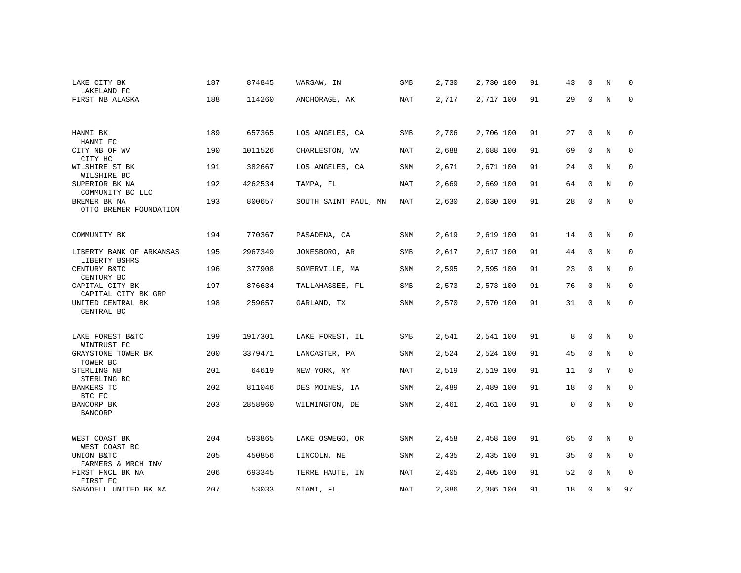| | | | | | | | | | | | | |
|---|---|---|---|---|---|---|---|---|---|---|---|---|
| LAKE CITY BK<br>LAKELAND FC | 187 | 874845 | WARSAW, IN | SMB | 2,730 | 2,730 | 100 | 91 | 43 | 0 | N | 0 |
| FIRST NB ALASKA | 188 | 114260 | ANCHORAGE, AK | NAT | 2,717 | 2,717 | 100 | 91 | 29 | 0 | N | 0 |
| HANMI BK<br>HANMI FC | 189 | 657365 | LOS ANGELES, CA | SMB | 2,706 | 2,706 | 100 | 91 | 27 | 0 | N | 0 |
| CITY NB OF WV<br>CITY HC | 190 | 1011526 | CHARLESTON, WV | NAT | 2,688 | 2,688 | 100 | 91 | 69 | 0 | N | 0 |
| WILSHIRE ST BK<br>WILSHIRE BC | 191 | 382667 | LOS ANGELES, CA | SNM | 2,671 | 2,671 | 100 | 91 | 24 | 0 | N | 0 |
| SUPERIOR BK NA<br>COMMUNITY BC LLC | 192 | 4262534 | TAMPA, FL | NAT | 2,669 | 2,669 | 100 | 91 | 64 | 0 | N | 0 |
| BREMER BK NA<br>OTTO BREMER FOUNDATION | 193 | 800657 | SOUTH SAINT PAUL, MN | NAT | 2,630 | 2,630 | 100 | 91 | 28 | 0 | N | 0 |
| COMMUNITY BK | 194 | 770367 | PASADENA, CA | SNM | 2,619 | 2,619 | 100 | 91 | 14 | 0 | N | 0 |
| LIBERTY BANK OF ARKANSAS<br>LIBERTY BSHRS | 195 | 2967349 | JONESBORO, AR | SMB | 2,617 | 2,617 | 100 | 91 | 44 | 0 | N | 0 |
| CENTURY B&TC<br>CENTURY BC | 196 | 377908 | SOMERVILLE, MA | SNM | 2,595 | 2,595 | 100 | 91 | 23 | 0 | N | 0 |
| CAPITAL CITY BK<br>CAPITAL CITY BK GRP | 197 | 876634 | TALLAHASSEE, FL | SMB | 2,573 | 2,573 | 100 | 91 | 76 | 0 | N | 0 |
| UNITED CENTRAL BK<br>CENTRAL BC | 198 | 259657 | GARLAND, TX | SNM | 2,570 | 2,570 | 100 | 91 | 31 | 0 | N | 0 |
| LAKE FOREST B&TC<br>WINTRUST FC | 199 | 1917301 | LAKE FOREST, IL | SMB | 2,541 | 2,541 | 100 | 91 | 8 | 0 | N | 0 |
| GRAYSTONE TOWER BK<br>TOWER BC | 200 | 3379471 | LANCASTER, PA | SNM | 2,524 | 2,524 | 100 | 91 | 45 | 0 | N | 0 |
| STERLING NB<br>STERLING BC | 201 | 64619 | NEW YORK, NY | NAT | 2,519 | 2,519 | 100 | 91 | 11 | 0 | Y | 0 |
| BANKERS TC<br>BTC FC | 202 | 811046 | DES MOINES, IA | SNM | 2,489 | 2,489 | 100 | 91 | 18 | 0 | N | 0 |
| BANCORP BK<br>BANCORP | 203 | 2858960 | WILMINGTON, DE | SNM | 2,461 | 2,461 | 100 | 91 | 0 | 0 | N | 0 |
| WEST COAST BK<br>WEST COAST BC | 204 | 593865 | LAKE OSWEGO, OR | SNM | 2,458 | 2,458 | 100 | 91 | 65 | 0 | N | 0 |
| UNION B&TC<br>FARMERS & MRCH INV | 205 | 450856 | LINCOLN, NE | SNM | 2,435 | 2,435 | 100 | 91 | 35 | 0 | N | 0 |
| FIRST FNCL BK NA<br>FIRST FC | 206 | 693345 | TERRE HAUTE, IN | NAT | 2,405 | 2,405 | 100 | 91 | 52 | 0 | N | 0 |
| SABADELL UNITED BK NA | 207 | 53033 | MIAMI, FL | NAT | 2,386 | 2,386 | 100 | 91 | 18 | 0 | N | 97 |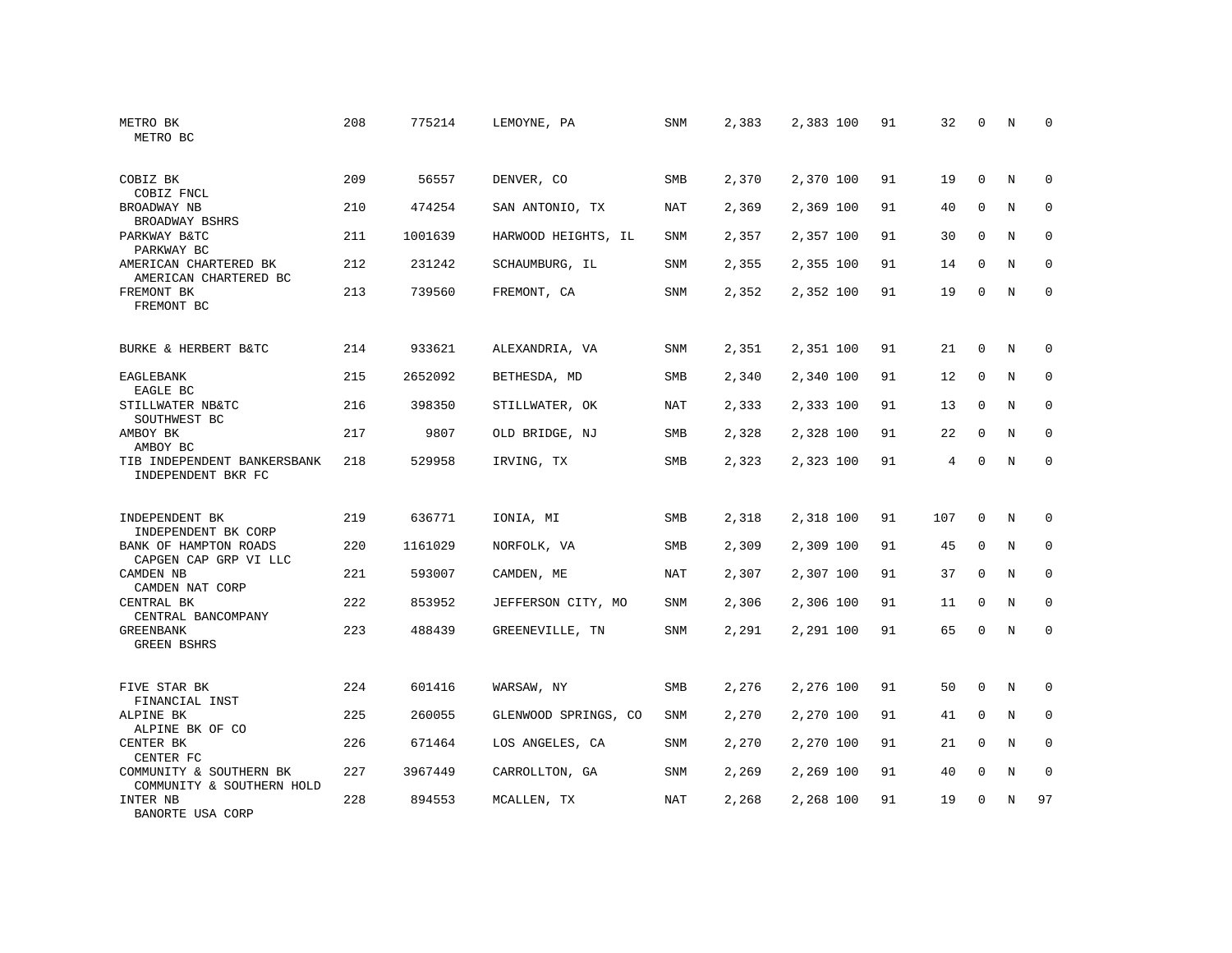| | | | | | | | | | | | | |
|---|---|---|---|---|---|---|---|---|---|---|---|---|
| METRO BK<br>METRO BC | 208 | 775214 | LEMOYNE, PA | SNM | 2,383 | 2,383 | 100 | 91 | 32 | 0 | N | 0 |
| COBIZ BK<br>COBIZ FNCL | 209 | 56557 | DENVER, CO | SMB | 2,370 | 2,370 | 100 | 91 | 19 | 0 | N | 0 |
| BROADWAY NB<br>BROADWAY BSHRS | 210 | 474254 | SAN ANTONIO, TX | NAT | 2,369 | 2,369 | 100 | 91 | 40 | 0 | N | 0 |
| PARKWAY B&TC<br>PARKWAY BC | 211 | 1001639 | HARWOOD HEIGHTS, IL | SNM | 2,357 | 2,357 | 100 | 91 | 30 | 0 | N | 0 |
| AMERICAN CHARTERED BK<br>AMERICAN CHARTERED BC | 212 | 231242 | SCHAUMBURG, IL | SNM | 2,355 | 2,355 | 100 | 91 | 14 | 0 | N | 0 |
| FREMONT BK<br>FREMONT BC | 213 | 739560 | FREMONT, CA | SNM | 2,352 | 2,352 | 100 | 91 | 19 | 0 | N | 0 |
| BURKE & HERBERT B&TC | 214 | 933621 | ALEXANDRIA, VA | SNM | 2,351 | 2,351 | 100 | 91 | 21 | 0 | N | 0 |
| EAGLEBANK<br>EAGLE BC | 215 | 2652092 | BETHESDA, MD | SMB | 2,340 | 2,340 | 100 | 91 | 12 | 0 | N | 0 |
| STILLWATER NB&TC<br>SOUTHWEST BC | 216 | 398350 | STILLWATER, OK | NAT | 2,333 | 2,333 | 100 | 91 | 13 | 0 | N | 0 |
| AMBOY BK<br>AMBOY BC | 217 | 9807 | OLD BRIDGE, NJ | SMB | 2,328 | 2,328 | 100 | 91 | 22 | 0 | N | 0 |
| TIB INDEPENDENT BANKERSBANK<br>INDEPENDENT BKR FC | 218 | 529958 | IRVING, TX | SMB | 2,323 | 2,323 | 100 | 91 | 4 | 0 | N | 0 |
| INDEPENDENT BK<br>INDEPENDENT BK CORP | 219 | 636771 | IONIA, MI | SMB | 2,318 | 2,318 | 100 | 91 | 107 | 0 | N | 0 |
| BANK OF HAMPTON ROADS<br>CAPGEN CAP GRP VI LLC | 220 | 1161029 | NORFOLK, VA | SMB | 2,309 | 2,309 | 100 | 91 | 45 | 0 | N | 0 |
| CAMDEN NB<br>CAMDEN NAT CORP | 221 | 593007 | CAMDEN, ME | NAT | 2,307 | 2,307 | 100 | 91 | 37 | 0 | N | 0 |
| CENTRAL BK<br>CENTRAL BANCOMPANY | 222 | 853952 | JEFFERSON CITY, MO | SNM | 2,306 | 2,306 | 100 | 91 | 11 | 0 | N | 0 |
| GREENBANK<br>GREEN BSHRS | 223 | 488439 | GREENEVILLE, TN | SNM | 2,291 | 2,291 | 100 | 91 | 65 | 0 | N | 0 |
| FIVE STAR BK<br>FINANCIAL INST | 224 | 601416 | WARSAW, NY | SMB | 2,276 | 2,276 | 100 | 91 | 50 | 0 | N | 0 |
| ALPINE BK<br>ALPINE BK OF CO | 225 | 260055 | GLENWOOD SPRINGS, CO | SNM | 2,270 | 2,270 | 100 | 91 | 41 | 0 | N | 0 |
| CENTER BK<br>CENTER FC | 226 | 671464 | LOS ANGELES, CA | SNM | 2,270 | 2,270 | 100 | 91 | 21 | 0 | N | 0 |
| COMMUNITY & SOUTHERN BK<br>COMMUNITY & SOUTHERN HOLD | 227 | 3967449 | CARROLLTON, GA | SNM | 2,269 | 2,269 | 100 | 91 | 40 | 0 | N | 0 |
| INTER NB<br>BANORTE USA CORP | 228 | 894553 | MCALLEN, TX | NAT | 2,268 | 2,268 | 100 | 91 | 19 | 0 | N | 97 |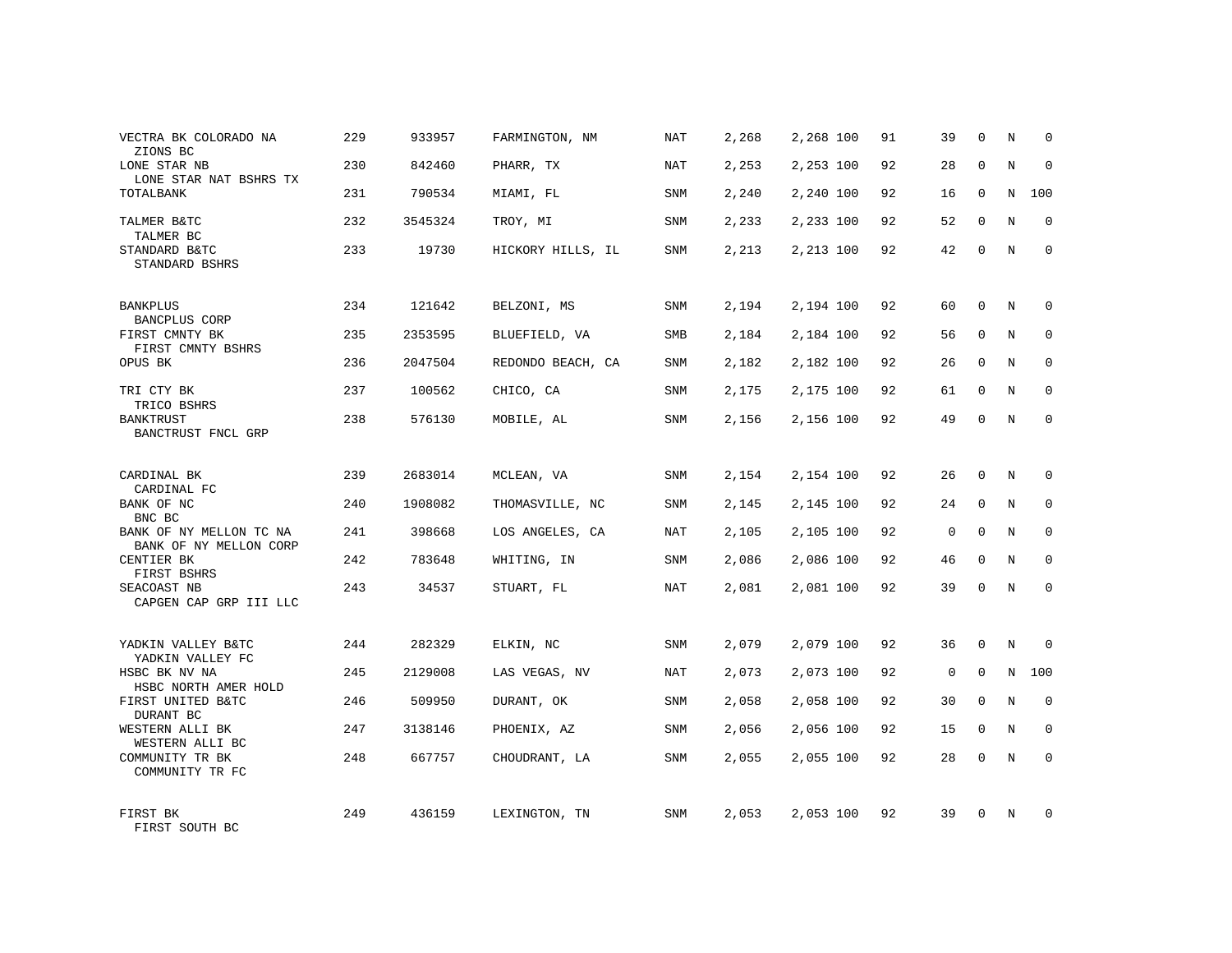| | | | | | | | | | | | | |
|---|---|---|---|---|---|---|---|---|---|---|---|---|
| VECTRA BK COLORADO NA<br>ZIONS BC | 229 | 933957 | FARMINGTON, NM | NAT | 2,268 | 2,268 | 100 | 91 | 39 | 0 | N | 0 |
| LONE STAR NB<br>LONE STAR NAT BSHRS TX | 230 | 842460 | PHARR, TX | NAT | 2,253 | 2,253 | 100 | 92 | 28 | 0 | N | 0 |
| TOTALBANK | 231 | 790534 | MIAMI, FL | SNM | 2,240 | 2,240 | 100 | 92 | 16 | 0 | N | 100 |
| TALMER B&TC<br>TALMER BC | 232 | 3545324 | TROY, MI | SNM | 2,233 | 2,233 | 100 | 92 | 52 | 0 | N | 0 |
| STANDARD B&TC<br>STANDARD BSHRS | 233 | 19730 | HICKORY HILLS, IL | SNM | 2,213 | 2,213 | 100 | 92 | 42 | 0 | N | 0 |
| BANKPLUS<br>BANCPLUS CORP | 234 | 121642 | BELZONI, MS | SNM | 2,194 | 2,194 | 100 | 92 | 60 | 0 | N | 0 |
| FIRST CMNTY BK<br>FIRST CMNTY BSHRS | 235 | 2353595 | BLUEFIELD, VA | SMB | 2,184 | 2,184 | 100 | 92 | 56 | 0 | N | 0 |
| OPUS BK | 236 | 2047504 | REDONDO BEACH, CA | SNM | 2,182 | 2,182 | 100 | 92 | 26 | 0 | N | 0 |
| TRI CTY BK<br>TRICO BSHRS | 237 | 100562 | CHICO, CA | SNM | 2,175 | 2,175 | 100 | 92 | 61 | 0 | N | 0 |
| BANKTRUST<br>BANCTRUST FNCL GRP | 238 | 576130 | MOBILE, AL | SNM | 2,156 | 2,156 | 100 | 92 | 49 | 0 | N | 0 |
| CARDINAL BK<br>CARDINAL FC | 239 | 2683014 | MCLEAN, VA | SNM | 2,154 | 2,154 | 100 | 92 | 26 | 0 | N | 0 |
| BANK OF NC<br>BNC BC | 240 | 1908082 | THOMASVILLE, NC | SNM | 2,145 | 2,145 | 100 | 92 | 24 | 0 | N | 0 |
| BANK OF NY MELLON TC NA<br>BANK OF NY MELLON CORP | 241 | 398668 | LOS ANGELES, CA | NAT | 2,105 | 2,105 | 100 | 92 | 0 | 0 | N | 0 |
| CENTIER BK<br>FIRST BSHRS | 242 | 783648 | WHITING, IN | SNM | 2,086 | 2,086 | 100 | 92 | 46 | 0 | N | 0 |
| SEACOAST NB<br>CAPGEN CAP GRP III LLC | 243 | 34537 | STUART, FL | NAT | 2,081 | 2,081 | 100 | 92 | 39 | 0 | N | 0 |
| YADKIN VALLEY B&TC<br>YADKIN VALLEY FC | 244 | 282329 | ELKIN, NC | SNM | 2,079 | 2,079 | 100 | 92 | 36 | 0 | N | 0 |
| HSBC BK NV NA<br>HSBC NORTH AMER HOLD | 245 | 2129008 | LAS VEGAS, NV | NAT | 2,073 | 2,073 | 100 | 92 | 0 | 0 | N | 100 |
| FIRST UNITED B&TC<br>DURANT BC | 246 | 509950 | DURANT, OK | SNM | 2,058 | 2,058 | 100 | 92 | 30 | 0 | N | 0 |
| WESTERN ALLI BK<br>WESTERN ALLI BC | 247 | 3138146 | PHOENIX, AZ | SNM | 2,056 | 2,056 | 100 | 92 | 15 | 0 | N | 0 |
| COMMUNITY TR BK<br>COMMUNITY TR FC | 248 | 667757 | CHOUDRANT, LA | SNM | 2,055 | 2,055 | 100 | 92 | 28 | 0 | N | 0 |
| FIRST BK<br>FIRST SOUTH BC | 249 | 436159 | LEXINGTON, TN | SNM | 2,053 | 2,053 | 100 | 92 | 39 | 0 | N | 0 |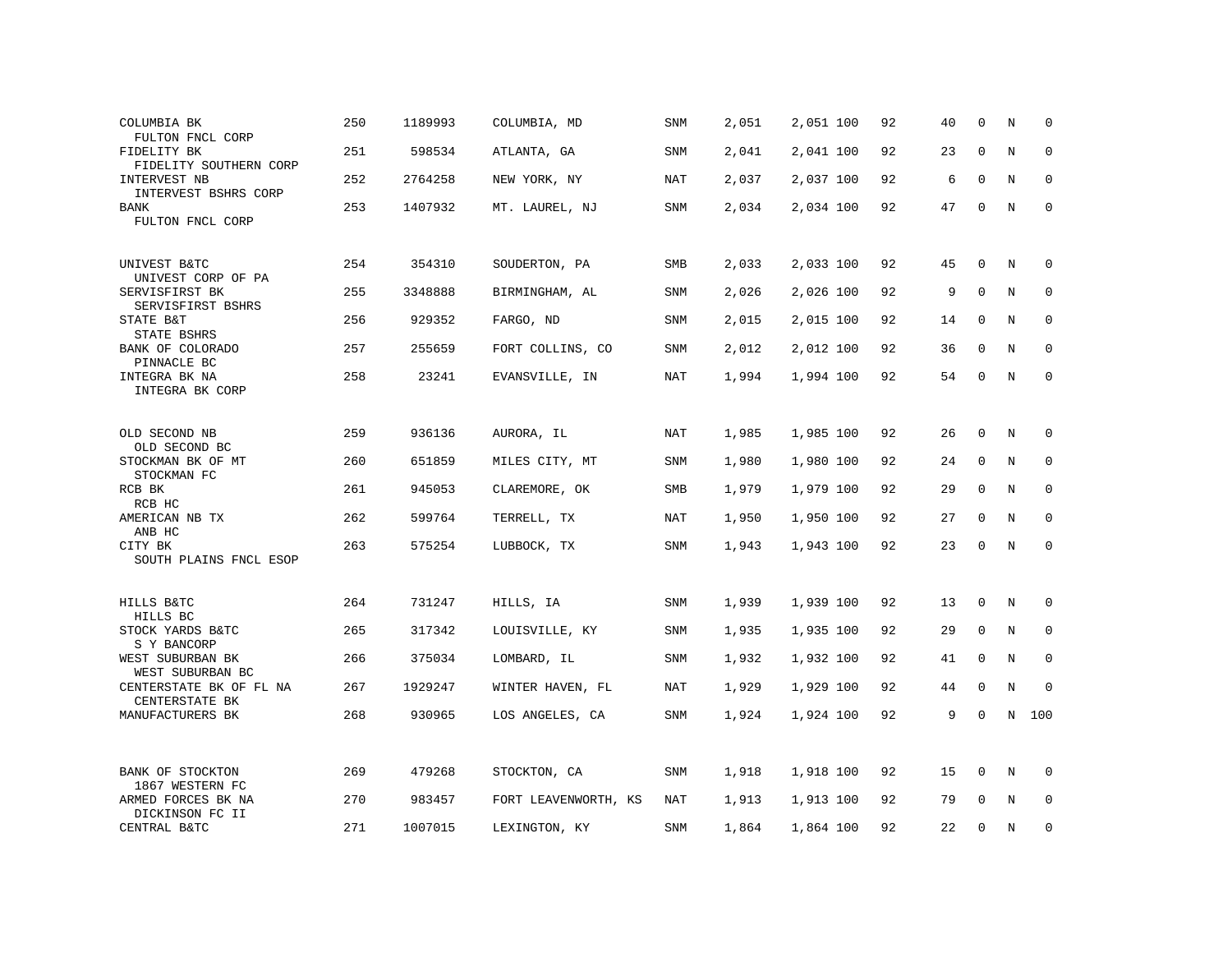| | | | | | | | | | | | | |
|---|---|---|---|---|---|---|---|---|---|---|---|---|
| COLUMBIA BK<br>FULTON FNCL CORP | 250 | 1189993 | COLUMBIA, MD | SNM | 2,051 | 2,051 | 100 | 92 | 40 | 0 | N | 0 |
| FIDELITY BK<br>FIDELITY SOUTHERN CORP | 251 | 598534 | ATLANTA, GA | SNM | 2,041 | 2,041 | 100 | 92 | 23 | 0 | N | 0 |
| INTERVEST NB<br>INTERVEST BSHRS CORP | 252 | 2764258 | NEW YORK, NY | NAT | 2,037 | 2,037 | 100 | 92 | 6 | 0 | N | 0 |
| BANK<br>FULTON FNCL CORP | 253 | 1407932 | MT. LAUREL, NJ | SNM | 2,034 | 2,034 | 100 | 92 | 47 | 0 | N | 0 |
| UNIVEST B&TC<br>UNIVEST CORP OF PA | 254 | 354310 | SOUDERTON, PA | SMB | 2,033 | 2,033 | 100 | 92 | 45 | 0 | N | 0 |
| SERVISFIRST BK<br>SERVISFIRST BSHRS | 255 | 3348888 | BIRMINGHAM, AL | SNM | 2,026 | 2,026 | 100 | 92 | 9 | 0 | N | 0 |
| STATE B&T<br>STATE BSHRS | 256 | 929352 | FARGO, ND | SNM | 2,015 | 2,015 | 100 | 92 | 14 | 0 | N | 0 |
| BANK OF COLORADO<br>PINNACLE BC | 257 | 255659 | FORT COLLINS, CO | SNM | 2,012 | 2,012 | 100 | 92 | 36 | 0 | N | 0 |
| INTEGRA BK NA<br>INTEGRA BK CORP | 258 | 23241 | EVANSVILLE, IN | NAT | 1,994 | 1,994 | 100 | 92 | 54 | 0 | N | 0 |
| OLD SECOND NB<br>OLD SECOND BC | 259 | 936136 | AURORA, IL | NAT | 1,985 | 1,985 | 100 | 92 | 26 | 0 | N | 0 |
| STOCKMAN BK OF MT<br>STOCKMAN FC | 260 | 651859 | MILES CITY, MT | SNM | 1,980 | 1,980 | 100 | 92 | 24 | 0 | N | 0 |
| RCB BK<br>RCB HC | 261 | 945053 | CLAREMORE, OK | SMB | 1,979 | 1,979 | 100 | 92 | 29 | 0 | N | 0 |
| AMERICAN NB TX<br>ANB HC | 262 | 599764 | TERRELL, TX | NAT | 1,950 | 1,950 | 100 | 92 | 27 | 0 | N | 0 |
| CITY BK<br>SOUTH PLAINS FNCL ESOP | 263 | 575254 | LUBBOCK, TX | SNM | 1,943 | 1,943 | 100 | 92 | 23 | 0 | N | 0 |
| HILLS B&TC<br>HILLS BC | 264 | 731247 | HILLS, IA | SNM | 1,939 | 1,939 | 100 | 92 | 13 | 0 | N | 0 |
| STOCK YARDS B&TC<br>S Y BANCORP | 265 | 317342 | LOUISVILLE, KY | SNM | 1,935 | 1,935 | 100 | 92 | 29 | 0 | N | 0 |
| WEST SUBURBAN BK<br>WEST SUBURBAN BC | 266 | 375034 | LOMBARD, IL | SNM | 1,932 | 1,932 | 100 | 92 | 41 | 0 | N | 0 |
| CENTERSTATE BK OF FL NA<br>CENTERSTATE BK | 267 | 1929247 | WINTER HAVEN, FL | NAT | 1,929 | 1,929 | 100 | 92 | 44 | 0 | N | 0 |
| MANUFACTURERS BK | 268 | 930965 | LOS ANGELES, CA | SNM | 1,924 | 1,924 | 100 | 92 | 9 | 0 | N | 100 |
| BANK OF STOCKTON<br>1867 WESTERN FC | 269 | 479268 | STOCKTON, CA | SNM | 1,918 | 1,918 | 100 | 92 | 15 | 0 | N | 0 |
| ARMED FORCES BK NA<br>DICKINSON FC II | 270 | 983457 | FORT LEAVENWORTH, KS | NAT | 1,913 | 1,913 | 100 | 92 | 79 | 0 | N | 0 |
| CENTRAL B&TC | 271 | 1007015 | LEXINGTON, KY | SNM | 1,864 | 1,864 | 100 | 92 | 22 | 0 | N | 0 |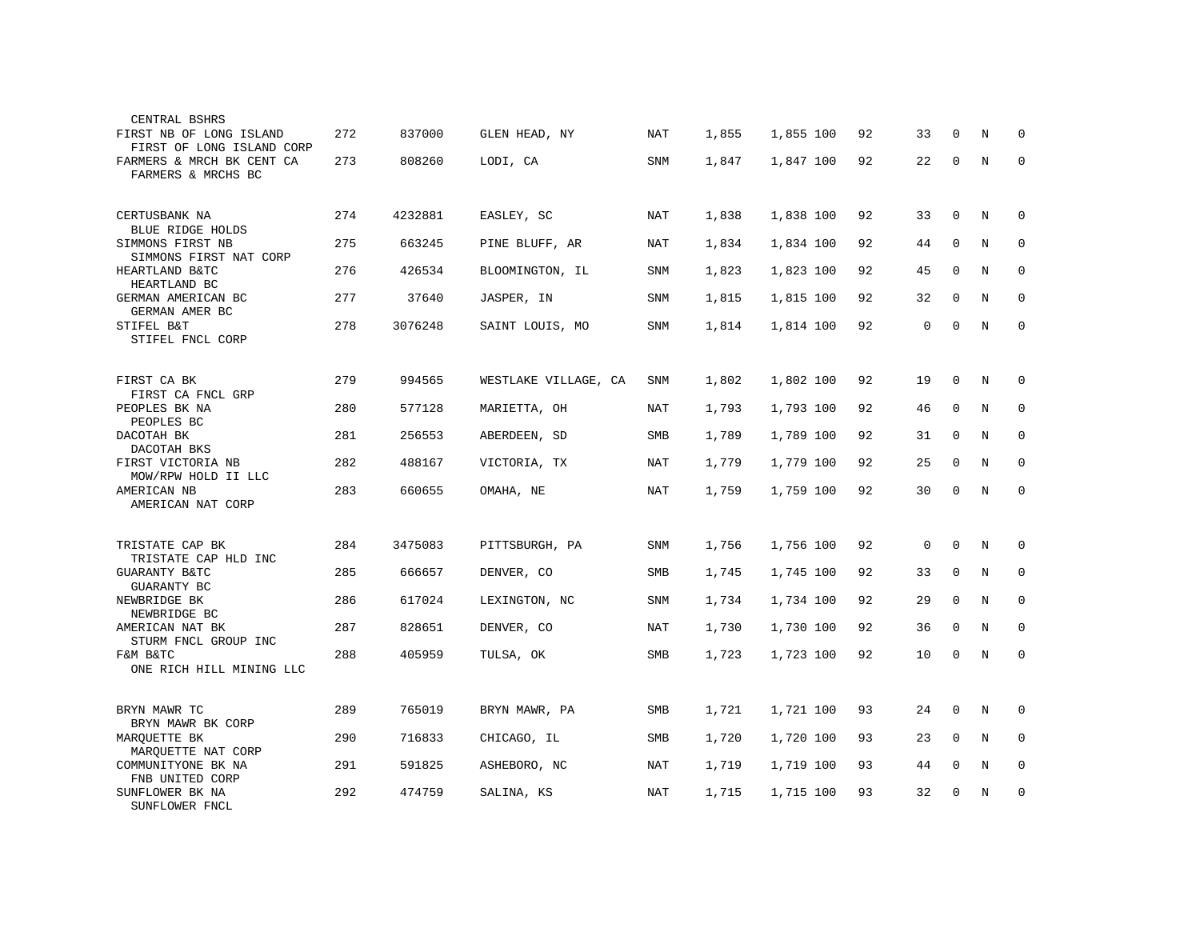| Name / Holding Company | Rank | ID | Location | Type | Col1 | Col2 | Col3 | Col4 | Col5 | Col6 | Col7 | Col8 |
|---|---|---|---|---|---|---|---|---|---|---|---|---|
| CENTRAL BSHRS | | | | | | | | | | | | |
| FIRST NB OF LONG ISLAND<br>FIRST OF LONG ISLAND CORP | 272 | 837000 | GLEN HEAD, NY | NAT | 1,855 | 1,855 | 100 | 92 | 33 | 0 | N | 0 |
| FARMERS & MRCH BK CENT CA<br>FARMERS & MRCHS BC | 273 | 808260 | LODI, CA | SNM | 1,847 | 1,847 | 100 | 92 | 22 | 0 | N | 0 |
| CERTUSBANK NA<br>BLUE RIDGE HOLDS | 274 | 4232881 | EASLEY, SC | NAT | 1,838 | 1,838 | 100 | 92 | 33 | 0 | N | 0 |
| SIMMONS FIRST NB<br>SIMMONS FIRST NAT CORP | 275 | 663245 | PINE BLUFF, AR | NAT | 1,834 | 1,834 | 100 | 92 | 44 | 0 | N | 0 |
| HEARTLAND B&TC<br>HEARTLAND BC | 276 | 426534 | BLOOMINGTON, IL | SNM | 1,823 | 1,823 | 100 | 92 | 45 | 0 | N | 0 |
| GERMAN AMERICAN BC<br>GERMAN AMER BC | 277 | 37640 | JASPER, IN | SNM | 1,815 | 1,815 | 100 | 92 | 32 | 0 | N | 0 |
| STIFEL B&T<br>STIFEL FNCL CORP | 278 | 3076248 | SAINT LOUIS, MO | SNM | 1,814 | 1,814 | 100 | 92 | 0 | 0 | N | 0 |
| FIRST CA BK<br>FIRST CA FNCL GRP | 279 | 994565 | WESTLAKE VILLAGE, CA | SNM | 1,802 | 1,802 | 100 | 92 | 19 | 0 | N | 0 |
| PEOPLES BK NA<br>PEOPLES BC | 280 | 577128 | MARIETTA, OH | NAT | 1,793 | 1,793 | 100 | 92 | 46 | 0 | N | 0 |
| DACOTAH BK<br>DACOTAH BKS | 281 | 256553 | ABERDEEN, SD | SMB | 1,789 | 1,789 | 100 | 92 | 31 | 0 | N | 0 |
| FIRST VICTORIA NB<br>MOW/RPW HOLD II LLC | 282 | 488167 | VICTORIA, TX | NAT | 1,779 | 1,779 | 100 | 92 | 25 | 0 | N | 0 |
| AMERICAN NB<br>AMERICAN NAT CORP | 283 | 660655 | OMAHA, NE | NAT | 1,759 | 1,759 | 100 | 92 | 30 | 0 | N | 0 |
| TRISTATE CAP BK<br>TRISTATE CAP HLD INC | 284 | 3475083 | PITTSBURGH, PA | SNM | 1,756 | 1,756 | 100 | 92 | 0 | 0 | N | 0 |
| GUARANTY B&TC<br>GUARANTY BC | 285 | 666657 | DENVER, CO | SMB | 1,745 | 1,745 | 100 | 92 | 33 | 0 | N | 0 |
| NEWBRIDGE BK<br>NEWBRIDGE BC | 286 | 617024 | LEXINGTON, NC | SNM | 1,734 | 1,734 | 100 | 92 | 29 | 0 | N | 0 |
| AMERICAN NAT BK<br>STURM FNCL GROUP INC | 287 | 828651 | DENVER, CO | NAT | 1,730 | 1,730 | 100 | 92 | 36 | 0 | N | 0 |
| F&M B&TC<br>ONE RICH HILL MINING LLC | 288 | 405959 | TULSA, OK | SMB | 1,723 | 1,723 | 100 | 92 | 10 | 0 | N | 0 |
| BRYN MAWR TC<br>BRYN MAWR BK CORP | 289 | 765019 | BRYN MAWR, PA | SMB | 1,721 | 1,721 | 100 | 93 | 24 | 0 | N | 0 |
| MARQUETTE BK<br>MARQUETTE NAT CORP | 290 | 716833 | CHICAGO, IL | SMB | 1,720 | 1,720 | 100 | 93 | 23 | 0 | N | 0 |
| COMMUNITYONE BK NA<br>FNB UNITED CORP | 291 | 591825 | ASHEBORO, NC | NAT | 1,719 | 1,719 | 100 | 93 | 44 | 0 | N | 0 |
| SUNFLOWER BK NA<br>SUNFLOWER FNCL | 292 | 474759 | SALINA, KS | NAT | 1,715 | 1,715 | 100 | 93 | 32 | 0 | N | 0 |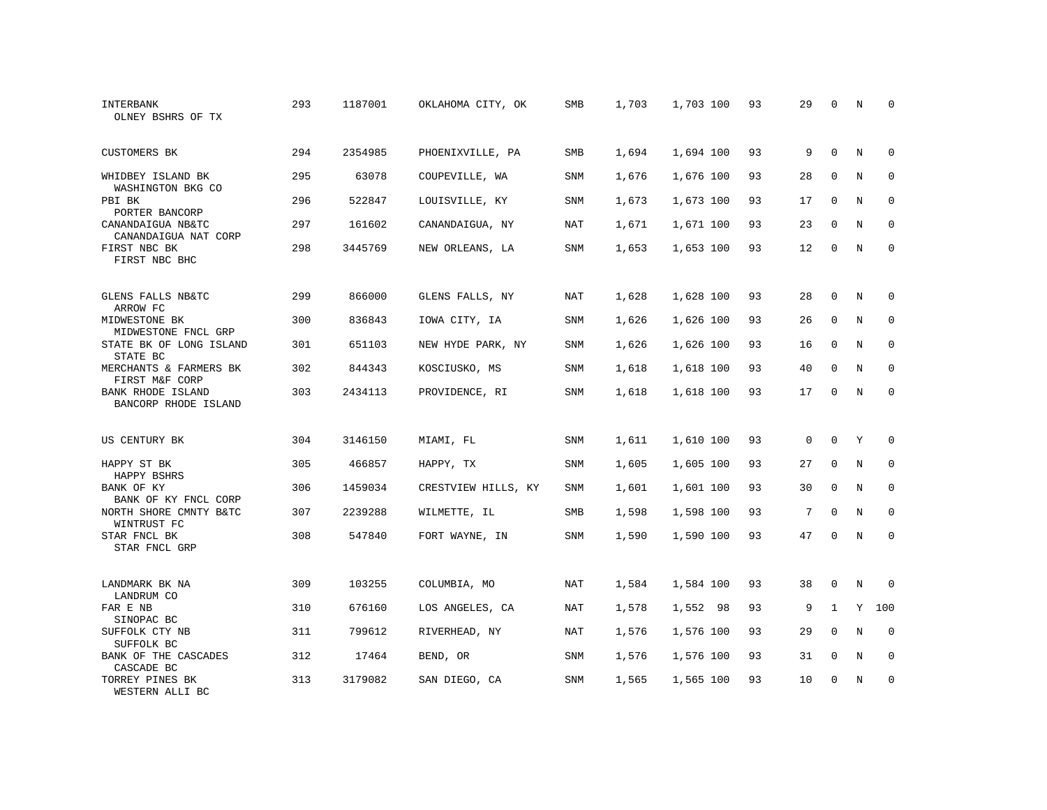| | | | | | | | | | | | | |
|---|---|---|---|---|---|---|---|---|---|---|---|---|
| INTERBANK<br>OLNEY BSHRS OF TX | 293 | 1187001 | OKLAHOMA CITY, OK | SMB | 1,703 | 1,703 | 100 | 93 | 29 | 0 | N | 0 |
| CUSTOMERS BK | 294 | 2354985 | PHOENIXVILLE, PA | SMB | 1,694 | 1,694 | 100 | 93 | 9 | 0 | N | 0 |
| WHIDBEY ISLAND BK<br>WASHINGTON BKG CO | 295 | 63078 | COUPEVILLE, WA | SNM | 1,676 | 1,676 | 100 | 93 | 28 | 0 | N | 0 |
| PBI BK<br>PORTER BANCORP | 296 | 522847 | LOUISVILLE, KY | SNM | 1,673 | 1,673 | 100 | 93 | 17 | 0 | N | 0 |
| CANANDAIGUA NB&TC<br>CANANDAIGUA NAT CORP | 297 | 161602 | CANANDAIGUA, NY | NAT | 1,671 | 1,671 | 100 | 93 | 23 | 0 | N | 0 |
| FIRST NBC BK<br>FIRST NBC BHC | 298 | 3445769 | NEW ORLEANS, LA | SNM | 1,653 | 1,653 | 100 | 93 | 12 | 0 | N | 0 |
| GLENS FALLS NB&TC<br>ARROW FC | 299 | 866000 | GLENS FALLS, NY | NAT | 1,628 | 1,628 | 100 | 93 | 28 | 0 | N | 0 |
| MIDWESTONE BK<br>MIDWESTONE FNCL GRP | 300 | 836843 | IOWA CITY, IA | SNM | 1,626 | 1,626 | 100 | 93 | 26 | 0 | N | 0 |
| STATE BK OF LONG ISLAND<br>STATE BC | 301 | 651103 | NEW HYDE PARK, NY | SNM | 1,626 | 1,626 | 100 | 93 | 16 | 0 | N | 0 |
| MERCHANTS & FARMERS BK<br>FIRST M&F CORP | 302 | 844343 | KOSCIUSKO, MS | SNM | 1,618 | 1,618 | 100 | 93 | 40 | 0 | N | 0 |
| BANK RHODE ISLAND<br>BANCORP RHODE ISLAND | 303 | 2434113 | PROVIDENCE, RI | SNM | 1,618 | 1,618 | 100 | 93 | 17 | 0 | N | 0 |
| US CENTURY BK | 304 | 3146150 | MIAMI, FL | SNM | 1,611 | 1,610 | 100 | 93 | 0 | 0 | Y | 0 |
| HAPPY ST BK<br>HAPPY BSHRS | 305 | 466857 | HAPPY, TX | SNM | 1,605 | 1,605 | 100 | 93 | 27 | 0 | N | 0 |
| BANK OF KY<br>BANK OF KY FNCL CORP | 306 | 1459034 | CRESTVIEW HILLS, KY | SNM | 1,601 | 1,601 | 100 | 93 | 30 | 0 | N | 0 |
| NORTH SHORE CMNTY B&TC<br>WINTRUST FC | 307 | 2239288 | WILMETTE, IL | SMB | 1,598 | 1,598 | 100 | 93 | 7 | 0 | N | 0 |
| STAR FNCL BK<br>STAR FNCL GRP | 308 | 547840 | FORT WAYNE, IN | SNM | 1,590 | 1,590 | 100 | 93 | 47 | 0 | N | 0 |
| LANDMARK BK NA<br>LANDRUM CO | 309 | 103255 | COLUMBIA, MO | NAT | 1,584 | 1,584 | 100 | 93 | 38 | 0 | N | 0 |
| FAR E NB<br>SINOPAC BC | 310 | 676160 | LOS ANGELES, CA | NAT | 1,578 | 1,552 | 98 | 93 | 9 | 1 | Y | 100 |
| SUFFOLK CTY NB<br>SUFFOLK BC | 311 | 799612 | RIVERHEAD, NY | NAT | 1,576 | 1,576 | 100 | 93 | 29 | 0 | N | 0 |
| BANK OF THE CASCADES<br>CASCADE BC | 312 | 17464 | BEND, OR | SNM | 1,576 | 1,576 | 100 | 93 | 31 | 0 | N | 0 |
| TORREY PINES BK<br>WESTERN ALLI BC | 313 | 3179082 | SAN DIEGO, CA | SNM | 1,565 | 1,565 | 100 | 93 | 10 | 0 | N | 0 |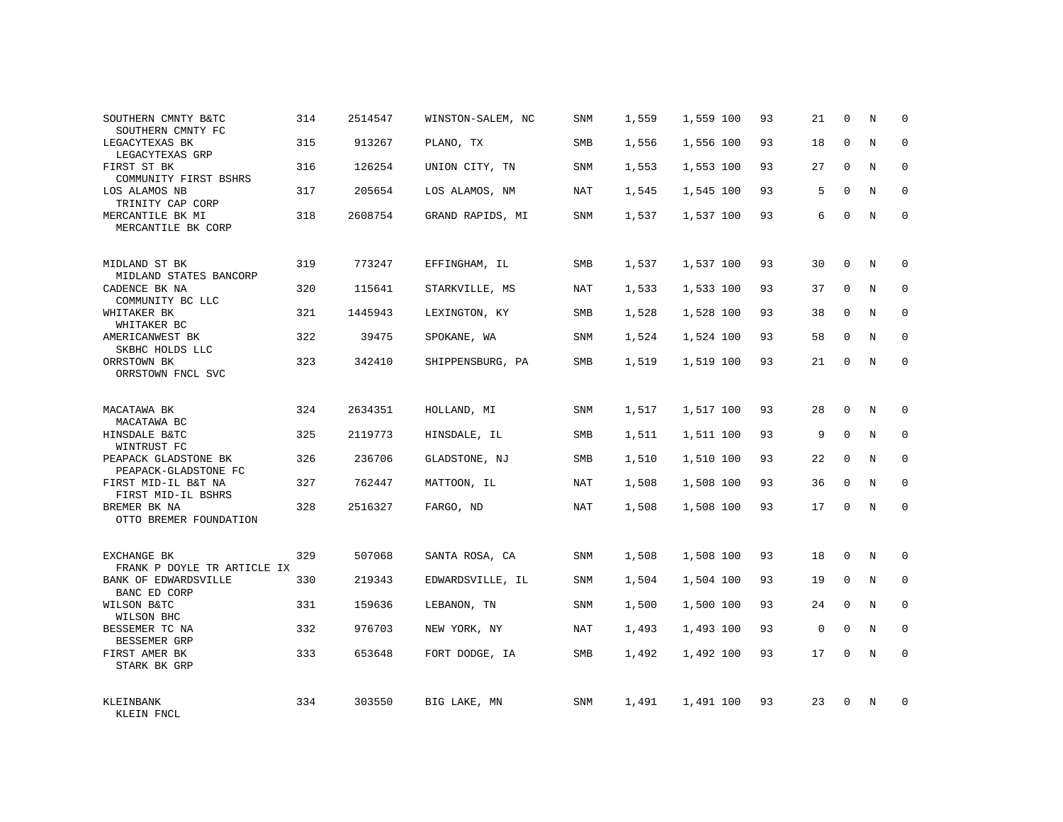| | | | | | | | | | | | | |
|---|---|---|---|---|---|---|---|---|---|---|---|---|
| SOUTHERN CMNTY B&TC<br>SOUTHERN CMNTY FC | 314 | 2514547 | WINSTON-SALEM, NC | SNM | 1,559 | 1,559 | 100 | 93 | 21 | 0 | N | 0 |
| LEGACYTEXAS BK<br>LEGACYTEXAS GRP | 315 | 913267 | PLANO, TX | SMB | 1,556 | 1,556 | 100 | 93 | 18 | 0 | N | 0 |
| FIRST ST BK<br>COMMUNITY FIRST BSHRS | 316 | 126254 | UNION CITY, TN | SNM | 1,553 | 1,553 | 100 | 93 | 27 | 0 | N | 0 |
| LOS ALAMOS NB<br>TRINITY CAP CORP | 317 | 205654 | LOS ALAMOS, NM | NAT | 1,545 | 1,545 | 100 | 93 | 5 | 0 | N | 0 |
| MERCANTILE BK MI<br>MERCANTILE BK CORP | 318 | 2608754 | GRAND RAPIDS, MI | SNM | 1,537 | 1,537 | 100 | 93 | 6 | 0 | N | 0 |
| MIDLAND ST BK<br>MIDLAND STATES BANCORP | 319 | 773247 | EFFINGHAM, IL | SMB | 1,537 | 1,537 | 100 | 93 | 30 | 0 | N | 0 |
| CADENCE BK NA<br>COMMUNITY BC LLC | 320 | 115641 | STARKVILLE, MS | NAT | 1,533 | 1,533 | 100 | 93 | 37 | 0 | N | 0 |
| WHITAKER BK<br>WHITAKER BC | 321 | 1445943 | LEXINGTON, KY | SMB | 1,528 | 1,528 | 100 | 93 | 38 | 0 | N | 0 |
| AMERICANWEST BK<br>SKBHC HOLDS LLC | 322 | 39475 | SPOKANE, WA | SNM | 1,524 | 1,524 | 100 | 93 | 58 | 0 | N | 0 |
| ORRSTOWN BK<br>ORRSTOWN FNCL SVC | 323 | 342410 | SHIPPENSBURG, PA | SMB | 1,519 | 1,519 | 100 | 93 | 21 | 0 | N | 0 |
| MACATAWA BK<br>MACATAWA BC | 324 | 2634351 | HOLLAND, MI | SNM | 1,517 | 1,517 | 100 | 93 | 28 | 0 | N | 0 |
| HINSDALE B&TC<br>WINTRUST FC | 325 | 2119773 | HINSDALE, IL | SMB | 1,511 | 1,511 | 100 | 93 | 9 | 0 | N | 0 |
| PEAPACK GLADSTONE BK<br>PEAPACK-GLADSTONE FC | 326 | 236706 | GLADSTONE, NJ | SMB | 1,510 | 1,510 | 100 | 93 | 22 | 0 | N | 0 |
| FIRST MID-IL B&T NA<br>FIRST MID-IL BSHRS | 327 | 762447 | MATTOON, IL | NAT | 1,508 | 1,508 | 100 | 93 | 36 | 0 | N | 0 |
| BREMER BK NA<br>OTTO BREMER FOUNDATION | 328 | 2516327 | FARGO, ND | NAT | 1,508 | 1,508 | 100 | 93 | 17 | 0 | N | 0 |
| EXCHANGE BK<br>FRANK P DOYLE TR ARTICLE IX | 329 | 507068 | SANTA ROSA, CA | SNM | 1,508 | 1,508 | 100 | 93 | 18 | 0 | N | 0 |
| BANK OF EDWARDSVILLE<br>BANC ED CORP | 330 | 219343 | EDWARDSVILLE, IL | SNM | 1,504 | 1,504 | 100 | 93 | 19 | 0 | N | 0 |
| WILSON B&TC<br>WILSON BHC | 331 | 159636 | LEBANON, TN | SNM | 1,500 | 1,500 | 100 | 93 | 24 | 0 | N | 0 |
| BESSEMER TC NA<br>BESSEMER GRP | 332 | 976703 | NEW YORK, NY | NAT | 1,493 | 1,493 | 100 | 93 | 0 | 0 | N | 0 |
| FIRST AMER BK<br>STARK BK GRP | 333 | 653648 | FORT DODGE, IA | SMB | 1,492 | 1,492 | 100 | 93 | 17 | 0 | N | 0 |
| KLEINBANK<br>KLEIN FNCL | 334 | 303550 | BIG LAKE, MN | SNM | 1,491 | 1,491 | 100 | 93 | 23 | 0 | N | 0 |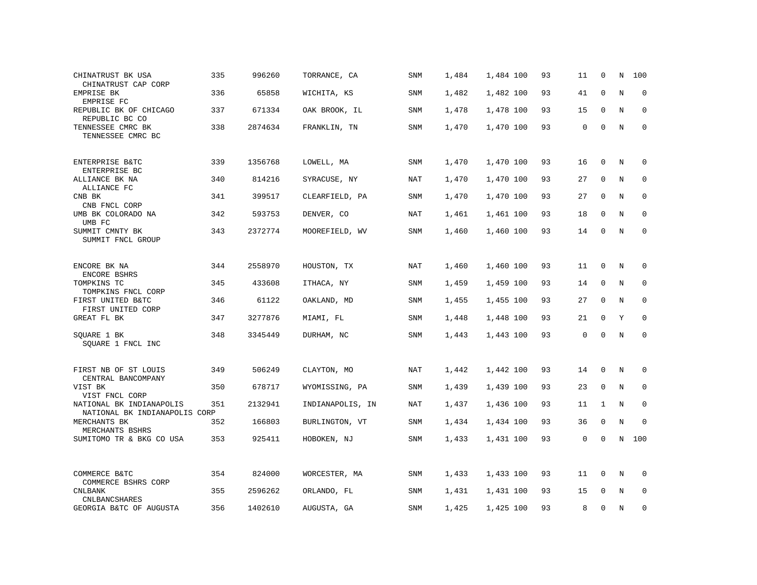| | | | | | | | | | | | |
|---|---|---|---|---|---|---|---|---|---|---|---|
| CHINATRUST BK USA<br>CHINATRUST CAP CORP | 335 | 996260 | TORRANCE, CA | SNM | 1,484 | 1,484 100 | 93 | 11 | 0 | N | 100 |
| EMPRISE BK<br>EMPRISE FC | 336 | 65858 | WICHITA, KS | SNM | 1,482 | 1,482 100 | 93 | 41 | 0 | N | 0 |
| REPUBLIC BK OF CHICAGO<br>REPUBLIC BC CO | 337 | 671334 | OAK BROOK, IL | SNM | 1,478 | 1,478 100 | 93 | 15 | 0 | N | 0 |
| TENNESSEE CMRC BK<br>TENNESSEE CMRC BC | 338 | 2874634 | FRANKLIN, TN | SNM | 1,470 | 1,470 100 | 93 | 0 | 0 | N | 0 |
| ENTERPRISE B&TC<br>ENTERPRISE BC | 339 | 1356768 | LOWELL, MA | SNM | 1,470 | 1,470 100 | 93 | 16 | 0 | N | 0 |
| ALLIANCE BK NA<br>ALLIANCE FC | 340 | 814216 | SYRACUSE, NY | NAT | 1,470 | 1,470 100 | 93 | 27 | 0 | N | 0 |
| CNB BK<br>CNB FNCL CORP | 341 | 399517 | CLEARFIELD, PA | SNM | 1,470 | 1,470 100 | 93 | 27 | 0 | N | 0 |
| UMB BK COLORADO NA<br>UMB FC | 342 | 593753 | DENVER, CO | NAT | 1,461 | 1,461 100 | 93 | 18 | 0 | N | 0 |
| SUMMIT CMNTY BK<br>SUMMIT FNCL GROUP | 343 | 2372774 | MOOREFIELD, WV | SNM | 1,460 | 1,460 100 | 93 | 14 | 0 | N | 0 |
| ENCORE BK NA<br>ENCORE BSHRS | 344 | 2558970 | HOUSTON, TX | NAT | 1,460 | 1,460 100 | 93 | 11 | 0 | N | 0 |
| TOMPKINS TC<br>TOMPKINS FNCL CORP | 345 | 433608 | ITHACA, NY | SNM | 1,459 | 1,459 100 | 93 | 14 | 0 | N | 0 |
| FIRST UNITED B&TC<br>FIRST UNITED CORP | 346 | 61122 | OAKLAND, MD | SNM | 1,455 | 1,455 100 | 93 | 27 | 0 | N | 0 |
| GREAT FL BK | 347 | 3277876 | MIAMI, FL | SNM | 1,448 | 1,448 100 | 93 | 21 | 0 | Y | 0 |
| SQUARE 1 BK<br>SQUARE 1 FNCL INC | 348 | 3345449 | DURHAM, NC | SNM | 1,443 | 1,443 100 | 93 | 0 | 0 | N | 0 |
| FIRST NB OF ST LOUIS<br>CENTRAL BANCOMPANY | 349 | 506249 | CLAYTON, MO | NAT | 1,442 | 1,442 100 | 93 | 14 | 0 | N | 0 |
| VIST BK<br>VIST FNCL CORP | 350 | 678717 | WYOMISSING, PA | SNM | 1,439 | 1,439 100 | 93 | 23 | 0 | N | 0 |
| NATIONAL BK INDIANAPOLIS<br>NATIONAL BK INDIANAPOLIS CORP | 351 | 2132941 | INDIANAPOLIS, IN | NAT | 1,437 | 1,436 100 | 93 | 11 | 1 | N | 0 |
| MERCHANTS BK<br>MERCHANTS BSHRS | 352 | 166803 | BURLINGTON, VT | SNM | 1,434 | 1,434 100 | 93 | 36 | 0 | N | 0 |
| SUMITOMO TR & BKG CO USA | 353 | 925411 | HOBOKEN, NJ | SNM | 1,433 | 1,431 100 | 93 | 0 | 0 | N | 100 |
| COMMERCE B&TC<br>COMMERCE BSHRS CORP | 354 | 824000 | WORCESTER, MA | SNM | 1,433 | 1,433 100 | 93 | 11 | 0 | N | 0 |
| CNLBANK<br>CNLBANCSHARES | 355 | 2596262 | ORLANDO, FL | SNM | 1,431 | 1,431 100 | 93 | 15 | 0 | N | 0 |
| GEORGIA B&TC OF AUGUSTA | 356 | 1402610 | AUGUSTA, GA | SNM | 1,425 | 1,425 100 | 93 | 8 | 0 | N | 0 |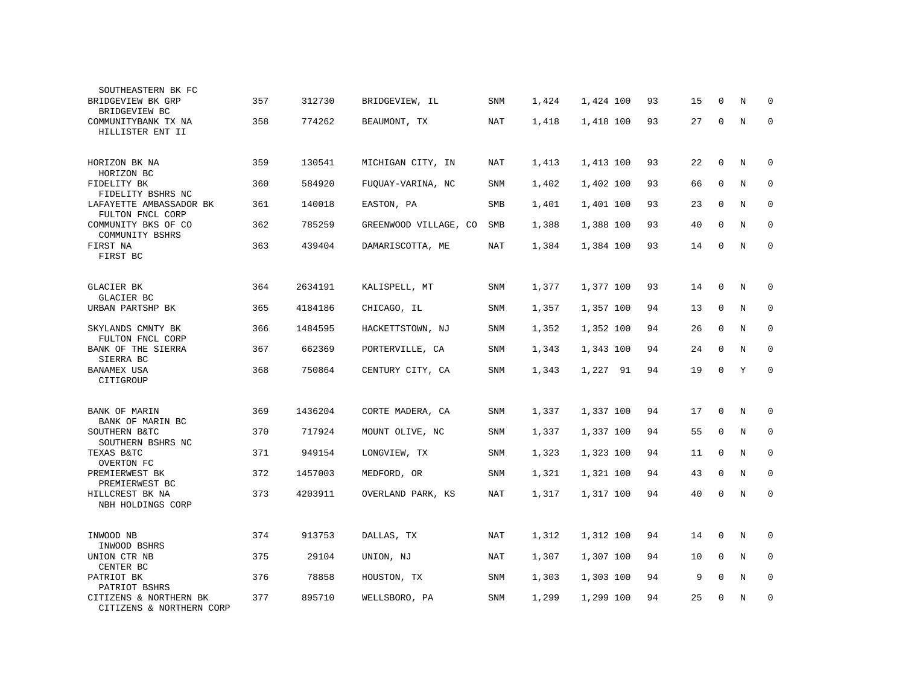| | | | | | | | | | | | | |
|---|---|---|---|---|---|---|---|---|---|---|---|---|
| SOUTHEASTERN BK FC | | | | | | | | | | | | |
| BRIDGEVIEW BK GRP<br>BRIDGEVIEW BC | 357 | 312730 | BRIDGEVIEW, IL | SNM | 1,424 | 1,424 | 100 | 93 | 15 | 0 | N | 0 |
| COMMUNITYBANK TX NA<br>HILLISTER ENT II | 358 | 774262 | BEAUMONT, TX | NAT | 1,418 | 1,418 | 100 | 93 | 27 | 0 | N | 0 |
| HORIZON BK NA<br>HORIZON BC | 359 | 130541 | MICHIGAN CITY, IN | NAT | 1,413 | 1,413 | 100 | 93 | 22 | 0 | N | 0 |
| FIDELITY BK<br>FIDELITY BSHRS NC | 360 | 584920 | FUQUAY-VARINA, NC | SNM | 1,402 | 1,402 | 100 | 93 | 66 | 0 | N | 0 |
| LAFAYETTE AMBASSADOR BK<br>FULTON FNCL CORP | 361 | 140018 | EASTON, PA | SMB | 1,401 | 1,401 | 100 | 93 | 23 | 0 | N | 0 |
| COMMUNITY BKS OF CO<br>COMMUNITY BSHRS | 362 | 785259 | GREENWOOD VILLAGE, CO | SMB | 1,388 | 1,388 | 100 | 93 | 40 | 0 | N | 0 |
| FIRST NA<br>FIRST BC | 363 | 439404 | DAMARISCOTTA, ME | NAT | 1,384 | 1,384 | 100 | 93 | 14 | 0 | N | 0 |
| GLACIER BK<br>GLACIER BC | 364 | 2634191 | KALISPELL, MT | SNM | 1,377 | 1,377 | 100 | 93 | 14 | 0 | N | 0 |
| URBAN PARTSHP BK | 365 | 4184186 | CHICAGO, IL | SNM | 1,357 | 1,357 | 100 | 94 | 13 | 0 | N | 0 |
| SKYLANDS CMNTY BK<br>FULTON FNCL CORP | 366 | 1484595 | HACKETTSTOWN, NJ | SNM | 1,352 | 1,352 | 100 | 94 | 26 | 0 | N | 0 |
| BANK OF THE SIERRA<br>SIERRA BC | 367 | 662369 | PORTERVILLE, CA | SNM | 1,343 | 1,343 | 100 | 94 | 24 | 0 | N | 0 |
| BANAMEX USA<br>CITIGROUP | 368 | 750864 | CENTURY CITY, CA | SNM | 1,343 | 1,227 | 91 | 94 | 19 | 0 | Y | 0 |
| BANK OF MARIN<br>BANK OF MARIN BC | 369 | 1436204 | CORTE MADERA, CA | SNM | 1,337 | 1,337 | 100 | 94 | 17 | 0 | N | 0 |
| SOUTHERN B&TC<br>SOUTHERN BSHRS NC | 370 | 717924 | MOUNT OLIVE, NC | SNM | 1,337 | 1,337 | 100 | 94 | 55 | 0 | N | 0 |
| TEXAS B&TC<br>OVERTON FC | 371 | 949154 | LONGVIEW, TX | SNM | 1,323 | 1,323 | 100 | 94 | 11 | 0 | N | 0 |
| PREMIERWEST BK<br>PREMIERWEST BC | 372 | 1457003 | MEDFORD, OR | SNM | 1,321 | 1,321 | 100 | 94 | 43 | 0 | N | 0 |
| HILLCREST BK NA<br>NBH HOLDINGS CORP | 373 | 4203911 | OVERLAND PARK, KS | NAT | 1,317 | 1,317 | 100 | 94 | 40 | 0 | N | 0 |
| INWOOD NB<br>INWOOD BSHRS | 374 | 913753 | DALLAS, TX | NAT | 1,312 | 1,312 | 100 | 94 | 14 | 0 | N | 0 |
| UNION CTR NB<br>CENTER BC | 375 | 29104 | UNION, NJ | NAT | 1,307 | 1,307 | 100 | 94 | 10 | 0 | N | 0 |
| PATRIOT BK<br>PATRIOT BSHRS | 376 | 78858 | HOUSTON, TX | SNM | 1,303 | 1,303 | 100 | 94 | 9 | 0 | N | 0 |
| CITIZENS & NORTHERN BK<br>CITIZENS & NORTHERN CORP | 377 | 895710 | WELLSBORO, PA | SNM | 1,299 | 1,299 | 100 | 94 | 25 | 0 | N | 0 |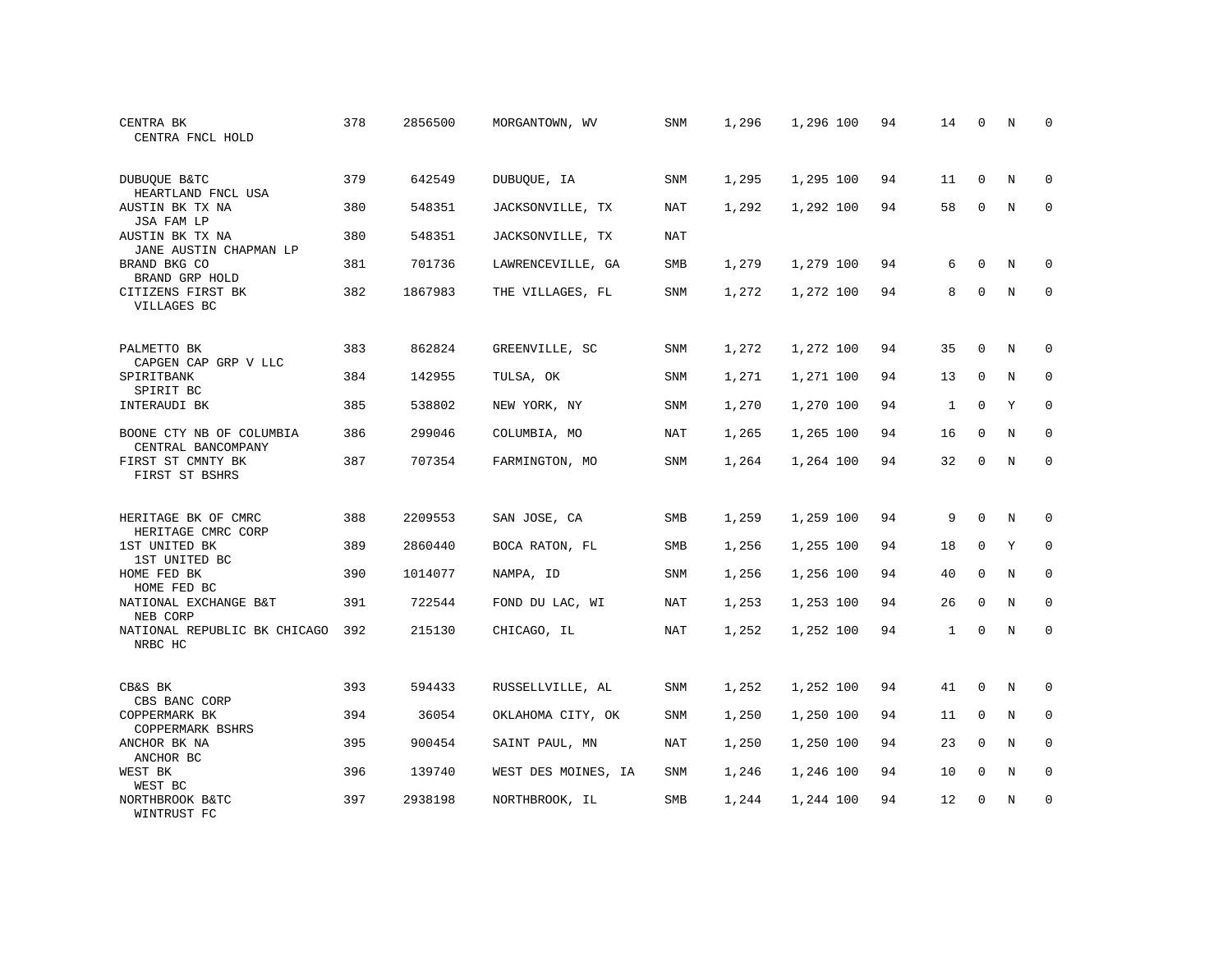| | | | | | | | | | | | | |
|---|---|---|---|---|---|---|---|---|---|---|---|---|
| CENTRA BK<br>CENTRA FNCL HOLD | 378 | 2856500 | MORGANTOWN, WV | SNM | 1,296 | 1,296 | 100 | 94 | 14 | 0 | N | 0 |
| DUBUQUE B&TC<br>HEARTLAND FNCL USA | 379 | 642549 | DUBUQUE, IA | SNM | 1,295 | 1,295 | 100 | 94 | 11 | 0 | N | 0 |
| AUSTIN BK TX NA<br>JSA FAM LP | 380 | 548351 | JACKSONVILLE, TX | NAT | 1,292 | 1,292 | 100 | 94 | 58 | 0 | N | 0 |
| AUSTIN BK TX NA<br>JANE AUSTIN CHAPMAN LP | 380 | 548351 | JACKSONVILLE, TX | NAT | | | | | | | | |
| BRAND BKG CO<br>BRAND GRP HOLD | 381 | 701736 | LAWRENCEVILLE, GA | SMB | 1,279 | 1,279 | 100 | 94 | 6 | 0 | N | 0 |
| CITIZENS FIRST BK<br>VILLAGES BC | 382 | 1867983 | THE VILLAGES, FL | SNM | 1,272 | 1,272 | 100 | 94 | 8 | 0 | N | 0 |
| PALMETTO BK<br>CAPGEN CAP GRP V LLC | 383 | 862824 | GREENVILLE, SC | SNM | 1,272 | 1,272 | 100 | 94 | 35 | 0 | N | 0 |
| SPIRITBANK<br>SPIRIT BC | 384 | 142955 | TULSA, OK | SNM | 1,271 | 1,271 | 100 | 94 | 13 | 0 | N | 0 |
| INTERAUDI BK | 385 | 538802 | NEW YORK, NY | SNM | 1,270 | 1,270 | 100 | 94 | 1 | 0 | Y | 0 |
| BOONE CTY NB OF COLUMBIA<br>CENTRAL BANCOMPANY | 386 | 299046 | COLUMBIA, MO | NAT | 1,265 | 1,265 | 100 | 94 | 16 | 0 | N | 0 |
| FIRST ST CMNTY BK<br>FIRST ST BSHRS | 387 | 707354 | FARMINGTON, MO | SNM | 1,264 | 1,264 | 100 | 94 | 32 | 0 | N | 0 |
| HERITAGE BK OF CMRC<br>HERITAGE CMRC CORP | 388 | 2209553 | SAN JOSE, CA | SMB | 1,259 | 1,259 | 100 | 94 | 9 | 0 | N | 0 |
| 1ST UNITED BK<br>1ST UNITED BC | 389 | 2860440 | BOCA RATON, FL | SMB | 1,256 | 1,255 | 100 | 94 | 18 | 0 | Y | 0 |
| HOME FED BK<br>HOME FED BC | 390 | 1014077 | NAMPA, ID | SNM | 1,256 | 1,256 | 100 | 94 | 40 | 0 | N | 0 |
| NATIONAL EXCHANGE B&T<br>NEB CORP | 391 | 722544 | FOND DU LAC, WI | NAT | 1,253 | 1,253 | 100 | 94 | 26 | 0 | N | 0 |
| NATIONAL REPUBLIC BK CHICAGO<br>NRBC HC | 392 | 215130 | CHICAGO, IL | NAT | 1,252 | 1,252 | 100 | 94 | 1 | 0 | N | 0 |
| CB&S BK<br>CBS BANC CORP | 393 | 594433 | RUSSELLVILLE, AL | SNM | 1,252 | 1,252 | 100 | 94 | 41 | 0 | N | 0 |
| COPPERMARK BK<br>COPPERMARK BSHRS | 394 | 36054 | OKLAHOMA CITY, OK | SNM | 1,250 | 1,250 | 100 | 94 | 11 | 0 | N | 0 |
| ANCHOR BK NA<br>ANCHOR BC | 395 | 900454 | SAINT PAUL, MN | NAT | 1,250 | 1,250 | 100 | 94 | 23 | 0 | N | 0 |
| WEST BK<br>WEST BC | 396 | 139740 | WEST DES MOINES, IA | SNM | 1,246 | 1,246 | 100 | 94 | 10 | 0 | N | 0 |
| NORTHBROOK B&TC<br>WINTRUST FC | 397 | 2938198 | NORTHBROOK, IL | SMB | 1,244 | 1,244 | 100 | 94 | 12 | 0 | N | 0 |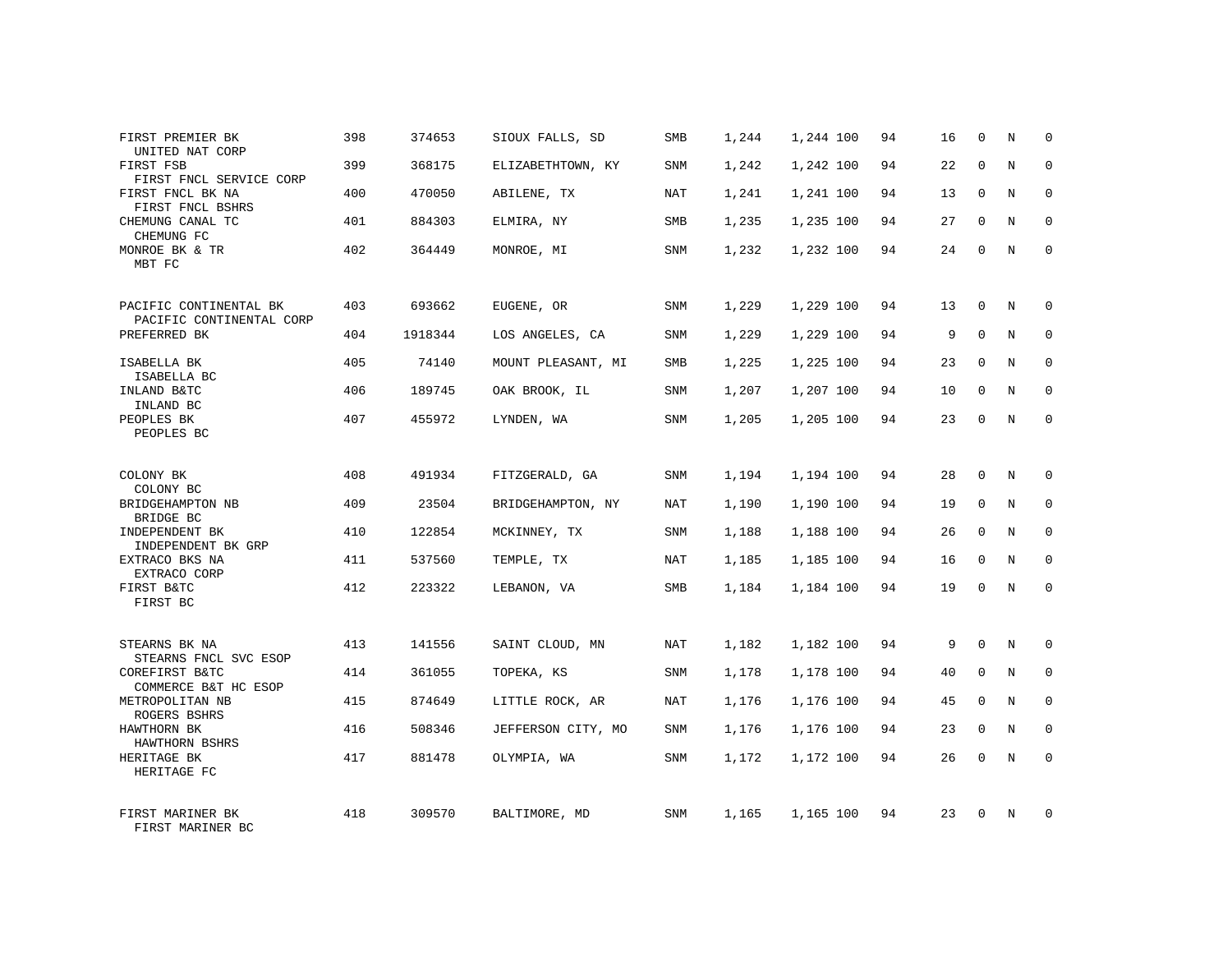| | | | | | | | | | | | | |
|---|---|---|---|---|---|---|---|---|---|---|---|---|
| FIRST PREMIER BK<br>UNITED NAT CORP | 398 | 374653 | SIOUX FALLS, SD | SMB | 1,244 | 1,244 | 100 | 94 | 16 | 0 | N | 0 |
| FIRST FSB<br>FIRST FNCL SERVICE CORP | 399 | 368175 | ELIZABETHTOWN, KY | SNM | 1,242 | 1,242 | 100 | 94 | 22 | 0 | N | 0 |
| FIRST FNCL BK NA<br>FIRST FNCL BSHRS | 400 | 470050 | ABILENE, TX | NAT | 1,241 | 1,241 | 100 | 94 | 13 | 0 | N | 0 |
| CHEMUNG CANAL TC<br>CHEMUNG FC | 401 | 884303 | ELMIRA, NY | SMB | 1,235 | 1,235 | 100 | 94 | 27 | 0 | N | 0 |
| MONROE BK & TR<br>MBT FC | 402 | 364449 | MONROE, MI | SNM | 1,232 | 1,232 | 100 | 94 | 24 | 0 | N | 0 |
| PACIFIC CONTINENTAL BK<br>PACIFIC CONTINENTAL CORP | 403 | 693662 | EUGENE, OR | SNM | 1,229 | 1,229 | 100 | 94 | 13 | 0 | N | 0 |
| PREFERRED BK | 404 | 1918344 | LOS ANGELES, CA | SNM | 1,229 | 1,229 | 100 | 94 | 9 | 0 | N | 0 |
| ISABELLA BK<br>ISABELLA BC | 405 | 74140 | MOUNT PLEASANT, MI | SMB | 1,225 | 1,225 | 100 | 94 | 23 | 0 | N | 0 |
| INLAND B&TC<br>INLAND BC | 406 | 189745 | OAK BROOK, IL | SNM | 1,207 | 1,207 | 100 | 94 | 10 | 0 | N | 0 |
| PEOPLES BK<br>PEOPLES BC | 407 | 455972 | LYNDEN, WA | SNM | 1,205 | 1,205 | 100 | 94 | 23 | 0 | N | 0 |
| COLONY BK<br>COLONY BC | 408 | 491934 | FITZGERALD, GA | SNM | 1,194 | 1,194 | 100 | 94 | 28 | 0 | N | 0 |
| BRIDGEHAMPTON NB<br>BRIDGE BC | 409 | 23504 | BRIDGEHAMPTON, NY | NAT | 1,190 | 1,190 | 100 | 94 | 19 | 0 | N | 0 |
| INDEPENDENT BK<br>INDEPENDENT BK GRP | 410 | 122854 | MCKINNEY, TX | SNM | 1,188 | 1,188 | 100 | 94 | 26 | 0 | N | 0 |
| EXTRACO BKS NA<br>EXTRACO CORP | 411 | 537560 | TEMPLE, TX | NAT | 1,185 | 1,185 | 100 | 94 | 16 | 0 | N | 0 |
| FIRST B&TC<br>FIRST BC | 412 | 223322 | LEBANON, VA | SMB | 1,184 | 1,184 | 100 | 94 | 19 | 0 | N | 0 |
| STEARNS BK NA<br>STEARNS FNCL SVC ESOP | 413 | 141556 | SAINT CLOUD, MN | NAT | 1,182 | 1,182 | 100 | 94 | 9 | 0 | N | 0 |
| COREFIRST B&TC<br>COMMERCE B&T HC ESOP | 414 | 361055 | TOPEKA, KS | SNM | 1,178 | 1,178 | 100 | 94 | 40 | 0 | N | 0 |
| METROPOLITAN NB<br>ROGERS BSHRS | 415 | 874649 | LITTLE ROCK, AR | NAT | 1,176 | 1,176 | 100 | 94 | 45 | 0 | N | 0 |
| HAWTHORN BK<br>HAWTHORN BSHRS | 416 | 508346 | JEFFERSON CITY, MO | SNM | 1,176 | 1,176 | 100 | 94 | 23 | 0 | N | 0 |
| HERITAGE BK<br>HERITAGE FC | 417 | 881478 | OLYMPIA, WA | SNM | 1,172 | 1,172 | 100 | 94 | 26 | 0 | N | 0 |
| FIRST MARINER BK<br>FIRST MARINER BC | 418 | 309570 | BALTIMORE, MD | SNM | 1,165 | 1,165 | 100 | 94 | 23 | 0 | N | 0 |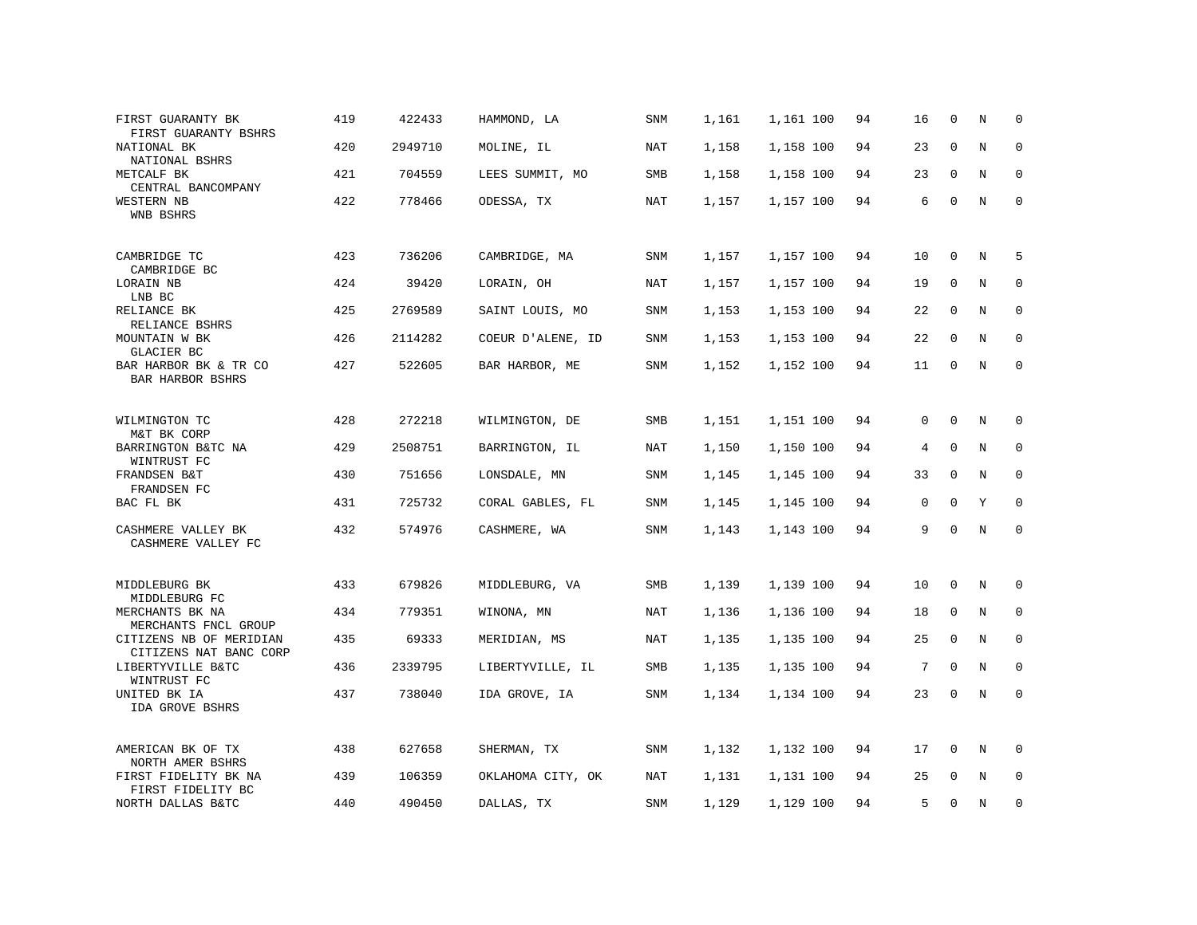| | | | | | | | | | | | | |
|---|---|---|---|---|---|---|---|---|---|---|---|---|
| FIRST GUARANTY BK<br>FIRST GUARANTY BSHRS | 419 | 422433 | HAMMOND, LA | SNM | 1,161 | 1,161 | 100 | 94 | 16 | 0 | N | 0 |
| NATIONAL BK<br>NATIONAL BSHRS | 420 | 2949710 | MOLINE, IL | NAT | 1,158 | 1,158 | 100 | 94 | 23 | 0 | N | 0 |
| METCALF BK<br>CENTRAL BANCOMPANY | 421 | 704559 | LEES SUMMIT, MO | SMB | 1,158 | 1,158 | 100 | 94 | 23 | 0 | N | 0 |
| WESTERN NB<br>WNB BSHRS | 422 | 778466 | ODESSA, TX | NAT | 1,157 | 1,157 | 100 | 94 | 6 | 0 | N | 0 |
| CAMBRIDGE TC<br>CAMBRIDGE BC | 423 | 736206 | CAMBRIDGE, MA | SNM | 1,157 | 1,157 | 100 | 94 | 10 | 0 | N | 5 |
| LORAIN NB<br>LNB BC | 424 | 39420 | LORAIN, OH | NAT | 1,157 | 1,157 | 100 | 94 | 19 | 0 | N | 0 |
| RELIANCE BK<br>RELIANCE BSHRS | 425 | 2769589 | SAINT LOUIS, MO | SNM | 1,153 | 1,153 | 100 | 94 | 22 | 0 | N | 0 |
| MOUNTAIN W BK<br>GLACIER BC | 426 | 2114282 | COEUR D'ALENE, ID | SNM | 1,153 | 1,153 | 100 | 94 | 22 | 0 | N | 0 |
| BAR HARBOR BK & TR CO<br>BAR HARBOR BSHRS | 427 | 522605 | BAR HARBOR, ME | SNM | 1,152 | 1,152 | 100 | 94 | 11 | 0 | N | 0 |
| WILMINGTON TC<br>M&T BK CORP | 428 | 272218 | WILMINGTON, DE | SMB | 1,151 | 1,151 | 100 | 94 | 0 | 0 | N | 0 |
| BARRINGTON B&TC NA<br>WINTRUST FC | 429 | 2508751 | BARRINGTON, IL | NAT | 1,150 | 1,150 | 100 | 94 | 4 | 0 | N | 0 |
| FRANDSEN B&T<br>FRANDSEN FC | 430 | 751656 | LONSDALE, MN | SNM | 1,145 | 1,145 | 100 | 94 | 33 | 0 | N | 0 |
| BAC FL BK | 431 | 725732 | CORAL GABLES, FL | SNM | 1,145 | 1,145 | 100 | 94 | 0 | 0 | Y | 0 |
| CASHMERE VALLEY BK<br>CASHMERE VALLEY FC | 432 | 574976 | CASHMERE, WA | SNM | 1,143 | 1,143 | 100 | 94 | 9 | 0 | N | 0 |
| MIDDLEBURG BK<br>MIDDLEBURG FC | 433 | 679826 | MIDDLEBURG, VA | SMB | 1,139 | 1,139 | 100 | 94 | 10 | 0 | N | 0 |
| MERCHANTS BK NA<br>MERCHANTS FNCL GROUP | 434 | 779351 | WINONA, MN | NAT | 1,136 | 1,136 | 100 | 94 | 18 | 0 | N | 0 |
| CITIZENS NB OF MERIDIAN<br>CITIZENS NAT BANC CORP | 435 | 69333 | MERIDIAN, MS | NAT | 1,135 | 1,135 | 100 | 94 | 25 | 0 | N | 0 |
| LIBERTYVILLE B&TC<br>WINTRUST FC | 436 | 2339795 | LIBERTYVILLE, IL | SMB | 1,135 | 1,135 | 100 | 94 | 7 | 0 | N | 0 |
| UNITED BK IA<br>IDA GROVE BSHRS | 437 | 738040 | IDA GROVE, IA | SNM | 1,134 | 1,134 | 100 | 94 | 23 | 0 | N | 0 |
| AMERICAN BK OF TX<br>NORTH AMER BSHRS | 438 | 627658 | SHERMAN, TX | SNM | 1,132 | 1,132 | 100 | 94 | 17 | 0 | N | 0 |
| FIRST FIDELITY BK NA<br>FIRST FIDELITY BC | 439 | 106359 | OKLAHOMA CITY, OK | NAT | 1,131 | 1,131 | 100 | 94 | 25 | 0 | N | 0 |
| NORTH DALLAS B&TC | 440 | 490450 | DALLAS, TX | SNM | 1,129 | 1,129 | 100 | 94 | 5 | 0 | N | 0 |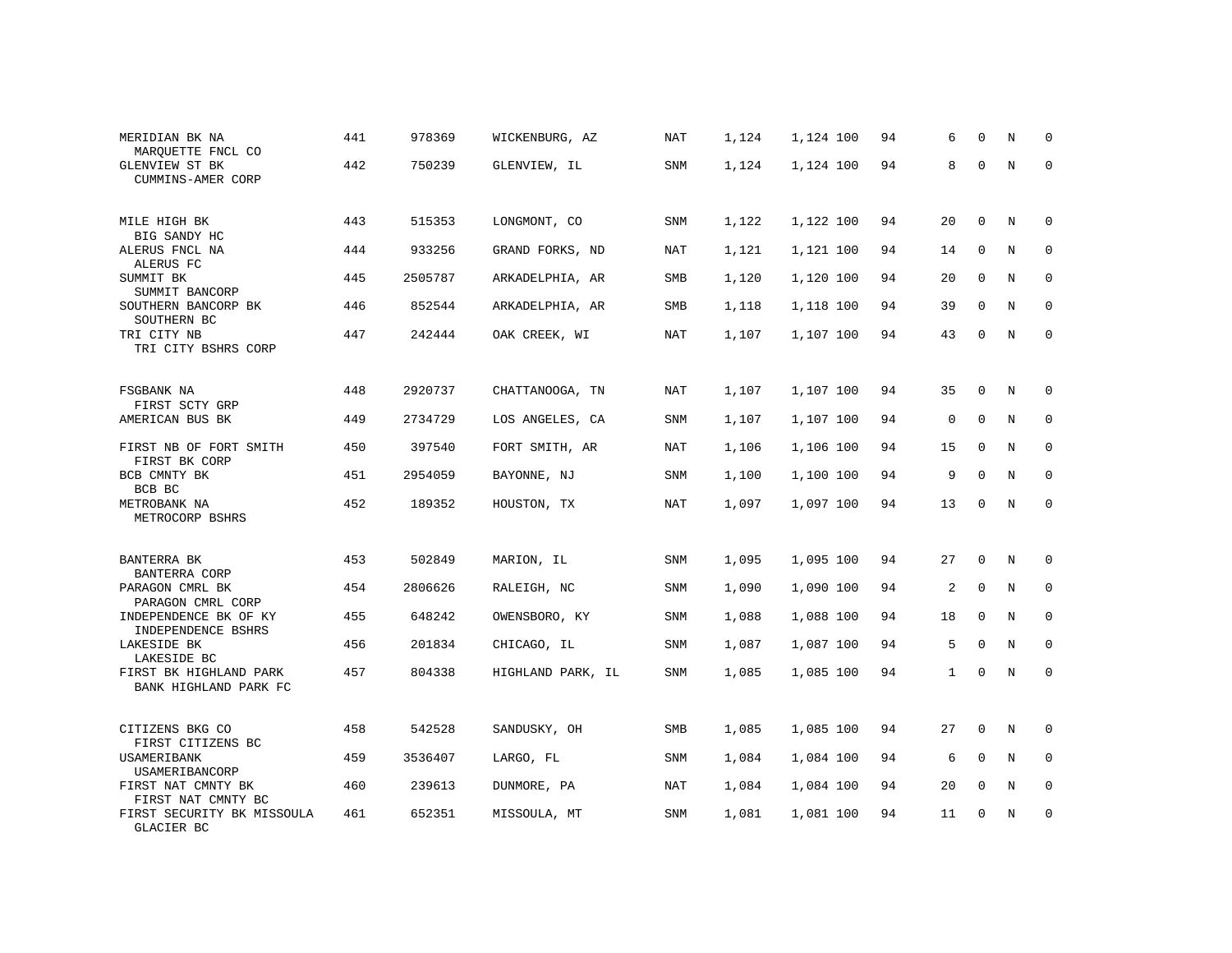| | | | | | | | | | | | | |
|---|---|---|---|---|---|---|---|---|---|---|---|---|
| MERIDIAN BK NA<br>MARQUETTE FNCL CO | 441 | 978369 | WICKENBURG, AZ | NAT | 1,124 | 1,124 | 100 | 94 | 6 | 0 | N | 0 |
| GLENVIEW ST BK<br>CUMMINS-AMER CORP | 442 | 750239 | GLENVIEW, IL | SNM | 1,124 | 1,124 | 100 | 94 | 8 | 0 | N | 0 |
| MILE HIGH BK<br>BIG SANDY HC | 443 | 515353 | LONGMONT, CO | SNM | 1,122 | 1,122 | 100 | 94 | 20 | 0 | N | 0 |
| ALERUS FNCL NA<br>ALERUS FC | 444 | 933256 | GRAND FORKS, ND | NAT | 1,121 | 1,121 | 100 | 94 | 14 | 0 | N | 0 |
| SUMMIT BK<br>SUMMIT BANCORP | 445 | 2505787 | ARKADELPHIA, AR | SMB | 1,120 | 1,120 | 100 | 94 | 20 | 0 | N | 0 |
| SOUTHERN BANCORP BK<br>SOUTHERN BC | 446 | 852544 | ARKADELPHIA, AR | SMB | 1,118 | 1,118 | 100 | 94 | 39 | 0 | N | 0 |
| TRI CITY NB<br>TRI CITY BSHRS CORP | 447 | 242444 | OAK CREEK, WI | NAT | 1,107 | 1,107 | 100 | 94 | 43 | 0 | N | 0 |
| FSGBANK NA<br>FIRST SCTY GRP | 448 | 2920737 | CHATTANOOGA, TN | NAT | 1,107 | 1,107 | 100 | 94 | 35 | 0 | N | 0 |
| AMERICAN BUS BK | 449 | 2734729 | LOS ANGELES, CA | SNM | 1,107 | 1,107 | 100 | 94 | 0 | 0 | N | 0 |
| FIRST NB OF FORT SMITH<br>FIRST BK CORP | 450 | 397540 | FORT SMITH, AR | NAT | 1,106 | 1,106 | 100 | 94 | 15 | 0 | N | 0 |
| BCB CMNTY BK<br>BCB BC | 451 | 2954059 | BAYONNE, NJ | SNM | 1,100 | 1,100 | 100 | 94 | 9 | 0 | N | 0 |
| METROBANK NA<br>METROCORP BSHRS | 452 | 189352 | HOUSTON, TX | NAT | 1,097 | 1,097 | 100 | 94 | 13 | 0 | N | 0 |
| BANTERRA BK<br>BANTERRA CORP | 453 | 502849 | MARION, IL | SNM | 1,095 | 1,095 | 100 | 94 | 27 | 0 | N | 0 |
| PARAGON CMRL BK<br>PARAGON CMRL CORP | 454 | 2806626 | RALEIGH, NC | SNM | 1,090 | 1,090 | 100 | 94 | 2 | 0 | N | 0 |
| INDEPENDENCE BK OF KY<br>INDEPENDENCE BSHRS | 455 | 648242 | OWENSBORO, KY | SNM | 1,088 | 1,088 | 100 | 94 | 18 | 0 | N | 0 |
| LAKESIDE BK<br>LAKESIDE BC | 456 | 201834 | CHICAGO, IL | SNM | 1,087 | 1,087 | 100 | 94 | 5 | 0 | N | 0 |
| FIRST BK HIGHLAND PARK<br>BANK HIGHLAND PARK FC | 457 | 804338 | HIGHLAND PARK, IL | SNM | 1,085 | 1,085 | 100 | 94 | 1 | 0 | N | 0 |
| CITIZENS BKG CO<br>FIRST CITIZENS BC | 458 | 542528 | SANDUSKY, OH | SMB | 1,085 | 1,085 | 100 | 94 | 27 | 0 | N | 0 |
| USAMERIBANK<br>USAMERIBANCORP | 459 | 3536407 | LARGO, FL | SNM | 1,084 | 1,084 | 100 | 94 | 6 | 0 | N | 0 |
| FIRST NAT CMNTY BK<br>FIRST NAT CMNTY BC | 460 | 239613 | DUNMORE, PA | NAT | 1,084 | 1,084 | 100 | 94 | 20 | 0 | N | 0 |
| FIRST SECURITY BK MISSOULA<br>GLACIER BC | 461 | 652351 | MISSOULA, MT | SNM | 1,081 | 1,081 | 100 | 94 | 11 | 0 | N | 0 |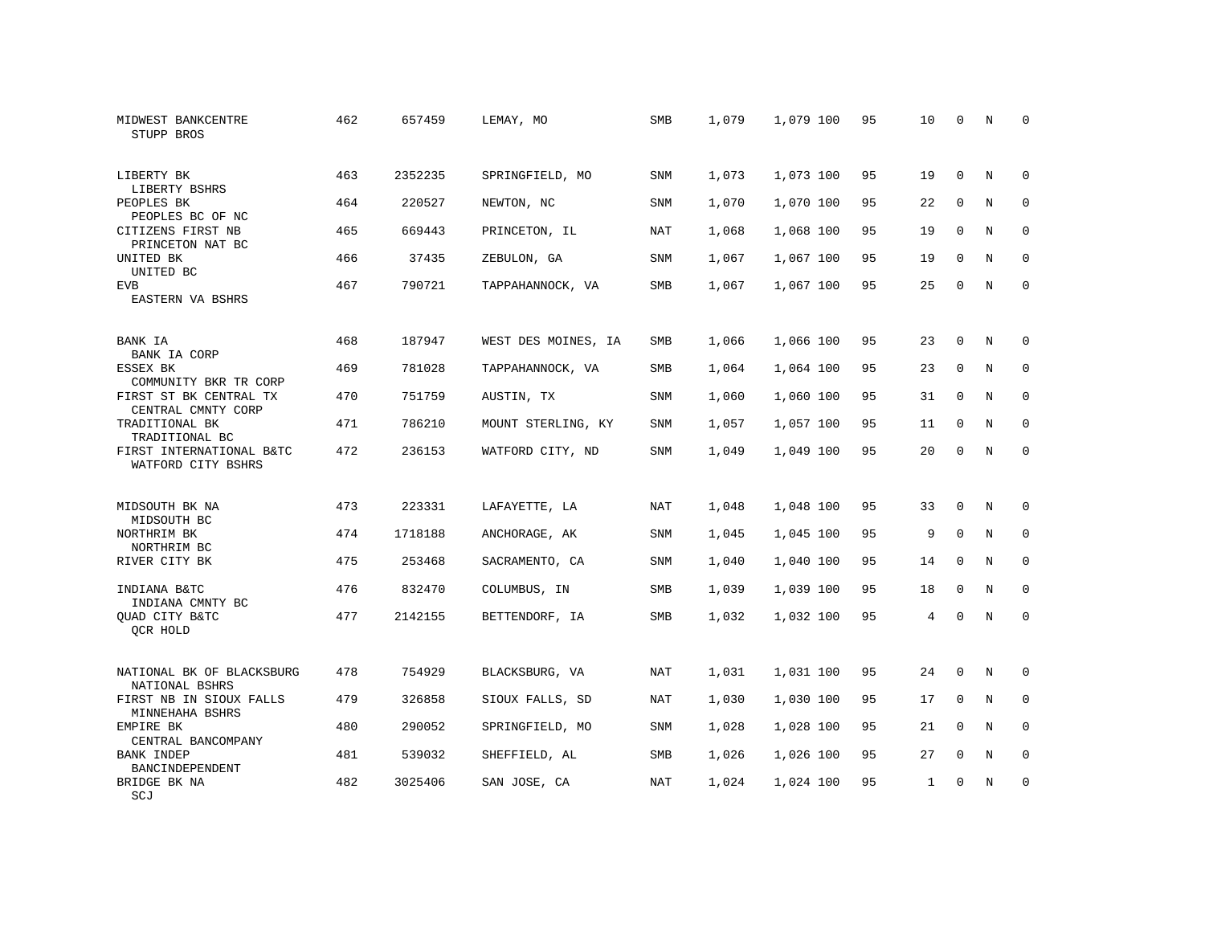| | | | | | | | | | | | | |
|---|---|---|---|---|---|---|---|---|---|---|---|---|
| MIDWEST BANKCENTRE<br>STUPP BROS | 462 | 657459 | LEMAY, MO | SMB | 1,079 | 1,079 | 100 | 95 | 10 | 0 | N | 0 |
| LIBERTY BK<br>LIBERTY BSHRS | 463 | 2352235 | SPRINGFIELD, MO | SNM | 1,073 | 1,073 | 100 | 95 | 19 | 0 | N | 0 |
| PEOPLES BK<br>PEOPLES BC OF NC | 464 | 220527 | NEWTON, NC | SNM | 1,070 | 1,070 | 100 | 95 | 22 | 0 | N | 0 |
| CITIZENS FIRST NB<br>PRINCETON NAT BC | 465 | 669443 | PRINCETON, IL | NAT | 1,068 | 1,068 | 100 | 95 | 19 | 0 | N | 0 |
| UNITED BK<br>UNITED BC | 466 | 37435 | ZEBULON, GA | SNM | 1,067 | 1,067 | 100 | 95 | 19 | 0 | N | 0 |
| EVB<br>EASTERN VA BSHRS | 467 | 790721 | TAPPAHANNOCK, VA | SMB | 1,067 | 1,067 | 100 | 95 | 25 | 0 | N | 0 |
| BANK IA<br>BANK IA CORP | 468 | 187947 | WEST DES MOINES, IA | SMB | 1,066 | 1,066 | 100 | 95 | 23 | 0 | N | 0 |
| ESSEX BK<br>COMMUNITY BKR TR CORP | 469 | 781028 | TAPPAHANNOCK, VA | SMB | 1,064 | 1,064 | 100 | 95 | 23 | 0 | N | 0 |
| FIRST ST BK CENTRAL TX<br>CENTRAL CMNTY CORP | 470 | 751759 | AUSTIN, TX | SNM | 1,060 | 1,060 | 100 | 95 | 31 | 0 | N | 0 |
| TRADITIONAL BK<br>TRADITIONAL BC | 471 | 786210 | MOUNT STERLING, KY | SNM | 1,057 | 1,057 | 100 | 95 | 11 | 0 | N | 0 |
| FIRST INTERNATIONAL B&TC<br>WATFORD CITY BSHRS | 472 | 236153 | WATFORD CITY, ND | SNM | 1,049 | 1,049 | 100 | 95 | 20 | 0 | N | 0 |
| MIDSOUTH BK NA<br>MIDSOUTH BC | 473 | 223331 | LAFAYETTE, LA | NAT | 1,048 | 1,048 | 100 | 95 | 33 | 0 | N | 0 |
| NORTHRIM BK<br>NORTHRIM BC | 474 | 1718188 | ANCHORAGE, AK | SNM | 1,045 | 1,045 | 100 | 95 | 9 | 0 | N | 0 |
| RIVER CITY BK | 475 | 253468 | SACRAMENTO, CA | SNM | 1,040 | 1,040 | 100 | 95 | 14 | 0 | N | 0 |
| INDIANA B&TC<br>INDIANA CMNTY BC | 476 | 832470 | COLUMBUS, IN | SMB | 1,039 | 1,039 | 100 | 95 | 18 | 0 | N | 0 |
| QUAD CITY B&TC<br>QCR HOLD | 477 | 2142155 | BETTENDORF, IA | SMB | 1,032 | 1,032 | 100 | 95 | 4 | 0 | N | 0 |
| NATIONAL BK OF BLACKSBURG<br>NATIONAL BSHRS | 478 | 754929 | BLACKSBURG, VA | NAT | 1,031 | 1,031 | 100 | 95 | 24 | 0 | N | 0 |
| FIRST NB IN SIOUX FALLS<br>MINNEHAHA BSHRS | 479 | 326858 | SIOUX FALLS, SD | NAT | 1,030 | 1,030 | 100 | 95 | 17 | 0 | N | 0 |
| EMPIRE BK<br>CENTRAL BANCOMPANY | 480 | 290052 | SPRINGFIELD, MO | SNM | 1,028 | 1,028 | 100 | 95 | 21 | 0 | N | 0 |
| BANK INDEP<br>BANCINDEPENDENT | 481 | 539032 | SHEFFIELD, AL | SMB | 1,026 | 1,026 | 100 | 95 | 27 | 0 | N | 0 |
| BRIDGE BK NA<br>SCJ | 482 | 3025406 | SAN JOSE, CA | NAT | 1,024 | 1,024 | 100 | 95 | 1 | 0 | N | 0 |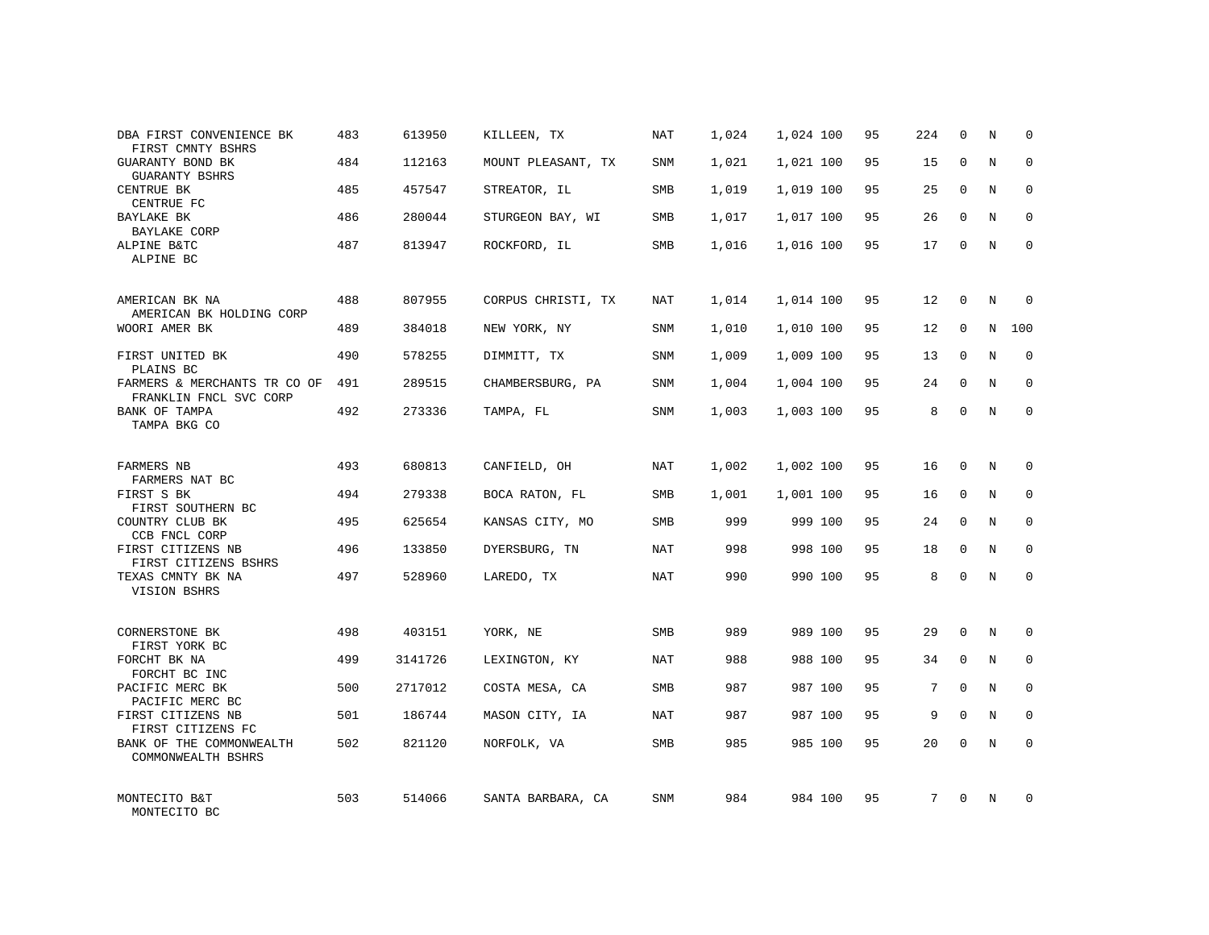| | | | | | | | | | | | | |
|---|---|---|---|---|---|---|---|---|---|---|---|---|
| DBA FIRST CONVENIENCE BK<br>FIRST CMNTY BSHRS | 483 | 613950 | KILLEEN, TX | NAT | 1,024 | 1,024 | 100 | 95 | 224 | 0 | N | 0 |
| GUARANTY BOND BK<br>GUARANTY BSHRS | 484 | 112163 | MOUNT PLEASANT, TX | SNM | 1,021 | 1,021 | 100 | 95 | 15 | 0 | N | 0 |
| CENTRUE BK<br>CENTRUE FC | 485 | 457547 | STREATOR, IL | SMB | 1,019 | 1,019 | 100 | 95 | 25 | 0 | N | 0 |
| BAYLAKE BK<br>BAYLAKE CORP | 486 | 280044 | STURGEON BAY, WI | SMB | 1,017 | 1,017 | 100 | 95 | 26 | 0 | N | 0 |
| ALPINE B&TC<br>ALPINE BC | 487 | 813947 | ROCKFORD, IL | SMB | 1,016 | 1,016 | 100 | 95 | 17 | 0 | N | 0 |
| AMERICAN BK NA<br>AMERICAN BK HOLDING CORP | 488 | 807955 | CORPUS CHRISTI, TX | NAT | 1,014 | 1,014 | 100 | 95 | 12 | 0 | N | 0 |
| WOORI AMER BK | 489 | 384018 | NEW YORK, NY | SNM | 1,010 | 1,010 | 100 | 95 | 12 | 0 | N | 100 |
| FIRST UNITED BK<br>PLAINS BC | 490 | 578255 | DIMMITT, TX | SNM | 1,009 | 1,009 | 100 | 95 | 13 | 0 | N | 0 |
| FARMERS & MERCHANTS TR CO OF<br>FRANKLIN FNCL SVC CORP | 491 | 289515 | CHAMBERSBURG, PA | SNM | 1,004 | 1,004 | 100 | 95 | 24 | 0 | N | 0 |
| BANK OF TAMPA<br>TAMPA BKG CO | 492 | 273336 | TAMPA, FL | SNM | 1,003 | 1,003 | 100 | 95 | 8 | 0 | N | 0 |
| FARMERS NB<br>FARMERS NAT BC | 493 | 680813 | CANFIELD, OH | NAT | 1,002 | 1,002 | 100 | 95 | 16 | 0 | N | 0 |
| FIRST S BK<br>FIRST SOUTHERN BC | 494 | 279338 | BOCA RATON, FL | SMB | 1,001 | 1,001 | 100 | 95 | 16 | 0 | N | 0 |
| COUNTRY CLUB BK<br>CCB FNCL CORP | 495 | 625654 | KANSAS CITY, MO | SMB | 999 | 999 | 100 | 95 | 24 | 0 | N | 0 |
| FIRST CITIZENS NB<br>FIRST CITIZENS BSHRS | 496 | 133850 | DYERSBURG, TN | NAT | 998 | 998 | 100 | 95 | 18 | 0 | N | 0 |
| TEXAS CMNTY BK NA<br>VISION BSHRS | 497 | 528960 | LAREDO, TX | NAT | 990 | 990 | 100 | 95 | 8 | 0 | N | 0 |
| CORNERSTONE BK<br>FIRST YORK BC | 498 | 403151 | YORK, NE | SMB | 989 | 989 | 100 | 95 | 29 | 0 | N | 0 |
| FORCHT BK NA<br>FORCHT BC INC | 499 | 3141726 | LEXINGTON, KY | NAT | 988 | 988 | 100 | 95 | 34 | 0 | N | 0 |
| PACIFIC MERC BK<br>PACIFIC MERC BC | 500 | 2717012 | COSTA MESA, CA | SMB | 987 | 987 | 100 | 95 | 7 | 0 | N | 0 |
| FIRST CITIZENS NB<br>FIRST CITIZENS FC | 501 | 186744 | MASON CITY, IA | NAT | 987 | 987 | 100 | 95 | 9 | 0 | N | 0 |
| BANK OF THE COMMONWEALTH<br>COMMONWEALTH BSHRS | 502 | 821120 | NORFOLK, VA | SMB | 985 | 985 | 100 | 95 | 20 | 0 | N | 0 |
| MONTECITO B&T<br>MONTECITO BC | 503 | 514066 | SANTA BARBARA, CA | SNM | 984 | 984 | 100 | 95 | 7 | 0 | N | 0 |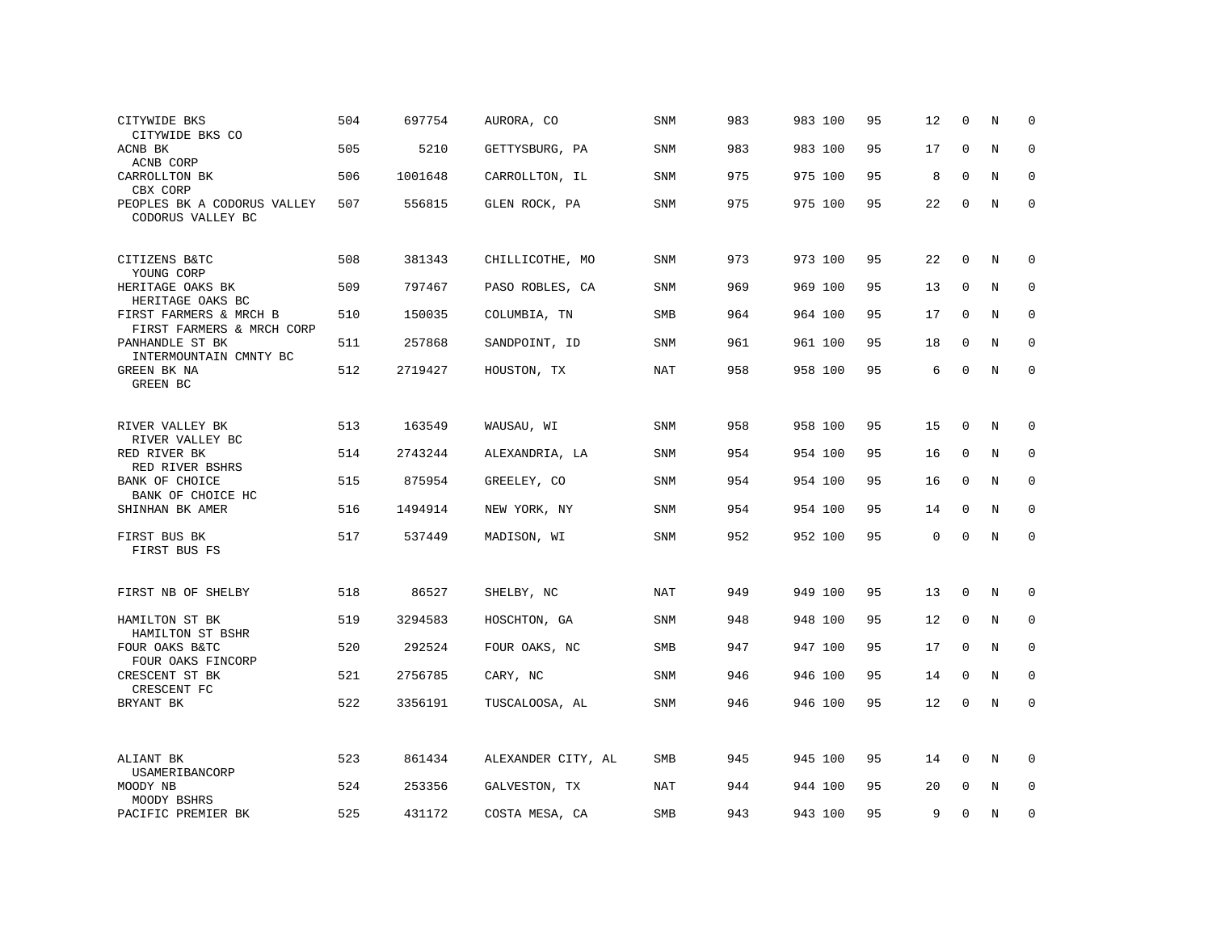| | | | | | | | | | | | | |
|---|---|---|---|---|---|---|---|---|---|---|---|---|
| CITYWIDE BKS<br>CITYWIDE BKS CO | 504 | 697754 | AURORA, CO | SNM | 983 | 983 | 100 | 95 | 12 | 0 | N | 0 |
| ACNB BK<br>ACNB CORP | 505 | 5210 | GETTYSBURG, PA | SNM | 983 | 983 | 100 | 95 | 17 | 0 | N | 0 |
| CARROLLTON BK<br>CBX CORP | 506 | 1001648 | CARROLLTON, IL | SNM | 975 | 975 | 100 | 95 | 8 | 0 | N | 0 |
| PEOPLES BK A CODORUS VALLEY<br>CODORUS VALLEY BC | 507 | 556815 | GLEN ROCK, PA | SNM | 975 | 975 | 100 | 95 | 22 | 0 | N | 0 |
| CITIZENS B&TC<br>YOUNG CORP | 508 | 381343 | CHILLICOTHE, MO | SNM | 973 | 973 | 100 | 95 | 22 | 0 | N | 0 |
| HERITAGE OAKS BK<br>HERITAGE OAKS BC | 509 | 797467 | PASO ROBLES, CA | SNM | 969 | 969 | 100 | 95 | 13 | 0 | N | 0 |
| FIRST FARMERS & MRCH B<br>FIRST FARMERS & MRCH CORP | 510 | 150035 | COLUMBIA, TN | SMB | 964 | 964 | 100 | 95 | 17 | 0 | N | 0 |
| PANHANDLE ST BK<br>INTERMOUNTAIN CMNTY BC | 511 | 257868 | SANDPOINT, ID | SNM | 961 | 961 | 100 | 95 | 18 | 0 | N | 0 |
| GREEN BK NA<br>GREEN BC | 512 | 2719427 | HOUSTON, TX | NAT | 958 | 958 | 100 | 95 | 6 | 0 | N | 0 |
| RIVER VALLEY BK<br>RIVER VALLEY BC | 513 | 163549 | WAUSAU, WI | SNM | 958 | 958 | 100 | 95 | 15 | 0 | N | 0 |
| RED RIVER BK<br>RED RIVER BSHRS | 514 | 2743244 | ALEXANDRIA, LA | SNM | 954 | 954 | 100 | 95 | 16 | 0 | N | 0 |
| BANK OF CHOICE<br>BANK OF CHOICE HC | 515 | 875954 | GREELEY, CO | SNM | 954 | 954 | 100 | 95 | 16 | 0 | N | 0 |
| SHINHAN BK AMER | 516 | 1494914 | NEW YORK, NY | SNM | 954 | 954 | 100 | 95 | 14 | 0 | N | 0 |
| FIRST BUS BK<br>FIRST BUS FS | 517 | 537449 | MADISON, WI | SNM | 952 | 952 | 100 | 95 | 0 | 0 | N | 0 |
| FIRST NB OF SHELBY | 518 | 86527 | SHELBY, NC | NAT | 949 | 949 | 100 | 95 | 13 | 0 | N | 0 |
| HAMILTON ST BK<br>HAMILTON ST BSHR | 519 | 3294583 | HOSCHTON, GA | SNM | 948 | 948 | 100 | 95 | 12 | 0 | N | 0 |
| FOUR OAKS B&TC<br>FOUR OAKS FINCORP | 520 | 292524 | FOUR OAKS, NC | SMB | 947 | 947 | 100 | 95 | 17 | 0 | N | 0 |
| CRESCENT ST BK<br>CRESCENT FC | 521 | 2756785 | CARY, NC | SNM | 946 | 946 | 100 | 95 | 14 | 0 | N | 0 |
| BRYANT BK | 522 | 3356191 | TUSCALOOSA, AL | SNM | 946 | 946 | 100 | 95 | 12 | 0 | N | 0 |
| ALIANT BK<br>USAMERIBANCORP | 523 | 861434 | ALEXANDER CITY, AL | SMB | 945 | 945 | 100 | 95 | 14 | 0 | N | 0 |
| MOODY NB<br>MOODY BSHRS | 524 | 253356 | GALVESTON, TX | NAT | 944 | 944 | 100 | 95 | 20 | 0 | N | 0 |
| PACIFIC PREMIER BK | 525 | 431172 | COSTA MESA, CA | SMB | 943 | 943 | 100 | 95 | 9 | 0 | N | 0 |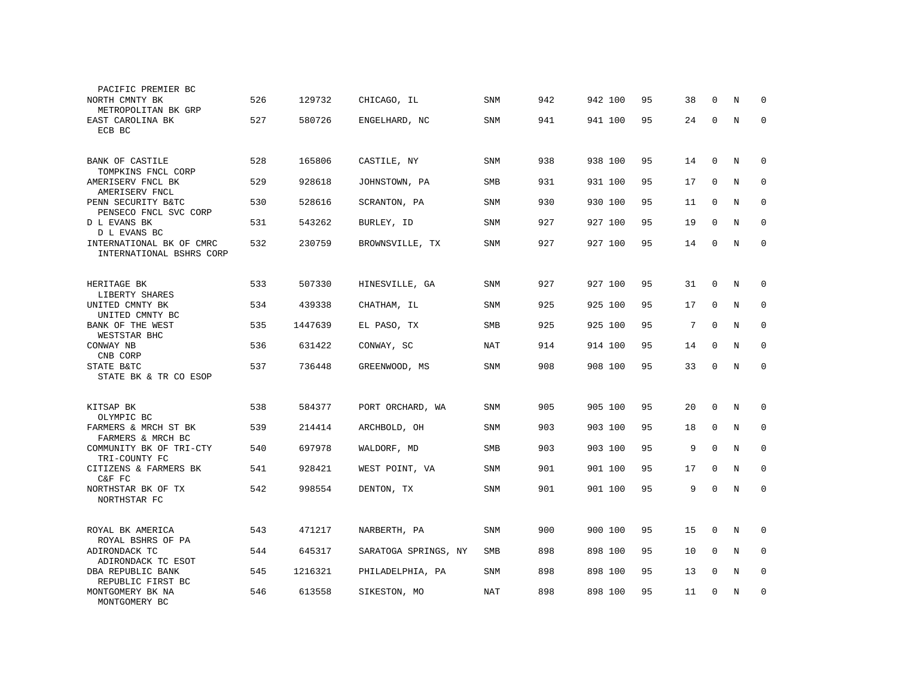| | | | | | | | | | | | | |
|---|---|---|---|---|---|---|---|---|---|---|---|---|
| PACIFIC PREMIER BC | | | | | | | | | | | | |
| NORTH CMNTY BK<br>METROPOLITAN BK GRP | 526 | 129732 | CHICAGO, IL | SNM | 942 | 942 | 100 | 95 | 38 | 0 | N | 0 |
| EAST CAROLINA BK<br>ECB BC | 527 | 580726 | ENGELHARD, NC | SNM | 941 | 941 | 100 | 95 | 24 | 0 | N | 0 |
| BANK OF CASTILE<br>TOMPKINS FNCL CORP | 528 | 165806 | CASTILE, NY | SNM | 938 | 938 | 100 | 95 | 14 | 0 | N | 0 |
| AMERISERV FNCL BK<br>AMERISERV FNCL | 529 | 928618 | JOHNSTOWN, PA | SMB | 931 | 931 | 100 | 95 | 17 | 0 | N | 0 |
| PENN SECURITY B&TC<br>PENSECO FNCL SVC CORP | 530 | 528616 | SCRANTON, PA | SNM | 930 | 930 | 100 | 95 | 11 | 0 | N | 0 |
| D L EVANS BK<br>D L EVANS BC | 531 | 543262 | BURLEY, ID | SNM | 927 | 927 | 100 | 95 | 19 | 0 | N | 0 |
| INTERNATIONAL BK OF CMRC<br>INTERNATIONAL BSHRS CORP | 532 | 230759 | BROWNSVILLE, TX | SNM | 927 | 927 | 100 | 95 | 14 | 0 | N | 0 |
| HERITAGE BK<br>LIBERTY SHARES | 533 | 507330 | HINESVILLE, GA | SNM | 927 | 927 | 100 | 95 | 31 | 0 | N | 0 |
| UNITED CMNTY BK<br>UNITED CMNTY BC | 534 | 439338 | CHATHAM, IL | SNM | 925 | 925 | 100 | 95 | 17 | 0 | N | 0 |
| BANK OF THE WEST<br>WESTSTAR BHC | 535 | 1447639 | EL PASO, TX | SMB | 925 | 925 | 100 | 95 | 7 | 0 | N | 0 |
| CONWAY NB<br>CNB CORP | 536 | 631422 | CONWAY, SC | NAT | 914 | 914 | 100 | 95 | 14 | 0 | N | 0 |
| STATE B&TC<br>STATE BK & TR CO ESOP | 537 | 736448 | GREENWOOD, MS | SNM | 908 | 908 | 100 | 95 | 33 | 0 | N | 0 |
| KITSAP BK<br>OLYMPIC BC | 538 | 584377 | PORT ORCHARD, WA | SNM | 905 | 905 | 100 | 95 | 20 | 0 | N | 0 |
| FARMERS & MRCH ST BK<br>FARMERS & MRCH BC | 539 | 214414 | ARCHBOLD, OH | SNM | 903 | 903 | 100 | 95 | 18 | 0 | N | 0 |
| COMMUNITY BK OF TRI-CTY<br>TRI-COUNTY FC | 540 | 697978 | WALDORF, MD | SMB | 903 | 903 | 100 | 95 | 9 | 0 | N | 0 |
| CITIZENS & FARMERS BK<br>C&F FC | 541 | 928421 | WEST POINT, VA | SNM | 901 | 901 | 100 | 95 | 17 | 0 | N | 0 |
| NORTHSTAR BK OF TX<br>NORTHSTAR FC | 542 | 998554 | DENTON, TX | SNM | 901 | 901 | 100 | 95 | 9 | 0 | N | 0 |
| ROYAL BK AMERICA<br>ROYAL BSHRS OF PA | 543 | 471217 | NARBERTH, PA | SNM | 900 | 900 | 100 | 95 | 15 | 0 | N | 0 |
| ADIRONDACK TC<br>ADIRONDACK TC ESOT | 544 | 645317 | SARATOGA SPRINGS, NY | SMB | 898 | 898 | 100 | 95 | 10 | 0 | N | 0 |
| DBA REPUBLIC BANK<br>REPUBLIC FIRST BC | 545 | 1216321 | PHILADELPHIA, PA | SNM | 898 | 898 | 100 | 95 | 13 | 0 | N | 0 |
| MONTGOMERY BK NA<br>MONTGOMERY BC | 546 | 613558 | SIKESTON, MO | NAT | 898 | 898 | 100 | 95 | 11 | 0 | N | 0 |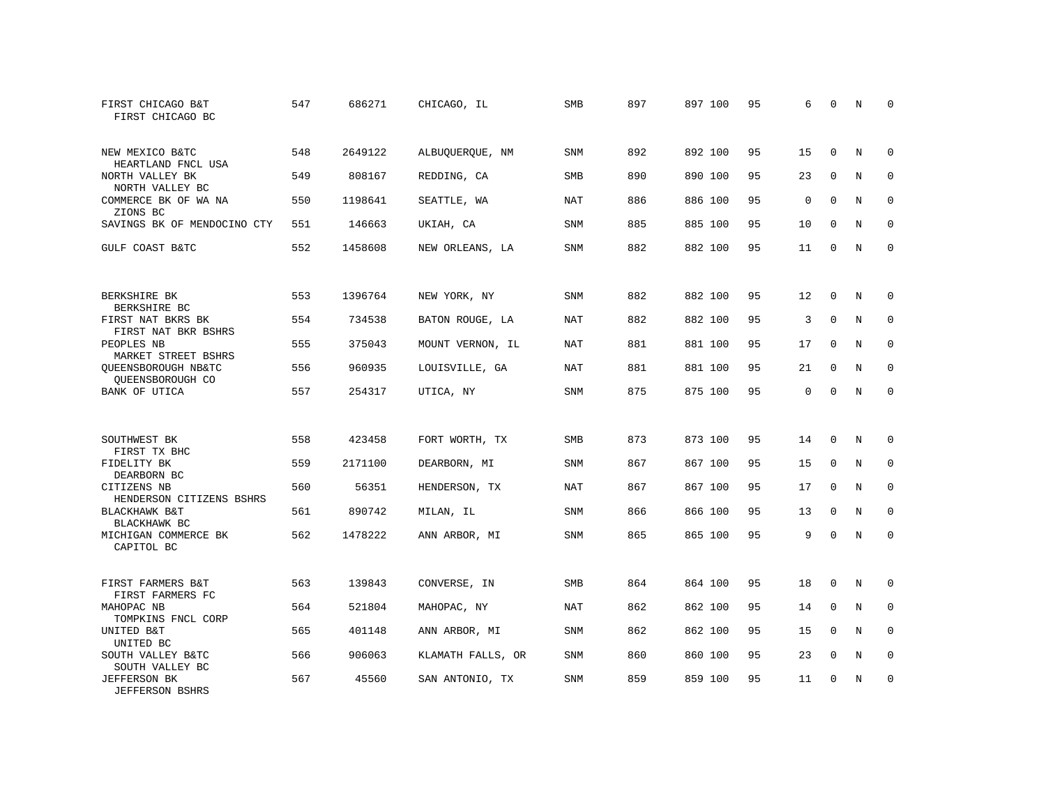| | | | | | | | | | | | | |
|---|---|---|---|---|---|---|---|---|---|---|---|---|
| FIRST CHICAGO B&T<br>FIRST CHICAGO BC | 547 | 686271 | CHICAGO, IL | SMB | 897 | 897 | 100 | 95 | 6 | 0 | N | 0 |
| NEW MEXICO B&TC<br>HEARTLAND FNCL USA | 548 | 2649122 | ALBUQUERQUE, NM | SNM | 892 | 892 | 100 | 95 | 15 | 0 | N | 0 |
| NORTH VALLEY BK<br>NORTH VALLEY BC | 549 | 808167 | REDDING, CA | SMB | 890 | 890 | 100 | 95 | 23 | 0 | N | 0 |
| COMMERCE BK OF WA NA<br>ZIONS BC | 550 | 1198641 | SEATTLE, WA | NAT | 886 | 886 | 100 | 95 | 0 | 0 | N | 0 |
| SAVINGS BK OF MENDOCINO CTY | 551 | 146663 | UKIAH, CA | SNM | 885 | 885 | 100 | 95 | 10 | 0 | N | 0 |
| GULF COAST B&TC | 552 | 1458608 | NEW ORLEANS, LA | SNM | 882 | 882 | 100 | 95 | 11 | 0 | N | 0 |
| BERKSHIRE BK<br>BERKSHIRE BC | 553 | 1396764 | NEW YORK, NY | SNM | 882 | 882 | 100 | 95 | 12 | 0 | N | 0 |
| FIRST NAT BKRS BK<br>FIRST NAT BKR BSHRS | 554 | 734538 | BATON ROUGE, LA | NAT | 882 | 882 | 100 | 95 | 3 | 0 | N | 0 |
| PEOPLES NB<br>MARKET STREET BSHRS | 555 | 375043 | MOUNT VERNON, IL | NAT | 881 | 881 | 100 | 95 | 17 | 0 | N | 0 |
| QUEENSBOROUGH NB&TC<br>QUEENSBOROUGH CO | 556 | 960935 | LOUISVILLE, GA | NAT | 881 | 881 | 100 | 95 | 21 | 0 | N | 0 |
| BANK OF UTICA | 557 | 254317 | UTICA, NY | SNM | 875 | 875 | 100 | 95 | 0 | 0 | N | 0 |
| SOUTHWEST BK<br>FIRST TX BHC | 558 | 423458 | FORT WORTH, TX | SMB | 873 | 873 | 100 | 95 | 14 | 0 | N | 0 |
| FIDELITY BK<br>DEARBORN BC | 559 | 2171100 | DEARBORN, MI | SNM | 867 | 867 | 100 | 95 | 15 | 0 | N | 0 |
| CITIZENS NB<br>HENDERSON CITIZENS BSHRS | 560 | 56351 | HENDERSON, TX | NAT | 867 | 867 | 100 | 95 | 17 | 0 | N | 0 |
| BLACKHAWK B&T<br>BLACKHAWK BC | 561 | 890742 | MILAN, IL | SNM | 866 | 866 | 100 | 95 | 13 | 0 | N | 0 |
| MICHIGAN COMMERCE BK<br>CAPITOL BC | 562 | 1478222 | ANN ARBOR, MI | SNM | 865 | 865 | 100 | 95 | 9 | 0 | N | 0 |
| FIRST FARMERS B&T<br>FIRST FARMERS FC | 563 | 139843 | CONVERSE, IN | SMB | 864 | 864 | 100 | 95 | 18 | 0 | N | 0 |
| MAHOPAC NB<br>TOMPKINS FNCL CORP | 564 | 521804 | MAHOPAC, NY | NAT | 862 | 862 | 100 | 95 | 14 | 0 | N | 0 |
| UNITED B&T<br>UNITED BC | 565 | 401148 | ANN ARBOR, MI | SNM | 862 | 862 | 100 | 95 | 15 | 0 | N | 0 |
| SOUTH VALLEY B&TC<br>SOUTH VALLEY BC | 566 | 906063 | KLAMATH FALLS, OR | SNM | 860 | 860 | 100 | 95 | 23 | 0 | N | 0 |
| JEFFERSON BK<br>JEFFERSON BSHRS | 567 | 45560 | SAN ANTONIO, TX | SNM | 859 | 859 | 100 | 95 | 11 | 0 | N | 0 |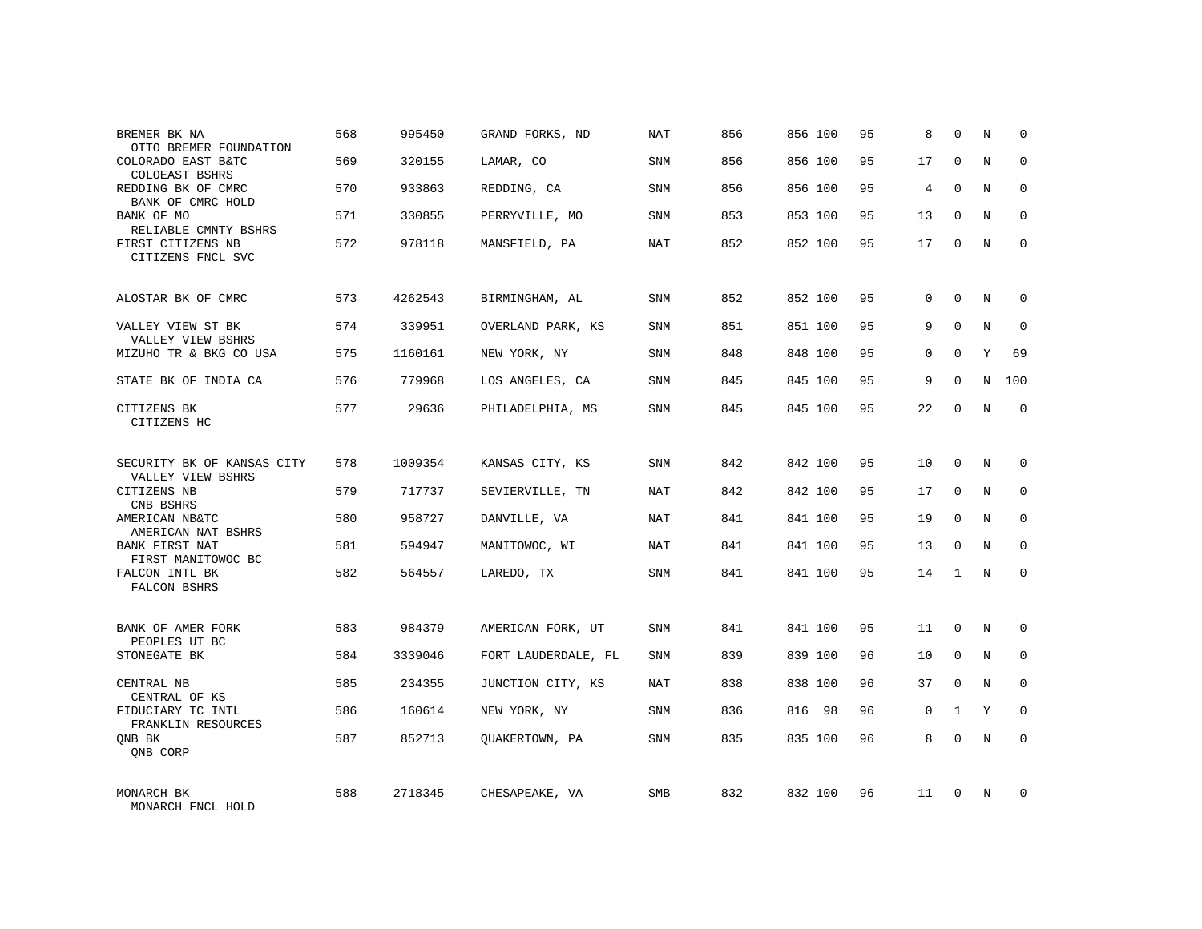| | | | | | | | | | | | | |
|---|---|---|---|---|---|---|---|---|---|---|---|---|
| BREMER BK NA<br>OTTO BREMER FOUNDATION | 568 | 995450 | GRAND FORKS, ND | NAT | 856 | 856 | 100 | 95 | 8 | 0 | N | 0 |
| COLORADO EAST B&TC<br>COLOEAST BSHRS | 569 | 320155 | LAMAR, CO | SNM | 856 | 856 | 100 | 95 | 17 | 0 | N | 0 |
| REDDING BK OF CMRC<br>BANK OF CMRC HOLD | 570 | 933863 | REDDING, CA | SNM | 856 | 856 | 100 | 95 | 4 | 0 | N | 0 |
| BANK OF MO<br>RELIABLE CMNTY BSHRS | 571 | 330855 | PERRYVILLE, MO | SNM | 853 | 853 | 100 | 95 | 13 | 0 | N | 0 |
| FIRST CITIZENS NB<br>CITIZENS FNCL SVC | 572 | 978118 | MANSFIELD, PA | NAT | 852 | 852 | 100 | 95 | 17 | 0 | N | 0 |
| ALOSTAR BK OF CMRC | 573 | 4262543 | BIRMINGHAM, AL | SNM | 852 | 852 | 100 | 95 | 0 | 0 | N | 0 |
| VALLEY VIEW ST BK<br>VALLEY VIEW BSHRS | 574 | 339951 | OVERLAND PARK, KS | SNM | 851 | 851 | 100 | 95 | 9 | 0 | N | 0 |
| MIZUHO TR & BKG CO USA | 575 | 1160161 | NEW YORK, NY | SNM | 848 | 848 | 100 | 95 | 0 | 0 | Y | 69 |
| STATE BK OF INDIA CA | 576 | 779968 | LOS ANGELES, CA | SNM | 845 | 845 | 100 | 95 | 9 | 0 | N | 100 |
| CITIZENS BK<br>CITIZENS HC | 577 | 29636 | PHILADELPHIA, MS | SNM | 845 | 845 | 100 | 95 | 22 | 0 | N | 0 |
| SECURITY BK OF KANSAS CITY<br>VALLEY VIEW BSHRS | 578 | 1009354 | KANSAS CITY, KS | SNM | 842 | 842 | 100 | 95 | 10 | 0 | N | 0 |
| CITIZENS NB<br>CNB BSHRS | 579 | 717737 | SEVIERVILLE, TN | NAT | 842 | 842 | 100 | 95 | 17 | 0 | N | 0 |
| AMERICAN NB&TC<br>AMERICAN NAT BSHRS | 580 | 958727 | DANVILLE, VA | NAT | 841 | 841 | 100 | 95 | 19 | 0 | N | 0 |
| BANK FIRST NAT<br>FIRST MANITOWOC BC | 581 | 594947 | MANITOWOC, WI | NAT | 841 | 841 | 100 | 95 | 13 | 0 | N | 0 |
| FALCON INTL BK<br>FALCON BSHRS | 582 | 564557 | LAREDO, TX | SNM | 841 | 841 | 100 | 95 | 14 | 1 | N | 0 |
| BANK OF AMER FORK<br>PEOPLES UT BC | 583 | 984379 | AMERICAN FORK, UT | SNM | 841 | 841 | 100 | 95 | 11 | 0 | N | 0 |
| STONEGATE BK | 584 | 3339046 | FORT LAUDERDALE, FL | SNM | 839 | 839 | 100 | 96 | 10 | 0 | N | 0 |
| CENTRAL NB<br>CENTRAL OF KS | 585 | 234355 | JUNCTION CITY, KS | NAT | 838 | 838 | 100 | 96 | 37 | 0 | N | 0 |
| FIDUCIARY TC INTL<br>FRANKLIN RESOURCES | 586 | 160614 | NEW YORK, NY | SNM | 836 | 816 | 98 | 96 | 0 | 1 | Y | 0 |
| QNB BK<br>QNB CORP | 587 | 852713 | QUAKERTOWN, PA | SNM | 835 | 835 | 100 | 96 | 8 | 0 | N | 0 |
| MONARCH BK<br>MONARCH FNCL HOLD | 588 | 2718345 | CHESAPEAKE, VA | SMB | 832 | 832 | 100 | 96 | 11 | 0 | N | 0 |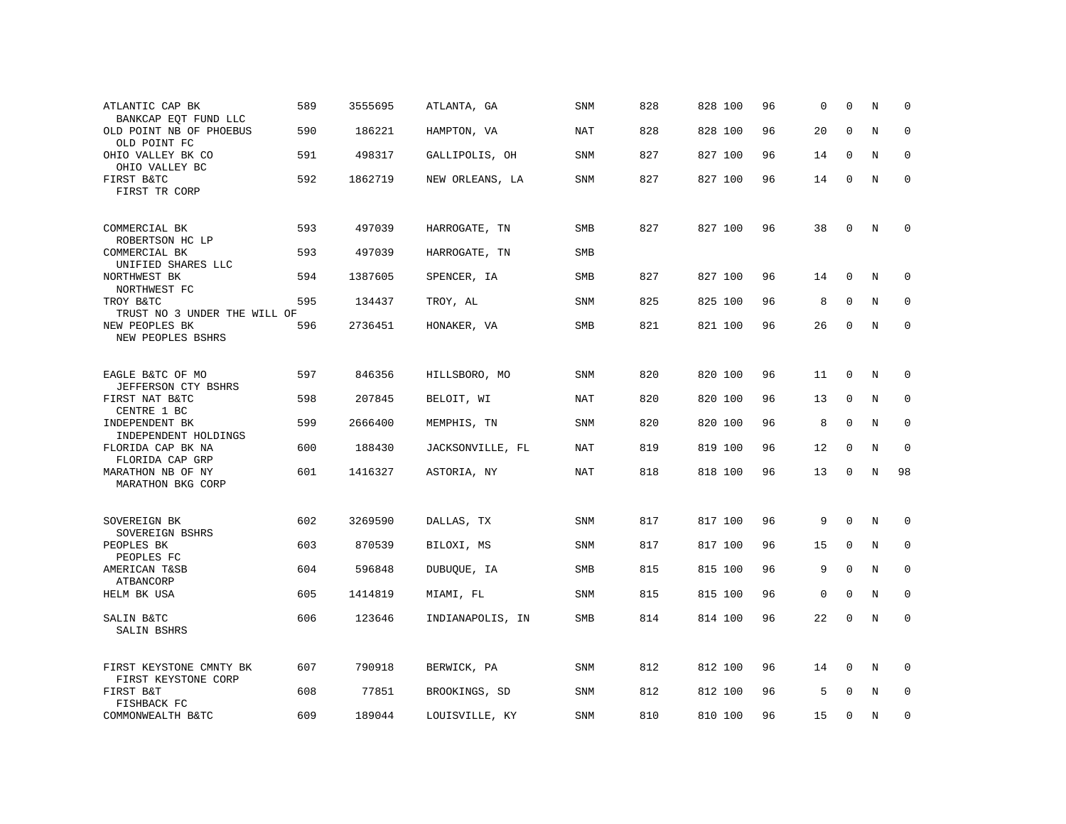| | | | | | | | | | | | |
|---|---|---|---|---|---|---|---|---|---|---|---|
| ATLANTIC CAP BK<br>BANKCAP EQT FUND LLC | 589 | 3555695 | ATLANTA, GA | SNM | 828 | 828 100 | 96 | 0 | 0 | N | 0 |
| OLD POINT NB OF PHOEBUS<br>OLD POINT FC | 590 | 186221 | HAMPTON, VA | NAT | 828 | 828 100 | 96 | 20 | 0 | N | 0 |
| OHIO VALLEY BK CO<br>OHIO VALLEY BC | 591 | 498317 | GALLIPOLIS, OH | SNM | 827 | 827 100 | 96 | 14 | 0 | N | 0 |
| FIRST B&TC<br>FIRST TR CORP | 592 | 1862719 | NEW ORLEANS, LA | SNM | 827 | 827 100 | 96 | 14 | 0 | N | 0 |
| COMMERCIAL BK<br>ROBERTSON HC LP | 593 | 497039 | HARROGATE, TN | SMB | 827 | 827 100 | 96 | 38 | 0 | N | 0 |
| COMMERCIAL BK<br>UNIFIED SHARES LLC | 593 | 497039 | HARROGATE, TN | SMB | | | | | | | |
| NORTHWEST BK<br>NORTHWEST FC | 594 | 1387605 | SPENCER, IA | SMB | 827 | 827 100 | 96 | 14 | 0 | N | 0 |
| TROY B&TC<br>TRUST NO 3 UNDER THE WILL OF | 595 | 134437 | TROY, AL | SNM | 825 | 825 100 | 96 | 8 | 0 | N | 0 |
| NEW PEOPLES BK<br>NEW PEOPLES BSHRS | 596 | 2736451 | HONAKER, VA | SMB | 821 | 821 100 | 96 | 26 | 0 | N | 0 |
| EAGLE B&TC OF MO<br>JEFFERSON CTY BSHRS | 597 | 846356 | HILLSBORO, MO | SNM | 820 | 820 100 | 96 | 11 | 0 | N | 0 |
| FIRST NAT B&TC<br>CENTRE 1 BC | 598 | 207845 | BELOIT, WI | NAT | 820 | 820 100 | 96 | 13 | 0 | N | 0 |
| INDEPENDENT BK<br>INDEPENDENT HOLDINGS | 599 | 2666400 | MEMPHIS, TN | SNM | 820 | 820 100 | 96 | 8 | 0 | N | 0 |
| FLORIDA CAP BK NA<br>FLORIDA CAP GRP | 600 | 188430 | JACKSONVILLE, FL | NAT | 819 | 819 100 | 96 | 12 | 0 | N | 0 |
| MARATHON NB OF NY<br>MARATHON BKG CORP | 601 | 1416327 | ASTORIA, NY | NAT | 818 | 818 100 | 96 | 13 | 0 | N | 98 |
| SOVEREIGN BK<br>SOVEREIGN BSHRS | 602 | 3269590 | DALLAS, TX | SNM | 817 | 817 100 | 96 | 9 | 0 | N | 0 |
| PEOPLES BK<br>PEOPLES FC | 603 | 870539 | BILOXI, MS | SNM | 817 | 817 100 | 96 | 15 | 0 | N | 0 |
| AMERICAN T&SB<br>ATBANCORP | 604 | 596848 | DUBUQUE, IA | SMB | 815 | 815 100 | 96 | 9 | 0 | N | 0 |
| HELM BK USA | 605 | 1414819 | MIAMI, FL | SNM | 815 | 815 100 | 96 | 0 | 0 | N | 0 |
| SALIN B&TC<br>SALIN BSHRS | 606 | 123646 | INDIANAPOLIS, IN | SMB | 814 | 814 100 | 96 | 22 | 0 | N | 0 |
| FIRST KEYSTONE CMNTY BK<br>FIRST KEYSTONE CORP | 607 | 790918 | BERWICK, PA | SNM | 812 | 812 100 | 96 | 14 | 0 | N | 0 |
| FIRST B&T<br>FISHBACK FC | 608 | 77851 | BROOKINGS, SD | SNM | 812 | 812 100 | 96 | 5 | 0 | N | 0 |
| COMMONWEALTH B&TC | 609 | 189044 | LOUISVILLE, KY | SNM | 810 | 810 100 | 96 | 15 | 0 | N | 0 |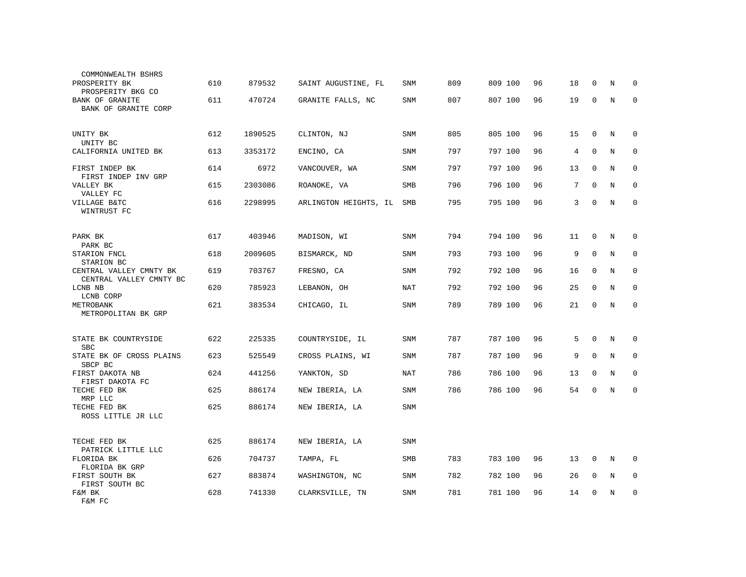| Name | Rank | ID | Location | Type | Col1 | Col2 | Col3 | Col4 | Col5 | Col6 | Col7 | Col8 |
|---|---|---|---|---|---|---|---|---|---|---|---|---|
| COMMONWEALTH BSHRS | | | | | | | | | | | | |
| PROSPERITY BK<br>PROSPERITY BKG CO | 610 | 879532 | SAINT AUGUSTINE, FL | SNM | 809 | 809 | 100 | 96 | 18 | 0 | N | 0 |
| BANK OF GRANITE<br>BANK OF GRANITE CORP | 611 | 470724 | GRANITE FALLS, NC | SNM | 807 | 807 | 100 | 96 | 19 | 0 | N | 0 |
| UNITY BK<br>UNITY BC | 612 | 1890525 | CLINTON, NJ | SNM | 805 | 805 | 100 | 96 | 15 | 0 | N | 0 |
| CALIFORNIA UNITED BK | 613 | 3353172 | ENCINO, CA | SNM | 797 | 797 | 100 | 96 | 4 | 0 | N | 0 |
| FIRST INDEP BK<br>FIRST INDEP INV GRP | 614 | 6972 | VANCOUVER, WA | SNM | 797 | 797 | 100 | 96 | 13 | 0 | N | 0 |
| VALLEY BK<br>VALLEY FC | 615 | 2303086 | ROANOKE, VA | SMB | 796 | 796 | 100 | 96 | 7 | 0 | N | 0 |
| VILLAGE B&TC<br>WINTRUST FC | 616 | 2298995 | ARLINGTON HEIGHTS, IL | SMB | 795 | 795 | 100 | 96 | 3 | 0 | N | 0 |
| PARK BK<br>PARK BC | 617 | 403946 | MADISON, WI | SNM | 794 | 794 | 100 | 96 | 11 | 0 | N | 0 |
| STARION FNCL<br>STARION BC | 618 | 2009605 | BISMARCK, ND | SNM | 793 | 793 | 100 | 96 | 9 | 0 | N | 0 |
| CENTRAL VALLEY CMNTY BK<br>CENTRAL VALLEY CMNTY BC | 619 | 703767 | FRESNO, CA | SNM | 792 | 792 | 100 | 96 | 16 | 0 | N | 0 |
| LCNB NB<br>LCNB CORP | 620 | 785923 | LEBANON, OH | NAT | 792 | 792 | 100 | 96 | 25 | 0 | N | 0 |
| METROBANK<br>METROPOLITAN BK GRP | 621 | 383534 | CHICAGO, IL | SNM | 789 | 789 | 100 | 96 | 21 | 0 | N | 0 |
| STATE BK COUNTRYSIDE<br>SBC | 622 | 225335 | COUNTRYSIDE, IL | SNM | 787 | 787 | 100 | 96 | 5 | 0 | N | 0 |
| STATE BK OF CROSS PLAINS<br>SBCP BC | 623 | 525549 | CROSS PLAINS, WI | SNM | 787 | 787 | 100 | 96 | 9 | 0 | N | 0 |
| FIRST DAKOTA NB<br>FIRST DAKOTA FC | 624 | 441256 | YANKTON, SD | NAT | 786 | 786 | 100 | 96 | 13 | 0 | N | 0 |
| TECHE FED BK<br>MRP LLC | 625 | 886174 | NEW IBERIA, LA | SNM | 786 | 786 | 100 | 96 | 54 | 0 | N | 0 |
| TECHE FED BK<br>ROSS LITTLE JR LLC | 625 | 886174 | NEW IBERIA, LA | SNM | | | | | | | | |
| TECHE FED BK<br>PATRICK LITTLE LLC | 625 | 886174 | NEW IBERIA, LA | SNM | | | | | | | | |
| FLORIDA BK<br>FLORIDA BK GRP | 626 | 704737 | TAMPA, FL | SMB | 783 | 783 | 100 | 96 | 13 | 0 | N | 0 |
| FIRST SOUTH BK<br>FIRST SOUTH BC | 627 | 883874 | WASHINGTON, NC | SNM | 782 | 782 | 100 | 96 | 26 | 0 | N | 0 |
| F&M BK<br>F&M FC | 628 | 741330 | CLARKSVILLE, TN | SNM | 781 | 781 | 100 | 96 | 14 | 0 | N | 0 |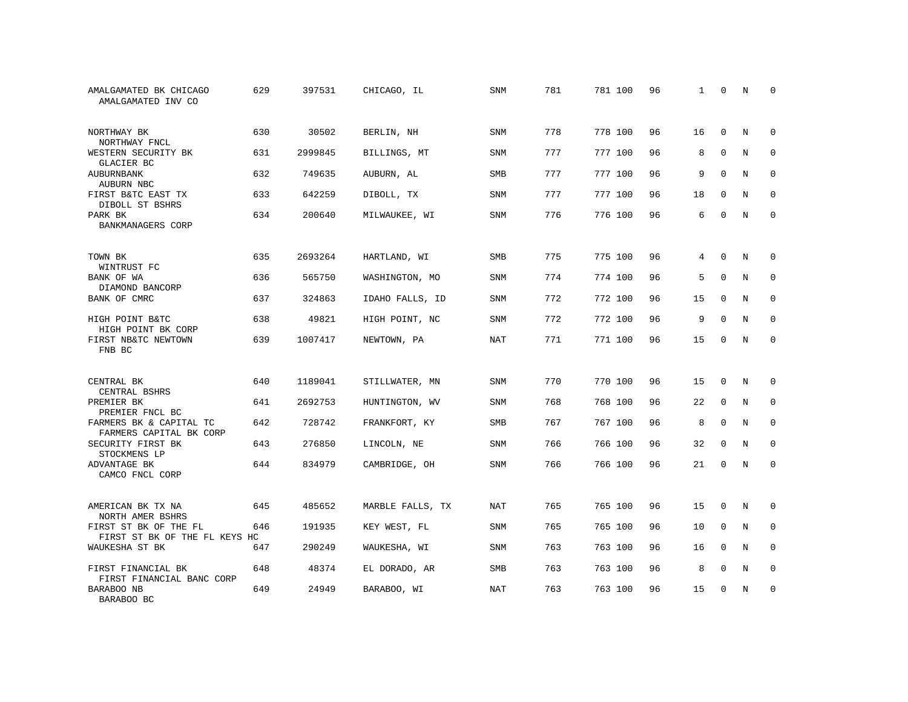| | | | | | | | | | | | | |
|---|---|---|---|---|---|---|---|---|---|---|---|---|
| AMALGAMATED BK CHICAGO<br>AMALGAMATED INV CO | 629 | 397531 | CHICAGO, IL | SNM | 781 | 781 | 100 | 96 | 1 | 0 | N | 0 |
| NORTHWAY BK<br>NORTHWAY FNCL | 630 | 30502 | BERLIN, NH | SNM | 778 | 778 | 100 | 96 | 16 | 0 | N | 0 |
| WESTERN SECURITY BK<br>GLACIER BC | 631 | 2999845 | BILLINGS, MT | SNM | 777 | 777 | 100 | 96 | 8 | 0 | N | 0 |
| AUBURNBANK<br>AUBURN NBC | 632 | 749635 | AUBURN, AL | SMB | 777 | 777 | 100 | 96 | 9 | 0 | N | 0 |
| FIRST B&TC EAST TX<br>DIBOLL ST BSHRS | 633 | 642259 | DIBOLL, TX | SNM | 777 | 777 | 100 | 96 | 18 | 0 | N | 0 |
| PARK BK<br>BANKMANAGERS CORP | 634 | 200640 | MILWAUKEE, WI | SNM | 776 | 776 | 100 | 96 | 6 | 0 | N | 0 |
| TOWN BK<br>WINTRUST FC | 635 | 2693264 | HARTLAND, WI | SMB | 775 | 775 | 100 | 96 | 4 | 0 | N | 0 |
| BANK OF WA<br>DIAMOND BANCORP | 636 | 565750 | WASHINGTON, MO | SNM | 774 | 774 | 100 | 96 | 5 | 0 | N | 0 |
| BANK OF CMRC | 637 | 324863 | IDAHO FALLS, ID | SNM | 772 | 772 | 100 | 96 | 15 | 0 | N | 0 |
| HIGH POINT B&TC<br>HIGH POINT BK CORP | 638 | 49821 | HIGH POINT, NC | SNM | 772 | 772 | 100 | 96 | 9 | 0 | N | 0 |
| FIRST NB&TC NEWTOWN<br>FNB BC | 639 | 1007417 | NEWTOWN, PA | NAT | 771 | 771 | 100 | 96 | 15 | 0 | N | 0 |
| CENTRAL BK<br>CENTRAL BSHRS | 640 | 1189041 | STILLWATER, MN | SNM | 770 | 770 | 100 | 96 | 15 | 0 | N | 0 |
| PREMIER BK<br>PREMIER FNCL BC | 641 | 2692753 | HUNTINGTON, WV | SNM | 768 | 768 | 100 | 96 | 22 | 0 | N | 0 |
| FARMERS BK & CAPITAL TC<br>FARMERS CAPITAL BK CORP | 642 | 728742 | FRANKFORT, KY | SMB | 767 | 767 | 100 | 96 | 8 | 0 | N | 0 |
| SECURITY FIRST BK<br>STOCKMENS LP | 643 | 276850 | LINCOLN, NE | SNM | 766 | 766 | 100 | 96 | 32 | 0 | N | 0 |
| ADVANTAGE BK<br>CAMCO FNCL CORP | 644 | 834979 | CAMBRIDGE, OH | SNM | 766 | 766 | 100 | 96 | 21 | 0 | N | 0 |
| AMERICAN BK TX NA<br>NORTH AMER BSHRS | 645 | 485652 | MARBLE FALLS, TX | NAT | 765 | 765 | 100 | 96 | 15 | 0 | N | 0 |
| FIRST ST BK OF THE FL<br>FIRST ST BK OF THE FL KEYS HC | 646 | 191935 | KEY WEST, FL | SNM | 765 | 765 | 100 | 96 | 10 | 0 | N | 0 |
| WAUKESHA ST BK | 647 | 290249 | WAUKESHA, WI | SNM | 763 | 763 | 100 | 96 | 16 | 0 | N | 0 |
| FIRST FINANCIAL BK<br>FIRST FINANCIAL BANC CORP | 648 | 48374 | EL DORADO, AR | SMB | 763 | 763 | 100 | 96 | 8 | 0 | N | 0 |
| BARABOO NB<br>BARABOO BC | 649 | 24949 | BARABOO, WI | NAT | 763 | 763 | 100 | 96 | 15 | 0 | N | 0 |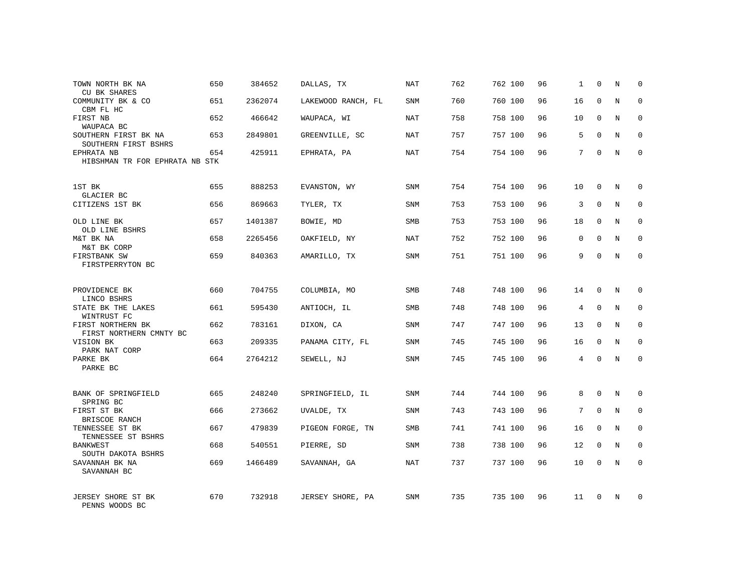| | | | | | | | | | | | | |
|---|---|---|---|---|---|---|---|---|---|---|---|---|
| TOWN NORTH BK NA<br>CU BK SHARES | 650 | 384652 | DALLAS, TX | NAT | 762 | 762 | 100 | 96 | 1 | 0 | N | 0 |
| COMMUNITY BK & CO<br>CBM FL HC | 651 | 2362074 | LAKEWOOD RANCH, FL | SNM | 760 | 760 | 100 | 96 | 16 | 0 | N | 0 |
| FIRST NB<br>WAUPACA BC | 652 | 466642 | WAUPACA, WI | NAT | 758 | 758 | 100 | 96 | 10 | 0 | N | 0 |
| SOUTHERN FIRST BK NA<br>SOUTHERN FIRST BSHRS | 653 | 2849801 | GREENVILLE, SC | NAT | 757 | 757 | 100 | 96 | 5 | 0 | N | 0 |
| EPHRATA NB<br>HIBSHMAN TR FOR EPHRATA NB STK | 654 | 425911 | EPHRATA, PA | NAT | 754 | 754 | 100 | 96 | 7 | 0 | N | 0 |
| 1ST BK<br>GLACIER BC | 655 | 888253 | EVANSTON, WY | SNM | 754 | 754 | 100 | 96 | 10 | 0 | N | 0 |
| CITIZENS 1ST BK | 656 | 869663 | TYLER, TX | SNM | 753 | 753 | 100 | 96 | 3 | 0 | N | 0 |
| OLD LINE BK<br>OLD LINE BSHRS | 657 | 1401387 | BOWIE, MD | SMB | 753 | 753 | 100 | 96 | 18 | 0 | N | 0 |
| M&T BK NA<br>M&T BK CORP | 658 | 2265456 | OAKFIELD, NY | NAT | 752 | 752 | 100 | 96 | 0 | 0 | N | 0 |
| FIRSTBANK SW<br>FIRSTPERRYTON BC | 659 | 840363 | AMARILLO, TX | SNM | 751 | 751 | 100 | 96 | 9 | 0 | N | 0 |
| PROVIDENCE BK<br>LINCO BSHRS | 660 | 704755 | COLUMBIA, MO | SMB | 748 | 748 | 100 | 96 | 14 | 0 | N | 0 |
| STATE BK THE LAKES<br>WINTRUST FC | 661 | 595430 | ANTIOCH, IL | SMB | 748 | 748 | 100 | 96 | 4 | 0 | N | 0 |
| FIRST NORTHERN BK<br>FIRST NORTHERN CMNTY BC | 662 | 783161 | DIXON, CA | SNM | 747 | 747 | 100 | 96 | 13 | 0 | N | 0 |
| VISION BK<br>PARK NAT CORP | 663 | 209335 | PANAMA CITY, FL | SNM | 745 | 745 | 100 | 96 | 16 | 0 | N | 0 |
| PARKE BK<br>PARKE BC | 664 | 2764212 | SEWELL, NJ | SNM | 745 | 745 | 100 | 96 | 4 | 0 | N | 0 |
| BANK OF SPRINGFIELD<br>SPRING BC | 665 | 248240 | SPRINGFIELD, IL | SNM | 744 | 744 | 100 | 96 | 8 | 0 | N | 0 |
| FIRST ST BK<br>BRISCOE RANCH | 666 | 273662 | UVALDE, TX | SNM | 743 | 743 | 100 | 96 | 7 | 0 | N | 0 |
| TENNESSEE ST BK<br>TENNESSEE ST BSHRS | 667 | 479839 | PIGEON FORGE, TN | SMB | 741 | 741 | 100 | 96 | 16 | 0 | N | 0 |
| BANKWEST<br>SOUTH DAKOTA BSHRS | 668 | 540551 | PIERRE, SD | SNM | 738 | 738 | 100 | 96 | 12 | 0 | N | 0 |
| SAVANNAH BK NA<br>SAVANNAH BC | 669 | 1466489 | SAVANNAH, GA | NAT | 737 | 737 | 100 | 96 | 10 | 0 | N | 0 |
| JERSEY SHORE ST BK<br>PENNS WOODS BC | 670 | 732918 | JERSEY SHORE, PA | SNM | 735 | 735 | 100 | 96 | 11 | 0 | N | 0 |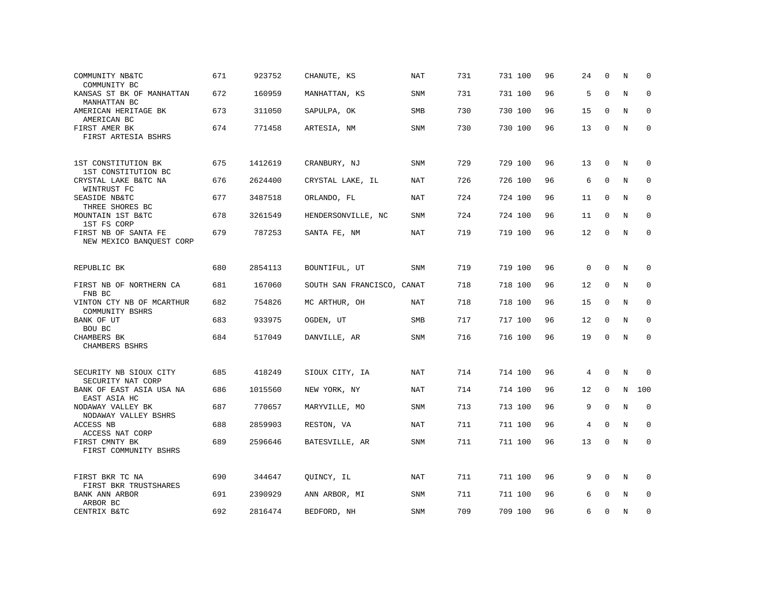| | | | | | | | | | | | | |
|---|---|---|---|---|---|---|---|---|---|---|---|---|
| COMMUNITY NB&TC<br>COMMUNITY BC | 671 | 923752 | CHANUTE, KS | NAT | 731 | 731 | 100 | 96 | 24 | 0 | N | 0 |
| KANSAS ST BK OF MANHATTAN<br>MANHATTAN BC | 672 | 160959 | MANHATTAN, KS | SNM | 731 | 731 | 100 | 96 | 5 | 0 | N | 0 |
| AMERICAN HERITAGE BK<br>AMERICAN BC | 673 | 311050 | SAPULPA, OK | SMB | 730 | 730 | 100 | 96 | 15 | 0 | N | 0 |
| FIRST AMER BK<br>FIRST ARTESIA BSHRS | 674 | 771458 | ARTESIA, NM | SNM | 730 | 730 | 100 | 96 | 13 | 0 | N | 0 |
| 1ST CONSTITUTION BK<br>1ST CONSTITUTION BC | 675 | 1412619 | CRANBURY, NJ | SNM | 729 | 729 | 100 | 96 | 13 | 0 | N | 0 |
| CRYSTAL LAKE B&TC NA<br>WINTRUST FC | 676 | 2624400 | CRYSTAL LAKE, IL | NAT | 726 | 726 | 100 | 96 | 6 | 0 | N | 0 |
| SEASIDE NB&TC<br>THREE SHORES BC | 677 | 3487518 | ORLANDO, FL | NAT | 724 | 724 | 100 | 96 | 11 | 0 | N | 0 |
| MOUNTAIN 1ST B&TC<br>1ST FS CORP | 678 | 3261549 | HENDERSONVILLE, NC | SNM | 724 | 724 | 100 | 96 | 11 | 0 | N | 0 |
| FIRST NB OF SANTA FE<br>NEW MEXICO BANQUEST CORP | 679 | 787253 | SANTA FE, NM | NAT | 719 | 719 | 100 | 96 | 12 | 0 | N | 0 |
| REPUBLIC BK | 680 | 2854113 | BOUNTIFUL, UT | SNM | 719 | 719 | 100 | 96 | 0 | 0 | N | 0 |
| FIRST NB OF NORTHERN CA<br>FNB BC | 681 | 167060 | SOUTH SAN FRANCISCO, CA | NAT | 718 | 718 | 100 | 96 | 12 | 0 | N | 0 |
| VINTON CTY NB OF MCARTHUR<br>COMMUNITY BSHRS | 682 | 754826 | MC ARTHUR, OH | NAT | 718 | 718 | 100 | 96 | 15 | 0 | N | 0 |
| BANK OF UT<br>BOU BC | 683 | 933975 | OGDEN, UT | SMB | 717 | 717 | 100 | 96 | 12 | 0 | N | 0 |
| CHAMBERS BK<br>CHAMBERS BSHRS | 684 | 517049 | DANVILLE, AR | SNM | 716 | 716 | 100 | 96 | 19 | 0 | N | 0 |
| SECURITY NB SIOUX CITY<br>SECURITY NAT CORP | 685 | 418249 | SIOUX CITY, IA | NAT | 714 | 714 | 100 | 96 | 4 | 0 | N | 0 |
| BANK OF EAST ASIA USA NA<br>EAST ASIA HC | 686 | 1015560 | NEW YORK, NY | NAT | 714 | 714 | 100 | 96 | 12 | 0 | N | 100 |
| NODAWAY VALLEY BK<br>NODAWAY VALLEY BSHRS | 687 | 770657 | MARYVILLE, MO | SNM | 713 | 713 | 100 | 96 | 9 | 0 | N | 0 |
| ACCESS NB<br>ACCESS NAT CORP | 688 | 2859903 | RESTON, VA | NAT | 711 | 711 | 100 | 96 | 4 | 0 | N | 0 |
| FIRST CMNTY BK<br>FIRST COMMUNITY BSHRS | 689 | 2596646 | BATESVILLE, AR | SNM | 711 | 711 | 100 | 96 | 13 | 0 | N | 0 |
| FIRST BKR TC NA<br>FIRST BKR TRUSTSHARES | 690 | 344647 | QUINCY, IL | NAT | 711 | 711 | 100 | 96 | 9 | 0 | N | 0 |
| BANK ANN ARBOR<br>ARBOR BC | 691 | 2390929 | ANN ARBOR, MI | SNM | 711 | 711 | 100 | 96 | 6 | 0 | N | 0 |
| CENTRIX B&TC | 692 | 2816474 | BEDFORD, NH | SNM | 709 | 709 | 100 | 96 | 6 | 0 | N | 0 |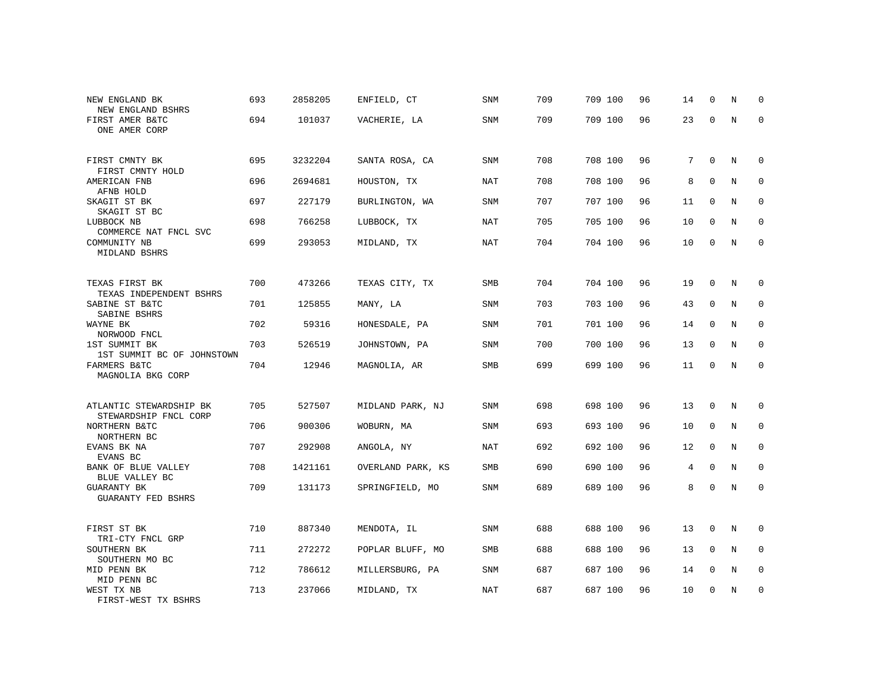| | | | | | | | | | | | | |
|---|---|---|---|---|---|---|---|---|---|---|---|---|
| NEW ENGLAND BK<br>NEW ENGLAND BSHRS | 693 | 2858205 | ENFIELD, CT | SNM | 709 | 709 | 100 | 96 | 14 | 0 | N | 0 |
| FIRST AMER B&TC<br>ONE AMER CORP | 694 | 101037 | VACHERIE, LA | SNM | 709 | 709 | 100 | 96 | 23 | 0 | N | 0 |
| FIRST CMNTY BK<br>FIRST CMNTY HOLD | 695 | 3232204 | SANTA ROSA, CA | SNM | 708 | 708 | 100 | 96 | 7 | 0 | N | 0 |
| AMERICAN FNB<br>AFNB HOLD | 696 | 2694681 | HOUSTON, TX | NAT | 708 | 708 | 100 | 96 | 8 | 0 | N | 0 |
| SKAGIT ST BK<br>SKAGIT ST BC | 697 | 227179 | BURLINGTON, WA | SNM | 707 | 707 | 100 | 96 | 11 | 0 | N | 0 |
| LUBBOCK NB<br>COMMERCE NAT FNCL SVC | 698 | 766258 | LUBBOCK, TX | NAT | 705 | 705 | 100 | 96 | 10 | 0 | N | 0 |
| COMMUNITY NB<br>MIDLAND BSHRS | 699 | 293053 | MIDLAND, TX | NAT | 704 | 704 | 100 | 96 | 10 | 0 | N | 0 |
| TEXAS FIRST BK<br>TEXAS INDEPENDENT BSHRS | 700 | 473266 | TEXAS CITY, TX | SMB | 704 | 704 | 100 | 96 | 19 | 0 | N | 0 |
| SABINE ST B&TC<br>SABINE BSHRS | 701 | 125855 | MANY, LA | SNM | 703 | 703 | 100 | 96 | 43 | 0 | N | 0 |
| WAYNE BK<br>NORWOOD FNCL | 702 | 59316 | HONESDALE, PA | SNM | 701 | 701 | 100 | 96 | 14 | 0 | N | 0 |
| 1ST SUMMIT BK<br>1ST SUMMIT BC OF JOHNSTOWN | 703 | 526519 | JOHNSTOWN, PA | SNM | 700 | 700 | 100 | 96 | 13 | 0 | N | 0 |
| FARMERS B&TC<br>MAGNOLIA BKG CORP | 704 | 12946 | MAGNOLIA, AR | SMB | 699 | 699 | 100 | 96 | 11 | 0 | N | 0 |
| ATLANTIC STEWARDSHIP BK<br>STEWARDSHIP FNCL CORP | 705 | 527507 | MIDLAND PARK, NJ | SNM | 698 | 698 | 100 | 96 | 13 | 0 | N | 0 |
| NORTHERN B&TC<br>NORTHERN BC | 706 | 900306 | WOBURN, MA | SNM | 693 | 693 | 100 | 96 | 10 | 0 | N | 0 |
| EVANS BK NA<br>EVANS BC | 707 | 292908 | ANGOLA, NY | NAT | 692 | 692 | 100 | 96 | 12 | 0 | N | 0 |
| BANK OF BLUE VALLEY<br>BLUE VALLEY BC | 708 | 1421161 | OVERLAND PARK, KS | SMB | 690 | 690 | 100 | 96 | 4 | 0 | N | 0 |
| GUARANTY BK<br>GUARANTY FED BSHRS | 709 | 131173 | SPRINGFIELD, MO | SNM | 689 | 689 | 100 | 96 | 8 | 0 | N | 0 |
| FIRST ST BK<br>TRI-CTY FNCL GRP | 710 | 887340 | MENDOTA, IL | SNM | 688 | 688 | 100 | 96 | 13 | 0 | N | 0 |
| SOUTHERN BK<br>SOUTHERN MO BC | 711 | 272272 | POPLAR BLUFF, MO | SMB | 688 | 688 | 100 | 96 | 13 | 0 | N | 0 |
| MID PENN BK<br>MID PENN BC | 712 | 786612 | MILLERSBURG, PA | SNM | 687 | 687 | 100 | 96 | 14 | 0 | N | 0 |
| WEST TX NB<br>FIRST-WEST TX BSHRS | 713 | 237066 | MIDLAND, TX | NAT | 687 | 687 | 100 | 96 | 10 | 0 | N | 0 |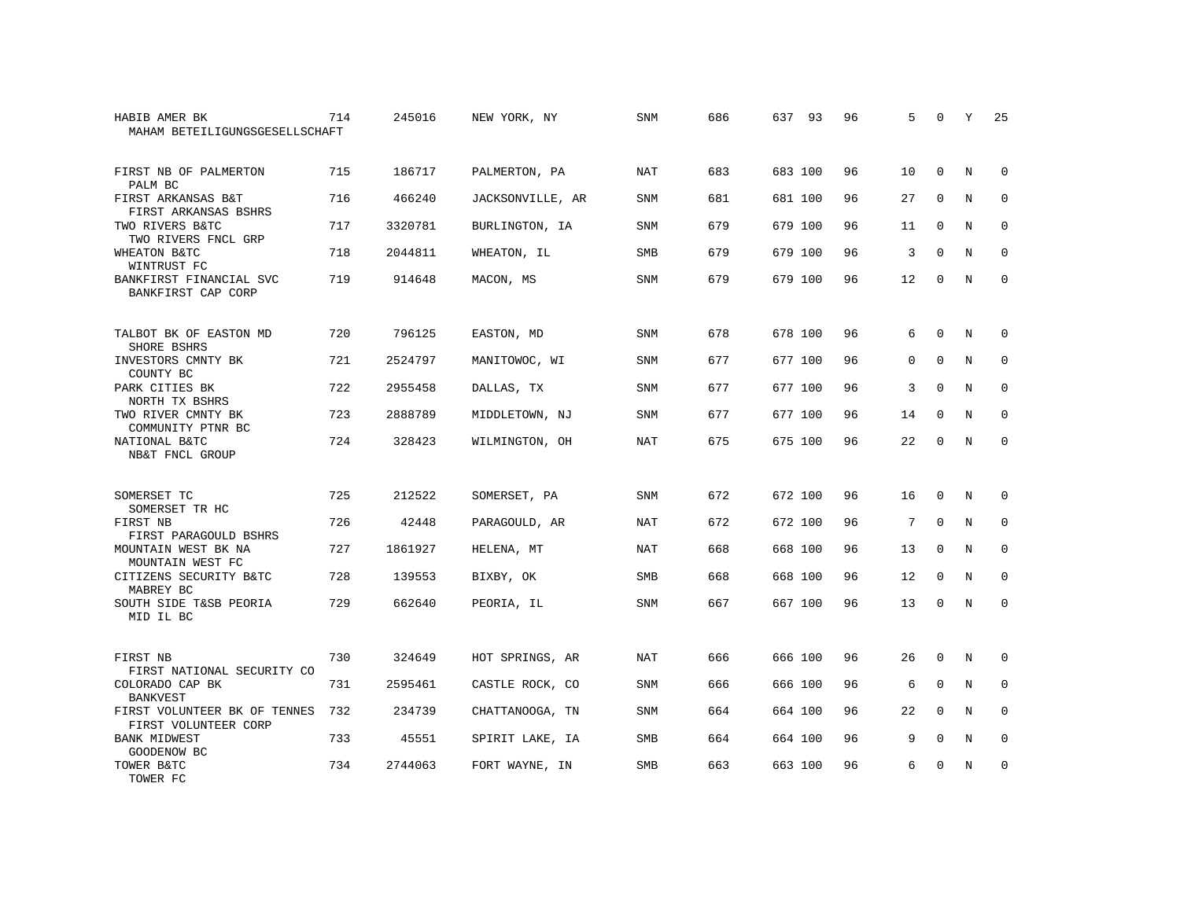| | | | | | | | | | | | |
|---|---|---|---|---|---|---|---|---|---|---|---|
| HABIB AMER BK<br>MAHAM BETEILIGUNGSGESELLSCHAFT | 714 | 245016 | NEW YORK, NY | SNM | 686 | 637 | 93 | 96 | 5 | 0 | Y | 25 |
| FIRST NB OF PALMERTON<br>PALM BC | 715 | 186717 | PALMERTON, PA | NAT | 683 | 683 | 100 | 96 | 10 | 0 | N | 0 |
| FIRST ARKANSAS B&T<br>FIRST ARKANSAS BSHRS | 716 | 466240 | JACKSONVILLE, AR | SNM | 681 | 681 | 100 | 96 | 27 | 0 | N | 0 |
| TWO RIVERS B&TC<br>TWO RIVERS FNCL GRP | 717 | 3320781 | BURLINGTON, IA | SNM | 679 | 679 | 100 | 96 | 11 | 0 | N | 0 |
| WHEATON B&TC<br>WINTRUST FC | 718 | 2044811 | WHEATON, IL | SMB | 679 | 679 | 100 | 96 | 3 | 0 | N | 0 |
| BANKFIRST FINANCIAL SVC<br>BANKFIRST CAP CORP | 719 | 914648 | MACON, MS | SNM | 679 | 679 | 100 | 96 | 12 | 0 | N | 0 |
| TALBOT BK OF EASTON MD<br>SHORE BSHRS | 720 | 796125 | EASTON, MD | SNM | 678 | 678 | 100 | 96 | 6 | 0 | N | 0 |
| INVESTORS CMNTY BK<br>COUNTY BC | 721 | 2524797 | MANITOWOC, WI | SNM | 677 | 677 | 100 | 96 | 0 | 0 | N | 0 |
| PARK CITIES BK<br>NORTH TX BSHRS | 722 | 2955458 | DALLAS, TX | SNM | 677 | 677 | 100 | 96 | 3 | 0 | N | 0 |
| TWO RIVER CMNTY BK<br>COMMUNITY PTNR BC | 723 | 2888789 | MIDDLETOWN, NJ | SNM | 677 | 677 | 100 | 96 | 14 | 0 | N | 0 |
| NATIONAL B&TC<br>NB&T FNCL GROUP | 724 | 328423 | WILMINGTON, OH | NAT | 675 | 675 | 100 | 96 | 22 | 0 | N | 0 |
| SOMERSET TC<br>SOMERSET TR HC | 725 | 212522 | SOMERSET, PA | SNM | 672 | 672 | 100 | 96 | 16 | 0 | N | 0 |
| FIRST NB<br>FIRST PARAGOULD BSHRS | 726 | 42448 | PARAGOULD, AR | NAT | 672 | 672 | 100 | 96 | 7 | 0 | N | 0 |
| MOUNTAIN WEST BK NA<br>MOUNTAIN WEST FC | 727 | 1861927 | HELENA, MT | NAT | 668 | 668 | 100 | 96 | 13 | 0 | N | 0 |
| CITIZENS SECURITY B&TC<br>MABREY BC | 728 | 139553 | BIXBY, OK | SMB | 668 | 668 | 100 | 96 | 12 | 0 | N | 0 |
| SOUTH SIDE T&SB PEORIA<br>MID IL BC | 729 | 662640 | PEORIA, IL | SNM | 667 | 667 | 100 | 96 | 13 | 0 | N | 0 |
| FIRST NB<br>FIRST NATIONAL SECURITY CO | 730 | 324649 | HOT SPRINGS, AR | NAT | 666 | 666 | 100 | 96 | 26 | 0 | N | 0 |
| COLORADO CAP BK<br>BANKVEST | 731 | 2595461 | CASTLE ROCK, CO | SNM | 666 | 666 | 100 | 96 | 6 | 0 | N | 0 |
| FIRST VOLUNTEER BK OF TENNES<br>FIRST VOLUNTEER CORP | 732 | 234739 | CHATTANOOGA, TN | SNM | 664 | 664 | 100 | 96 | 22 | 0 | N | 0 |
| BANK MIDWEST<br>GOODENOW BC | 733 | 45551 | SPIRIT LAKE, IA | SMB | 664 | 664 | 100 | 96 | 9 | 0 | N | 0 |
| TOWER B&TC<br>TOWER FC | 734 | 2744063 | FORT WAYNE, IN | SMB | 663 | 663 | 100 | 96 | 6 | 0 | N | 0 |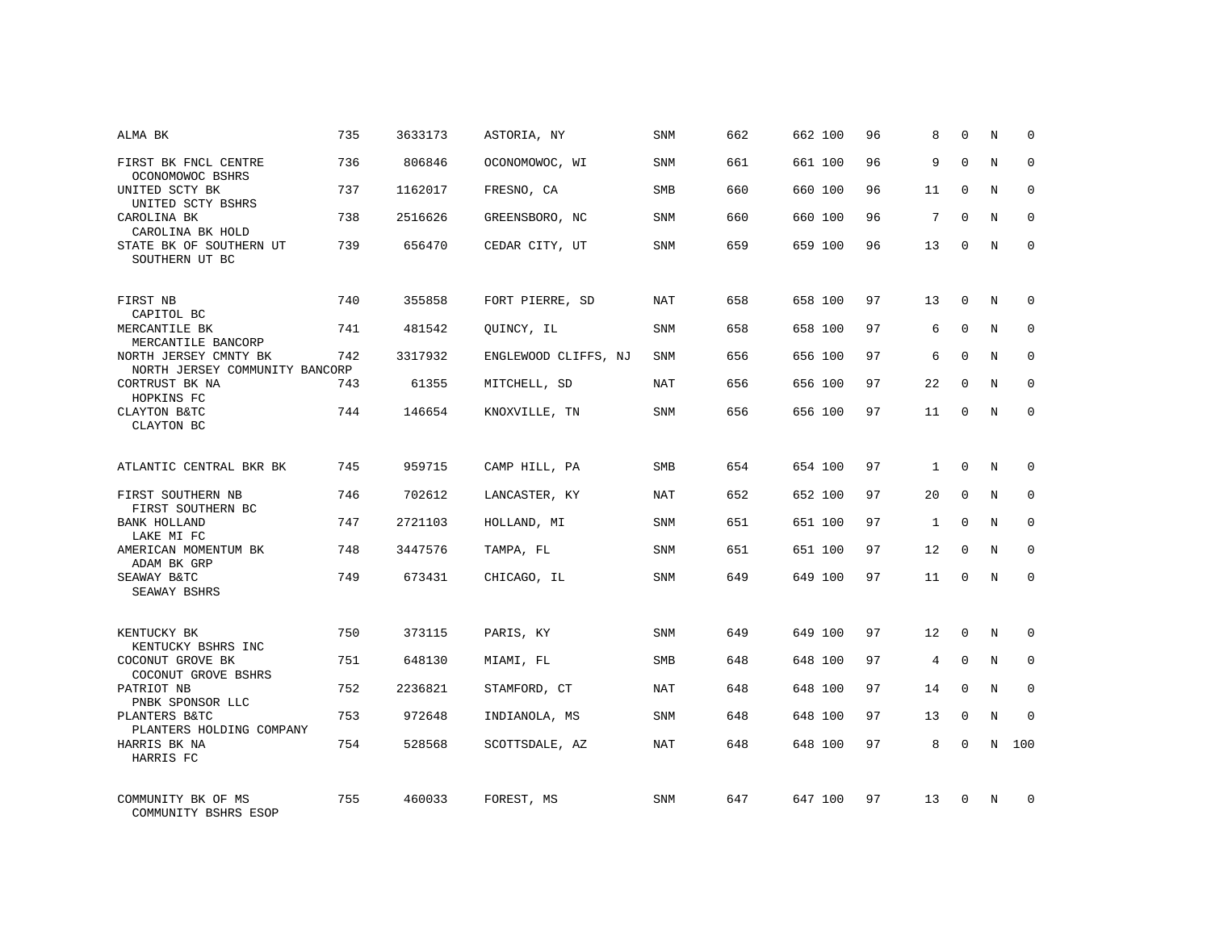| | | | | | | | | | | | | |
|---|---|---|---|---|---|---|---|---|---|---|---|---|
| ALMA BK | 735 | 3633173 | ASTORIA, NY | SNM | 662 | 662 | 100 | 96 | 8 | 0 | N | 0 |
| FIRST BK FNCL CENTRE<br>OCONOMOWOC BSHRS | 736 | 806846 | OCONOMOWOC, WI | SNM | 661 | 661 | 100 | 96 | 9 | 0 | N | 0 |
| UNITED SCTY BK<br>UNITED SCTY BSHRS | 737 | 1162017 | FRESNO, CA | SMB | 660 | 660 | 100 | 96 | 11 | 0 | N | 0 |
| CAROLINA BK<br>CAROLINA BK HOLD | 738 | 2516626 | GREENSBORO, NC | SNM | 660 | 660 | 100 | 96 | 7 | 0 | N | 0 |
| STATE BK OF SOUTHERN UT<br>SOUTHERN UT BC | 739 | 656470 | CEDAR CITY, UT | SNM | 659 | 659 | 100 | 96 | 13 | 0 | N | 0 |
| FIRST NB<br>CAPITOL BC | 740 | 355858 | FORT PIERRE, SD | NAT | 658 | 658 | 100 | 97 | 13 | 0 | N | 0 |
| MERCANTILE BK<br>MERCANTILE BANCORP | 741 | 481542 | QUINCY, IL | SNM | 658 | 658 | 100 | 97 | 6 | 0 | N | 0 |
| NORTH JERSEY CMNTY BK<br>NORTH JERSEY COMMUNITY BANCORP | 742 | 3317932 | ENGLEWOOD CLIFFS, NJ | SNM | 656 | 656 | 100 | 97 | 6 | 0 | N | 0 |
| CORTRUST BK NA<br>HOPKINS FC | 743 | 61355 | MITCHELL, SD | NAT | 656 | 656 | 100 | 97 | 22 | 0 | N | 0 |
| CLAYTON B&TC<br>CLAYTON BC | 744 | 146654 | KNOXVILLE, TN | SNM | 656 | 656 | 100 | 97 | 11 | 0 | N | 0 |
| ATLANTIC CENTRAL BKR BK | 745 | 959715 | CAMP HILL, PA | SMB | 654 | 654 | 100 | 97 | 1 | 0 | N | 0 |
| FIRST SOUTHERN NB<br>FIRST SOUTHERN BC | 746 | 702612 | LANCASTER, KY | NAT | 652 | 652 | 100 | 97 | 20 | 0 | N | 0 |
| BANK HOLLAND<br>LAKE MI FC | 747 | 2721103 | HOLLAND, MI | SNM | 651 | 651 | 100 | 97 | 1 | 0 | N | 0 |
| AMERICAN MOMENTUM BK<br>ADAM BK GRP | 748 | 3447576 | TAMPA, FL | SNM | 651 | 651 | 100 | 97 | 12 | 0 | N | 0 |
| SEAWAY B&TC<br>SEAWAY BSHRS | 749 | 673431 | CHICAGO, IL | SNM | 649 | 649 | 100 | 97 | 11 | 0 | N | 0 |
| KENTUCKY BK<br>KENTUCKY BSHRS INC | 750 | 373115 | PARIS, KY | SNM | 649 | 649 | 100 | 97 | 12 | 0 | N | 0 |
| COCONUT GROVE BK<br>COCONUT GROVE BSHRS | 751 | 648130 | MIAMI, FL | SMB | 648 | 648 | 100 | 97 | 4 | 0 | N | 0 |
| PATRIOT NB<br>PNBK SPONSOR LLC | 752 | 2236821 | STAMFORD, CT | NAT | 648 | 648 | 100 | 97 | 14 | 0 | N | 0 |
| PLANTERS B&TC<br>PLANTERS HOLDING COMPANY | 753 | 972648 | INDIANOLA, MS | SNM | 648 | 648 | 100 | 97 | 13 | 0 | N | 0 |
| HARRIS BK NA<br>HARRIS FC | 754 | 528568 | SCOTTSDALE, AZ | NAT | 648 | 648 | 100 | 97 | 8 | 0 | N | 100 |
| COMMUNITY BK OF MS<br>COMMUNITY BSHRS ESOP | 755 | 460033 | FOREST, MS | SNM | 647 | 647 | 100 | 97 | 13 | 0 | N | 0 |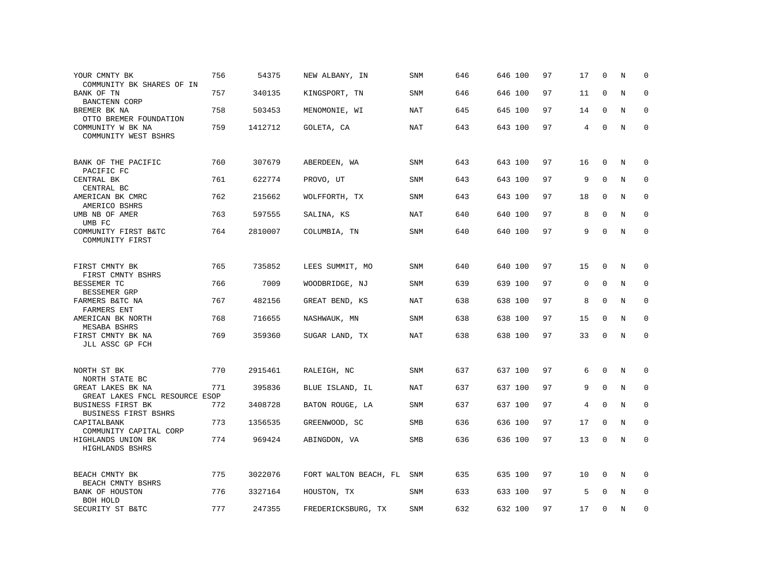| | | | | | | | | | | | | |
|---|---|---|---|---|---|---|---|---|---|---|---|---|
| YOUR CMNTY BK<br>COMMUNITY BK SHARES OF IN | 756 | 54375 | NEW ALBANY, IN | SNM | 646 | 646 | 100 | 97 | 17 | 0 | N | 0 |
| BANK OF TN<br>BANCTENN CORP | 757 | 340135 | KINGSPORT, TN | SNM | 646 | 646 | 100 | 97 | 11 | 0 | N | 0 |
| BREMER BK NA<br>OTTO BREMER FOUNDATION | 758 | 503453 | MENOMONIE, WI | NAT | 645 | 645 | 100 | 97 | 14 | 0 | N | 0 |
| COMMUNITY W BK NA<br>COMMUNITY WEST BSHRS | 759 | 1412712 | GOLETA, CA | NAT | 643 | 643 | 100 | 97 | 4 | 0 | N | 0 |
| BANK OF THE PACIFIC<br>PACIFIC FC | 760 | 307679 | ABERDEEN, WA | SNM | 643 | 643 | 100 | 97 | 16 | 0 | N | 0 |
| CENTRAL BK<br>CENTRAL BC | 761 | 622774 | PROVO, UT | SNM | 643 | 643 | 100 | 97 | 9 | 0 | N | 0 |
| AMERICAN BK CMRC<br>AMERICO BSHRS | 762 | 215662 | WOLFFORTH, TX | SNM | 643 | 643 | 100 | 97 | 18 | 0 | N | 0 |
| UMB NB OF AMER<br>UMB FC | 763 | 597555 | SALINA, KS | NAT | 640 | 640 | 100 | 97 | 8 | 0 | N | 0 |
| COMMUNITY FIRST B&TC<br>COMMUNITY FIRST | 764 | 2810007 | COLUMBIA, TN | SNM | 640 | 640 | 100 | 97 | 9 | 0 | N | 0 |
| FIRST CMNTY BK<br>FIRST CMNTY BSHRS | 765 | 735852 | LEES SUMMIT, MO | SNM | 640 | 640 | 100 | 97 | 15 | 0 | N | 0 |
| BESSEMER TC<br>BESSEMER GRP | 766 | 7009 | WOODBRIDGE, NJ | SNM | 639 | 639 | 100 | 97 | 0 | 0 | N | 0 |
| FARMERS B&TC NA<br>FARMERS ENT | 767 | 482156 | GREAT BEND, KS | NAT | 638 | 638 | 100 | 97 | 8 | 0 | N | 0 |
| AMERICAN BK NORTH<br>MESABA BSHRS | 768 | 716655 | NASHWAUK, MN | SNM | 638 | 638 | 100 | 97 | 15 | 0 | N | 0 |
| FIRST CMNTY BK NA<br>JLL ASSC GP FCH | 769 | 359360 | SUGAR LAND, TX | NAT | 638 | 638 | 100 | 97 | 33 | 0 | N | 0 |
| NORTH ST BK<br>NORTH STATE BC | 770 | 2915461 | RALEIGH, NC | SNM | 637 | 637 | 100 | 97 | 6 | 0 | N | 0 |
| GREAT LAKES BK NA<br>GREAT LAKES FNCL RESOURCE ESOP | 771 | 395836 | BLUE ISLAND, IL | NAT | 637 | 637 | 100 | 97 | 9 | 0 | N | 0 |
| BUSINESS FIRST BK<br>BUSINESS FIRST BSHRS | 772 | 3408728 | BATON ROUGE, LA | SNM | 637 | 637 | 100 | 97 | 4 | 0 | N | 0 |
| CAPITALBANK<br>COMMUNITY CAPITAL CORP | 773 | 1356535 | GREENWOOD, SC | SMB | 636 | 636 | 100 | 97 | 17 | 0 | N | 0 |
| HIGHLANDS UNION BK<br>HIGHLANDS BSHRS | 774 | 969424 | ABINGDON, VA | SMB | 636 | 636 | 100 | 97 | 13 | 0 | N | 0 |
| BEACH CMNTY BK<br>BEACH CMNTY BSHRS | 775 | 3022076 | FORT WALTON BEACH, FL | SNM | 635 | 635 | 100 | 97 | 10 | 0 | N | 0 |
| BANK OF HOUSTON<br>BOH HOLD | 776 | 3327164 | HOUSTON, TX | SNM | 633 | 633 | 100 | 97 | 5 | 0 | N | 0 |
| SECURITY ST B&TC | 777 | 247355 | FREDERICKSBURG, TX | SNM | 632 | 632 | 100 | 97 | 17 | 0 | N | 0 |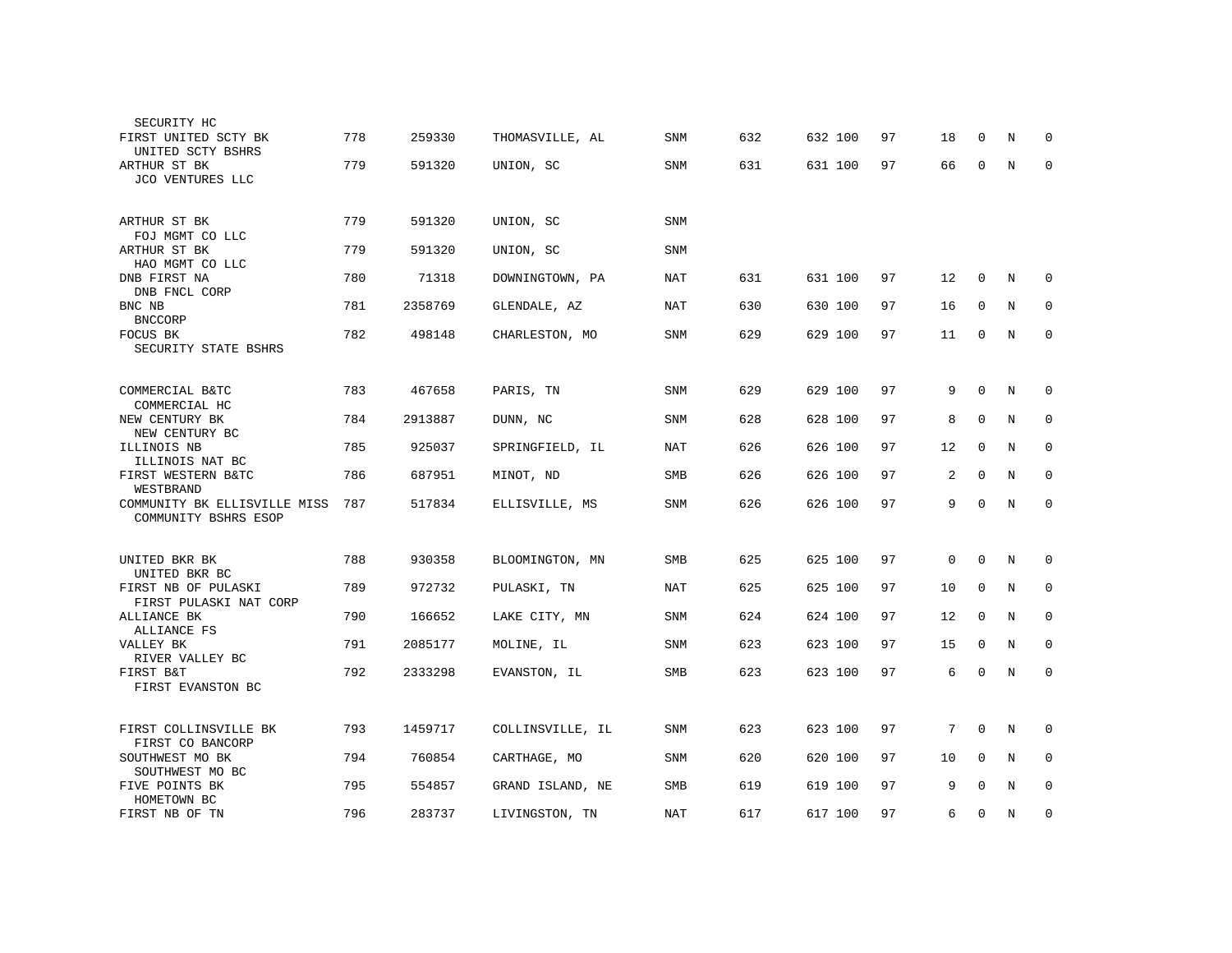| | | | | | | | | | | | | |
|---|---|---|---|---|---|---|---|---|---|---|---|---|
| SECURITY HC | | | | | | | | | | | | |
| FIRST UNITED SCTY BK<br>UNITED SCTY BSHRS | 778 | 259330 | THOMASVILLE, AL | SNM | 632 | 632 | 100 | 97 | 18 | 0 | N | 0 |
| ARTHUR ST BK<br>JCO VENTURES LLC | 779 | 591320 | UNION, SC | SNM | 631 | 631 | 100 | 97 | 66 | 0 | N | 0 |
| ARTHUR ST BK<br>FOJ MGMT CO LLC | 779 | 591320 | UNION, SC | SNM | | | | | | | | |
| ARTHUR ST BK<br>HAO MGMT CO LLC | 779 | 591320 | UNION, SC | SNM | | | | | | | | |
| DNB FIRST NA<br>DNB FNCL CORP | 780 | 71318 | DOWNINGTOWN, PA | NAT | 631 | 631 | 100 | 97 | 12 | 0 | N | 0 |
| BNC NB<br>BNCCORP | 781 | 2358769 | GLENDALE, AZ | NAT | 630 | 630 | 100 | 97 | 16 | 0 | N | 0 |
| FOCUS BK<br>SECURITY STATE BSHRS | 782 | 498148 | CHARLESTON, MO | SNM | 629 | 629 | 100 | 97 | 11 | 0 | N | 0 |
| COMMERCIAL B&TC<br>COMMERCIAL HC | 783 | 467658 | PARIS, TN | SNM | 629 | 629 | 100 | 97 | 9 | 0 | N | 0 |
| NEW CENTURY BK<br>NEW CENTURY BC | 784 | 2913887 | DUNN, NC | SNM | 628 | 628 | 100 | 97 | 8 | 0 | N | 0 |
| ILLINOIS NB<br>ILLINOIS NAT BC | 785 | 925037 | SPRINGFIELD, IL | NAT | 626 | 626 | 100 | 97 | 12 | 0 | N | 0 |
| FIRST WESTERN B&TC<br>WESTBRAND | 786 | 687951 | MINOT, ND | SMB | 626 | 626 | 100 | 97 | 2 | 0 | N | 0 |
| COMMUNITY BK ELLISVILLE MISS<br>COMMUNITY BSHRS ESOP | 787 | 517834 | ELLISVILLE, MS | SNM | 626 | 626 | 100 | 97 | 9 | 0 | N | 0 |
| UNITED BKR BK<br>UNITED BKR BC | 788 | 930358 | BLOOMINGTON, MN | SMB | 625 | 625 | 100 | 97 | 0 | 0 | N | 0 |
| FIRST NB OF PULASKI<br>FIRST PULASKI NAT CORP | 789 | 972732 | PULASKI, TN | NAT | 625 | 625 | 100 | 97 | 10 | 0 | N | 0 |
| ALLIANCE BK<br>ALLIANCE FS | 790 | 166652 | LAKE CITY, MN | SNM | 624 | 624 | 100 | 97 | 12 | 0 | N | 0 |
| VALLEY BK<br>RIVER VALLEY BC | 791 | 2085177 | MOLINE, IL | SNM | 623 | 623 | 100 | 97 | 15 | 0 | N | 0 |
| FIRST B&T<br>FIRST EVANSTON BC | 792 | 2333298 | EVANSTON, IL | SMB | 623 | 623 | 100 | 97 | 6 | 0 | N | 0 |
| FIRST COLLINSVILLE BK<br>FIRST CO BANCORP | 793 | 1459717 | COLLINSVILLE, IL | SNM | 623 | 623 | 100 | 97 | 7 | 0 | N | 0 |
| SOUTHWEST MO BK<br>SOUTHWEST MO BC | 794 | 760854 | CARTHAGE, MO | SNM | 620 | 620 | 100 | 97 | 10 | 0 | N | 0 |
| FIVE POINTS BK<br>HOMETOWN BC | 795 | 554857 | GRAND ISLAND, NE | SMB | 619 | 619 | 100 | 97 | 9 | 0 | N | 0 |
| FIRST NB OF TN | 796 | 283737 | LIVINGSTON, TN | NAT | 617 | 617 | 100 | 97 | 6 | 0 | N | 0 |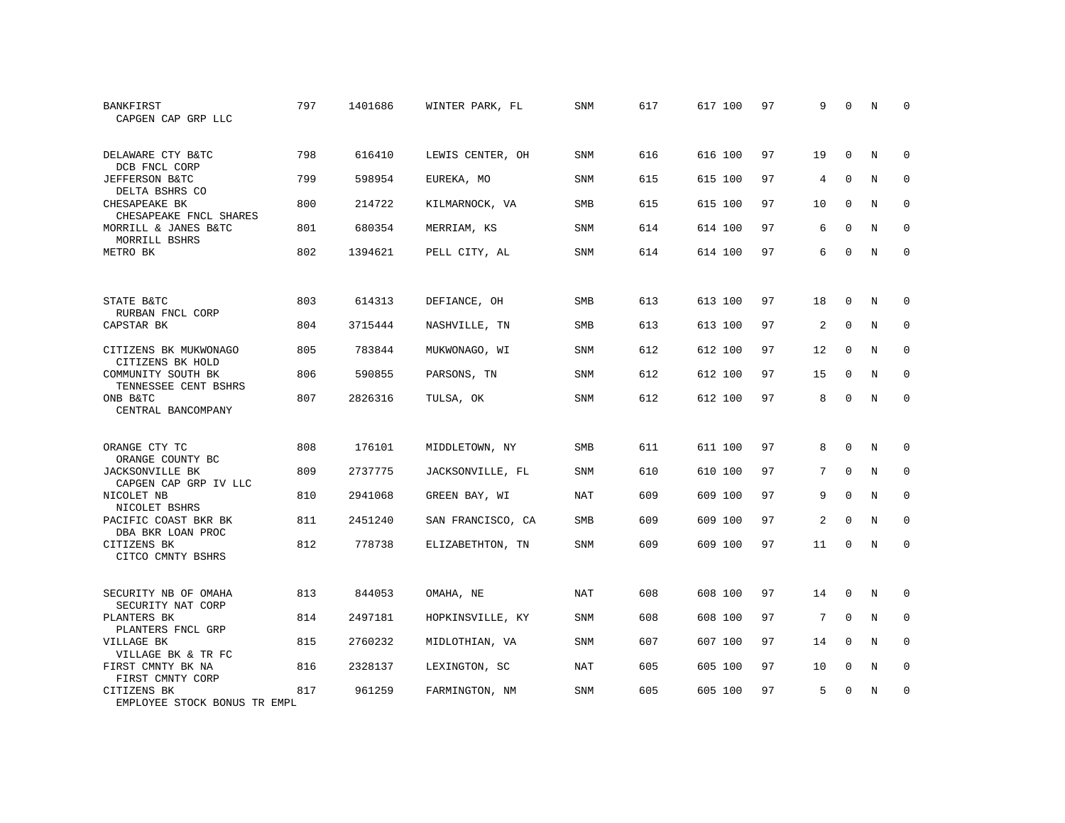| | | | | | | | | | | | |
|---|---|---|---|---|---|---|---|---|---|---|---|
| BANKFIRST<br>CAPGEN CAP GRP LLC | 797 | 1401686 | WINTER PARK, FL | SNM | 617 | 617 100 | 97 | 9 | 0 | N | 0 |
| DELAWARE CTY B&TC<br>DCB FNCL CORP | 798 | 616410 | LEWIS CENTER, OH | SNM | 616 | 616 100 | 97 | 19 | 0 | N | 0 |
| JEFFERSON B&TC<br>DELTA BSHRS CO | 799 | 598954 | EUREKA, MO | SNM | 615 | 615 100 | 97 | 4 | 0 | N | 0 |
| CHESAPEAKE BK<br>CHESAPEAKE FNCL SHARES | 800 | 214722 | KILMARNOCK, VA | SMB | 615 | 615 100 | 97 | 10 | 0 | N | 0 |
| MORRILL & JANES B&TC<br>MORRILL BSHRS | 801 | 680354 | MERRIAM, KS | SNM | 614 | 614 100 | 97 | 6 | 0 | N | 0 |
| METRO BK | 802 | 1394621 | PELL CITY, AL | SNM | 614 | 614 100 | 97 | 6 | 0 | N | 0 |
| STATE B&TC<br>RURBAN FNCL CORP | 803 | 614313 | DEFIANCE, OH | SMB | 613 | 613 100 | 97 | 18 | 0 | N | 0 |
| CAPSTAR BK | 804 | 3715444 | NASHVILLE, TN | SMB | 613 | 613 100 | 97 | 2 | 0 | N | 0 |
| CITIZENS BK MUKWONAGO<br>CITIZENS BK HOLD | 805 | 783844 | MUKWONAGO, WI | SNM | 612 | 612 100 | 97 | 12 | 0 | N | 0 |
| COMMUNITY SOUTH BK<br>TENNESSEE CENT BSHRS | 806 | 590855 | PARSONS, TN | SNM | 612 | 612 100 | 97 | 15 | 0 | N | 0 |
| ONB B&TC<br>CENTRAL BANCOMPANY | 807 | 2826316 | TULSA, OK | SNM | 612 | 612 100 | 97 | 8 | 0 | N | 0 |
| ORANGE CTY TC<br>ORANGE COUNTY BC | 808 | 176101 | MIDDLETOWN, NY | SMB | 611 | 611 100 | 97 | 8 | 0 | N | 0 |
| JACKSONVILLE BK<br>CAPGEN CAP GRP IV LLC | 809 | 2737775 | JACKSONVILLE, FL | SNM | 610 | 610 100 | 97 | 7 | 0 | N | 0 |
| NICOLET NB<br>NICOLET BSHRS | 810 | 2941068 | GREEN BAY, WI | NAT | 609 | 609 100 | 97 | 9 | 0 | N | 0 |
| PACIFIC COAST BKR BK<br>DBA BKR LOAN PROC | 811 | 2451240 | SAN FRANCISCO, CA | SMB | 609 | 609 100 | 97 | 2 | 0 | N | 0 |
| CITIZENS BK<br>CITCO CMNTY BSHRS | 812 | 778738 | ELIZABETHTON, TN | SNM | 609 | 609 100 | 97 | 11 | 0 | N | 0 |
| SECURITY NB OF OMAHA<br>SECURITY NAT CORP | 813 | 844053 | OMAHA, NE | NAT | 608 | 608 100 | 97 | 14 | 0 | N | 0 |
| PLANTERS BK<br>PLANTERS FNCL GRP | 814 | 2497181 | HOPKINSVILLE, KY | SNM | 608 | 608 100 | 97 | 7 | 0 | N | 0 |
| VILLAGE BK<br>VILLAGE BK & TR FC | 815 | 2760232 | MIDLOTHIAN, VA | SNM | 607 | 607 100 | 97 | 14 | 0 | N | 0 |
| FIRST CMNTY BK NA<br>FIRST CMNTY CORP | 816 | 2328137 | LEXINGTON, SC | NAT | 605 | 605 100 | 97 | 10 | 0 | N | 0 |
| CITIZENS BK<br>EMPLOYEE STOCK BONUS TR EMPL | 817 | 961259 | FARMINGTON, NM | SNM | 605 | 605 100 | 97 | 5 | 0 | N | 0 |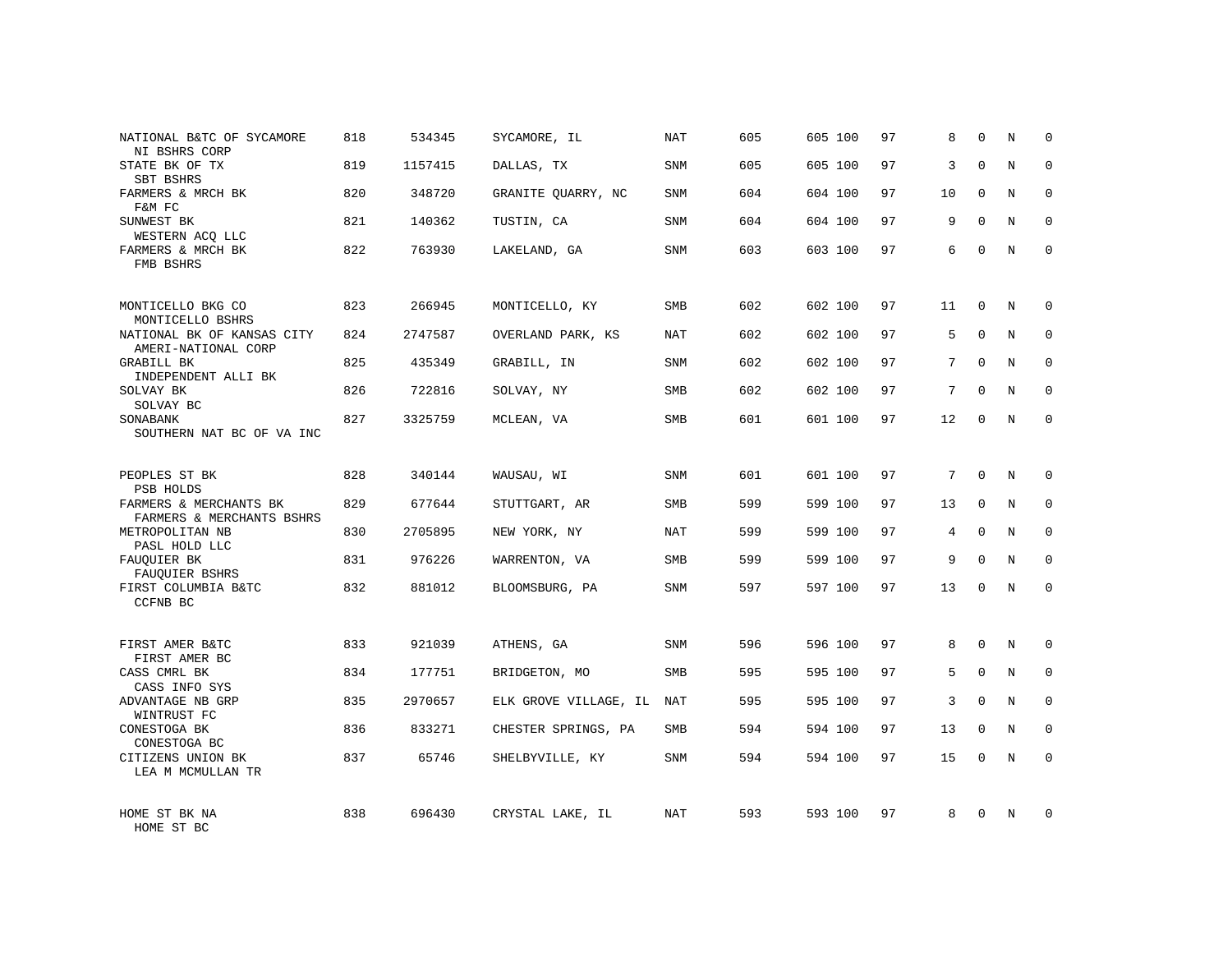| | | | | | | | | | | | |
|---|---|---|---|---|---|---|---|---|---|---|---|
| NATIONAL B&TC OF SYCAMORE<br>NI BSHRS CORP | 818 | 534345 | SYCAMORE, IL | NAT | 605 | 605 100 | 97 | 8 | 0 | N | 0 |
| STATE BK OF TX<br>SBT BSHRS | 819 | 1157415 | DALLAS, TX | SNM | 605 | 605 100 | 97 | 3 | 0 | N | 0 |
| FARMERS & MRCH BK<br>F&M FC | 820 | 348720 | GRANITE QUARRY, NC | SNM | 604 | 604 100 | 97 | 10 | 0 | N | 0 |
| SUNWEST BK<br>WESTERN ACQ LLC | 821 | 140362 | TUSTIN, CA | SNM | 604 | 604 100 | 97 | 9 | 0 | N | 0 |
| FARMERS & MRCH BK<br>FMB BSHRS | 822 | 763930 | LAKELAND, GA | SNM | 603 | 603 100 | 97 | 6 | 0 | N | 0 |
| MONTICELLO BKG CO<br>MONTICELLO BSHRS | 823 | 266945 | MONTICELLO, KY | SMB | 602 | 602 100 | 97 | 11 | 0 | N | 0 |
| NATIONAL BK OF KANSAS CITY<br>AMERI-NATIONAL CORP | 824 | 2747587 | OVERLAND PARK, KS | NAT | 602 | 602 100 | 97 | 5 | 0 | N | 0 |
| GRABILL BK<br>INDEPENDENT ALLI BK | 825 | 435349 | GRABILL, IN | SNM | 602 | 602 100 | 97 | 7 | 0 | N | 0 |
| SOLVAY BK<br>SOLVAY BC | 826 | 722816 | SOLVAY, NY | SMB | 602 | 602 100 | 97 | 7 | 0 | N | 0 |
| SONABANK<br>SOUTHERN NAT BC OF VA INC | 827 | 3325759 | MCLEAN, VA | SMB | 601 | 601 100 | 97 | 12 | 0 | N | 0 |
| PEOPLES ST BK<br>PSB HOLDS | 828 | 340144 | WAUSAU, WI | SNM | 601 | 601 100 | 97 | 7 | 0 | N | 0 |
| FARMERS & MERCHANTS BK<br>FARMERS & MERCHANTS BSHRS | 829 | 677644 | STUTTGART, AR | SMB | 599 | 599 100 | 97 | 13 | 0 | N | 0 |
| METROPOLITAN NB<br>PASL HOLD LLC | 830 | 2705895 | NEW YORK, NY | NAT | 599 | 599 100 | 97 | 4 | 0 | N | 0 |
| FAUQUIER BK<br>FAUQUIER BSHRS | 831 | 976226 | WARRENTON, VA | SMB | 599 | 599 100 | 97 | 9 | 0 | N | 0 |
| FIRST COLUMBIA B&TC<br>CCFNB BC | 832 | 881012 | BLOOMSBURG, PA | SNM | 597 | 597 100 | 97 | 13 | 0 | N | 0 |
| FIRST AMER B&TC<br>FIRST AMER BC | 833 | 921039 | ATHENS, GA | SNM | 596 | 596 100 | 97 | 8 | 0 | N | 0 |
| CASS CMRL BK<br>CASS INFO SYS | 834 | 177751 | BRIDGETON, MO | SMB | 595 | 595 100 | 97 | 5 | 0 | N | 0 |
| ADVANTAGE NB GRP<br>WINTRUST FC | 835 | 2970657 | ELK GROVE VILLAGE, IL | NAT | 595 | 595 100 | 97 | 3 | 0 | N | 0 |
| CONESTOGA BK<br>CONESTOGA BC | 836 | 833271 | CHESTER SPRINGS, PA | SMB | 594 | 594 100 | 97 | 13 | 0 | N | 0 |
| CITIZENS UNION BK<br>LEA M MCMULLAN TR | 837 | 65746 | SHELBYVILLE, KY | SNM | 594 | 594 100 | 97 | 15 | 0 | N | 0 |
| HOME ST BK NA<br>HOME ST BC | 838 | 696430 | CRYSTAL LAKE, IL | NAT | 593 | 593 100 | 97 | 8 | 0 | N | 0 |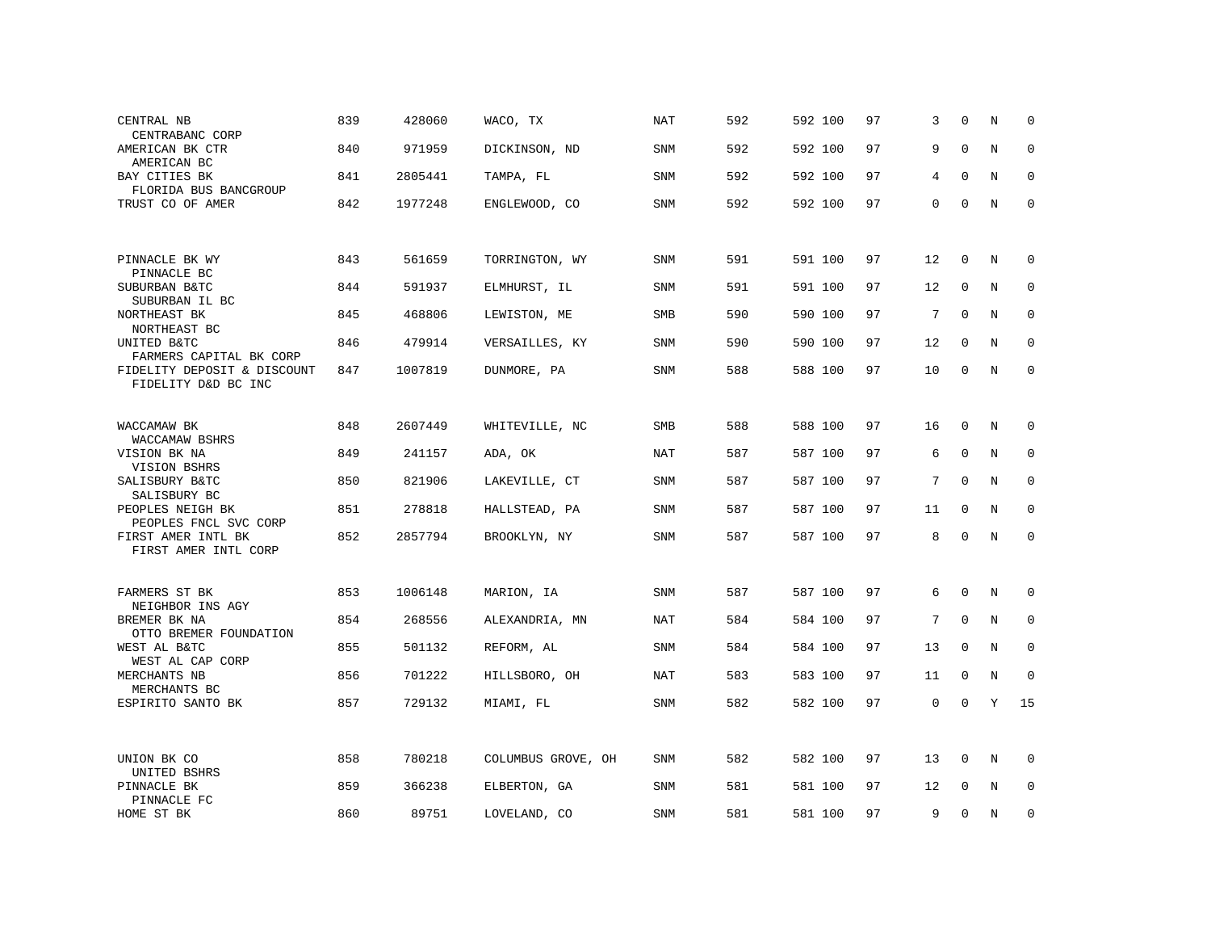| | | | | | | | | | | | | |
|---|---|---|---|---|---|---|---|---|---|---|---|---|
| CENTRAL NB<br>CENTRABANC CORP | 839 | 428060 | WACO, TX | NAT | 592 | 592 | 100 | 97 | 3 | 0 | N | 0 |
| AMERICAN BK CTR<br>AMERICAN BC | 840 | 971959 | DICKINSON, ND | SNM | 592 | 592 | 100 | 97 | 9 | 0 | N | 0 |
| BAY CITIES BK<br>FLORIDA BUS BANCGROUP | 841 | 2805441 | TAMPA, FL | SNM | 592 | 592 | 100 | 97 | 4 | 0 | N | 0 |
| TRUST CO OF AMER | 842 | 1977248 | ENGLEWOOD, CO | SNM | 592 | 592 | 100 | 97 | 0 | 0 | N | 0 |
| PINNACLE BK WY<br>PINNACLE BC | 843 | 561659 | TORRINGTON, WY | SNM | 591 | 591 | 100 | 97 | 12 | 0 | N | 0 |
| SUBURBAN B&TC<br>SUBURBAN IL BC | 844 | 591937 | ELMHURST, IL | SNM | 591 | 591 | 100 | 97 | 12 | 0 | N | 0 |
| NORTHEAST BK<br>NORTHEAST BC | 845 | 468806 | LEWISTON, ME | SMB | 590 | 590 | 100 | 97 | 7 | 0 | N | 0 |
| UNITED B&TC<br>FARMERS CAPITAL BK CORP | 846 | 479914 | VERSAILLES, KY | SNM | 590 | 590 | 100 | 97 | 12 | 0 | N | 0 |
| FIDELITY DEPOSIT & DISCOUNT<br>FIDELITY D&D BC INC | 847 | 1007819 | DUNMORE, PA | SNM | 588 | 588 | 100 | 97 | 10 | 0 | N | 0 |
| WACCAMAW BK<br>WACCAMAW BSHRS | 848 | 2607449 | WHITEVILLE, NC | SMB | 588 | 588 | 100 | 97 | 16 | 0 | N | 0 |
| VISION BK NA<br>VISION BSHRS | 849 | 241157 | ADA, OK | NAT | 587 | 587 | 100 | 97 | 6 | 0 | N | 0 |
| SALISBURY B&TC<br>SALISBURY BC | 850 | 821906 | LAKEVILLE, CT | SNM | 587 | 587 | 100 | 97 | 7 | 0 | N | 0 |
| PEOPLES NEIGH BK<br>PEOPLES FNCL SVC CORP | 851 | 278818 | HALLSTEAD, PA | SNM | 587 | 587 | 100 | 97 | 11 | 0 | N | 0 |
| FIRST AMER INTL BK<br>FIRST AMER INTL CORP | 852 | 2857794 | BROOKLYN, NY | SNM | 587 | 587 | 100 | 97 | 8 | 0 | N | 0 |
| FARMERS ST BK<br>NEIGHBOR INS AGY | 853 | 1006148 | MARION, IA | SNM | 587 | 587 | 100 | 97 | 6 | 0 | N | 0 |
| BREMER BK NA<br>OTTO BREMER FOUNDATION | 854 | 268556 | ALEXANDRIA, MN | NAT | 584 | 584 | 100 | 97 | 7 | 0 | N | 0 |
| WEST AL B&TC<br>WEST AL CAP CORP | 855 | 501132 | REFORM, AL | SNM | 584 | 584 | 100 | 97 | 13 | 0 | N | 0 |
| MERCHANTS NB<br>MERCHANTS BC | 856 | 701222 | HILLSBORO, OH | NAT | 583 | 583 | 100 | 97 | 11 | 0 | N | 0 |
| ESPIRITO SANTO BK | 857 | 729132 | MIAMI, FL | SNM | 582 | 582 | 100 | 97 | 0 | 0 | Y | 15 |
| UNION BK CO<br>UNITED BSHRS | 858 | 780218 | COLUMBUS GROVE, OH | SNM | 582 | 582 | 100 | 97 | 13 | 0 | N | 0 |
| PINNACLE BK<br>PINNACLE FC | 859 | 366238 | ELBERTON, GA | SNM | 581 | 581 | 100 | 97 | 12 | 0 | N | 0 |
| HOME ST BK | 860 | 89751 | LOVELAND, CO | SNM | 581 | 581 | 100 | 97 | 9 | 0 | N | 0 |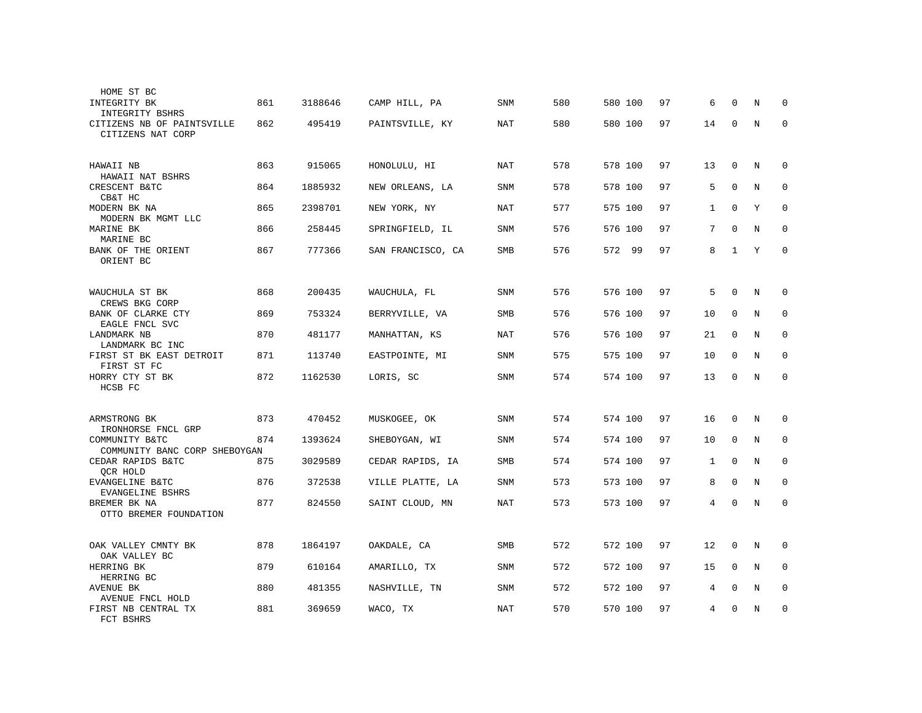| Bank / Holding Company | Rank | ID | Location | Type | | | | | | | | | |
|---|---|---|---|---|---|---|---|---|---|---|---|---|---|
| HOME ST BC | | | | | | | | | | | | | |
| INTEGRITY BK<br>INTEGRITY BSHRS | 861 | 3188646 | CAMP HILL, PA | SNM | 580 | 580 | 100 | 97 | 6 | 0 | N | 0 |
| CITIZENS NB OF PAINTSVILLE<br>CITIZENS NAT CORP | 862 | 495419 | PAINTSVILLE, KY | NAT | 580 | 580 | 100 | 97 | 14 | 0 | N | 0 |
| HAWAII NB<br>HAWAII NAT BSHRS | 863 | 915065 | HONOLULU, HI | NAT | 578 | 578 | 100 | 97 | 13 | 0 | N | 0 |
| CRESCENT B&TC<br>CB&T HC | 864 | 1885932 | NEW ORLEANS, LA | SNM | 578 | 578 | 100 | 97 | 5 | 0 | N | 0 |
| MODERN BK NA<br>MODERN BK MGMT LLC | 865 | 2398701 | NEW YORK, NY | NAT | 577 | 575 | 100 | 97 | 1 | 0 | Y | 0 |
| MARINE BK<br>MARINE BC | 866 | 258445 | SPRINGFIELD, IL | SNM | 576 | 576 | 100 | 97 | 7 | 0 | N | 0 |
| BANK OF THE ORIENT<br>ORIENT BC | 867 | 777366 | SAN FRANCISCO, CA | SMB | 576 | 572 | 99 | 97 | 8 | 1 | Y | 0 |
| WAUCHULA ST BK<br>CREWS BKG CORP | 868 | 200435 | WAUCHULA, FL | SNM | 576 | 576 | 100 | 97 | 5 | 0 | N | 0 |
| BANK OF CLARKE CTY<br>EAGLE FNCL SVC | 869 | 753324 | BERRYVILLE, VA | SMB | 576 | 576 | 100 | 97 | 10 | 0 | N | 0 |
| LANDMARK NB<br>LANDMARK BC INC | 870 | 481177 | MANHATTAN, KS | NAT | 576 | 576 | 100 | 97 | 21 | 0 | N | 0 |
| FIRST ST BK EAST DETROIT<br>FIRST ST FC | 871 | 113740 | EASTPOINTE, MI | SNM | 575 | 575 | 100 | 97 | 10 | 0 | N | 0 |
| HORRY CTY ST BK<br>HCSB FC | 872 | 1162530 | LORIS, SC | SNM | 574 | 574 | 100 | 97 | 13 | 0 | N | 0 |
| ARMSTRONG BK<br>IRONHORSE FNCL GRP | 873 | 470452 | MUSKOGEE, OK | SNM | 574 | 574 | 100 | 97 | 16 | 0 | N | 0 |
| COMMUNITY B&TC<br>COMMUNITY BANC CORP SHEBOYGAN | 874 | 1393624 | SHEBOYGAN, WI | SNM | 574 | 574 | 100 | 97 | 10 | 0 | N | 0 |
| CEDAR RAPIDS B&TC<br>QCR HOLD | 875 | 3029589 | CEDAR RAPIDS, IA | SMB | 574 | 574 | 100 | 97 | 1 | 0 | N | 0 |
| EVANGELINE B&TC<br>EVANGELINE BSHRS | 876 | 372538 | VILLE PLATTE, LA | SNM | 573 | 573 | 100 | 97 | 8 | 0 | N | 0 |
| BREMER BK NA<br>OTTO BREMER FOUNDATION | 877 | 824550 | SAINT CLOUD, MN | NAT | 573 | 573 | 100 | 97 | 4 | 0 | N | 0 |
| OAK VALLEY CMNTY BK<br>OAK VALLEY BC | 878 | 1864197 | OAKDALE, CA | SMB | 572 | 572 | 100 | 97 | 12 | 0 | N | 0 |
| HERRING BK<br>HERRING BC | 879 | 610164 | AMARILLO, TX | SNM | 572 | 572 | 100 | 97 | 15 | 0 | N | 0 |
| AVENUE BK<br>AVENUE FNCL HOLD | 880 | 481355 | NASHVILLE, TN | SNM | 572 | 572 | 100 | 97 | 4 | 0 | N | 0 |
| FIRST NB CENTRAL TX<br>FCT BSHRS | 881 | 369659 | WACO, TX | NAT | 570 | 570 | 100 | 97 | 4 | 0 | N | 0 |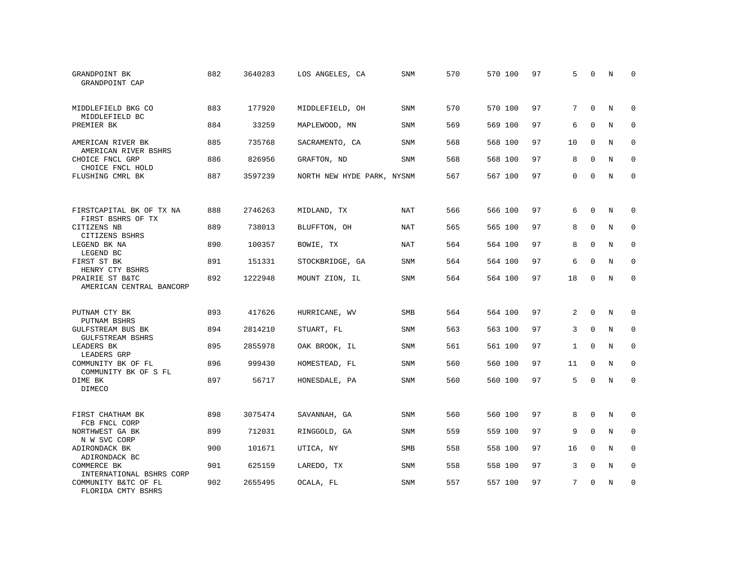| | | | | | | | | | | | | |
|---|---|---|---|---|---|---|---|---|---|---|---|---|
| GRANDPOINT BK<br>GRANDPOINT CAP | 882 | 3640283 | LOS ANGELES, CA | SNM | 570 | 570 | 100 | 97 | 5 | 0 | N | 0 |
| MIDDLEFIELD BKG CO<br>MIDDLEFIELD BC | 883 | 177920 | MIDDLEFIELD, OH | SNM | 570 | 570 | 100 | 97 | 7 | 0 | N | 0 |
| PREMIER BK | 884 | 33259 | MAPLEWOOD, MN | SNM | 569 | 569 | 100 | 97 | 6 | 0 | N | 0 |
| AMERICAN RIVER BK<br>AMERICAN RIVER BSHRS | 885 | 735768 | SACRAMENTO, CA | SNM | 568 | 568 | 100 | 97 | 10 | 0 | N | 0 |
| CHOICE FNCL GRP<br>CHOICE FNCL HOLD | 886 | 826956 | GRAFTON, ND | SNM | 568 | 568 | 100 | 97 | 8 | 0 | N | 0 |
| FLUSHING CMRL BK | 887 | 3597239 | NORTH NEW HYDE PARK, NY | SNM | 567 | 567 | 100 | 97 | 0 | 0 | N | 0 |
| FIRSTCAPITAL BK OF TX NA<br>FIRST BSHRS OF TX | 888 | 2746263 | MIDLAND, TX | NAT | 566 | 566 | 100 | 97 | 6 | 0 | N | 0 |
| CITIZENS NB<br>CITIZENS BSHRS | 889 | 738013 | BLUFFTON, OH | NAT | 565 | 565 | 100 | 97 | 8 | 0 | N | 0 |
| LEGEND BK NA<br>LEGEND BC | 890 | 100357 | BOWIE, TX | NAT | 564 | 564 | 100 | 97 | 8 | 0 | N | 0 |
| FIRST ST BK<br>HENRY CTY BSHRS | 891 | 151331 | STOCKBRIDGE, GA | SNM | 564 | 564 | 100 | 97 | 6 | 0 | N | 0 |
| PRAIRIE ST B&TC<br>AMERICAN CENTRAL BANCORP | 892 | 1222948 | MOUNT ZION, IL | SNM | 564 | 564 | 100 | 97 | 18 | 0 | N | 0 |
| PUTNAM CTY BK<br>PUTNAM BSHRS | 893 | 417626 | HURRICANE, WV | SMB | 564 | 564 | 100 | 97 | 2 | 0 | N | 0 |
| GULFSTREAM BUS BK<br>GULFSTREAM BSHRS | 894 | 2814210 | STUART, FL | SNM | 563 | 563 | 100 | 97 | 3 | 0 | N | 0 |
| LEADERS BK<br>LEADERS GRP | 895 | 2855978 | OAK BROOK, IL | SNM | 561 | 561 | 100 | 97 | 1 | 0 | N | 0 |
| COMMUNITY BK OF FL<br>COMMUNITY BK OF S FL | 896 | 999430 | HOMESTEAD, FL | SNM | 560 | 560 | 100 | 97 | 11 | 0 | N | 0 |
| DIME BK<br>DIMECO | 897 | 56717 | HONESDALE, PA | SNM | 560 | 560 | 100 | 97 | 5 | 0 | N | 0 |
| FIRST CHATHAM BK<br>FCB FNCL CORP | 898 | 3075474 | SAVANNAH, GA | SNM | 560 | 560 | 100 | 97 | 8 | 0 | N | 0 |
| NORTHWEST GA BK<br>N W SVC CORP | 899 | 712031 | RINGGOLD, GA | SNM | 559 | 559 | 100 | 97 | 9 | 0 | N | 0 |
| ADIRONDACK BK<br>ADIRONDACK BC | 900 | 101671 | UTICA, NY | SMB | 558 | 558 | 100 | 97 | 16 | 0 | N | 0 |
| COMMERCE BK<br>INTERNATIONAL BSHRS CORP | 901 | 625159 | LAREDO, TX | SNM | 558 | 558 | 100 | 97 | 3 | 0 | N | 0 |
| COMMUNITY B&TC OF FL<br>FLORIDA CMTY BSHRS | 902 | 2655495 | OCALA, FL | SNM | 557 | 557 | 100 | 97 | 7 | 0 | N | 0 |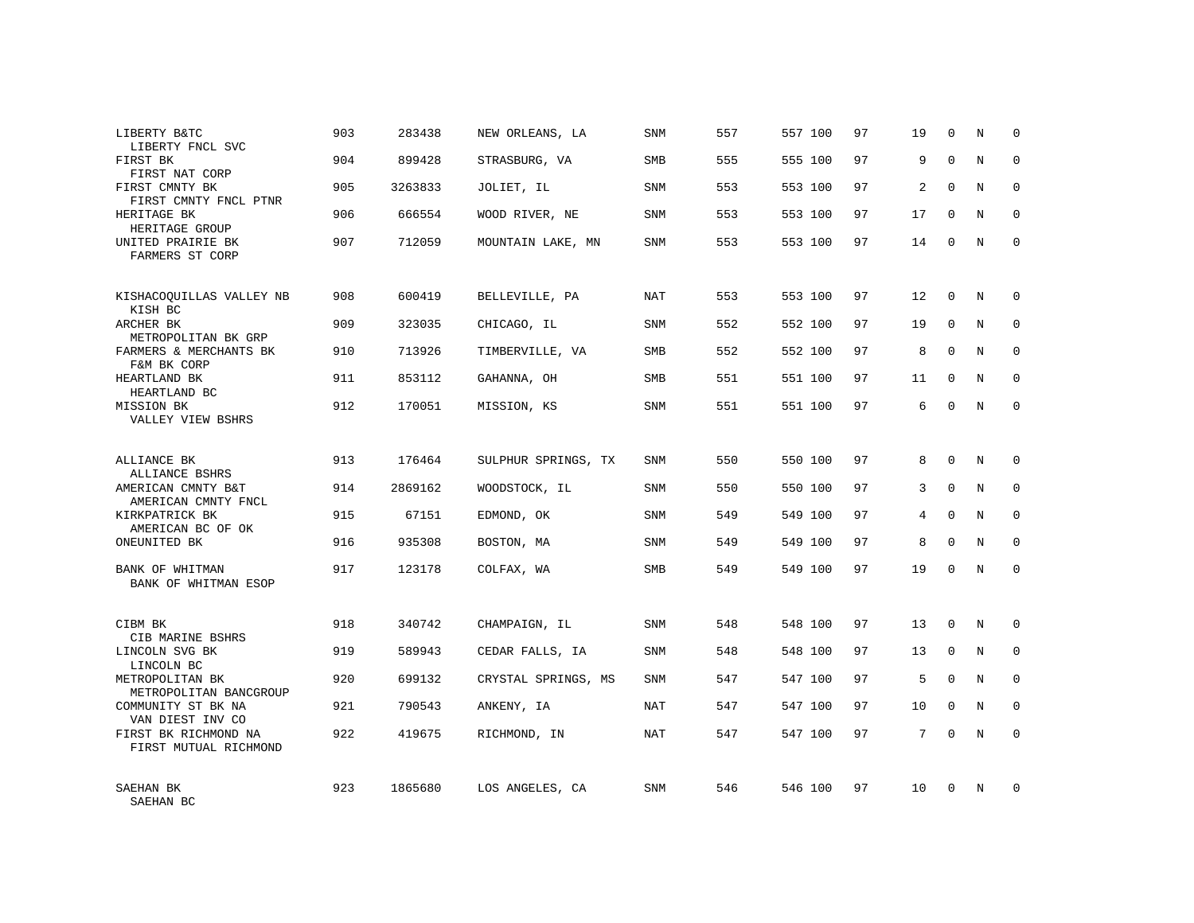| | | | | | | | | | | | | |
|---|---|---|---|---|---|---|---|---|---|---|---|---|
| LIBERTY B&TC<br>LIBERTY FNCL SVC | 903 | 283438 | NEW ORLEANS, LA | SNM | 557 | 557 | 100 | 97 | 19 | 0 | N | 0 |
| FIRST BK<br>FIRST NAT CORP | 904 | 899428 | STRASBURG, VA | SMB | 555 | 555 | 100 | 97 | 9 | 0 | N | 0 |
| FIRST CMNTY BK<br>FIRST CMNTY FNCL PTNR | 905 | 3263833 | JOLIET, IL | SNM | 553 | 553 | 100 | 97 | 2 | 0 | N | 0 |
| HERITAGE BK<br>HERITAGE GROUP | 906 | 666554 | WOOD RIVER, NE | SNM | 553 | 553 | 100 | 97 | 17 | 0 | N | 0 |
| UNITED PRAIRIE BK<br>FARMERS ST CORP | 907 | 712059 | MOUNTAIN LAKE, MN | SNM | 553 | 553 | 100 | 97 | 14 | 0 | N | 0 |
| KISHACOQUILLAS VALLEY NB<br>KISH BC | 908 | 600419 | BELLEVILLE, PA | NAT | 553 | 553 | 100 | 97 | 12 | 0 | N | 0 |
| ARCHER BK<br>METROPOLITAN BK GRP | 909 | 323035 | CHICAGO, IL | SNM | 552 | 552 | 100 | 97 | 19 | 0 | N | 0 |
| FARMERS & MERCHANTS BK<br>F&M BK CORP | 910 | 713926 | TIMBERVILLE, VA | SMB | 552 | 552 | 100 | 97 | 8 | 0 | N | 0 |
| HEARTLAND BK<br>HEARTLAND BC | 911 | 853112 | GAHANNA, OH | SMB | 551 | 551 | 100 | 97 | 11 | 0 | N | 0 |
| MISSION BK<br>VALLEY VIEW BSHRS | 912 | 170051 | MISSION, KS | SNM | 551 | 551 | 100 | 97 | 6 | 0 | N | 0 |
| ALLIANCE BK<br>ALLIANCE BSHRS | 913 | 176464 | SULPHUR SPRINGS, TX | SNM | 550 | 550 | 100 | 97 | 8 | 0 | N | 0 |
| AMERICAN CMNTY B&T<br>AMERICAN CMNTY FNCL | 914 | 2869162 | WOODSTOCK, IL | SNM | 550 | 550 | 100 | 97 | 3 | 0 | N | 0 |
| KIRKPATRICK BK<br>AMERICAN BC OF OK | 915 | 67151 | EDMOND, OK | SNM | 549 | 549 | 100 | 97 | 4 | 0 | N | 0 |
| ONEUNITED BK | 916 | 935308 | BOSTON, MA | SNM | 549 | 549 | 100 | 97 | 8 | 0 | N | 0 |
| BANK OF WHITMAN<br>BANK OF WHITMAN ESOP | 917 | 123178 | COLFAX, WA | SMB | 549 | 549 | 100 | 97 | 19 | 0 | N | 0 |
| CIBM BK<br>CIB MARINE BSHRS | 918 | 340742 | CHAMPAIGN, IL | SNM | 548 | 548 | 100 | 97 | 13 | 0 | N | 0 |
| LINCOLN SVG BK<br>LINCOLN BC | 919 | 589943 | CEDAR FALLS, IA | SNM | 548 | 548 | 100 | 97 | 13 | 0 | N | 0 |
| METROPOLITAN BK<br>METROPOLITAN BANCGROUP | 920 | 699132 | CRYSTAL SPRINGS, MS | SNM | 547 | 547 | 100 | 97 | 5 | 0 | N | 0 |
| COMMUNITY ST BK NA<br>VAN DIEST INV CO | 921 | 790543 | ANKENY, IA | NAT | 547 | 547 | 100 | 97 | 10 | 0 | N | 0 |
| FIRST BK RICHMOND NA<br>FIRST MUTUAL RICHMOND | 922 | 419675 | RICHMOND, IN | NAT | 547 | 547 | 100 | 97 | 7 | 0 | N | 0 |
| SAEHAN BK<br>SAEHAN BC | 923 | 1865680 | LOS ANGELES, CA | SNM | 546 | 546 | 100 | 97 | 10 | 0 | N | 0 |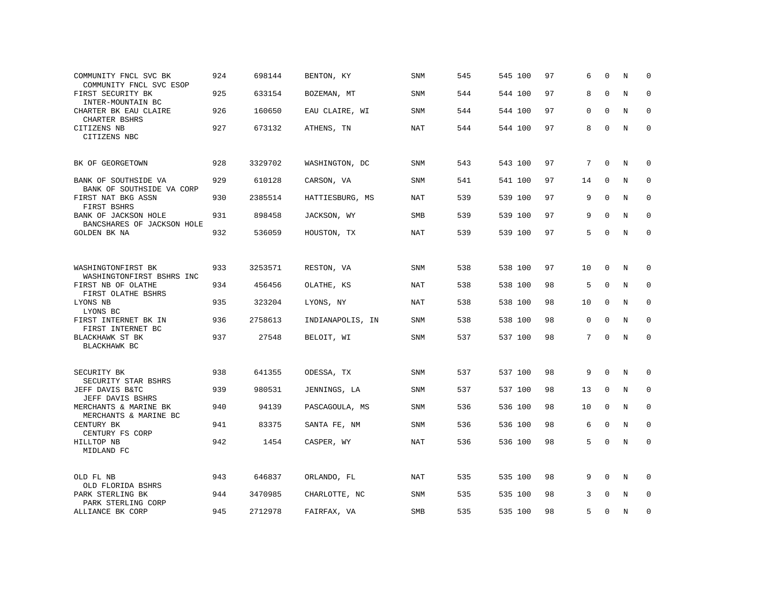| | | | | | | | | | | | | |
|---|---|---|---|---|---|---|---|---|---|---|---|---|
| COMMUNITY FNCL SVC BK<br>COMMUNITY FNCL SVC ESOP | 924 | 698144 | BENTON, KY | SNM | 545 | 545 | 100 | 97 | 6 | 0 | N | 0 |
| FIRST SECURITY BK<br>INTER-MOUNTAIN BC | 925 | 633154 | BOZEMAN, MT | SNM | 544 | 544 | 100 | 97 | 8 | 0 | N | 0 |
| CHARTER BK EAU CLAIRE<br>CHARTER BSHRS | 926 | 160650 | EAU CLAIRE, WI | SNM | 544 | 544 | 100 | 97 | 0 | 0 | N | 0 |
| CITIZENS NB<br>CITIZENS NBC | 927 | 673132 | ATHENS, TN | NAT | 544 | 544 | 100 | 97 | 8 | 0 | N | 0 |
| BK OF GEORGETOWN | 928 | 3329702 | WASHINGTON, DC | SNM | 543 | 543 | 100 | 97 | 7 | 0 | N | 0 |
| BANK OF SOUTHSIDE VA<br>BANK OF SOUTHSIDE VA CORP | 929 | 610128 | CARSON, VA | SNM | 541 | 541 | 100 | 97 | 14 | 0 | N | 0 |
| FIRST NAT BKG ASSN<br>FIRST BSHRS | 930 | 2385514 | HATTIESBURG, MS | NAT | 539 | 539 | 100 | 97 | 9 | 0 | N | 0 |
| BANK OF JACKSON HOLE<br>BANCSHARES OF JACKSON HOLE | 931 | 898458 | JACKSON, WY | SMB | 539 | 539 | 100 | 97 | 9 | 0 | N | 0 |
| GOLDEN BK NA | 932 | 536059 | HOUSTON, TX | NAT | 539 | 539 | 100 | 97 | 5 | 0 | N | 0 |
| WASHINGTONFIRST BK<br>WASHINGTONFIRST BSHRS INC | 933 | 3253571 | RESTON, VA | SNM | 538 | 538 | 100 | 97 | 10 | 0 | N | 0 |
| FIRST NB OF OLATHE<br>FIRST OLATHE BSHRS | 934 | 456456 | OLATHE, KS | NAT | 538 | 538 | 100 | 98 | 5 | 0 | N | 0 |
| LYONS NB<br>LYONS BC | 935 | 323204 | LYONS, NY | NAT | 538 | 538 | 100 | 98 | 10 | 0 | N | 0 |
| FIRST INTERNET BK IN<br>FIRST INTERNET BC | 936 | 2758613 | INDIANAPOLIS, IN | SNM | 538 | 538 | 100 | 98 | 0 | 0 | N | 0 |
| BLACKHAWK ST BK<br>BLACKHAWK BC | 937 | 27548 | BELOIT, WI | SNM | 537 | 537 | 100 | 98 | 7 | 0 | N | 0 |
| SECURITY BK<br>SECURITY STAR BSHRS | 938 | 641355 | ODESSA, TX | SNM | 537 | 537 | 100 | 98 | 9 | 0 | N | 0 |
| JEFF DAVIS B&TC<br>JEFF DAVIS BSHRS | 939 | 980531 | JENNINGS, LA | SNM | 537 | 537 | 100 | 98 | 13 | 0 | N | 0 |
| MERCHANTS & MARINE BK<br>MERCHANTS & MARINE BC | 940 | 94139 | PASCAGOULA, MS | SNM | 536 | 536 | 100 | 98 | 10 | 0 | N | 0 |
| CENTURY BK<br>CENTURY FS CORP | 941 | 83375 | SANTA FE, NM | SNM | 536 | 536 | 100 | 98 | 6 | 0 | N | 0 |
| HILLTOP NB<br>MIDLAND FC | 942 | 1454 | CASPER, WY | NAT | 536 | 536 | 100 | 98 | 5 | 0 | N | 0 |
| OLD FL NB<br>OLD FLORIDA BSHRS | 943 | 646837 | ORLANDO, FL | NAT | 535 | 535 | 100 | 98 | 9 | 0 | N | 0 |
| PARK STERLING BK<br>PARK STERLING CORP | 944 | 3470985 | CHARLOTTE, NC | SNM | 535 | 535 | 100 | 98 | 3 | 0 | N | 0 |
| ALLIANCE BK CORP | 945 | 2712978 | FAIRFAX, VA | SMB | 535 | 535 | 100 | 98 | 5 | 0 | N | 0 |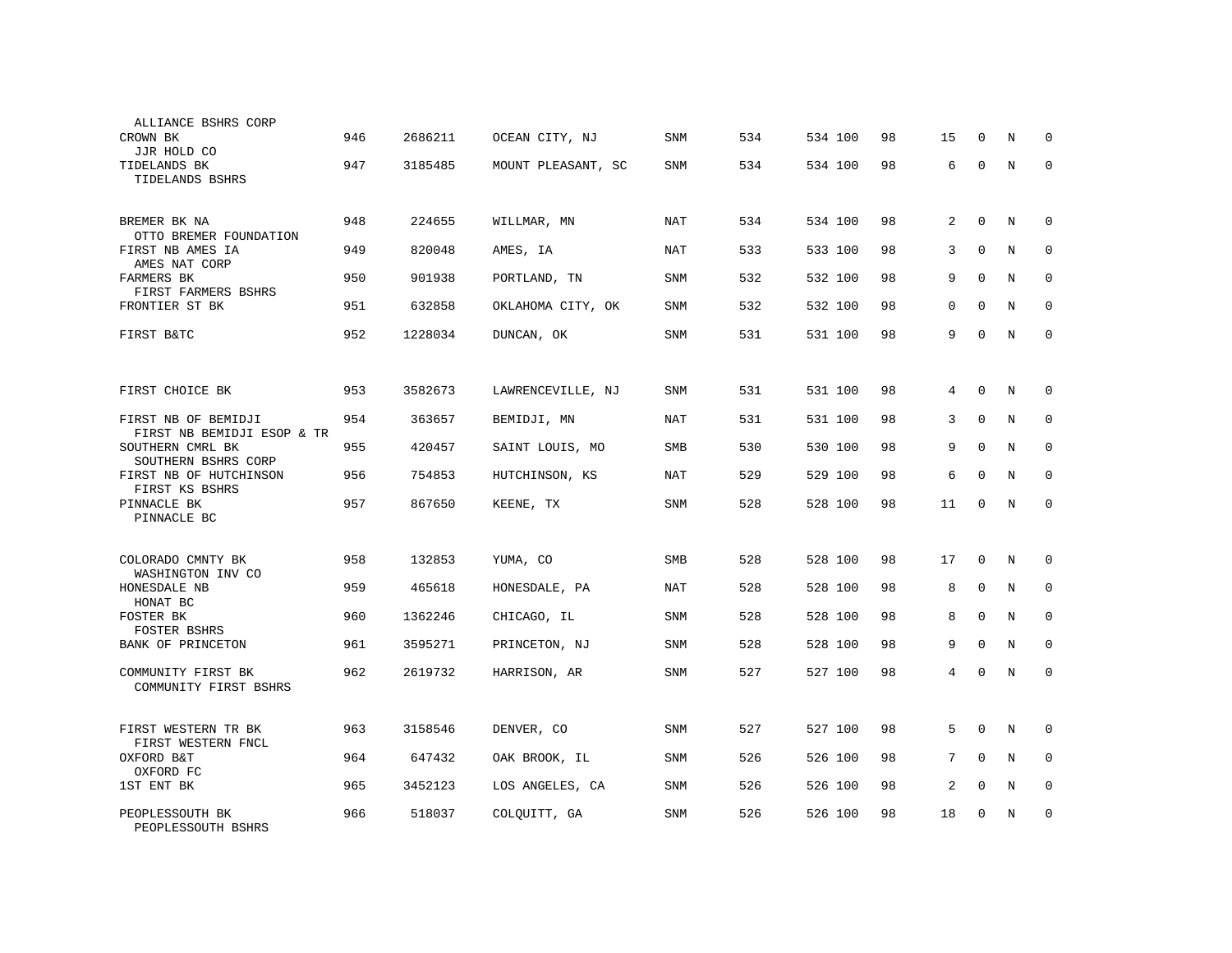| | | | | | | | | | | | | |
|---|---|---|---|---|---|---|---|---|---|---|---|---|
| ALLIANCE BSHRS CORP | | | | | | | | | | | | |
| CROWN BK<br>JJR HOLD CO | 946 | 2686211 | OCEAN CITY, NJ | SNM | 534 | 534 | 100 | 98 | 15 | 0 | N | 0 |
| TIDELANDS BK<br>TIDELANDS BSHRS | 947 | 3185485 | MOUNT PLEASANT, SC | SNM | 534 | 534 | 100 | 98 | 6 | 0 | N | 0 |
| BREMER BK NA<br>OTTO BREMER FOUNDATION | 948 | 224655 | WILLMAR, MN | NAT | 534 | 534 | 100 | 98 | 2 | 0 | N | 0 |
| FIRST NB AMES IA<br>AMES NAT CORP | 949 | 820048 | AMES, IA | NAT | 533 | 533 | 100 | 98 | 3 | 0 | N | 0 |
| FARMERS BK<br>FIRST FARMERS BSHRS | 950 | 901938 | PORTLAND, TN | SNM | 532 | 532 | 100 | 98 | 9 | 0 | N | 0 |
| FRONTIER ST BK | 951 | 632858 | OKLAHOMA CITY, OK | SNM | 532 | 532 | 100 | 98 | 0 | 0 | N | 0 |
| FIRST B&TC | 952 | 1228034 | DUNCAN, OK | SNM | 531 | 531 | 100 | 98 | 9 | 0 | N | 0 |
| FIRST CHOICE BK | 953 | 3582673 | LAWRENCEVILLE, NJ | SNM | 531 | 531 | 100 | 98 | 4 | 0 | N | 0 |
| FIRST NB OF BEMIDJI<br>FIRST NB BEMIDJI ESOP & TR | 954 | 363657 | BEMIDJI, MN | NAT | 531 | 531 | 100 | 98 | 3 | 0 | N | 0 |
| SOUTHERN CMRL BK<br>SOUTHERN BSHRS CORP | 955 | 420457 | SAINT LOUIS, MO | SMB | 530 | 530 | 100 | 98 | 9 | 0 | N | 0 |
| FIRST NB OF HUTCHINSON<br>FIRST KS BSHRS | 956 | 754853 | HUTCHINSON, KS | NAT | 529 | 529 | 100 | 98 | 6 | 0 | N | 0 |
| PINNACLE BK<br>PINNACLE BC | 957 | 867650 | KEENE, TX | SNM | 528 | 528 | 100 | 98 | 11 | 0 | N | 0 |
| COLORADO CMNTY BK<br>WASHINGTON INV CO | 958 | 132853 | YUMA, CO | SMB | 528 | 528 | 100 | 98 | 17 | 0 | N | 0 |
| HONESDALE NB<br>HONAT BC | 959 | 465618 | HONESDALE, PA | NAT | 528 | 528 | 100 | 98 | 8 | 0 | N | 0 |
| FOSTER BK<br>FOSTER BSHRS | 960 | 1362246 | CHICAGO, IL | SNM | 528 | 528 | 100 | 98 | 8 | 0 | N | 0 |
| BANK OF PRINCETON | 961 | 3595271 | PRINCETON, NJ | SNM | 528 | 528 | 100 | 98 | 9 | 0 | N | 0 |
| COMMUNITY FIRST BK<br>COMMUNITY FIRST BSHRS | 962 | 2619732 | HARRISON, AR | SNM | 527 | 527 | 100 | 98 | 4 | 0 | N | 0 |
| FIRST WESTERN TR BK<br>FIRST WESTERN FNCL | 963 | 3158546 | DENVER, CO | SNM | 527 | 527 | 100 | 98 | 5 | 0 | N | 0 |
| OXFORD B&T<br>OXFORD FC | 964 | 647432 | OAK BROOK, IL | SNM | 526 | 526 | 100 | 98 | 7 | 0 | N | 0 |
| 1ST ENT BK | 965 | 3452123 | LOS ANGELES, CA | SNM | 526 | 526 | 100 | 98 | 2 | 0 | N | 0 |
| PEOPLESSOUTH BK<br>PEOPLESSOUTH BSHRS | 966 | 518037 | COLQUITT, GA | SNM | 526 | 526 | 100 | 98 | 18 | 0 | N | 0 |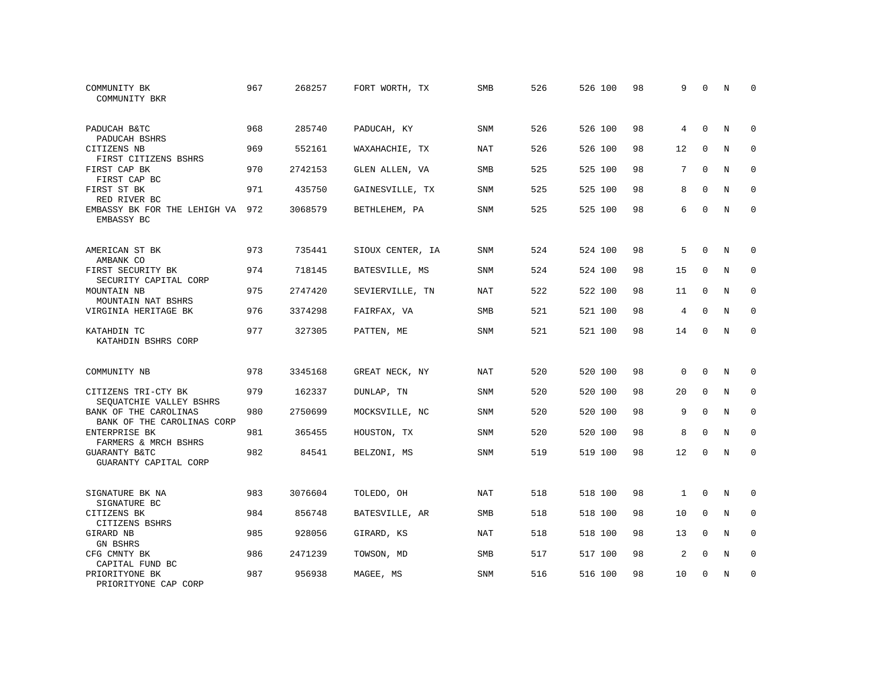| | | | | | | | | | | | | |
|---|---|---|---|---|---|---|---|---|---|---|---|---|
| COMMUNITY BK<br>COMMUNITY BKR | 967 | 268257 | FORT WORTH, TX | SMB | 526 | 526 | 100 | 98 | 9 | 0 | N | 0 |
| PADUCAH B&TC<br>PADUCAH BSHRS | 968 | 285740 | PADUCAH, KY | SNM | 526 | 526 | 100 | 98 | 4 | 0 | N | 0 |
| CITIZENS NB<br>FIRST CITIZENS BSHRS | 969 | 552161 | WAXAHACHIE, TX | NAT | 526 | 526 | 100 | 98 | 12 | 0 | N | 0 |
| FIRST CAP BK<br>FIRST CAP BC | 970 | 2742153 | GLEN ALLEN, VA | SMB | 525 | 525 | 100 | 98 | 7 | 0 | N | 0 |
| FIRST ST BK<br>RED RIVER BC | 971 | 435750 | GAINESVILLE, TX | SNM | 525 | 525 | 100 | 98 | 8 | 0 | N | 0 |
| EMBASSY BK FOR THE LEHIGH VA<br>EMBASSY BC | 972 | 3068579 | BETHLEHEM, PA | SNM | 525 | 525 | 100 | 98 | 6 | 0 | N | 0 |
| AMERICAN ST BK<br>AMBANK CO | 973 | 735441 | SIOUX CENTER, IA | SNM | 524 | 524 | 100 | 98 | 5 | 0 | N | 0 |
| FIRST SECURITY BK<br>SECURITY CAPITAL CORP | 974 | 718145 | BATESVILLE, MS | SNM | 524 | 524 | 100 | 98 | 15 | 0 | N | 0 |
| MOUNTAIN NB<br>MOUNTAIN NAT BSHRS | 975 | 2747420 | SEVIERVILLE, TN | NAT | 522 | 522 | 100 | 98 | 11 | 0 | N | 0 |
| VIRGINIA HERITAGE BK | 976 | 3374298 | FAIRFAX, VA | SMB | 521 | 521 | 100 | 98 | 4 | 0 | N | 0 |
| KATAHDIN TC<br>KATAHDIN BSHRS CORP | 977 | 327305 | PATTEN, ME | SNM | 521 | 521 | 100 | 98 | 14 | 0 | N | 0 |
| COMMUNITY NB | 978 | 3345168 | GREAT NECK, NY | NAT | 520 | 520 | 100 | 98 | 0 | 0 | N | 0 |
| CITIZENS TRI-CTY BK<br>SEQUATCHIE VALLEY BSHRS | 979 | 162337 | DUNLAP, TN | SNM | 520 | 520 | 100 | 98 | 20 | 0 | N | 0 |
| BANK OF THE CAROLINAS<br>BANK OF THE CAROLINAS CORP | 980 | 2750699 | MOCKSVILLE, NC | SNM | 520 | 520 | 100 | 98 | 9 | 0 | N | 0 |
| ENTERPRISE BK<br>FARMERS & MRCH BSHRS | 981 | 365455 | HOUSTON, TX | SNM | 520 | 520 | 100 | 98 | 8 | 0 | N | 0 |
| GUARANTY B&TC<br>GUARANTY CAPITAL CORP | 982 | 84541 | BELZONI, MS | SNM | 519 | 519 | 100 | 98 | 12 | 0 | N | 0 |
| SIGNATURE BK NA<br>SIGNATURE BC | 983 | 3076604 | TOLEDO, OH | NAT | 518 | 518 | 100 | 98 | 1 | 0 | N | 0 |
| CITIZENS BK<br>CITIZENS BSHRS | 984 | 856748 | BATESVILLE, AR | SMB | 518 | 518 | 100 | 98 | 10 | 0 | N | 0 |
| GIRARD NB<br>GN BSHRS | 985 | 928056 | GIRARD, KS | NAT | 518 | 518 | 100 | 98 | 13 | 0 | N | 0 |
| CFG CMNTY BK<br>CAPITAL FUND BC | 986 | 2471239 | TOWSON, MD | SMB | 517 | 517 | 100 | 98 | 2 | 0 | N | 0 |
| PRIORITYONE BK<br>PRIORITYONE CAP CORP | 987 | 956938 | MAGEE, MS | SNM | 516 | 516 | 100 | 98 | 10 | 0 | N | 0 |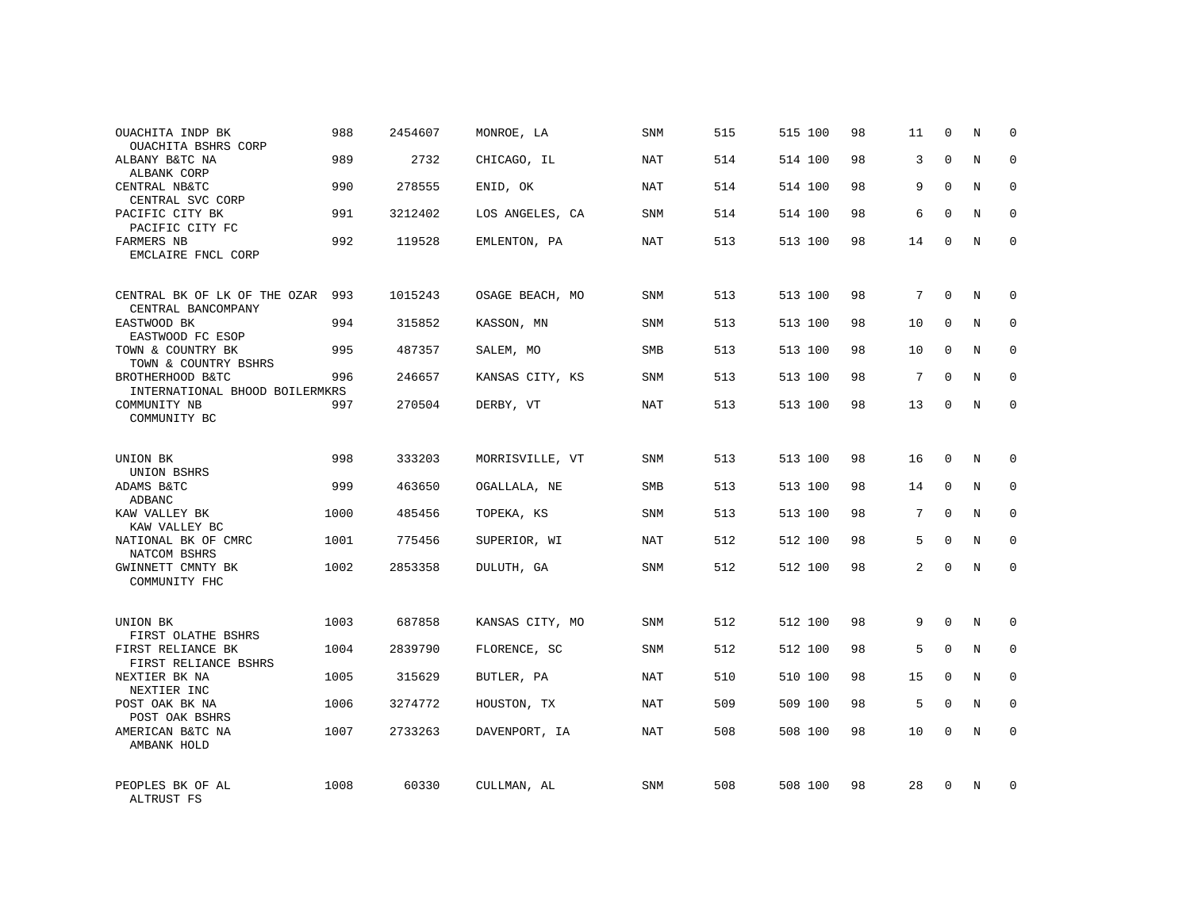| | | | | | | | | | | | | |
|---|---|---|---|---|---|---|---|---|---|---|---|---|
| OUACHITA INDP BK<br>OUACHITA BSHRS CORP | 988 | 2454607 | MONROE, LA | SNM | 515 | 515 | 100 | 98 | 11 | 0 | N | 0 |
| ALBANY B&TC NA<br>ALBANK CORP | 989 | 2732 | CHICAGO, IL | NAT | 514 | 514 | 100 | 98 | 3 | 0 | N | 0 |
| CENTRAL NB&TC<br>CENTRAL SVC CORP | 990 | 278555 | ENID, OK | NAT | 514 | 514 | 100 | 98 | 9 | 0 | N | 0 |
| PACIFIC CITY BK<br>PACIFIC CITY FC | 991 | 3212402 | LOS ANGELES, CA | SNM | 514 | 514 | 100 | 98 | 6 | 0 | N | 0 |
| FARMERS NB<br>EMCLAIRE FNCL CORP | 992 | 119528 | EMLENTON, PA | NAT | 513 | 513 | 100 | 98 | 14 | 0 | N | 0 |
| CENTRAL BK OF LK OF THE OZAR<br>CENTRAL BANCOMPANY | 993 | 1015243 | OSAGE BEACH, MO | SNM | 513 | 513 | 100 | 98 | 7 | 0 | N | 0 |
| EASTWOOD BK<br>EASTWOOD FC ESOP | 994 | 315852 | KASSON, MN | SNM | 513 | 513 | 100 | 98 | 10 | 0 | N | 0 |
| TOWN & COUNTRY BK<br>TOWN & COUNTRY BSHRS | 995 | 487357 | SALEM, MO | SMB | 513 | 513 | 100 | 98 | 10 | 0 | N | 0 |
| BROTHERHOOD B&TC<br>INTERNATIONAL BHOOD BOILERMKRS | 996 | 246657 | KANSAS CITY, KS | SNM | 513 | 513 | 100 | 98 | 7 | 0 | N | 0 |
| COMMUNITY NB<br>COMMUNITY BC | 997 | 270504 | DERBY, VT | NAT | 513 | 513 | 100 | 98 | 13 | 0 | N | 0 |
| UNION BK<br>UNION BSHRS | 998 | 333203 | MORRISVILLE, VT | SNM | 513 | 513 | 100 | 98 | 16 | 0 | N | 0 |
| ADAMS B&TC<br>ADBANC | 999 | 463650 | OGALLALA, NE | SMB | 513 | 513 | 100 | 98 | 14 | 0 | N | 0 |
| KAW VALLEY BK<br>KAW VALLEY BC | 1000 | 485456 | TOPEKA, KS | SNM | 513 | 513 | 100 | 98 | 7 | 0 | N | 0 |
| NATIONAL BK OF CMRC<br>NATCOM BSHRS | 1001 | 775456 | SUPERIOR, WI | NAT | 512 | 512 | 100 | 98 | 5 | 0 | N | 0 |
| GWINNETT CMNTY BK<br>COMMUNITY FHC | 1002 | 2853358 | DULUTH, GA | SNM | 512 | 512 | 100 | 98 | 2 | 0 | N | 0 |
| UNION BK<br>FIRST OLATHE BSHRS | 1003 | 687858 | KANSAS CITY, MO | SNM | 512 | 512 | 100 | 98 | 9 | 0 | N | 0 |
| FIRST RELIANCE BK<br>FIRST RELIANCE BSHRS | 1004 | 2839790 | FLORENCE, SC | SNM | 512 | 512 | 100 | 98 | 5 | 0 | N | 0 |
| NEXTIER BK NA<br>NEXTIER INC | 1005 | 315629 | BUTLER, PA | NAT | 510 | 510 | 100 | 98 | 15 | 0 | N | 0 |
| POST OAK BK NA<br>POST OAK BSHRS | 1006 | 3274772 | HOUSTON, TX | NAT | 509 | 509 | 100 | 98 | 5 | 0 | N | 0 |
| AMERICAN B&TC NA<br>AMBANK HOLD | 1007 | 2733263 | DAVENPORT, IA | NAT | 508 | 508 | 100 | 98 | 10 | 0 | N | 0 |
| PEOPLES BK OF AL<br>ALTRUST FS | 1008 | 60330 | CULLMAN, AL | SNM | 508 | 508 | 100 | 98 | 28 | 0 | N | 0 |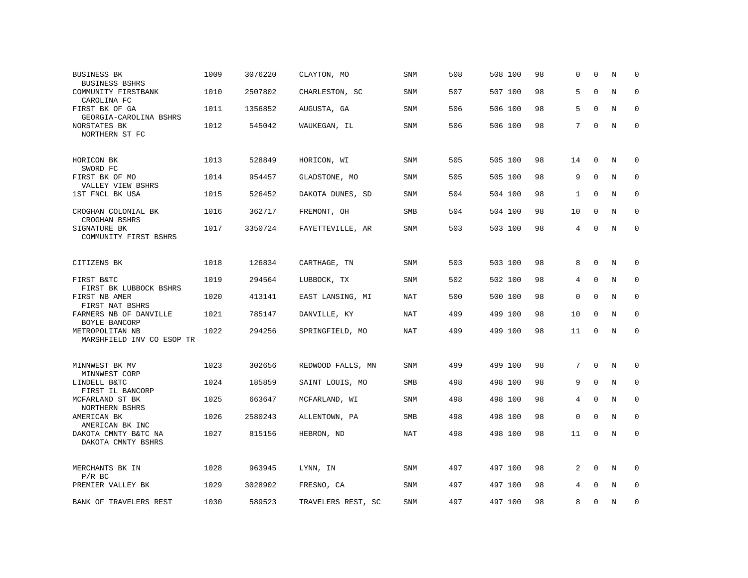| | | | | | | | | | | | | |
|---|---|---|---|---|---|---|---|---|---|---|---|---|
| BUSINESS BK<br>BUSINESS BSHRS | 1009 | 3076220 | CLAYTON, MO | SNM | 508 | 508 | 100 | 98 | 0 | 0 | N | 0 |
| COMMUNITY FIRSTBANK<br>CAROLINA FC | 1010 | 2507802 | CHARLESTON, SC | SNM | 507 | 507 | 100 | 98 | 5 | 0 | N | 0 |
| FIRST BK OF GA<br>GEORGIA-CAROLINA BSHRS | 1011 | 1356852 | AUGUSTA, GA | SNM | 506 | 506 | 100 | 98 | 5 | 0 | N | 0 |
| NORSTATES BK<br>NORTHERN ST FC | 1012 | 545042 | WAUKEGAN, IL | SNM | 506 | 506 | 100 | 98 | 7 | 0 | N | 0 |
| HORICON BK<br>SWORD FC | 1013 | 528849 | HORICON, WI | SNM | 505 | 505 | 100 | 98 | 14 | 0 | N | 0 |
| FIRST BK OF MO<br>VALLEY VIEW BSHRS | 1014 | 954457 | GLADSTONE, MO | SNM | 505 | 505 | 100 | 98 | 9 | 0 | N | 0 |
| 1ST FNCL BK USA | 1015 | 526452 | DAKOTA DUNES, SD | SNM | 504 | 504 | 100 | 98 | 1 | 0 | N | 0 |
| CROGHAN COLONIAL BK<br>CROGHAN BSHRS | 1016 | 362717 | FREMONT, OH | SMB | 504 | 504 | 100 | 98 | 10 | 0 | N | 0 |
| SIGNATURE BK<br>COMMUNITY FIRST BSHRS | 1017 | 3350724 | FAYETTEVILLE, AR | SNM | 503 | 503 | 100 | 98 | 4 | 0 | N | 0 |
| CITIZENS BK | 1018 | 126834 | CARTHAGE, TN | SNM | 503 | 503 | 100 | 98 | 8 | 0 | N | 0 |
| FIRST B&TC<br>FIRST BK LUBBOCK BSHRS | 1019 | 294564 | LUBBOCK, TX | SNM | 502 | 502 | 100 | 98 | 4 | 0 | N | 0 |
| FIRST NB AMER<br>FIRST NAT BSHRS | 1020 | 413141 | EAST LANSING, MI | NAT | 500 | 500 | 100 | 98 | 0 | 0 | N | 0 |
| FARMERS NB OF DANVILLE<br>BOYLE BANCORP | 1021 | 785147 | DANVILLE, KY | NAT | 499 | 499 | 100 | 98 | 10 | 0 | N | 0 |
| METROPOLITAN NB<br>MARSHFIELD INV CO ESOP TR | 1022 | 294256 | SPRINGFIELD, MO | NAT | 499 | 499 | 100 | 98 | 11 | 0 | N | 0 |
| MINNWEST BK MV<br>MINNWEST CORP | 1023 | 302656 | REDWOOD FALLS, MN | SNM | 499 | 499 | 100 | 98 | 7 | 0 | N | 0 |
| LINDELL B&TC<br>FIRST IL BANCORP | 1024 | 185859 | SAINT LOUIS, MO | SMB | 498 | 498 | 100 | 98 | 9 | 0 | N | 0 |
| MCFARLAND ST BK<br>NORTHERN BSHRS | 1025 | 663647 | MCFARLAND, WI | SNM | 498 | 498 | 100 | 98 | 4 | 0 | N | 0 |
| AMERICAN BK<br>AMERICAN BK INC | 1026 | 2580243 | ALLENTOWN, PA | SMB | 498 | 498 | 100 | 98 | 0 | 0 | N | 0 |
| DAKOTA CMNTY B&TC NA<br>DAKOTA CMNTY BSHRS | 1027 | 815156 | HEBRON, ND | NAT | 498 | 498 | 100 | 98 | 11 | 0 | N | 0 |
| MERCHANTS BK IN<br>P/R BC | 1028 | 963945 | LYNN, IN | SNM | 497 | 497 | 100 | 98 | 2 | 0 | N | 0 |
| PREMIER VALLEY BK | 1029 | 3028902 | FRESNO, CA | SNM | 497 | 497 | 100 | 98 | 4 | 0 | N | 0 |
| BANK OF TRAVELERS REST | 1030 | 589523 | TRAVELERS REST, SC | SNM | 497 | 497 | 100 | 98 | 8 | 0 | N | 0 |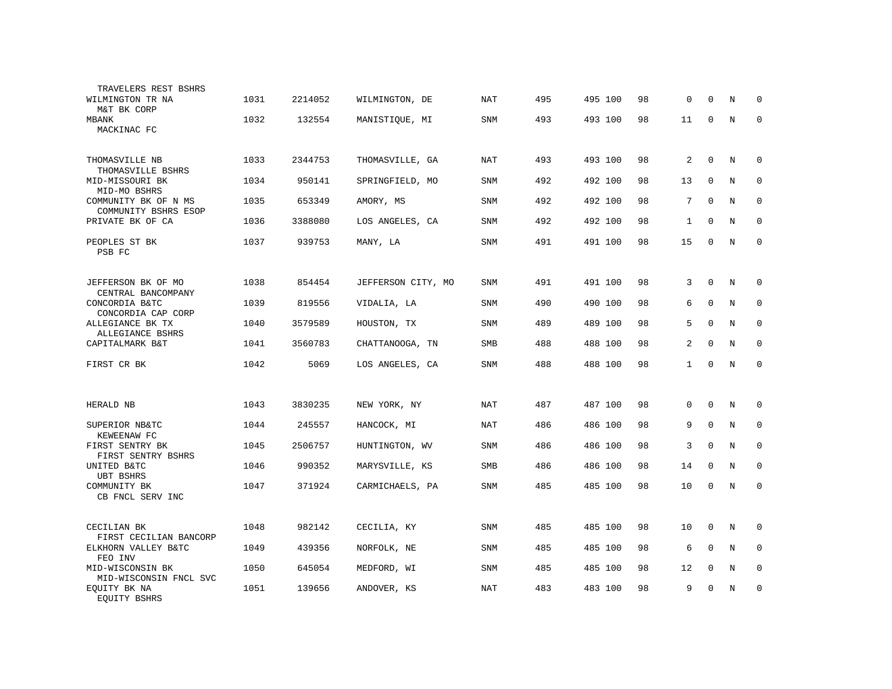| | | | | | | | | | | | | |
|---|---|---|---|---|---|---|---|---|---|---|---|---|
| TRAVELERS REST BSHRS | | | | | | | | | | | | |
| WILMINGTON TR NA | 1031 | 2214052 | WILMINGTON, DE | NAT | 495 | 495 | 100 | 98 | 0 | 0 | N | 0 |
| M&T BK CORP | | | | | | | | | | | | |
| MBANK | 1032 | 132554 | MANISTIQUE, MI | SNM | 493 | 493 | 100 | 98 | 11 | 0 | N | 0 |
| MACKINAC FC | | | | | | | | | | | | |
| THOMASVILLE NB | 1033 | 2344753 | THOMASVILLE, GA | NAT | 493 | 493 | 100 | 98 | 2 | 0 | N | 0 |
| THOMASVILLE BSHRS | | | | | | | | | | | | |
| MID-MISSOURI BK | 1034 | 950141 | SPRINGFIELD, MO | SNM | 492 | 492 | 100 | 98 | 13 | 0 | N | 0 |
| MID-MO BSHRS | | | | | | | | | | | | |
| COMMUNITY BK OF N MS | 1035 | 653349 | AMORY, MS | SNM | 492 | 492 | 100 | 98 | 7 | 0 | N | 0 |
| COMMUNITY BSHRS ESOP | | | | | | | | | | | | |
| PRIVATE BK OF CA | 1036 | 3388080 | LOS ANGELES, CA | SNM | 492 | 492 | 100 | 98 | 1 | 0 | N | 0 |
| PEOPLES ST BK | 1037 | 939753 | MANY, LA | SNM | 491 | 491 | 100 | 98 | 15 | 0 | N | 0 |
| PSB FC | | | | | | | | | | | | |
| JEFFERSON BK OF MO | 1038 | 854454 | JEFFERSON CITY, MO | SNM | 491 | 491 | 100 | 98 | 3 | 0 | N | 0 |
| CENTRAL BANCOMPANY | | | | | | | | | | | | |
| CONCORDIA B&TC | 1039 | 819556 | VIDALIA, LA | SNM | 490 | 490 | 100 | 98 | 6 | 0 | N | 0 |
| CONCORDIA CAP CORP | | | | | | | | | | | | |
| ALLEGIANCE BK TX | 1040 | 3579589 | HOUSTON, TX | SNM | 489 | 489 | 100 | 98 | 5 | 0 | N | 0 |
| ALLEGIANCE BSHRS | | | | | | | | | | | | |
| CAPITALMARK B&T | 1041 | 3560783 | CHATTANOOGA, TN | SMB | 488 | 488 | 100 | 98 | 2 | 0 | N | 0 |
| FIRST CR BK | 1042 | 5069 | LOS ANGELES, CA | SNM | 488 | 488 | 100 | 98 | 1 | 0 | N | 0 |
| HERALD NB | 1043 | 3830235 | NEW YORK, NY | NAT | 487 | 487 | 100 | 98 | 0 | 0 | N | 0 |
| SUPERIOR NB&TC | 1044 | 245557 | HANCOCK, MI | NAT | 486 | 486 | 100 | 98 | 9 | 0 | N | 0 |
| KEWEENAW FC | | | | | | | | | | | | |
| FIRST SENTRY BK | 1045 | 2506757 | HUNTINGTON, WV | SNM | 486 | 486 | 100 | 98 | 3 | 0 | N | 0 |
| FIRST SENTRY BSHRS | | | | | | | | | | | | |
| UNITED B&TC | 1046 | 990352 | MARYSVILLE, KS | SMB | 486 | 486 | 100 | 98 | 14 | 0 | N | 0 |
| UBT BSHRS | | | | | | | | | | | | |
| COMMUNITY BK | 1047 | 371924 | CARMICHAELS, PA | SNM | 485 | 485 | 100 | 98 | 10 | 0 | N | 0 |
| CB FNCL SERV INC | | | | | | | | | | | | |
| CECILIAN BK | 1048 | 982142 | CECILIA, KY | SNM | 485 | 485 | 100 | 98 | 10 | 0 | N | 0 |
| FIRST CECILIAN BANCORP | | | | | | | | | | | | |
| ELKHORN VALLEY B&TC | 1049 | 439356 | NORFOLK, NE | SNM | 485 | 485 | 100 | 98 | 6 | 0 | N | 0 |
| FEO INV | | | | | | | | | | | | |
| MID-WISCONSIN BK | 1050 | 645054 | MEDFORD, WI | SNM | 485 | 485 | 100 | 98 | 12 | 0 | N | 0 |
| MID-WISCONSIN FNCL SVC | | | | | | | | | | | | |
| EQUITY BK NA | 1051 | 139656 | ANDOVER, KS | NAT | 483 | 483 | 100 | 98 | 9 | 0 | N | 0 |
| EQUITY BSHRS | | | | | | | | | | | | |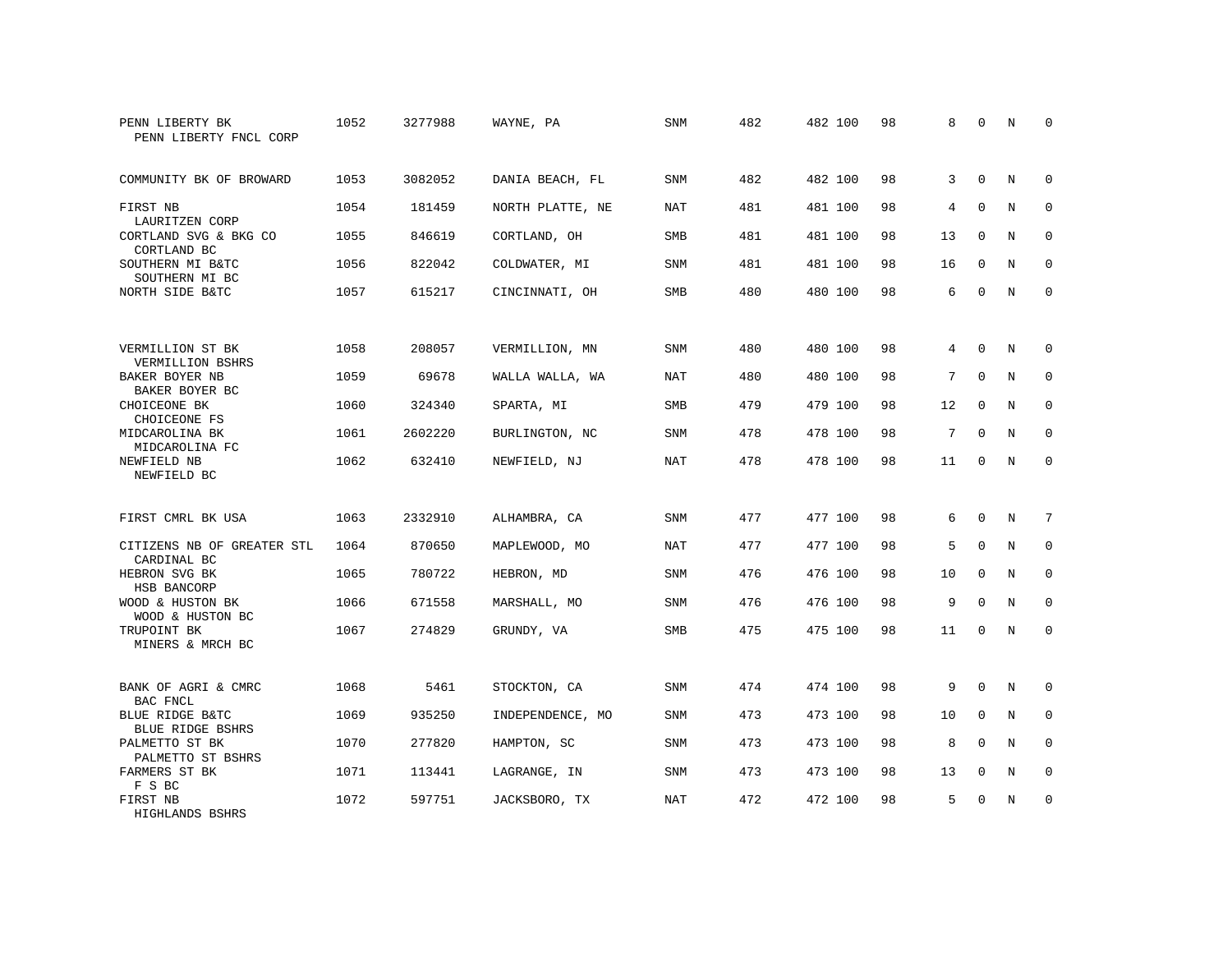| | | | | | | | | | | | | |
|---|---|---|---|---|---|---|---|---|---|---|---|---|
| PENN LIBERTY BK<br>PENN LIBERTY FNCL CORP | 1052 | 3277988 | WAYNE, PA | SNM | 482 | 482 | 100 | 98 | 8 | 0 | N | 0 |
| COMMUNITY BK OF BROWARD | 1053 | 3082052 | DANIA BEACH, FL | SNM | 482 | 482 | 100 | 98 | 3 | 0 | N | 0 |
| FIRST NB<br>LAURITZEN CORP | 1054 | 181459 | NORTH PLATTE, NE | NAT | 481 | 481 | 100 | 98 | 4 | 0 | N | 0 |
| CORTLAND SVG & BKG CO<br>CORTLAND BC | 1055 | 846619 | CORTLAND, OH | SMB | 481 | 481 | 100 | 98 | 13 | 0 | N | 0 |
| SOUTHERN MI B&TC<br>SOUTHERN MI BC | 1056 | 822042 | COLDWATER, MI | SNM | 481 | 481 | 100 | 98 | 16 | 0 | N | 0 |
| NORTH SIDE B&TC | 1057 | 615217 | CINCINNATI, OH | SMB | 480 | 480 | 100 | 98 | 6 | 0 | N | 0 |
| VERMILLION ST BK<br>VERMILLION BSHRS | 1058 | 208057 | VERMILLION, MN | SNM | 480 | 480 | 100 | 98 | 4 | 0 | N | 0 |
| BAKER BOYER NB<br>BAKER BOYER BC | 1059 | 69678 | WALLA WALLA, WA | NAT | 480 | 480 | 100 | 98 | 7 | 0 | N | 0 |
| CHOICEONE BK<br>CHOICEONE FS | 1060 | 324340 | SPARTA, MI | SMB | 479 | 479 | 100 | 98 | 12 | 0 | N | 0 |
| MIDCAROLINA BK<br>MIDCAROLINA FC | 1061 | 2602220 | BURLINGTON, NC | SNM | 478 | 478 | 100 | 98 | 7 | 0 | N | 0 |
| NEWFIELD NB<br>NEWFIELD BC | 1062 | 632410 | NEWFIELD, NJ | NAT | 478 | 478 | 100 | 98 | 11 | 0 | N | 0 |
| FIRST CMRL BK USA | 1063 | 2332910 | ALHAMBRA, CA | SNM | 477 | 477 | 100 | 98 | 6 | 0 | N | 7 |
| CITIZENS NB OF GREATER STL<br>CARDINAL BC | 1064 | 870650 | MAPLEWOOD, MO | NAT | 477 | 477 | 100 | 98 | 5 | 0 | N | 0 |
| HEBRON SVG BK<br>HSB BANCORP | 1065 | 780722 | HEBRON, MD | SNM | 476 | 476 | 100 | 98 | 10 | 0 | N | 0 |
| WOOD & HUSTON BK<br>WOOD & HUSTON BC | 1066 | 671558 | MARSHALL, MO | SNM | 476 | 476 | 100 | 98 | 9 | 0 | N | 0 |
| TRUPOINT BK<br>MINERS & MRCH BC | 1067 | 274829 | GRUNDY, VA | SMB | 475 | 475 | 100 | 98 | 11 | 0 | N | 0 |
| BANK OF AGRI & CMRC<br>BAC FNCL | 1068 | 5461 | STOCKTON, CA | SNM | 474 | 474 | 100 | 98 | 9 | 0 | N | 0 |
| BLUE RIDGE B&TC<br>BLUE RIDGE BSHRS | 1069 | 935250 | INDEPENDENCE, MO | SNM | 473 | 473 | 100 | 98 | 10 | 0 | N | 0 |
| PALMETTO ST BK<br>PALMETTO ST BSHRS | 1070 | 277820 | HAMPTON, SC | SNM | 473 | 473 | 100 | 98 | 8 | 0 | N | 0 |
| FARMERS ST BK<br>F S BC | 1071 | 113441 | LAGRANGE, IN | SNM | 473 | 473 | 100 | 98 | 13 | 0 | N | 0 |
| FIRST NB<br>HIGHLANDS BSHRS | 1072 | 597751 | JACKSBORO, TX | NAT | 472 | 472 | 100 | 98 | 5 | 0 | N | 0 |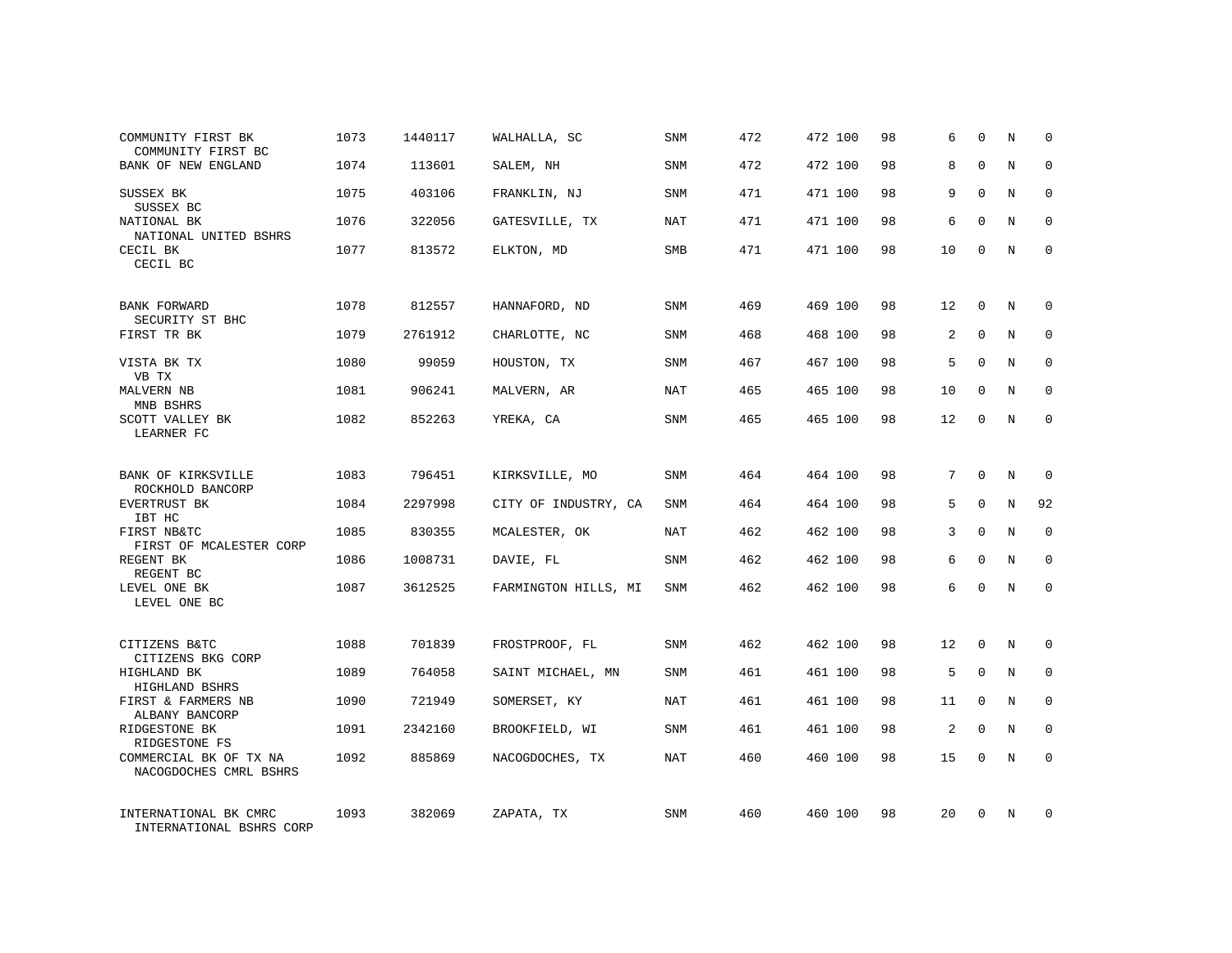| | | | | | | | | | | | | |
|---|---|---|---|---|---|---|---|---|---|---|---|---|
| COMMUNITY FIRST BK<br>COMMUNITY FIRST BC | 1073 | 1440117 | WALHALLA, SC | SNM | 472 | 472 100 | 98 | 6 | 0 | N | 0 |
| BANK OF NEW ENGLAND | 1074 | 113601 | SALEM, NH | SNM | 472 | 472 100 | 98 | 8 | 0 | N | 0 |
| SUSSEX BK<br>SUSSEX BC | 1075 | 403106 | FRANKLIN, NJ | SNM | 471 | 471 100 | 98 | 9 | 0 | N | 0 |
| NATIONAL BK<br>NATIONAL UNITED BSHRS | 1076 | 322056 | GATESVILLE, TX | NAT | 471 | 471 100 | 98 | 6 | 0 | N | 0 |
| CECIL BK<br>CECIL BC | 1077 | 813572 | ELKTON, MD | SMB | 471 | 471 100 | 98 | 10 | 0 | N | 0 |
| BANK FORWARD<br>SECURITY ST BHC | 1078 | 812557 | HANNAFORD, ND | SNM | 469 | 469 100 | 98 | 12 | 0 | N | 0 |
| FIRST TR BK | 1079 | 2761912 | CHARLOTTE, NC | SNM | 468 | 468 100 | 98 | 2 | 0 | N | 0 |
| VISTA BK TX<br>VB TX | 1080 | 99059 | HOUSTON, TX | SNM | 467 | 467 100 | 98 | 5 | 0 | N | 0 |
| MALVERN NB<br>MNB BSHRS | 1081 | 906241 | MALVERN, AR | NAT | 465 | 465 100 | 98 | 10 | 0 | N | 0 |
| SCOTT VALLEY BK<br>LEARNER FC | 1082 | 852263 | YREKA, CA | SNM | 465 | 465 100 | 98 | 12 | 0 | N | 0 |
| BANK OF KIRKSVILLE<br>ROCKHOLD BANCORP | 1083 | 796451 | KIRKSVILLE, MO | SNM | 464 | 464 100 | 98 | 7 | 0 | N | 0 |
| EVERTRUST BK<br>IBT HC | 1084 | 2297998 | CITY OF INDUSTRY, CA | SNM | 464 | 464 100 | 98 | 5 | 0 | N | 92 |
| FIRST NB&TC<br>FIRST OF MCALESTER CORP | 1085 | 830355 | MCALESTER, OK | NAT | 462 | 462 100 | 98 | 3 | 0 | N | 0 |
| REGENT BK<br>REGENT BC | 1086 | 1008731 | DAVIE, FL | SNM | 462 | 462 100 | 98 | 6 | 0 | N | 0 |
| LEVEL ONE BK<br>LEVEL ONE BC | 1087 | 3612525 | FARMINGTON HILLS, MI | SNM | 462 | 462 100 | 98 | 6 | 0 | N | 0 |
| CITIZENS B&TC<br>CITIZENS BKG CORP | 1088 | 701839 | FROSTPROOF, FL | SNM | 462 | 462 100 | 98 | 12 | 0 | N | 0 |
| HIGHLAND BK<br>HIGHLAND BSHRS | 1089 | 764058 | SAINT MICHAEL, MN | SNM | 461 | 461 100 | 98 | 5 | 0 | N | 0 |
| FIRST & FARMERS NB<br>ALBANY BANCORP | 1090 | 721949 | SOMERSET, KY | NAT | 461 | 461 100 | 98 | 11 | 0 | N | 0 |
| RIDGESTONE BK<br>RIDGESTONE FS | 1091 | 2342160 | BROOKFIELD, WI | SNM | 461 | 461 100 | 98 | 2 | 0 | N | 0 |
| COMMERCIAL BK OF TX NA<br>NACOGDOCHES CMRL BSHRS | 1092 | 885869 | NACOGDOCHES, TX | NAT | 460 | 460 100 | 98 | 15 | 0 | N | 0 |
| INTERNATIONAL BK CMRC<br>INTERNATIONAL BSHRS CORP | 1093 | 382069 | ZAPATA, TX | SNM | 460 | 460 100 | 98 | 20 | 0 | N | 0 |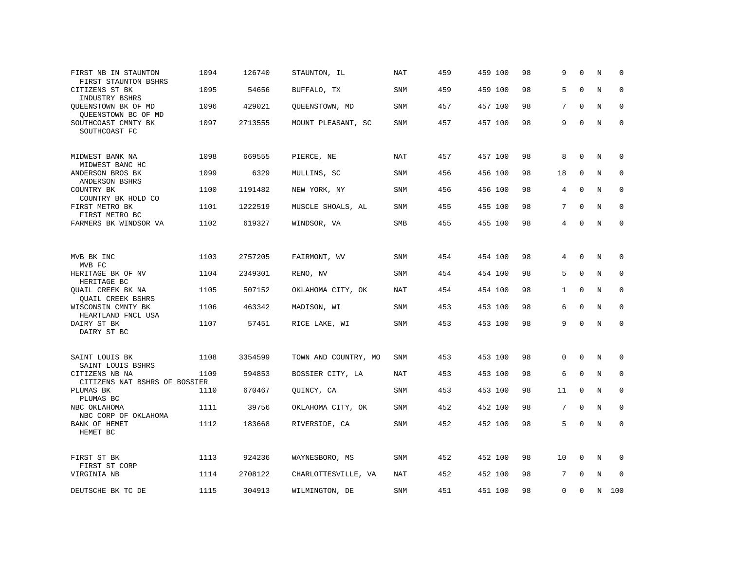| | | | | | | | | | | | |
|---|---|---|---|---|---|---|---|---|---|---|---|
| FIRST NB IN STAUNTON<br>FIRST STAUNTON BSHRS | 1094 | 126740 | STAUNTON, IL | NAT | 459 | 459 | 100 | 98 | 9 | 0 | N | 0 |
| CITIZENS ST BK<br>INDUSTRY BSHRS | 1095 | 54656 | BUFFALO, TX | SNM | 459 | 459 | 100 | 98 | 5 | 0 | N | 0 |
| QUEENSTOWN BK OF MD<br>QUEENSTOWN BC OF MD | 1096 | 429021 | QUEENSTOWN, MD | SNM | 457 | 457 | 100 | 98 | 7 | 0 | N | 0 |
| SOUTHCOAST CMNTY BK<br>SOUTHCOAST FC | 1097 | 2713555 | MOUNT PLEASANT, SC | SNM | 457 | 457 | 100 | 98 | 9 | 0 | N | 0 |
| MIDWEST BANK NA<br>MIDWEST BANC HC | 1098 | 669555 | PIERCE, NE | NAT | 457 | 457 | 100 | 98 | 8 | 0 | N | 0 |
| ANDERSON BROS BK<br>ANDERSON BSHRS | 1099 | 6329 | MULLINS, SC | SNM | 456 | 456 | 100 | 98 | 18 | 0 | N | 0 |
| COUNTRY BK<br>COUNTRY BK HOLD CO | 1100 | 1191482 | NEW YORK, NY | SNM | 456 | 456 | 100 | 98 | 4 | 0 | N | 0 |
| FIRST METRO BK<br>FIRST METRO BC | 1101 | 1222519 | MUSCLE SHOALS, AL | SNM | 455 | 455 | 100 | 98 | 7 | 0 | N | 0 |
| FARMERS BK WINDSOR VA | 1102 | 619327 | WINDSOR, VA | SMB | 455 | 455 | 100 | 98 | 4 | 0 | N | 0 |
| MVB BK INC<br>MVB FC | 1103 | 2757205 | FAIRMONT, WV | SNM | 454 | 454 | 100 | 98 | 4 | 0 | N | 0 |
| HERITAGE BK OF NV<br>HERITAGE BC | 1104 | 2349301 | RENO, NV | SNM | 454 | 454 | 100 | 98 | 5 | 0 | N | 0 |
| QUAIL CREEK BK NA<br>QUAIL CREEK BSHRS | 1105 | 507152 | OKLAHOMA CITY, OK | NAT | 454 | 454 | 100 | 98 | 1 | 0 | N | 0 |
| WISCONSIN CMNTY BK<br>HEARTLAND FNCL USA | 1106 | 463342 | MADISON, WI | SNM | 453 | 453 | 100 | 98 | 6 | 0 | N | 0 |
| DAIRY ST BK<br>DAIRY ST BC | 1107 | 57451 | RICE LAKE, WI | SNM | 453 | 453 | 100 | 98 | 9 | 0 | N | 0 |
| SAINT LOUIS BK<br>SAINT LOUIS BSHRS | 1108 | 3354599 | TOWN AND COUNTRY, MO | SNM | 453 | 453 | 100 | 98 | 0 | 0 | N | 0 |
| CITIZENS NB NA<br>CITIZENS NAT BSHRS OF BOSSIER | 1109 | 594853 | BOSSIER CITY, LA | NAT | 453 | 453 | 100 | 98 | 6 | 0 | N | 0 |
| PLUMAS BK<br>PLUMAS BC | 1110 | 670467 | QUINCY, CA | SNM | 453 | 453 | 100 | 98 | 11 | 0 | N | 0 |
| NBC OKLAHOMA<br>NBC CORP OF OKLAHOMA | 1111 | 39756 | OKLAHOMA CITY, OK | SNM | 452 | 452 | 100 | 98 | 7 | 0 | N | 0 |
| BANK OF HEMET<br>HEMET BC | 1112 | 183668 | RIVERSIDE, CA | SNM | 452 | 452 | 100 | 98 | 5 | 0 | N | 0 |
| FIRST ST BK<br>FIRST ST CORP | 1113 | 924236 | WAYNESBORO, MS | SNM | 452 | 452 | 100 | 98 | 10 | 0 | N | 0 |
| VIRGINIA NB | 1114 | 2708122 | CHARLOTTESVILLE, VA | NAT | 452 | 452 | 100 | 98 | 7 | 0 | N | 0 |
| DEUTSCHE BK TC DE | 1115 | 304913 | WILMINGTON, DE | SNM | 451 | 451 | 100 | 98 | 0 | 0 | N | 100 |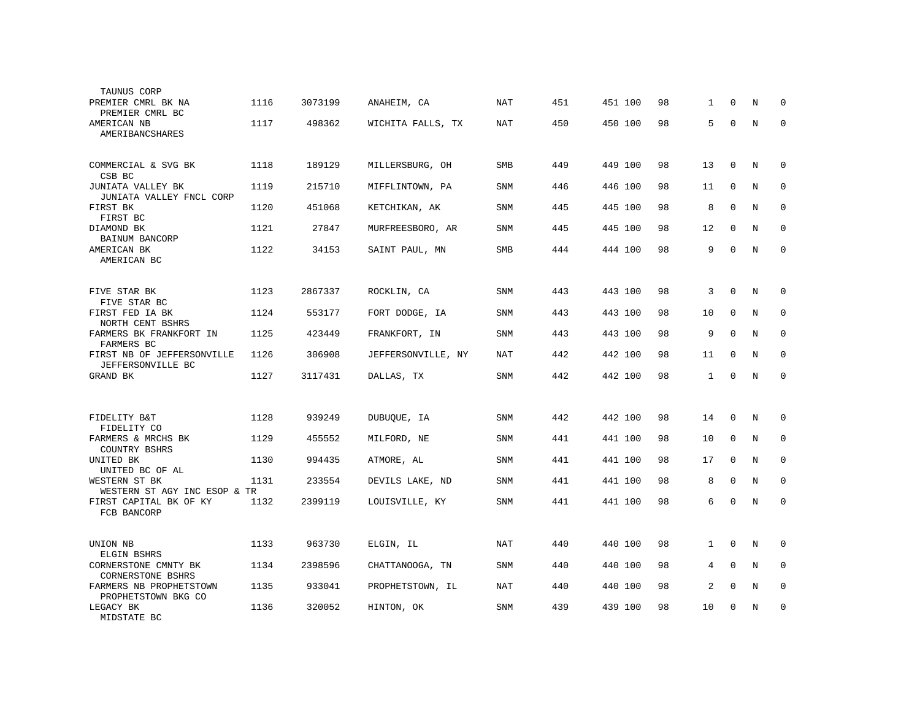| Bank / Holding Company | Rank | ID | Location | Type | | | | | | | | |
|---|---|---|---|---|---|---|---|---|---|---|---|---|
| TAUNUS CORP | | | | | | | | | | | | |
| PREMIER CMRL BK NA<br>PREMIER CMRL BC | 1116 | 3073199 | ANAHEIM, CA | NAT | 451 | 451 | 100 | 98 | 1 | 0 | N | 0 |
| AMERICAN NB<br>AMERIBANCSHARES | 1117 | 498362 | WICHITA FALLS, TX | NAT | 450 | 450 | 100 | 98 | 5 | 0 | N | 0 |
| COMMERCIAL & SVG BK<br>CSB BC | 1118 | 189129 | MILLERSBURG, OH | SMB | 449 | 449 | 100 | 98 | 13 | 0 | N | 0 |
| JUNIATA VALLEY BK<br>JUNIATA VALLEY FNCL CORP | 1119 | 215710 | MIFFLINTOWN, PA | SNM | 446 | 446 | 100 | 98 | 11 | 0 | N | 0 |
| FIRST BK<br>FIRST BC | 1120 | 451068 | KETCHIKAN, AK | SNM | 445 | 445 | 100 | 98 | 8 | 0 | N | 0 |
| DIAMOND BK<br>BAINUM BANCORP | 1121 | 27847 | MURFREESBORO, AR | SNM | 445 | 445 | 100 | 98 | 12 | 0 | N | 0 |
| AMERICAN BK<br>AMERICAN BC | 1122 | 34153 | SAINT PAUL, MN | SMB | 444 | 444 | 100 | 98 | 9 | 0 | N | 0 |
| FIVE STAR BK<br>FIVE STAR BC | 1123 | 2867337 | ROCKLIN, CA | SNM | 443 | 443 | 100 | 98 | 3 | 0 | N | 0 |
| FIRST FED IA BK<br>NORTH CENT BSHRS | 1124 | 553177 | FORT DODGE, IA | SNM | 443 | 443 | 100 | 98 | 10 | 0 | N | 0 |
| FARMERS BK FRANKFORT IN<br>FARMERS BC | 1125 | 423449 | FRANKFORT, IN | SNM | 443 | 443 | 100 | 98 | 9 | 0 | N | 0 |
| FIRST NB OF JEFFERSONVILLE<br>JEFFERSONVILLE BC | 1126 | 306908 | JEFFERSONVILLE, NY | NAT | 442 | 442 | 100 | 98 | 11 | 0 | N | 0 |
| GRAND BK | 1127 | 3117431 | DALLAS, TX | SNM | 442 | 442 | 100 | 98 | 1 | 0 | N | 0 |
| FIDELITY B&T<br>FIDELITY CO | 1128 | 939249 | DUBUQUE, IA | SNM | 442 | 442 | 100 | 98 | 14 | 0 | N | 0 |
| FARMERS & MRCHS BK<br>COUNTRY BSHRS | 1129 | 455552 | MILFORD, NE | SNM | 441 | 441 | 100 | 98 | 10 | 0 | N | 0 |
| UNITED BK<br>UNITED BC OF AL | 1130 | 994435 | ATMORE, AL | SNM | 441 | 441 | 100 | 98 | 17 | 0 | N | 0 |
| WESTERN ST BK<br>WESTERN ST AGY INC ESOP & TR | 1131 | 233554 | DEVILS LAKE, ND | SNM | 441 | 441 | 100 | 98 | 8 | 0 | N | 0 |
| FIRST CAPITAL BK OF KY<br>FCB BANCORP | 1132 | 2399119 | LOUISVILLE, KY | SNM | 441 | 441 | 100 | 98 | 6 | 0 | N | 0 |
| UNION NB<br>ELGIN BSHRS | 1133 | 963730 | ELGIN, IL | NAT | 440 | 440 | 100 | 98 | 1 | 0 | N | 0 |
| CORNERSTONE CMNTY BK<br>CORNERSTONE BSHRS | 1134 | 2398596 | CHATTANOOGA, TN | SNM | 440 | 440 | 100 | 98 | 4 | 0 | N | 0 |
| FARMERS NB PROPHETSTOWN<br>PROPHETSTOWN BKG CO | 1135 | 933041 | PROPHETSTOWN, IL | NAT | 440 | 440 | 100 | 98 | 2 | 0 | N | 0 |
| LEGACY BK<br>MIDSTATE BC | 1136 | 320052 | HINTON, OK | SNM | 439 | 439 | 100 | 98 | 10 | 0 | N | 0 |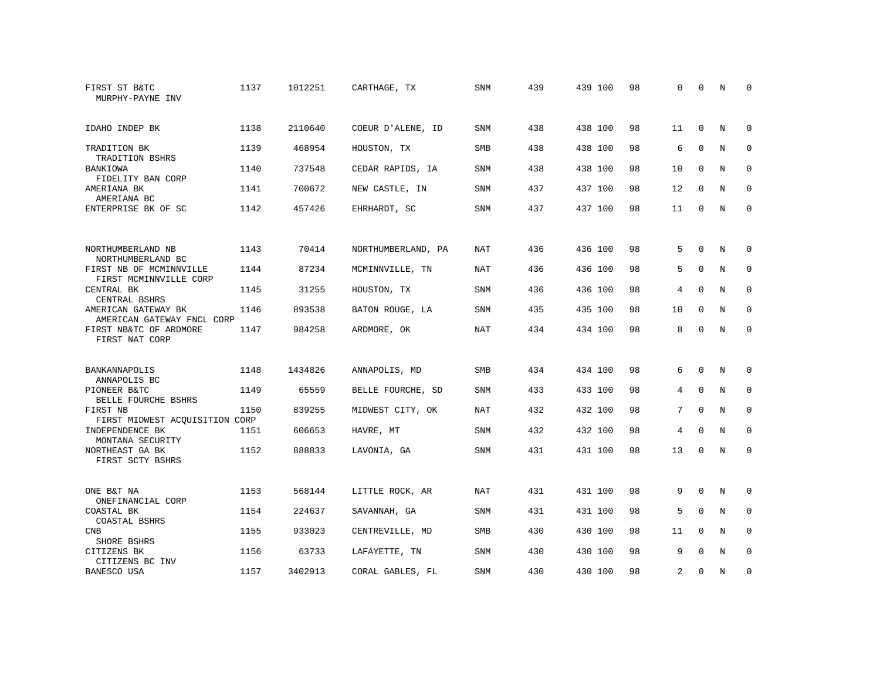| | | | | | | | | | | | | |
|---|---|---|---|---|---|---|---|---|---|---|---|---|
| FIRST ST B&TC<br>MURPHY-PAYNE INV | 1137 | 1012251 | CARTHAGE, TX | SNM | 439 | 439 | 100 | 98 | 0 | 0 | N | 0 |
| IDAHO INDEP BK | 1138 | 2110640 | COEUR D'ALENE, ID | SNM | 438 | 438 | 100 | 98 | 11 | 0 | N | 0 |
| TRADITION BK<br>TRADITION BSHRS | 1139 | 468954 | HOUSTON, TX | SMB | 438 | 438 | 100 | 98 | 6 | 0 | N | 0 |
| BANKIOWA<br>FIDELITY BAN CORP | 1140 | 737548 | CEDAR RAPIDS, IA | SNM | 438 | 438 | 100 | 98 | 10 | 0 | N | 0 |
| AMERIANA BK<br>AMERIANA BC | 1141 | 700672 | NEW CASTLE, IN | SNM | 437 | 437 | 100 | 98 | 12 | 0 | N | 0 |
| ENTERPRISE BK OF SC | 1142 | 457426 | EHRHARDT, SC | SNM | 437 | 437 | 100 | 98 | 11 | 0 | N | 0 |
| NORTHUMBERLAND NB<br>NORTHUMBERLAND BC | 1143 | 70414 | NORTHUMBERLAND, PA | NAT | 436 | 436 | 100 | 98 | 5 | 0 | N | 0 |
| FIRST NB OF MCMINNVILLE<br>FIRST MCMINNVILLE CORP | 1144 | 87234 | MCMINNVILLE, TN | NAT | 436 | 436 | 100 | 98 | 5 | 0 | N | 0 |
| CENTRAL BK<br>CENTRAL BSHRS | 1145 | 31255 | HOUSTON, TX | SNM | 436 | 436 | 100 | 98 | 4 | 0 | N | 0 |
| AMERICAN GATEWAY BK<br>AMERICAN GATEWAY FNCL CORP | 1146 | 893538 | BATON ROUGE, LA | SNM | 435 | 435 | 100 | 98 | 10 | 0 | N | 0 |
| FIRST NB&TC OF ARDMORE<br>FIRST NAT CORP | 1147 | 984258 | ARDMORE, OK | NAT | 434 | 434 | 100 | 98 | 8 | 0 | N | 0 |
| BANKANNAPOLIS<br>ANNAPOLIS BC | 1148 | 1434826 | ANNAPOLIS, MD | SMB | 434 | 434 | 100 | 98 | 6 | 0 | N | 0 |
| PIONEER B&TC<br>BELLE FOURCHE BSHRS | 1149 | 65559 | BELLE FOURCHE, SD | SNM | 433 | 433 | 100 | 98 | 4 | 0 | N | 0 |
| FIRST NB<br>FIRST MIDWEST ACQUISITION CORP | 1150 | 839255 | MIDWEST CITY, OK | NAT | 432 | 432 | 100 | 98 | 7 | 0 | N | 0 |
| INDEPENDENCE BK<br>MONTANA SECURITY | 1151 | 606653 | HAVRE, MT | SNM | 432 | 432 | 100 | 98 | 4 | 0 | N | 0 |
| NORTHEAST GA BK<br>FIRST SCTY BSHRS | 1152 | 888833 | LAVONIA, GA | SNM | 431 | 431 | 100 | 98 | 13 | 0 | N | 0 |
| ONE B&T NA<br>ONEFINANCIAL CORP | 1153 | 568144 | LITTLE ROCK, AR | NAT | 431 | 431 | 100 | 98 | 9 | 0 | N | 0 |
| COASTAL BK<br>COASTAL BSHRS | 1154 | 224637 | SAVANNAH, GA | SNM | 431 | 431 | 100 | 98 | 5 | 0 | N | 0 |
| CNB<br>SHORE BSHRS | 1155 | 933023 | CENTREVILLE, MD | SMB | 430 | 430 | 100 | 98 | 11 | 0 | N | 0 |
| CITIZENS BK<br>CITIZENS BC INV | 1156 | 63733 | LAFAYETTE, TN | SNM | 430 | 430 | 100 | 98 | 9 | 0 | N | 0 |
| BANESCO USA | 1157 | 3402913 | CORAL GABLES, FL | SNM | 430 | 430 | 100 | 98 | 2 | 0 | N | 0 |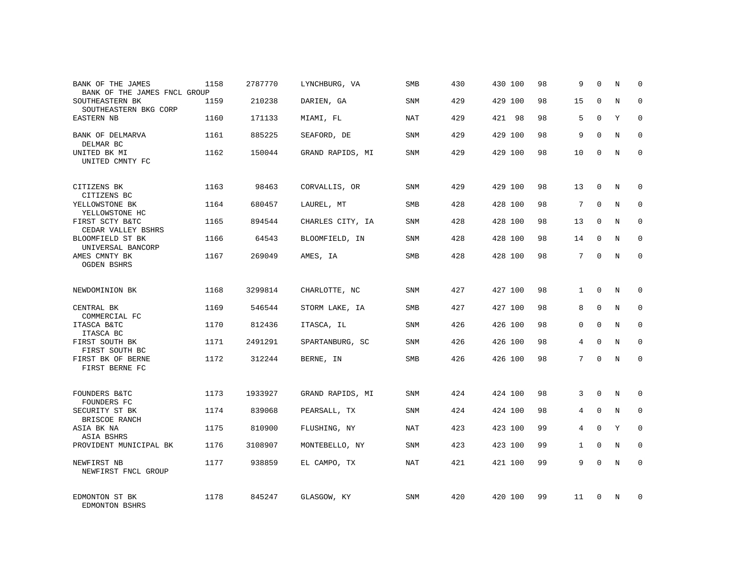| | | | | | | | | | | | | |
|---|---|---|---|---|---|---|---|---|---|---|---|---|
| BANK OF THE JAMES<br>BANK OF THE JAMES FNCL GROUP | 1158 | 2787770 | LYNCHBURG, VA | SMB | 430 | 430 | 100 | 98 | 9 | 0 | N | 0 |
| SOUTHEASTERN BK<br>SOUTHEASTERN BKG CORP | 1159 | 210238 | DARIEN, GA | SNM | 429 | 429 | 100 | 98 | 15 | 0 | N | 0 |
| EASTERN NB | 1160 | 171133 | MIAMI, FL | NAT | 429 | 421 | 98 | 98 | 5 | 0 | Y | 0 |
| BANK OF DELMARVA<br>DELMAR BC | 1161 | 885225 | SEAFORD, DE | SNM | 429 | 429 | 100 | 98 | 9 | 0 | N | 0 |
| UNITED BK MI<br>UNITED CMNTY FC | 1162 | 150044 | GRAND RAPIDS, MI | SNM | 429 | 429 | 100 | 98 | 10 | 0 | N | 0 |
| CITIZENS BK<br>CITIZENS BC | 1163 | 98463 | CORVALLIS, OR | SNM | 429 | 429 | 100 | 98 | 13 | 0 | N | 0 |
| YELLOWSTONE BK<br>YELLOWSTONE HC | 1164 | 680457 | LAUREL, MT | SMB | 428 | 428 | 100 | 98 | 7 | 0 | N | 0 |
| FIRST SCTY B&TC<br>CEDAR VALLEY BSHRS | 1165 | 894544 | CHARLES CITY, IA | SNM | 428 | 428 | 100 | 98 | 13 | 0 | N | 0 |
| BLOOMFIELD ST BK<br>UNIVERSAL BANCORP | 1166 | 64543 | BLOOMFIELD, IN | SNM | 428 | 428 | 100 | 98 | 14 | 0 | N | 0 |
| AMES CMNTY BK<br>OGDEN BSHRS | 1167 | 269049 | AMES, IA | SMB | 428 | 428 | 100 | 98 | 7 | 0 | N | 0 |
| NEWDOMINION BK | 1168 | 3299814 | CHARLOTTE, NC | SNM | 427 | 427 | 100 | 98 | 1 | 0 | N | 0 |
| CENTRAL BK<br>COMMERCIAL FC | 1169 | 546544 | STORM LAKE, IA | SMB | 427 | 427 | 100 | 98 | 8 | 0 | N | 0 |
| ITASCA B&TC<br>ITASCA BC | 1170 | 812436 | ITASCA, IL | SNM | 426 | 426 | 100 | 98 | 0 | 0 | N | 0 |
| FIRST SOUTH BK<br>FIRST SOUTH BC | 1171 | 2491291 | SPARTANBURG, SC | SNM | 426 | 426 | 100 | 98 | 4 | 0 | N | 0 |
| FIRST BK OF BERNE<br>FIRST BERNE FC | 1172 | 312244 | BERNE, IN | SMB | 426 | 426 | 100 | 98 | 7 | 0 | N | 0 |
| FOUNDERS B&TC<br>FOUNDERS FC | 1173 | 1933927 | GRAND RAPIDS, MI | SNM | 424 | 424 | 100 | 98 | 3 | 0 | N | 0 |
| SECURITY ST BK<br>BRISCOE RANCH | 1174 | 839068 | PEARSALL, TX | SNM | 424 | 424 | 100 | 98 | 4 | 0 | N | 0 |
| ASIA BK NA<br>ASIA BSHRS | 1175 | 810900 | FLUSHING, NY | NAT | 423 | 423 | 100 | 99 | 4 | 0 | Y | 0 |
| PROVIDENT MUNICIPAL BK | 1176 | 3108907 | MONTEBELLO, NY | SNM | 423 | 423 | 100 | 99 | 1 | 0 | N | 0 |
| NEWFIRST NB<br>NEWFIRST FNCL GROUP | 1177 | 938859 | EL CAMPO, TX | NAT | 421 | 421 | 100 | 99 | 9 | 0 | N | 0 |
| EDMONTON ST BK<br>EDMONTON BSHRS | 1178 | 845247 | GLASGOW, KY | SNM | 420 | 420 | 100 | 99 | 11 | 0 | N | 0 |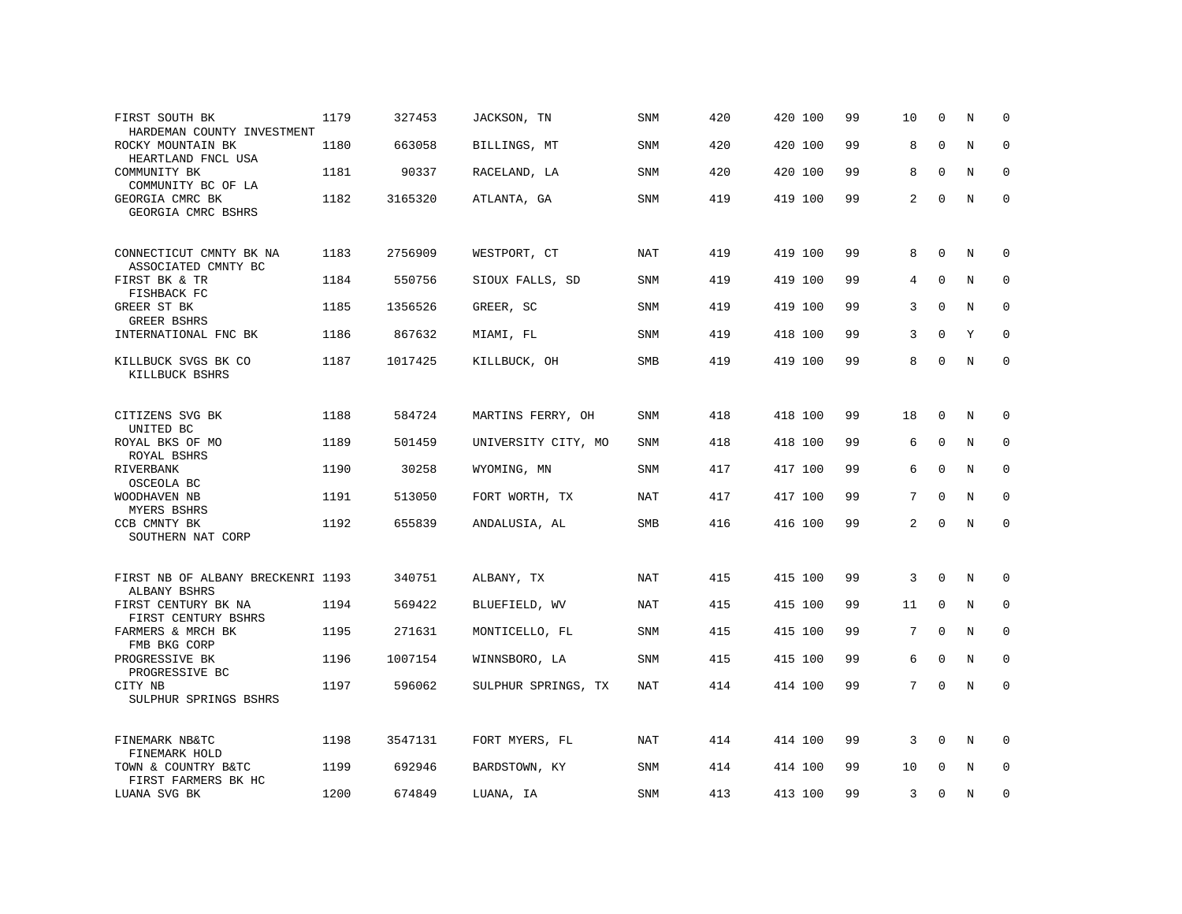| Bank / Holding Company | Rank | ID | Location | Type | Col1 | Col2 | Col3 | Col4 | Col5 | Col6 | Col7 | Col8 |
|---|---|---|---|---|---|---|---|---|---|---|---|---|
| FIRST SOUTH BK<br>HARDEMAN COUNTY INVESTMENT | 1179 | 327453 | JACKSON, TN | SNM | 420 | 420 | 100 | 99 | 10 | 0 | N | 0 |
| ROCKY MOUNTAIN BK<br>HEARTLAND FNCL USA | 1180 | 663058 | BILLINGS, MT | SNM | 420 | 420 | 100 | 99 | 8 | 0 | N | 0 |
| COMMUNITY BK<br>COMMUNITY BC OF LA | 1181 | 90337 | RACELAND, LA | SNM | 420 | 420 | 100 | 99 | 8 | 0 | N | 0 |
| GEORGIA CMRC BK<br>GEORGIA CMRC BSHRS | 1182 | 3165320 | ATLANTA, GA | SNM | 419 | 419 | 100 | 99 | 2 | 0 | N | 0 |
| CONNECTICUT CMNTY BK NA<br>ASSOCIATED CMNTY BC | 1183 | 2756909 | WESTPORT, CT | NAT | 419 | 419 | 100 | 99 | 8 | 0 | N | 0 |
| FIRST BK & TR<br>FISHBACK FC | 1184 | 550756 | SIOUX FALLS, SD | SNM | 419 | 419 | 100 | 99 | 4 | 0 | N | 0 |
| GREER ST BK<br>GREER BSHRS | 1185 | 1356526 | GREER, SC | SNM | 419 | 419 | 100 | 99 | 3 | 0 | N | 0 |
| INTERNATIONAL FNC BK | 1186 | 867632 | MIAMI, FL | SNM | 419 | 418 | 100 | 99 | 3 | 0 | Y | 0 |
| KILLBUCK SVGS BK CO<br>KILLBUCK BSHRS | 1187 | 1017425 | KILLBUCK, OH | SMB | 419 | 419 | 100 | 99 | 8 | 0 | N | 0 |
| CITIZENS SVG BK<br>UNITED BC | 1188 | 584724 | MARTINS FERRY, OH | SNM | 418 | 418 | 100 | 99 | 18 | 0 | N | 0 |
| ROYAL BKS OF MO<br>ROYAL BSHRS | 1189 | 501459 | UNIVERSITY CITY, MO | SNM | 418 | 418 | 100 | 99 | 6 | 0 | N | 0 |
| RIVERBANK<br>OSCEOLA BC | 1190 | 30258 | WYOMING, MN | SNM | 417 | 417 | 100 | 99 | 6 | 0 | N | 0 |
| WOODHAVEN NB<br>MYERS BSHRS | 1191 | 513050 | FORT WORTH, TX | NAT | 417 | 417 | 100 | 99 | 7 | 0 | N | 0 |
| CCB CMNTY BK<br>SOUTHERN NAT CORP | 1192 | 655839 | ANDALUSIA, AL | SMB | 416 | 416 | 100 | 99 | 2 | 0 | N | 0 |
| FIRST NB OF ALBANY BRECKENRI<br>ALBANY BSHRS | 1193 | 340751 | ALBANY, TX | NAT | 415 | 415 | 100 | 99 | 3 | 0 | N | 0 |
| FIRST CENTURY BK NA<br>FIRST CENTURY BSHRS | 1194 | 569422 | BLUEFIELD, WV | NAT | 415 | 415 | 100 | 99 | 11 | 0 | N | 0 |
| FARMERS & MRCH BK<br>FMB BKG CORP | 1195 | 271631 | MONTICELLO, FL | SNM | 415 | 415 | 100 | 99 | 7 | 0 | N | 0 |
| PROGRESSIVE BK<br>PROGRESSIVE BC | 1196 | 1007154 | WINNSBORO, LA | SNM | 415 | 415 | 100 | 99 | 6 | 0 | N | 0 |
| CITY NB<br>SULPHUR SPRINGS BSHRS | 1197 | 596062 | SULPHUR SPRINGS, TX | NAT | 414 | 414 | 100 | 99 | 7 | 0 | N | 0 |
| FINEMARK NB&TC<br>FINEMARK HOLD | 1198 | 3547131 | FORT MYERS, FL | NAT | 414 | 414 | 100 | 99 | 3 | 0 | N | 0 |
| TOWN & COUNTRY B&TC<br>FIRST FARMERS BK HC | 1199 | 692946 | BARDSTOWN, KY | SNM | 414 | 414 | 100 | 99 | 10 | 0 | N | 0 |
| LUANA SVG BK | 1200 | 674849 | LUANA, IA | SNM | 413 | 413 | 100 | 99 | 3 | 0 | N | 0 |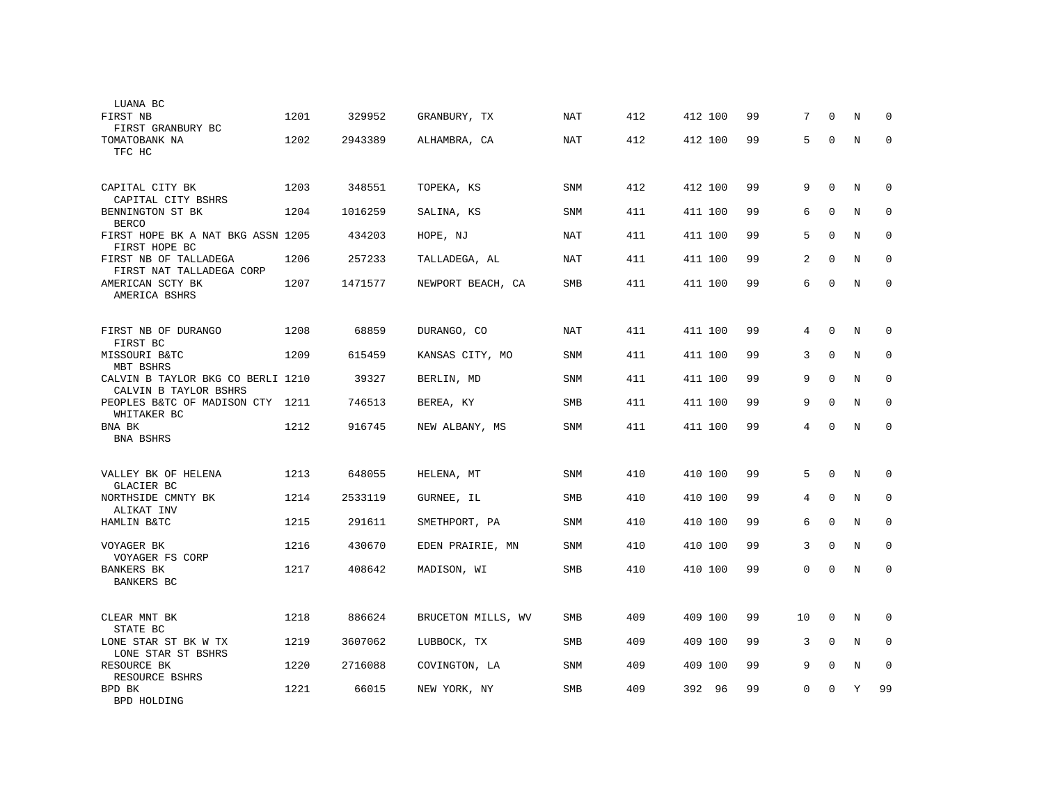| Name / Holding Company | Rank | ID | Location | Type | Col5 | Col6 | Col7 | Col8 | Col9 | Col10 | Col11 | Col12 |
|---|---|---|---|---|---|---|---|---|---|---|---|---|
| LUANA BC | | | | | | | | | | | | |
| FIRST NB<br>FIRST GRANBURY BC | 1201 | 329952 | GRANBURY, TX | NAT | 412 | 412 | 100 | 99 | 7 | 0 | N | 0 |
| TOMATOBANK NA<br>TFC HC | 1202 | 2943389 | ALHAMBRA, CA | NAT | 412 | 412 | 100 | 99 | 5 | 0 | N | 0 |
| CAPITAL CITY BK<br>CAPITAL CITY BSHRS | 1203 | 348551 | TOPEKA, KS | SNM | 412 | 412 | 100 | 99 | 9 | 0 | N | 0 |
| BENNINGTON ST BK<br>BERCO | 1204 | 1016259 | SALINA, KS | SNM | 411 | 411 | 100 | 99 | 6 | 0 | N | 0 |
| FIRST HOPE BK A NAT BKG ASSN<br>FIRST HOPE BC | 1205 | 434203 | HOPE, NJ | NAT | 411 | 411 | 100 | 99 | 5 | 0 | N | 0 |
| FIRST NB OF TALLADEGA<br>FIRST NAT TALLADEGA CORP | 1206 | 257233 | TALLADEGA, AL | NAT | 411 | 411 | 100 | 99 | 2 | 0 | N | 0 |
| AMERICAN SCTY BK<br>AMERICA BSHRS | 1207 | 1471577 | NEWPORT BEACH, CA | SMB | 411 | 411 | 100 | 99 | 6 | 0 | N | 0 |
| FIRST NB OF DURANGO<br>FIRST BC | 1208 | 68859 | DURANGO, CO | NAT | 411 | 411 | 100 | 99 | 4 | 0 | N | 0 |
| MISSOURI B&TC<br>MBT BSHRS | 1209 | 615459 | KANSAS CITY, MO | SNM | 411 | 411 | 100 | 99 | 3 | 0 | N | 0 |
| CALVIN B TAYLOR BKG CO BERLI<br>CALVIN B TAYLOR BSHRS | 1210 | 39327 | BERLIN, MD | SNM | 411 | 411 | 100 | 99 | 9 | 0 | N | 0 |
| PEOPLES B&TC OF MADISON CTY<br>WHITAKER BC | 1211 | 746513 | BEREA, KY | SMB | 411 | 411 | 100 | 99 | 9 | 0 | N | 0 |
| BNA BK<br>BNA BSHRS | 1212 | 916745 | NEW ALBANY, MS | SNM | 411 | 411 | 100 | 99 | 4 | 0 | N | 0 |
| VALLEY BK OF HELENA<br>GLACIER BC | 1213 | 648055 | HELENA, MT | SNM | 410 | 410 | 100 | 99 | 5 | 0 | N | 0 |
| NORTHSIDE CMNTY BK<br>ALIKAT INV | 1214 | 2533119 | GURNEE, IL | SMB | 410 | 410 | 100 | 99 | 4 | 0 | N | 0 |
| HAMLIN B&TC | 1215 | 291611 | SMETHPORT, PA | SNM | 410 | 410 | 100 | 99 | 6 | 0 | N | 0 |
| VOYAGER BK<br>VOYAGER FS CORP | 1216 | 430670 | EDEN PRAIRIE, MN | SNM | 410 | 410 | 100 | 99 | 3 | 0 | N | 0 |
| BANKERS BK<br>BANKERS BC | 1217 | 408642 | MADISON, WI | SMB | 410 | 410 | 100 | 99 | 0 | 0 | N | 0 |
| CLEAR MNT BK<br>STATE BC | 1218 | 886624 | BRUCETON MILLS, WV | SMB | 409 | 409 | 100 | 99 | 10 | 0 | N | 0 |
| LONE STAR ST BK W TX<br>LONE STAR ST BSHRS | 1219 | 3607062 | LUBBOCK, TX | SMB | 409 | 409 | 100 | 99 | 3 | 0 | N | 0 |
| RESOURCE BK<br>RESOURCE BSHRS | 1220 | 2716088 | COVINGTON, LA | SNM | 409 | 409 | 100 | 99 | 9 | 0 | N | 0 |
| BPD BK<br>BPD HOLDING | 1221 | 66015 | NEW YORK, NY | SMB | 409 | 392 | 96 | 99 | 0 | 0 | Y | 99 |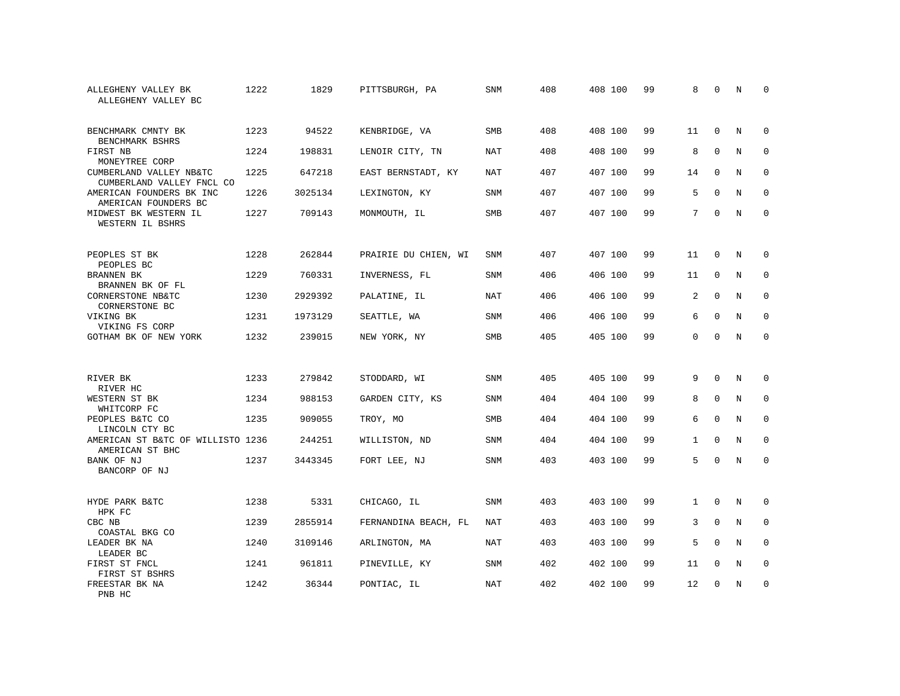| | | | | | | | | | | | | |
|---|---|---|---|---|---|---|---|---|---|---|---|---|
| ALLEGHENY VALLEY BK<br>ALLEGHENY VALLEY BC | 1222 | 1829 | PITTSBURGH, PA | SNM | 408 | 408 | 100 | 99 | 8 | 0 | N | 0 |
| BENCHMARK CMNTY BK<br>BENCHMARK BSHRS | 1223 | 94522 | KENBRIDGE, VA | SMB | 408 | 408 | 100 | 99 | 11 | 0 | N | 0 |
| FIRST NB<br>MONEYTREE CORP | 1224 | 198831 | LENOIR CITY, TN | NAT | 408 | 408 | 100 | 99 | 8 | 0 | N | 0 |
| CUMBERLAND VALLEY NB&TC<br>CUMBERLAND VALLEY FNCL CO | 1225 | 647218 | EAST BERNSTADT, KY | NAT | 407 | 407 | 100 | 99 | 14 | 0 | N | 0 |
| AMERICAN FOUNDERS BK INC<br>AMERICAN FOUNDERS BC | 1226 | 3025134 | LEXINGTON, KY | SNM | 407 | 407 | 100 | 99 | 5 | 0 | N | 0 |
| MIDWEST BK WESTERN IL<br>WESTERN IL BSHRS | 1227 | 709143 | MONMOUTH, IL | SMB | 407 | 407 | 100 | 99 | 7 | 0 | N | 0 |
| PEOPLES ST BK<br>PEOPLES BC | 1228 | 262844 | PRAIRIE DU CHIEN, WI | SNM | 407 | 407 | 100 | 99 | 11 | 0 | N | 0 |
| BRANNEN BK<br>BRANNEN BK OF FL | 1229 | 760331 | INVERNESS, FL | SNM | 406 | 406 | 100 | 99 | 11 | 0 | N | 0 |
| CORNERSTONE NB&TC<br>CORNERSTONE BC | 1230 | 2929392 | PALATINE, IL | NAT | 406 | 406 | 100 | 99 | 2 | 0 | N | 0 |
| VIKING BK<br>VIKING FS CORP | 1231 | 1973129 | SEATTLE, WA | SNM | 406 | 406 | 100 | 99 | 6 | 0 | N | 0 |
| GOTHAM BK OF NEW YORK | 1232 | 239015 | NEW YORK, NY | SMB | 405 | 405 | 100 | 99 | 0 | 0 | N | 0 |
| RIVER BK<br>RIVER HC | 1233 | 279842 | STODDARD, WI | SNM | 405 | 405 | 100 | 99 | 9 | 0 | N | 0 |
| WESTERN ST BK<br>WHITCORP FC | 1234 | 988153 | GARDEN CITY, KS | SNM | 404 | 404 | 100 | 99 | 8 | 0 | N | 0 |
| PEOPLES B&TC CO<br>LINCOLN CTY BC | 1235 | 909055 | TROY, MO | SMB | 404 | 404 | 100 | 99 | 6 | 0 | N | 0 |
| AMERICAN ST B&TC OF WILLISTO<br>AMERICAN ST BHC | 1236 | 244251 | WILLISTON, ND | SNM | 404 | 404 | 100 | 99 | 1 | 0 | N | 0 |
| BANK OF NJ<br>BANCORP OF NJ | 1237 | 3443345 | FORT LEE, NJ | SNM | 403 | 403 | 100 | 99 | 5 | 0 | N | 0 |
| HYDE PARK B&TC<br>HPK FC | 1238 | 5331 | CHICAGO, IL | SNM | 403 | 403 | 100 | 99 | 1 | 0 | N | 0 |
| CBC NB<br>COASTAL BKG CO | 1239 | 2855914 | FERNANDINA BEACH, FL | NAT | 403 | 403 | 100 | 99 | 3 | 0 | N | 0 |
| LEADER BK NA<br>LEADER BC | 1240 | 3109146 | ARLINGTON, MA | NAT | 403 | 403 | 100 | 99 | 5 | 0 | N | 0 |
| FIRST ST FNCL<br>FIRST ST BSHRS | 1241 | 961811 | PINEVILLE, KY | SNM | 402 | 402 | 100 | 99 | 11 | 0 | N | 0 |
| FREESTAR BK NA<br>PNB HC | 1242 | 36344 | PONTIAC, IL | NAT | 402 | 402 | 100 | 99 | 12 | 0 | N | 0 |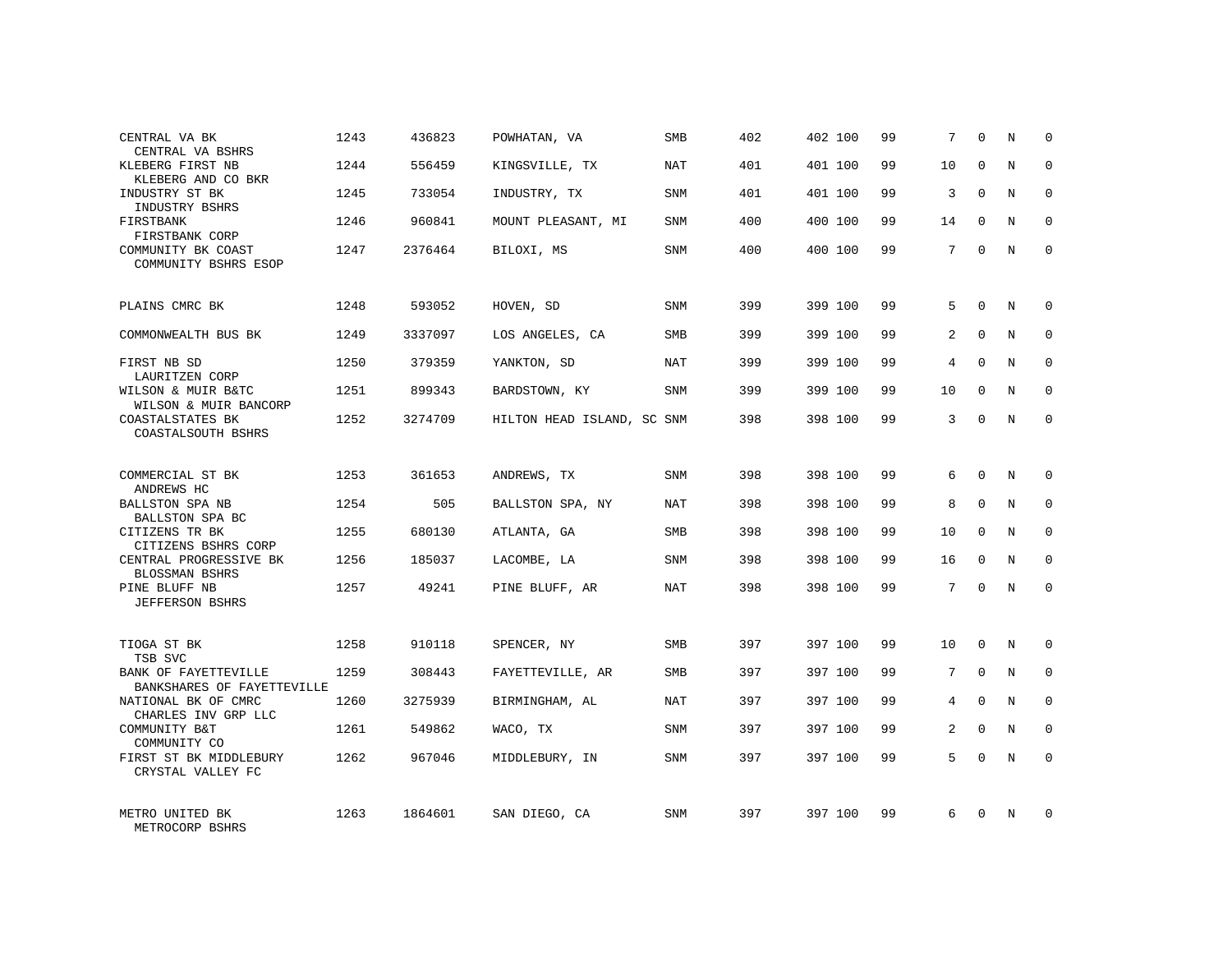| | | | | | | | | | | | | |
|---|---|---|---|---|---|---|---|---|---|---|---|---|
| CENTRAL VA BK<br>CENTRAL VA BSHRS | 1243 | 436823 | POWHATAN, VA | SMB | 402 | 402 | 100 | 99 | 7 | 0 | N | 0 |
| KLEBERG FIRST NB<br>KLEBERG AND CO BKR | 1244 | 556459 | KINGSVILLE, TX | NAT | 401 | 401 | 100 | 99 | 10 | 0 | N | 0 |
| INDUSTRY ST BK<br>INDUSTRY BSHRS | 1245 | 733054 | INDUSTRY, TX | SNM | 401 | 401 | 100 | 99 | 3 | 0 | N | 0 |
| FIRSTBANK<br>FIRSTBANK CORP | 1246 | 960841 | MOUNT PLEASANT, MI | SNM | 400 | 400 | 100 | 99 | 14 | 0 | N | 0 |
| COMMUNITY BK COAST<br>COMMUNITY BSHRS ESOP | 1247 | 2376464 | BILOXI, MS | SNM | 400 | 400 | 100 | 99 | 7 | 0 | N | 0 |
| PLAINS CMRC BK | 1248 | 593052 | HOVEN, SD | SNM | 399 | 399 | 100 | 99 | 5 | 0 | N | 0 |
| COMMONWEALTH BUS BK | 1249 | 3337097 | LOS ANGELES, CA | SMB | 399 | 399 | 100 | 99 | 2 | 0 | N | 0 |
| FIRST NB SD<br>LAURITZEN CORP | 1250 | 379359 | YANKTON, SD | NAT | 399 | 399 | 100 | 99 | 4 | 0 | N | 0 |
| WILSON & MUIR B&TC<br>WILSON & MUIR BANCORP | 1251 | 899343 | BARDSTOWN, KY | SNM | 399 | 399 | 100 | 99 | 10 | 0 | N | 0 |
| COASTALSTATES BK<br>COASTALSOUTH BSHRS | 1252 | 3274709 | HILTON HEAD ISLAND, SC | SNM | 398 | 398 | 100 | 99 | 3 | 0 | N | 0 |
| COMMERCIAL ST BK<br>ANDREWS HC | 1253 | 361653 | ANDREWS, TX | SNM | 398 | 398 | 100 | 99 | 6 | 0 | N | 0 |
| BALLSTON SPA NB<br>BALLSTON SPA BC | 1254 | 505 | BALLSTON SPA, NY | NAT | 398 | 398 | 100 | 99 | 8 | 0 | N | 0 |
| CITIZENS TR BK<br>CITIZENS BSHRS CORP | 1255 | 680130 | ATLANTA, GA | SMB | 398 | 398 | 100 | 99 | 10 | 0 | N | 0 |
| CENTRAL PROGRESSIVE BK<br>BLOSSMAN BSHRS | 1256 | 185037 | LACOMBE, LA | SNM | 398 | 398 | 100 | 99 | 16 | 0 | N | 0 |
| PINE BLUFF NB<br>JEFFERSON BSHRS | 1257 | 49241 | PINE BLUFF, AR | NAT | 398 | 398 | 100 | 99 | 7 | 0 | N | 0 |
| TIOGA ST BK<br>TSB SVC | 1258 | 910118 | SPENCER, NY | SMB | 397 | 397 | 100 | 99 | 10 | 0 | N | 0 |
| BANK OF FAYETTEVILLE<br>BANKSHARES OF FAYETTEVILLE | 1259 | 308443 | FAYETTEVILLE, AR | SMB | 397 | 397 | 100 | 99 | 7 | 0 | N | 0 |
| NATIONAL BK OF CMRC<br>CHARLES INV GRP LLC | 1260 | 3275939 | BIRMINGHAM, AL | NAT | 397 | 397 | 100 | 99 | 4 | 0 | N | 0 |
| COMMUNITY B&T<br>COMMUNITY CO | 1261 | 549862 | WACO, TX | SNM | 397 | 397 | 100 | 99 | 2 | 0 | N | 0 |
| FIRST ST BK MIDDLEBURY<br>CRYSTAL VALLEY FC | 1262 | 967046 | MIDDLEBURY, IN | SNM | 397 | 397 | 100 | 99 | 5 | 0 | N | 0 |
| METRO UNITED BK<br>METROCORP BSHRS | 1263 | 1864601 | SAN DIEGO, CA | SNM | 397 | 397 | 100 | 99 | 6 | 0 | N | 0 |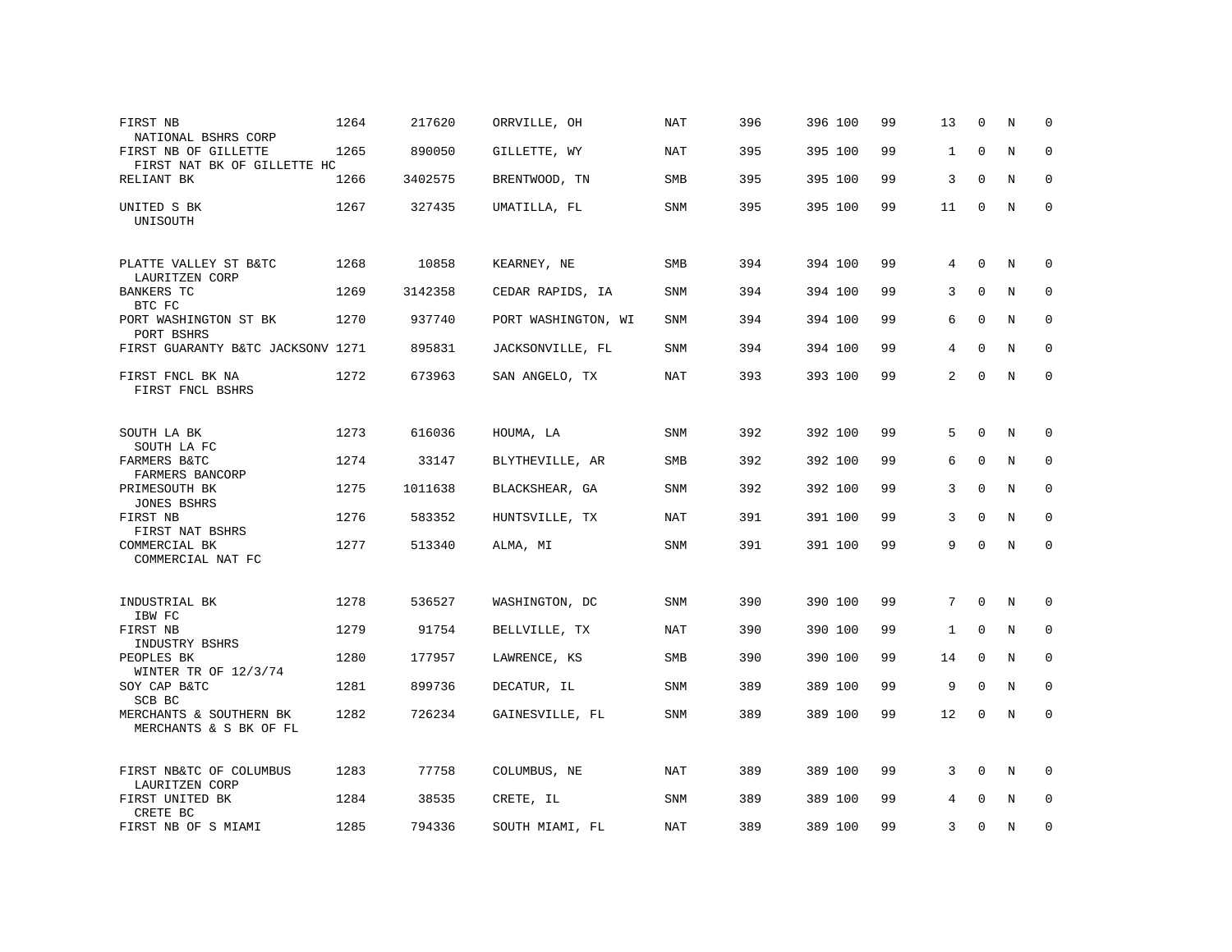| | | | | | | | | | | | | |
|---|---|---|---|---|---|---|---|---|---|---|---|---|
| FIRST NB<br>NATIONAL BSHRS CORP | 1264 | 217620 | ORRVILLE, OH | NAT | 396 | 396 | 100 | 99 | 13 | 0 | N | 0 |
| FIRST NB OF GILLETTE<br>FIRST NAT BK OF GILLETTE HC | 1265 | 890050 | GILLETTE, WY | NAT | 395 | 395 | 100 | 99 | 1 | 0 | N | 0 |
| RELIANT BK | 1266 | 3402575 | BRENTWOOD, TN | SMB | 395 | 395 | 100 | 99 | 3 | 0 | N | 0 |
| UNITED S BK<br>UNISOUTH | 1267 | 327435 | UMATILLA, FL | SNM | 395 | 395 | 100 | 99 | 11 | 0 | N | 0 |
| PLATTE VALLEY ST B&TC<br>LAURITZEN CORP | 1268 | 10858 | KEARNEY, NE | SMB | 394 | 394 | 100 | 99 | 4 | 0 | N | 0 |
| BANKERS TC<br>BTC FC | 1269 | 3142358 | CEDAR RAPIDS, IA | SNM | 394 | 394 | 100 | 99 | 3 | 0 | N | 0 |
| PORT WASHINGTON ST BK<br>PORT BSHRS | 1270 | 937740 | PORT WASHINGTON, WI | SNM | 394 | 394 | 100 | 99 | 6 | 0 | N | 0 |
| FIRST GUARANTY B&TC JACKSONV | 1271 | 895831 | JACKSONVILLE, FL | SNM | 394 | 394 | 100 | 99 | 4 | 0 | N | 0 |
| FIRST FNCL BK NA<br>FIRST FNCL BSHRS | 1272 | 673963 | SAN ANGELO, TX | NAT | 393 | 393 | 100 | 99 | 2 | 0 | N | 0 |
| SOUTH LA BK<br>SOUTH LA FC | 1273 | 616036 | HOUMA, LA | SNM | 392 | 392 | 100 | 99 | 5 | 0 | N | 0 |
| FARMERS B&TC<br>FARMERS BANCORP | 1274 | 33147 | BLYTHEVILLE, AR | SMB | 392 | 392 | 100 | 99 | 6 | 0 | N | 0 |
| PRIMESOUTH BK<br>JONES BSHRS | 1275 | 1011638 | BLACKSHEAR, GA | SNM | 392 | 392 | 100 | 99 | 3 | 0 | N | 0 |
| FIRST NB<br>FIRST NAT BSHRS | 1276 | 583352 | HUNTSVILLE, TX | NAT | 391 | 391 | 100 | 99 | 3 | 0 | N | 0 |
| COMMERCIAL BK<br>COMMERCIAL NAT FC | 1277 | 513340 | ALMA, MI | SNM | 391 | 391 | 100 | 99 | 9 | 0 | N | 0 |
| INDUSTRIAL BK<br>IBW FC | 1278 | 536527 | WASHINGTON, DC | SNM | 390 | 390 | 100 | 99 | 7 | 0 | N | 0 |
| FIRST NB<br>INDUSTRY BSHRS | 1279 | 91754 | BELLVILLE, TX | NAT | 390 | 390 | 100 | 99 | 1 | 0 | N | 0 |
| PEOPLES BK<br>WINTER TR OF 12/3/74 | 1280 | 177957 | LAWRENCE, KS | SMB | 390 | 390 | 100 | 99 | 14 | 0 | N | 0 |
| SOY CAP B&TC<br>SCB BC | 1281 | 899736 | DECATUR, IL | SNM | 389 | 389 | 100 | 99 | 9 | 0 | N | 0 |
| MERCHANTS & SOUTHERN BK<br>MERCHANTS & S BK OF FL | 1282 | 726234 | GAINESVILLE, FL | SNM | 389 | 389 | 100 | 99 | 12 | 0 | N | 0 |
| FIRST NB&TC OF COLUMBUS<br>LAURITZEN CORP | 1283 | 77758 | COLUMBUS, NE | NAT | 389 | 389 | 100 | 99 | 3 | 0 | N | 0 |
| FIRST UNITED BK<br>CRETE BC | 1284 | 38535 | CRETE, IL | SNM | 389 | 389 | 100 | 99 | 4 | 0 | N | 0 |
| FIRST NB OF S MIAMI | 1285 | 794336 | SOUTH MIAMI, FL | NAT | 389 | 389 | 100 | 99 | 3 | 0 | N | 0 |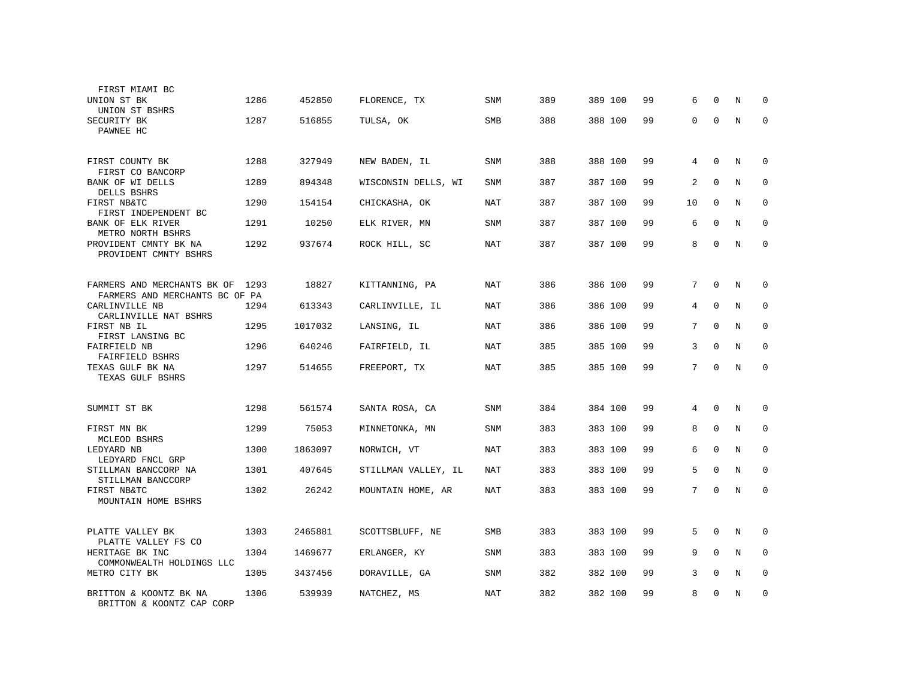| | | | | | | | | | | | |
|---|---|---|---|---|---|---|---|---|---|---|---|
| FIRST MIAMI BC | | | | | | | | | | | |
| UNION ST BK<br>UNION ST BSHRS | 1286 | 452850 | FLORENCE, TX | SNM | 389 | 389 100 | 99 | 6 | 0 | N | 0 |
| SECURITY BK<br>PAWNEE HC | 1287 | 516855 | TULSA, OK | SMB | 388 | 388 100 | 99 | 0 | 0 | N | 0 |
| FIRST COUNTY BK<br>FIRST CO BANCORP | 1288 | 327949 | NEW BADEN, IL | SNM | 388 | 388 100 | 99 | 4 | 0 | N | 0 |
| BANK OF WI DELLS<br>DELLS BSHRS | 1289 | 894348 | WISCONSIN DELLS, WI | SNM | 387 | 387 100 | 99 | 2 | 0 | N | 0 |
| FIRST NB&TC<br>FIRST INDEPENDENT BC | 1290 | 154154 | CHICKASHA, OK | NAT | 387 | 387 100 | 99 | 10 | 0 | N | 0 |
| BANK OF ELK RIVER<br>METRO NORTH BSHRS | 1291 | 10250 | ELK RIVER, MN | SNM | 387 | 387 100 | 99 | 6 | 0 | N | 0 |
| PROVIDENT CMNTY BK NA<br>PROVIDENT CMNTY BSHRS | 1292 | 937674 | ROCK HILL, SC | NAT | 387 | 387 100 | 99 | 8 | 0 | N | 0 |
| FARMERS AND MERCHANTS BK OF<br>FARMERS AND MERCHANTS BC OF PA | 1293 | 18827 | KITTANNING, PA | NAT | 386 | 386 100 | 99 | 7 | 0 | N | 0 |
| CARLINVILLE NB<br>CARLINVILLE NAT BSHRS | 1294 | 613343 | CARLINVILLE, IL | NAT | 386 | 386 100 | 99 | 4 | 0 | N | 0 |
| FIRST NB IL<br>FIRST LANSING BC | 1295 | 1017032 | LANSING, IL | NAT | 386 | 386 100 | 99 | 7 | 0 | N | 0 |
| FAIRFIELD NB<br>FAIRFIELD BSHRS | 1296 | 640246 | FAIRFIELD, IL | NAT | 385 | 385 100 | 99 | 3 | 0 | N | 0 |
| TEXAS GULF BK NA<br>TEXAS GULF BSHRS | 1297 | 514655 | FREEPORT, TX | NAT | 385 | 385 100 | 99 | 7 | 0 | N | 0 |
| SUMMIT ST BK | 1298 | 561574 | SANTA ROSA, CA | SNM | 384 | 384 100 | 99 | 4 | 0 | N | 0 |
| FIRST MN BK<br>MCLEOD BSHRS | 1299 | 75053 | MINNETONKA, MN | SNM | 383 | 383 100 | 99 | 8 | 0 | N | 0 |
| LEDYARD NB<br>LEDYARD FNCL GRP | 1300 | 1863097 | NORWICH, VT | NAT | 383 | 383 100 | 99 | 6 | 0 | N | 0 |
| STILLMAN BANCCORP NA<br>STILLMAN BANCCORP | 1301 | 407645 | STILLMAN VALLEY, IL | NAT | 383 | 383 100 | 99 | 5 | 0 | N | 0 |
| FIRST NB&TC<br>MOUNTAIN HOME BSHRS | 1302 | 26242 | MOUNTAIN HOME, AR | NAT | 383 | 383 100 | 99 | 7 | 0 | N | 0 |
| PLATTE VALLEY BK<br>PLATTE VALLEY FS CO | 1303 | 2465881 | SCOTTSBLUFF, NE | SMB | 383 | 383 100 | 99 | 5 | 0 | N | 0 |
| HERITAGE BK INC<br>COMMONWEALTH HOLDINGS LLC | 1304 | 1469677 | ERLANGER, KY | SNM | 383 | 383 100 | 99 | 9 | 0 | N | 0 |
| METRO CITY BK | 1305 | 3437456 | DORAVILLE, GA | SNM | 382 | 382 100 | 99 | 3 | 0 | N | 0 |
| BRITTON & KOONTZ BK NA<br>BRITTON & KOONTZ CAP CORP | 1306 | 539939 | NATCHEZ, MS | NAT | 382 | 382 100 | 99 | 8 | 0 | N | 0 |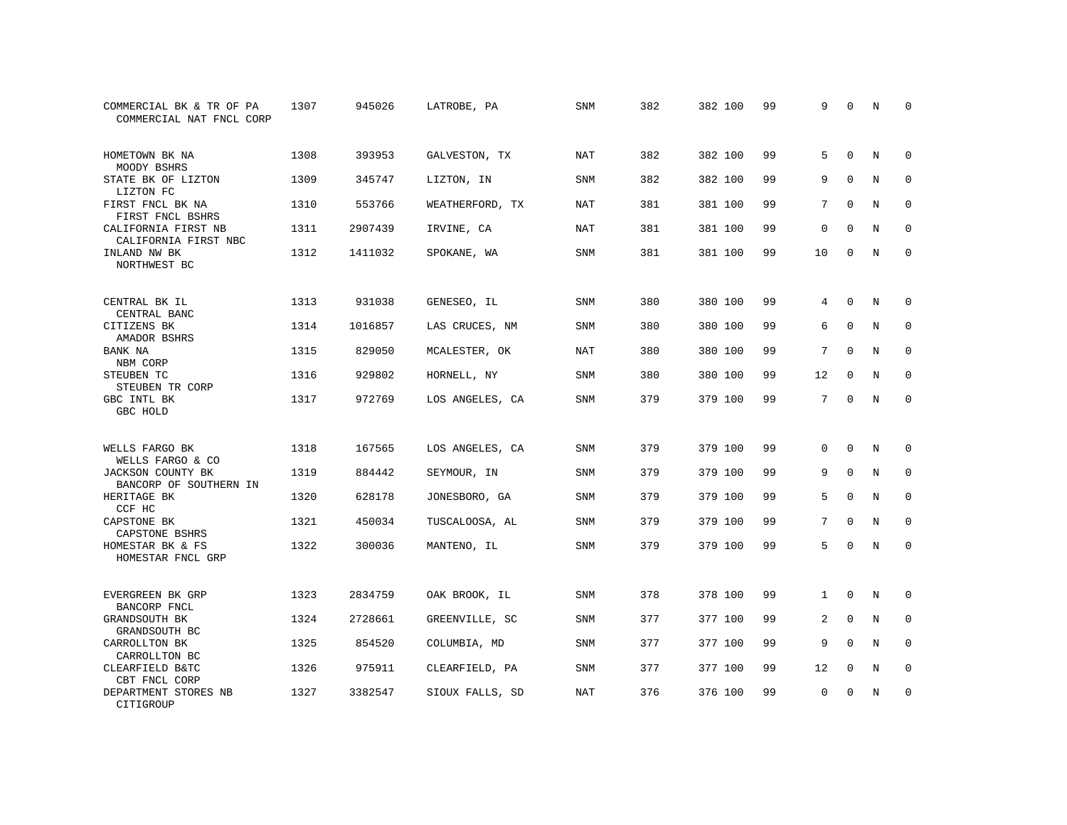| | | | | | | | | | | | | |
|---|---|---|---|---|---|---|---|---|---|---|---|---|
| COMMERCIAL BK & TR OF PA<br>COMMERCIAL NAT FNCL CORP | 1307 | 945026 | LATROBE, PA | SNM | 382 | 382 | 100 | 99 | 9 | 0 | N | 0 |
| HOMETOWN BK NA<br>MOODY BSHRS | 1308 | 393953 | GALVESTON, TX | NAT | 382 | 382 | 100 | 99 | 5 | 0 | N | 0 |
| STATE BK OF LIZTON<br>LIZTON FC | 1309 | 345747 | LIZTON, IN | SNM | 382 | 382 | 100 | 99 | 9 | 0 | N | 0 |
| FIRST FNCL BK NA<br>FIRST FNCL BSHRS | 1310 | 553766 | WEATHERFORD, TX | NAT | 381 | 381 | 100 | 99 | 7 | 0 | N | 0 |
| CALIFORNIA FIRST NB<br>CALIFORNIA FIRST NBC | 1311 | 2907439 | IRVINE, CA | NAT | 381 | 381 | 100 | 99 | 0 | 0 | N | 0 |
| INLAND NW BK<br>NORTHWEST BC | 1312 | 1411032 | SPOKANE, WA | SNM | 381 | 381 | 100 | 99 | 10 | 0 | N | 0 |
| CENTRAL BK IL<br>CENTRAL BANC | 1313 | 931038 | GENESEO, IL | SNM | 380 | 380 | 100 | 99 | 4 | 0 | N | 0 |
| CITIZENS BK<br>AMADOR BSHRS | 1314 | 1016857 | LAS CRUCES, NM | SNM | 380 | 380 | 100 | 99 | 6 | 0 | N | 0 |
| BANK NA<br>NBM CORP | 1315 | 829050 | MCALESTER, OK | NAT | 380 | 380 | 100 | 99 | 7 | 0 | N | 0 |
| STEUBEN TC<br>STEUBEN TR CORP | 1316 | 929802 | HORNELL, NY | SNM | 380 | 380 | 100 | 99 | 12 | 0 | N | 0 |
| GBC INTL BK<br>GBC HOLD | 1317 | 972769 | LOS ANGELES, CA | SNM | 379 | 379 | 100 | 99 | 7 | 0 | N | 0 |
| WELLS FARGO BK<br>WELLS FARGO & CO | 1318 | 167565 | LOS ANGELES, CA | SNM | 379 | 379 | 100 | 99 | 0 | 0 | N | 0 |
| JACKSON COUNTY BK<br>BANCORP OF SOUTHERN IN | 1319 | 884442 | SEYMOUR, IN | SNM | 379 | 379 | 100 | 99 | 9 | 0 | N | 0 |
| HERITAGE BK<br>CCF HC | 1320 | 628178 | JONESBORO, GA | SNM | 379 | 379 | 100 | 99 | 5 | 0 | N | 0 |
| CAPSTONE BK<br>CAPSTONE BSHRS | 1321 | 450034 | TUSCALOOSA, AL | SNM | 379 | 379 | 100 | 99 | 7 | 0 | N | 0 |
| HOMESTAR BK & FS<br>HOMESTAR FNCL GRP | 1322 | 300036 | MANTENO, IL | SNM | 379 | 379 | 100 | 99 | 5 | 0 | N | 0 |
| EVERGREEN BK GRP<br>BANCORP FNCL | 1323 | 2834759 | OAK BROOK, IL | SNM | 378 | 378 | 100 | 99 | 1 | 0 | N | 0 |
| GRANDSOUTH BK<br>GRANDSOUTH BC | 1324 | 2728661 | GREENVILLE, SC | SNM | 377 | 377 | 100 | 99 | 2 | 0 | N | 0 |
| CARROLLTON BK<br>CARROLLTON BC | 1325 | 854520 | COLUMBIA, MD | SNM | 377 | 377 | 100 | 99 | 9 | 0 | N | 0 |
| CLEARFIELD B&TC<br>CBT FNCL CORP | 1326 | 975911 | CLEARFIELD, PA | SNM | 377 | 377 | 100 | 99 | 12 | 0 | N | 0 |
| DEPARTMENT STORES NB<br>CITIGROUP | 1327 | 3382547 | SIOUX FALLS, SD | NAT | 376 | 376 | 100 | 99 | 0 | 0 | N | 0 |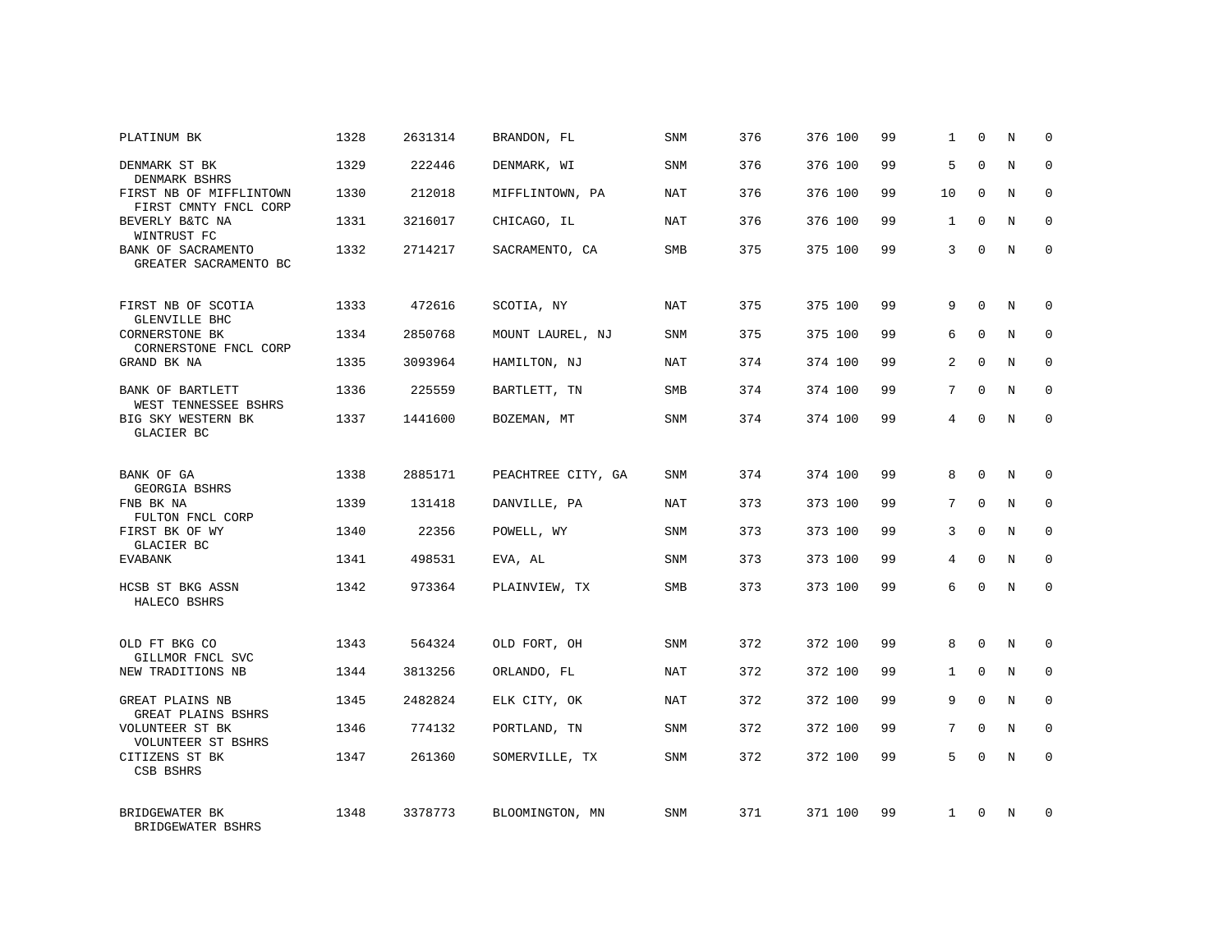| | | | | | | | | | | | | |
|---|---|---|---|---|---|---|---|---|---|---|---|---|
| PLATINUM BK | 1328 | 2631314 | BRANDON, FL | SNM | 376 | 376 | 100 | 99 | 1 | 0 | N | 0 |
| DENMARK ST BK<br>DENMARK BSHRS | 1329 | 222446 | DENMARK, WI | SNM | 376 | 376 | 100 | 99 | 5 | 0 | N | 0 |
| FIRST NB OF MIFFLINTOWN<br>FIRST CMNTY FNCL CORP | 1330 | 212018 | MIFFLINTOWN, PA | NAT | 376 | 376 | 100 | 99 | 10 | 0 | N | 0 |
| BEVERLY B&TC NA<br>WINTRUST FC | 1331 | 3216017 | CHICAGO, IL | NAT | 376 | 376 | 100 | 99 | 1 | 0 | N | 0 |
| BANK OF SACRAMENTO<br>GREATER SACRAMENTO BC | 1332 | 2714217 | SACRAMENTO, CA | SMB | 375 | 375 | 100 | 99 | 3 | 0 | N | 0 |
| FIRST NB OF SCOTIA<br>GLENVILLE BHC | 1333 | 472616 | SCOTIA, NY | NAT | 375 | 375 | 100 | 99 | 9 | 0 | N | 0 |
| CORNERSTONE BK<br>CORNERSTONE FNCL CORP | 1334 | 2850768 | MOUNT LAUREL, NJ | SNM | 375 | 375 | 100 | 99 | 6 | 0 | N | 0 |
| GRAND BK NA | 1335 | 3093964 | HAMILTON, NJ | NAT | 374 | 374 | 100 | 99 | 2 | 0 | N | 0 |
| BANK OF BARTLETT<br>WEST TENNESSEE BSHRS | 1336 | 225559 | BARTLETT, TN | SMB | 374 | 374 | 100 | 99 | 7 | 0 | N | 0 |
| BIG SKY WESTERN BK<br>GLACIER BC | 1337 | 1441600 | BOZEMAN, MT | SNM | 374 | 374 | 100 | 99 | 4 | 0 | N | 0 |
| BANK OF GA<br>GEORGIA BSHRS | 1338 | 2885171 | PEACHTREE CITY, GA | SNM | 374 | 374 | 100 | 99 | 8 | 0 | N | 0 |
| FNB BK NA<br>FULTON FNCL CORP | 1339 | 131418 | DANVILLE, PA | NAT | 373 | 373 | 100 | 99 | 7 | 0 | N | 0 |
| FIRST BK OF WY<br>GLACIER BC | 1340 | 22356 | POWELL, WY | SNM | 373 | 373 | 100 | 99 | 3 | 0 | N | 0 |
| EVABANK | 1341 | 498531 | EVA, AL | SNM | 373 | 373 | 100 | 99 | 4 | 0 | N | 0 |
| HCSB ST BKG ASSN<br>HALECO BSHRS | 1342 | 973364 | PLAINVIEW, TX | SMB | 373 | 373 | 100 | 99 | 6 | 0 | N | 0 |
| OLD FT BKG CO<br>GILLMOR FNCL SVC | 1343 | 564324 | OLD FORT, OH | SNM | 372 | 372 | 100 | 99 | 8 | 0 | N | 0 |
| NEW TRADITIONS NB | 1344 | 3813256 | ORLANDO, FL | NAT | 372 | 372 | 100 | 99 | 1 | 0 | N | 0 |
| GREAT PLAINS NB<br>GREAT PLAINS BSHRS | 1345 | 2482824 | ELK CITY, OK | NAT | 372 | 372 | 100 | 99 | 9 | 0 | N | 0 |
| VOLUNTEER ST BK<br>VOLUNTEER ST BSHRS | 1346 | 774132 | PORTLAND, TN | SNM | 372 | 372 | 100 | 99 | 7 | 0 | N | 0 |
| CITIZENS ST BK<br>CSB BSHRS | 1347 | 261360 | SOMERVILLE, TX | SNM | 372 | 372 | 100 | 99 | 5 | 0 | N | 0 |
| BRIDGEWATER BK<br>BRIDGEWATER BSHRS | 1348 | 3378773 | BLOOMINGTON, MN | SNM | 371 | 371 | 100 | 99 | 1 | 0 | N | 0 |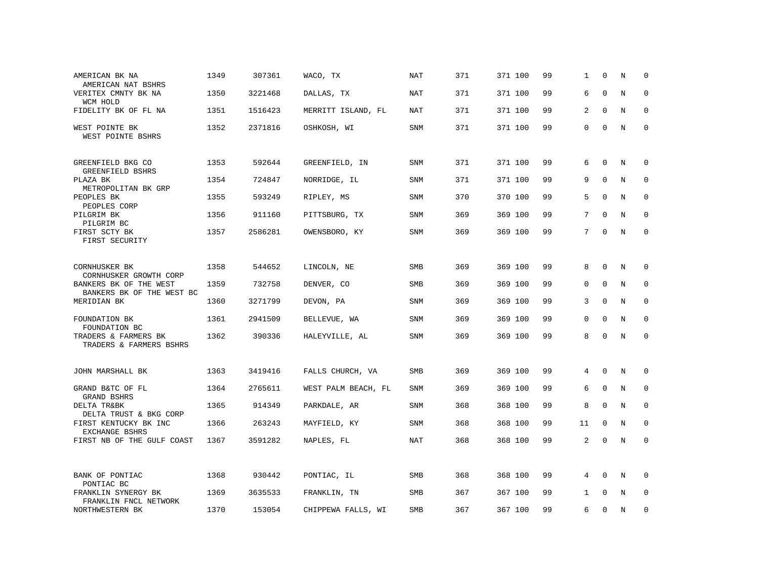| | | | | | | | | | | | | |
|---|---|---|---|---|---|---|---|---|---|---|---|---|
| AMERICAN BK NA<br>AMERICAN NAT BSHRS | 1349 | 307361 | WACO, TX | NAT | 371 | 371 | 100 | 99 | 1 | 0 | N | 0 |
| VERITEX CMNTY BK NA<br>WCM HOLD | 1350 | 3221468 | DALLAS, TX | NAT | 371 | 371 | 100 | 99 | 6 | 0 | N | 0 |
| FIDELITY BK OF FL NA | 1351 | 1516423 | MERRITT ISLAND, FL | NAT | 371 | 371 | 100 | 99 | 2 | 0 | N | 0 |
| WEST POINTE BK<br>WEST POINTE BSHRS | 1352 | 2371816 | OSHKOSH, WI | SNM | 371 | 371 | 100 | 99 | 0 | 0 | N | 0 |
| GREENFIELD BKG CO<br>GREENFIELD BSHRS | 1353 | 592644 | GREENFIELD, IN | SNM | 371 | 371 | 100 | 99 | 6 | 0 | N | 0 |
| PLAZA BK<br>METROPOLITAN BK GRP | 1354 | 724847 | NORRIDGE, IL | SNM | 371 | 371 | 100 | 99 | 9 | 0 | N | 0 |
| PEOPLES BK<br>PEOPLES CORP | 1355 | 593249 | RIPLEY, MS | SNM | 370 | 370 | 100 | 99 | 5 | 0 | N | 0 |
| PILGRIM BK<br>PILGRIM BC | 1356 | 911160 | PITTSBURG, TX | SNM | 369 | 369 | 100 | 99 | 7 | 0 | N | 0 |
| FIRST SCTY BK<br>FIRST SECURITY | 1357 | 2586281 | OWENSBORO, KY | SNM | 369 | 369 | 100 | 99 | 7 | 0 | N | 0 |
| CORNHUSKER BK<br>CORNHUSKER GROWTH CORP | 1358 | 544652 | LINCOLN, NE | SMB | 369 | 369 | 100 | 99 | 8 | 0 | N | 0 |
| BANKERS BK OF THE WEST<br>BANKERS BK OF THE WEST BC | 1359 | 732758 | DENVER, CO | SMB | 369 | 369 | 100 | 99 | 0 | 0 | N | 0 |
| MERIDIAN BK | 1360 | 3271799 | DEVON, PA | SNM | 369 | 369 | 100 | 99 | 3 | 0 | N | 0 |
| FOUNDATION BK<br>FOUNDATION BC | 1361 | 2941509 | BELLEVUE, WA | SNM | 369 | 369 | 100 | 99 | 0 | 0 | N | 0 |
| TRADERS & FARMERS BK<br>TRADERS & FARMERS BSHRS | 1362 | 390336 | HALEYVILLE, AL | SNM | 369 | 369 | 100 | 99 | 8 | 0 | N | 0 |
| JOHN MARSHALL BK | 1363 | 3419416 | FALLS CHURCH, VA | SMB | 369 | 369 | 100 | 99 | 4 | 0 | N | 0 |
| GRAND B&TC OF FL<br>GRAND BSHRS | 1364 | 2765611 | WEST PALM BEACH, FL | SNM | 369 | 369 | 100 | 99 | 6 | 0 | N | 0 |
| DELTA TR&BK<br>DELTA TRUST & BKG CORP | 1365 | 914349 | PARKDALE, AR | SNM | 368 | 368 | 100 | 99 | 8 | 0 | N | 0 |
| FIRST KENTUCKY BK INC<br>EXCHANGE BSHRS | 1366 | 263243 | MAYFIELD, KY | SNM | 368 | 368 | 100 | 99 | 11 | 0 | N | 0 |
| FIRST NB OF THE GULF COAST | 1367 | 3591282 | NAPLES, FL | NAT | 368 | 368 | 100 | 99 | 2 | 0 | N | 0 |
| BANK OF PONTIAC<br>PONTIAC BC | 1368 | 930442 | PONTIAC, IL | SMB | 368 | 368 | 100 | 99 | 4 | 0 | N | 0 |
| FRANKLIN SYNERGY BK<br>FRANKLIN FNCL NETWORK | 1369 | 3635533 | FRANKLIN, TN | SMB | 367 | 367 | 100 | 99 | 1 | 0 | N | 0 |
| NORTHWESTERN BK | 1370 | 153054 | CHIPPEWA FALLS, WI | SMB | 367 | 367 | 100 | 99 | 6 | 0 | N | 0 |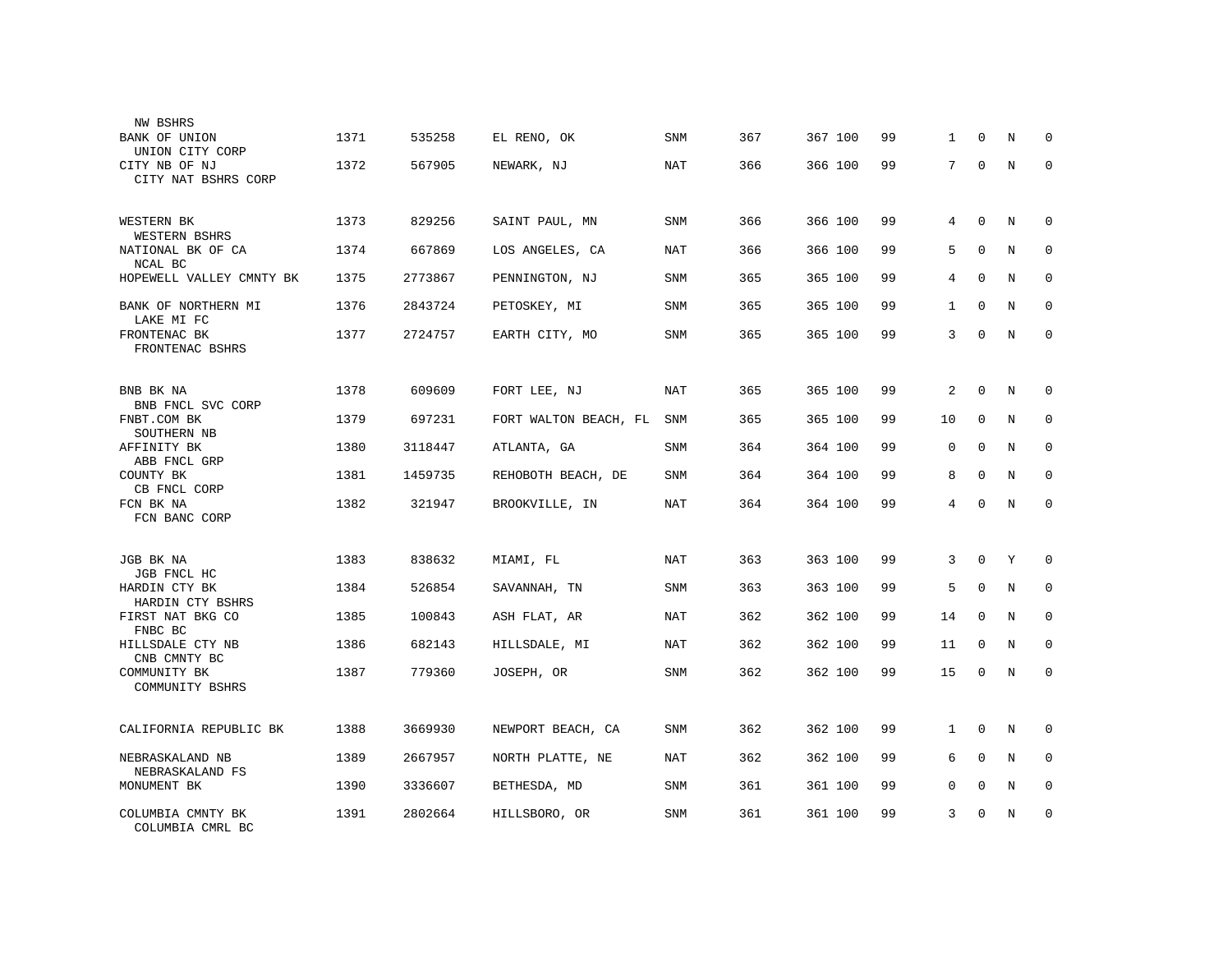| | | | | | | | | | | | | |
|---|---|---|---|---|---|---|---|---|---|---|---|---|
| NW BSHRS | | | | | | | | | | | | |
| BANK OF UNION<br>UNION CITY CORP | 1371 | 535258 | EL RENO, OK | SNM | 367 | 367 | 100 | 99 | 1 | 0 | N | 0 |
| CITY NB OF NJ<br>CITY NAT BSHRS CORP | 1372 | 567905 | NEWARK, NJ | NAT | 366 | 366 | 100 | 99 | 7 | 0 | N | 0 |
| WESTERN BK<br>WESTERN BSHRS | 1373 | 829256 | SAINT PAUL, MN | SNM | 366 | 366 | 100 | 99 | 4 | 0 | N | 0 |
| NATIONAL BK OF CA<br>NCAL BC | 1374 | 667869 | LOS ANGELES, CA | NAT | 366 | 366 | 100 | 99 | 5 | 0 | N | 0 |
| HOPEWELL VALLEY CMNTY BK | 1375 | 2773867 | PENNINGTON, NJ | SNM | 365 | 365 | 100 | 99 | 4 | 0 | N | 0 |
| BANK OF NORTHERN MI<br>LAKE MI FC | 1376 | 2843724 | PETOSKEY, MI | SNM | 365 | 365 | 100 | 99 | 1 | 0 | N | 0 |
| FRONTENAC BK<br>FRONTENAC BSHRS | 1377 | 2724757 | EARTH CITY, MO | SNM | 365 | 365 | 100 | 99 | 3 | 0 | N | 0 |
| BNB BK NA<br>BNB FNCL SVC CORP | 1378 | 609609 | FORT LEE, NJ | NAT | 365 | 365 | 100 | 99 | 2 | 0 | N | 0 |
| FNBT.COM BK<br>SOUTHERN NB | 1379 | 697231 | FORT WALTON BEACH, FL | SNM | 365 | 365 | 100 | 99 | 10 | 0 | N | 0 |
| AFFINITY BK<br>ABB FNCL GRP | 1380 | 3118447 | ATLANTA, GA | SNM | 364 | 364 | 100 | 99 | 0 | 0 | N | 0 |
| COUNTY BK<br>CB FNCL CORP | 1381 | 1459735 | REHOBOTH BEACH, DE | SNM | 364 | 364 | 100 | 99 | 8 | 0 | N | 0 |
| FCN BK NA<br>FCN BANC CORP | 1382 | 321947 | BROOKVILLE, IN | NAT | 364 | 364 | 100 | 99 | 4 | 0 | N | 0 |
| JGB BK NA<br>JGB FNCL HC | 1383 | 838632 | MIAMI, FL | NAT | 363 | 363 | 100 | 99 | 3 | 0 | Y | 0 |
| HARDIN CTY BK<br>HARDIN CTY BSHRS | 1384 | 526854 | SAVANNAH, TN | SNM | 363 | 363 | 100 | 99 | 5 | 0 | N | 0 |
| FIRST NAT BKG CO<br>FNBC BC | 1385 | 100843 | ASH FLAT, AR | NAT | 362 | 362 | 100 | 99 | 14 | 0 | N | 0 |
| HILLSDALE CTY NB<br>CNB CMNTY BC | 1386 | 682143 | HILLSDALE, MI | NAT | 362 | 362 | 100 | 99 | 11 | 0 | N | 0 |
| COMMUNITY BK<br>COMMUNITY BSHRS | 1387 | 779360 | JOSEPH, OR | SNM | 362 | 362 | 100 | 99 | 15 | 0 | N | 0 |
| CALIFORNIA REPUBLIC BK | 1388 | 3669930 | NEWPORT BEACH, CA | SNM | 362 | 362 | 100 | 99 | 1 | 0 | N | 0 |
| NEBRASKALAND NB<br>NEBRASKALAND FS | 1389 | 2667957 | NORTH PLATTE, NE | NAT | 362 | 362 | 100 | 99 | 6 | 0 | N | 0 |
| MONUMENT BK | 1390 | 3336607 | BETHESDA, MD | SNM | 361 | 361 | 100 | 99 | 0 | 0 | N | 0 |
| COLUMBIA CMNTY BK<br>COLUMBIA CMRL BC | 1391 | 2802664 | HILLSBORO, OR | SNM | 361 | 361 | 100 | 99 | 3 | 0 | N | 0 |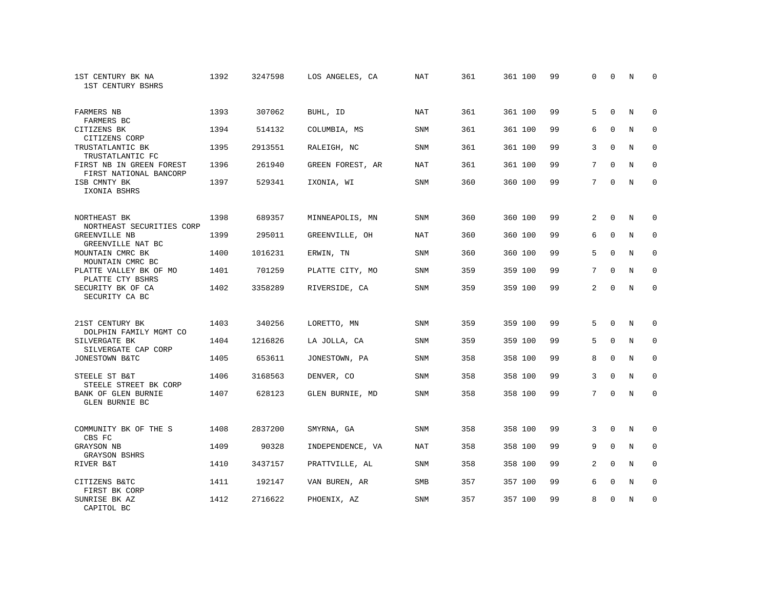| | | | | | | | | | | | | |
|---|---|---|---|---|---|---|---|---|---|---|---|---|
| 1ST CENTURY BK NA<br>1ST CENTURY BSHRS | 1392 | 3247598 | LOS ANGELES, CA | NAT | 361 | 361 | 100 | 99 | 0 | 0 | N | 0 |
| FARMERS NB<br>FARMERS BC | 1393 | 307062 | BUHL, ID | NAT | 361 | 361 | 100 | 99 | 5 | 0 | N | 0 |
| CITIZENS BK<br>CITIZENS CORP | 1394 | 514132 | COLUMBIA, MS | SNM | 361 | 361 | 100 | 99 | 6 | 0 | N | 0 |
| TRUSTATLANTIC BK<br>TRUSTATLANTIC FC | 1395 | 2913551 | RALEIGH, NC | SNM | 361 | 361 | 100 | 99 | 3 | 0 | N | 0 |
| FIRST NB IN GREEN FOREST<br>FIRST NATIONAL BANCORP | 1396 | 261940 | GREEN FOREST, AR | NAT | 361 | 361 | 100 | 99 | 7 | 0 | N | 0 |
| ISB CMNTY BK<br>IXONIA BSHRS | 1397 | 529341 | IXONIA, WI | SNM | 360 | 360 | 100 | 99 | 7 | 0 | N | 0 |
| NORTHEAST BK<br>NORTHEAST SECURITIES CORP | 1398 | 689357 | MINNEAPOLIS, MN | SNM | 360 | 360 | 100 | 99 | 2 | 0 | N | 0 |
| GREENVILLE NB<br>GREENVILLE NAT BC | 1399 | 295011 | GREENVILLE, OH | NAT | 360 | 360 | 100 | 99 | 6 | 0 | N | 0 |
| MOUNTAIN CMRC BK<br>MOUNTAIN CMRC BC | 1400 | 1016231 | ERWIN, TN | SNM | 360 | 360 | 100 | 99 | 5 | 0 | N | 0 |
| PLATTE VALLEY BK OF MO<br>PLATTE CTY BSHRS | 1401 | 701259 | PLATTE CITY, MO | SNM | 359 | 359 | 100 | 99 | 7 | 0 | N | 0 |
| SECURITY BK OF CA<br>SECURITY CA BC | 1402 | 3358289 | RIVERSIDE, CA | SNM | 359 | 359 | 100 | 99 | 2 | 0 | N | 0 |
| 21ST CENTURY BK<br>DOLPHIN FAMILY MGMT CO | 1403 | 340256 | LORETTO, MN | SNM | 359 | 359 | 100 | 99 | 5 | 0 | N | 0 |
| SILVERGATE BK<br>SILVERGATE CAP CORP | 1404 | 1216826 | LA JOLLA, CA | SNM | 359 | 359 | 100 | 99 | 5 | 0 | N | 0 |
| JONESTOWN B&TC | 1405 | 653611 | JONESTOWN, PA | SNM | 358 | 358 | 100 | 99 | 8 | 0 | N | 0 |
| STEELE ST B&T<br>STEELE STREET BK CORP | 1406 | 3168563 | DENVER, CO | SNM | 358 | 358 | 100 | 99 | 3 | 0 | N | 0 |
| BANK OF GLEN BURNIE<br>GLEN BURNIE BC | 1407 | 628123 | GLEN BURNIE, MD | SNM | 358 | 358 | 100 | 99 | 7 | 0 | N | 0 |
| COMMUNITY BK OF THE S<br>CBS FC | 1408 | 2837200 | SMYRNA, GA | SNM | 358 | 358 | 100 | 99 | 3 | 0 | N | 0 |
| GRAYSON NB<br>GRAYSON BSHRS | 1409 | 90328 | INDEPENDENCE, VA | NAT | 358 | 358 | 100 | 99 | 9 | 0 | N | 0 |
| RIVER B&T | 1410 | 3437157 | PRATTVILLE, AL | SNM | 358 | 358 | 100 | 99 | 2 | 0 | N | 0 |
| CITIZENS B&TC<br>FIRST BK CORP | 1411 | 192147 | VAN BUREN, AR | SMB | 357 | 357 | 100 | 99 | 6 | 0 | N | 0 |
| SUNRISE BK AZ<br>CAPITOL BC | 1412 | 2716622 | PHOENIX, AZ | SNM | 357 | 357 | 100 | 99 | 8 | 0 | N | 0 |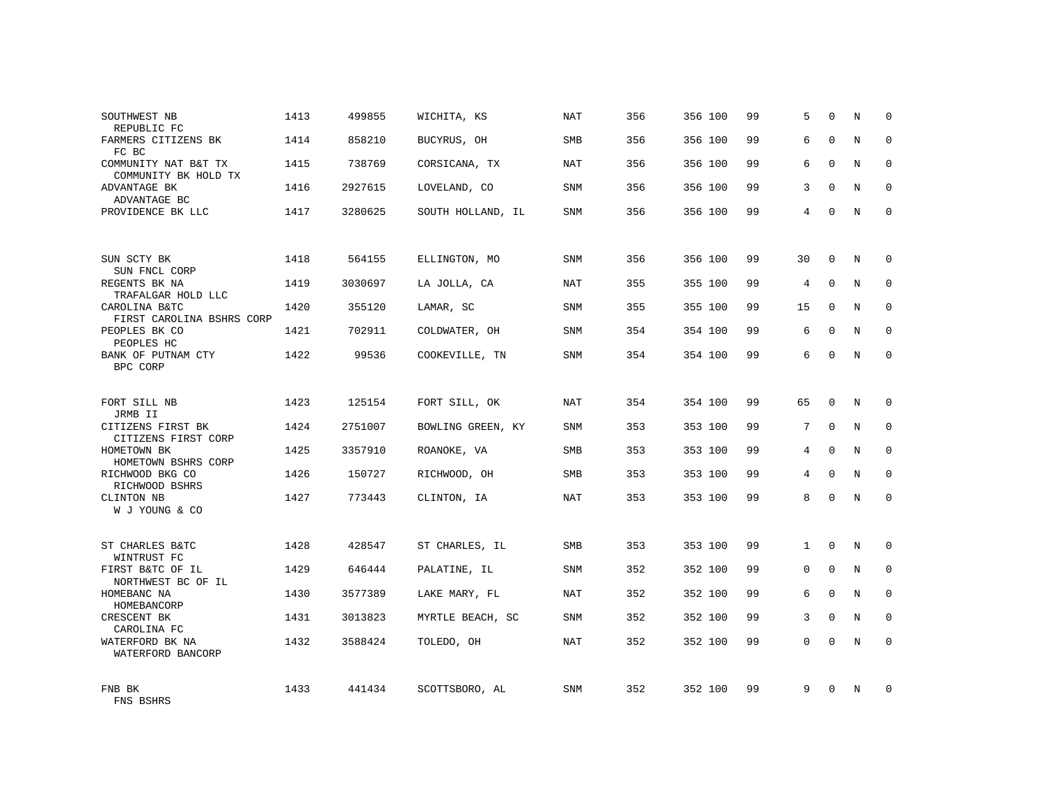| | | | | | | | | | | | | |
|---|---|---|---|---|---|---|---|---|---|---|---|---|
| SOUTHWEST NB<br>REPUBLIC FC | 1413 | 499855 | WICHITA, KS | NAT | 356 | 356 | 100 | 99 | 5 | 0 | N | 0 |
| FARMERS CITIZENS BK<br>FC BC | 1414 | 858210 | BUCYRUS, OH | SMB | 356 | 356 | 100 | 99 | 6 | 0 | N | 0 |
| COMMUNITY NAT B&T TX<br>COMMUNITY BK HOLD TX | 1415 | 738769 | CORSICANA, TX | NAT | 356 | 356 | 100 | 99 | 6 | 0 | N | 0 |
| ADVANTAGE BK<br>ADVANTAGE BC | 1416 | 2927615 | LOVELAND, CO | SNM | 356 | 356 | 100 | 99 | 3 | 0 | N | 0 |
| PROVIDENCE BK LLC | 1417 | 3280625 | SOUTH HOLLAND, IL | SNM | 356 | 356 | 100 | 99 | 4 | 0 | N | 0 |
| SUN SCTY BK<br>SUN FNCL CORP | 1418 | 564155 | ELLINGTON, MO | SNM | 356 | 356 | 100 | 99 | 30 | 0 | N | 0 |
| REGENTS BK NA<br>TRAFALGAR HOLD LLC | 1419 | 3030697 | LA JOLLA, CA | NAT | 355 | 355 | 100 | 99 | 4 | 0 | N | 0 |
| CAROLINA B&TC<br>FIRST CAROLINA BSHRS CORP | 1420 | 355120 | LAMAR, SC | SNM | 355 | 355 | 100 | 99 | 15 | 0 | N | 0 |
| PEOPLES BK CO<br>PEOPLES HC | 1421 | 702911 | COLDWATER, OH | SNM | 354 | 354 | 100 | 99 | 6 | 0 | N | 0 |
| BANK OF PUTNAM CTY<br>BPC CORP | 1422 | 99536 | COOKEVILLE, TN | SNM | 354 | 354 | 100 | 99 | 6 | 0 | N | 0 |
| FORT SILL NB<br>JRMB II | 1423 | 125154 | FORT SILL, OK | NAT | 354 | 354 | 100 | 99 | 65 | 0 | N | 0 |
| CITIZENS FIRST BK<br>CITIZENS FIRST CORP | 1424 | 2751007 | BOWLING GREEN, KY | SNM | 353 | 353 | 100 | 99 | 7 | 0 | N | 0 |
| HOMETOWN BK<br>HOMETOWN BSHRS CORP | 1425 | 3357910 | ROANOKE, VA | SMB | 353 | 353 | 100 | 99 | 4 | 0 | N | 0 |
| RICHWOOD BKG CO<br>RICHWOOD BSHRS | 1426 | 150727 | RICHWOOD, OH | SMB | 353 | 353 | 100 | 99 | 4 | 0 | N | 0 |
| CLINTON NB<br>W J YOUNG & CO | 1427 | 773443 | CLINTON, IA | NAT | 353 | 353 | 100 | 99 | 8 | 0 | N | 0 |
| ST CHARLES B&TC<br>WINTRUST FC | 1428 | 428547 | ST CHARLES, IL | SMB | 353 | 353 | 100 | 99 | 1 | 0 | N | 0 |
| FIRST B&TC OF IL<br>NORTHWEST BC OF IL | 1429 | 646444 | PALATINE, IL | SNM | 352 | 352 | 100 | 99 | 0 | 0 | N | 0 |
| HOMEBANC NA<br>HOMEBANCORP | 1430 | 3577389 | LAKE MARY, FL | NAT | 352 | 352 | 100 | 99 | 6 | 0 | N | 0 |
| CRESCENT BK<br>CAROLINA FC | 1431 | 3013823 | MYRTLE BEACH, SC | SNM | 352 | 352 | 100 | 99 | 3 | 0 | N | 0 |
| WATERFORD BK NA<br>WATERFORD BANCORP | 1432 | 3588424 | TOLEDO, OH | NAT | 352 | 352 | 100 | 99 | 0 | 0 | N | 0 |
| FNB BK<br>FNS BSHRS | 1433 | 441434 | SCOTTSBORO, AL | SNM | 352 | 352 | 100 | 99 | 9 | 0 | N | 0 |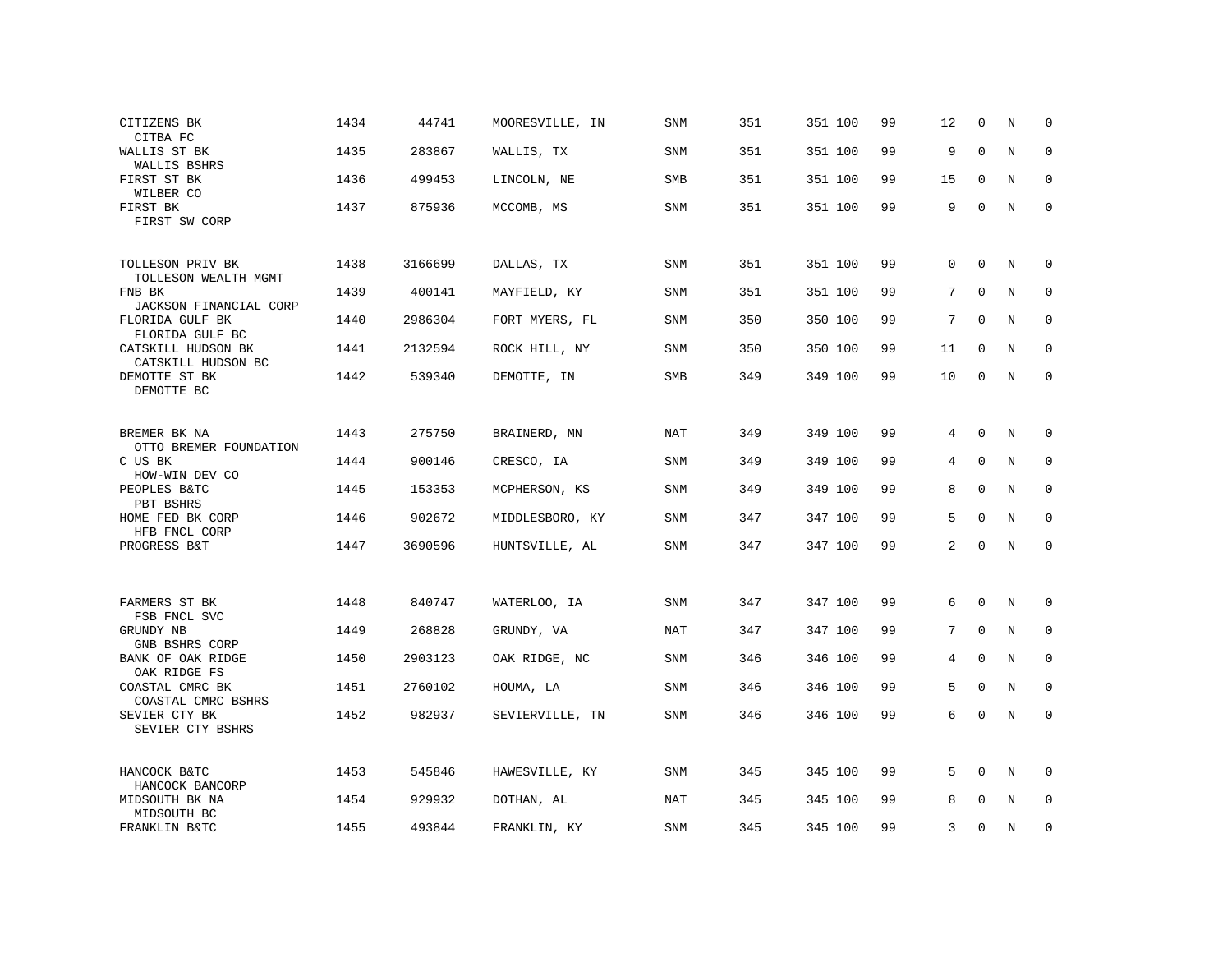| | | | | | | | | | | | | |
|---|---|---|---|---|---|---|---|---|---|---|---|---|
| CITIZENS BK<br>CITBA FC | 1434 | 44741 | MOORESVILLE, IN | SNM | 351 | 351 | 100 | 99 | 12 | 0 | N | 0 |
| WALLIS ST BK<br>WALLIS BSHRS | 1435 | 283867 | WALLIS, TX | SNM | 351 | 351 | 100 | 99 | 9 | 0 | N | 0 |
| FIRST ST BK<br>WILBER CO | 1436 | 499453 | LINCOLN, NE | SMB | 351 | 351 | 100 | 99 | 15 | 0 | N | 0 |
| FIRST BK<br>FIRST SW CORP | 1437 | 875936 | MCCOMB, MS | SNM | 351 | 351 | 100 | 99 | 9 | 0 | N | 0 |
| TOLLESON PRIV BK<br>TOLLESON WEALTH MGMT | 1438 | 3166699 | DALLAS, TX | SNM | 351 | 351 | 100 | 99 | 0 | 0 | N | 0 |
| FNB BK<br>JACKSON FINANCIAL CORP | 1439 | 400141 | MAYFIELD, KY | SNM | 351 | 351 | 100 | 99 | 7 | 0 | N | 0 |
| FLORIDA GULF BK<br>FLORIDA GULF BC | 1440 | 2986304 | FORT MYERS, FL | SNM | 350 | 350 | 100 | 99 | 7 | 0 | N | 0 |
| CATSKILL HUDSON BK<br>CATSKILL HUDSON BC | 1441 | 2132594 | ROCK HILL, NY | SNM | 350 | 350 | 100 | 99 | 11 | 0 | N | 0 |
| DEMOTTE ST BK<br>DEMOTTE BC | 1442 | 539340 | DEMOTTE, IN | SMB | 349 | 349 | 100 | 99 | 10 | 0 | N | 0 |
| BREMER BK NA<br>OTTO BREMER FOUNDATION | 1443 | 275750 | BRAINERD, MN | NAT | 349 | 349 | 100 | 99 | 4 | 0 | N | 0 |
| C US BK<br>HOW-WIN DEV CO | 1444 | 900146 | CRESCO, IA | SNM | 349 | 349 | 100 | 99 | 4 | 0 | N | 0 |
| PEOPLES B&TC<br>PBT BSHRS | 1445 | 153353 | MCPHERSON, KS | SNM | 349 | 349 | 100 | 99 | 8 | 0 | N | 0 |
| HOME FED BK CORP<br>HFB FNCL CORP | 1446 | 902672 | MIDDLESBORO, KY | SNM | 347 | 347 | 100 | 99 | 5 | 0 | N | 0 |
| PROGRESS B&T | 1447 | 3690596 | HUNTSVILLE, AL | SNM | 347 | 347 | 100 | 99 | 2 | 0 | N | 0 |
| FARMERS ST BK<br>FSB FNCL SVC | 1448 | 840747 | WATERLOO, IA | SNM | 347 | 347 | 100 | 99 | 6 | 0 | N | 0 |
| GRUNDY NB<br>GNB BSHRS CORP | 1449 | 268828 | GRUNDY, VA | NAT | 347 | 347 | 100 | 99 | 7 | 0 | N | 0 |
| BANK OF OAK RIDGE<br>OAK RIDGE FS | 1450 | 2903123 | OAK RIDGE, NC | SNM | 346 | 346 | 100 | 99 | 4 | 0 | N | 0 |
| COASTAL CMRC BK<br>COASTAL CMRC BSHRS | 1451 | 2760102 | HOUMA, LA | SNM | 346 | 346 | 100 | 99 | 5 | 0 | N | 0 |
| SEVIER CTY BK<br>SEVIER CTY BSHRS | 1452 | 982937 | SEVIERVILLE, TN | SNM | 346 | 346 | 100 | 99 | 6 | 0 | N | 0 |
| HANCOCK B&TC<br>HANCOCK BANCORP | 1453 | 545846 | HAWESVILLE, KY | SNM | 345 | 345 | 100 | 99 | 5 | 0 | N | 0 |
| MIDSOUTH BK NA<br>MIDSOUTH BC | 1454 | 929932 | DOTHAN, AL | NAT | 345 | 345 | 100 | 99 | 8 | 0 | N | 0 |
| FRANKLIN B&TC | 1455 | 493844 | FRANKLIN, KY | SNM | 345 | 345 | 100 | 99 | 3 | 0 | N | 0 |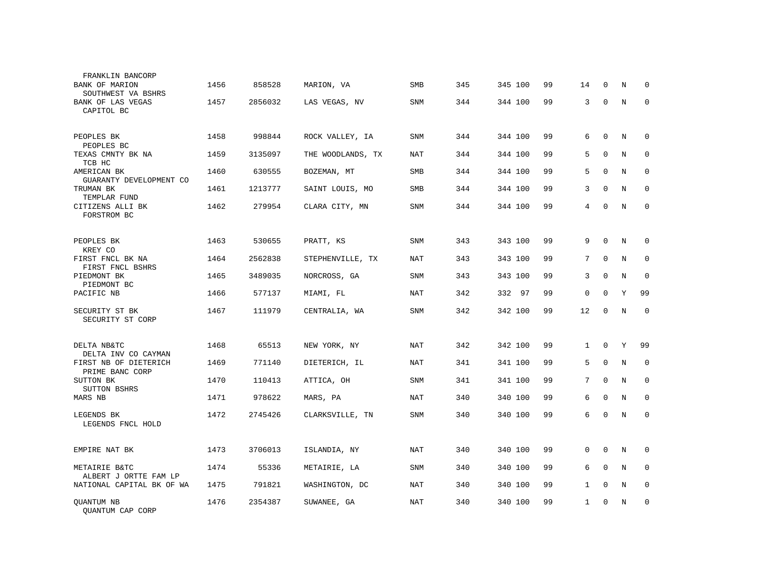| Name | Rank | ID | Location | Type | | | | | | | | |
|---|---|---|---|---|---|---|---|---|---|---|---|---|
| FRANKLIN BANCORP | | | | | | | | | | | | |
| BANK OF MARION | 1456 | 858528 | MARION, VA | SMB | 345 | 345 | 100 | 99 | 14 | 0 | N | 0 |
| SOUTHWEST VA BSHRS | | | | | | | | | | | | |
| BANK OF LAS VEGAS | 1457 | 2856032 | LAS VEGAS, NV | SNM | 344 | 344 | 100 | 99 | 3 | 0 | N | 0 |
| CAPITOL BC | | | | | | | | | | | | |
| PEOPLES BK | 1458 | 998844 | ROCK VALLEY, IA | SNM | 344 | 344 | 100 | 99 | 6 | 0 | N | 0 |
| PEOPLES BC | | | | | | | | | | | | |
| TEXAS CMNTY BK NA | 1459 | 3135097 | THE WOODLANDS, TX | NAT | 344 | 344 | 100 | 99 | 5 | 0 | N | 0 |
| TCB HC | | | | | | | | | | | | |
| AMERICAN BK | 1460 | 630555 | BOZEMAN, MT | SMB | 344 | 344 | 100 | 99 | 5 | 0 | N | 0 |
| GUARANTY DEVELOPMENT CO | | | | | | | | | | | | |
| TRUMAN BK | 1461 | 1213777 | SAINT LOUIS, MO | SMB | 344 | 344 | 100 | 99 | 3 | 0 | N | 0 |
| TEMPLAR FUND | | | | | | | | | | | | |
| CITIZENS ALLI BK | 1462 | 279954 | CLARA CITY, MN | SNM | 344 | 344 | 100 | 99 | 4 | 0 | N | 0 |
| FORSTROM BC | | | | | | | | | | | | |
| PEOPLES BK | 1463 | 530655 | PRATT, KS | SNM | 343 | 343 | 100 | 99 | 9 | 0 | N | 0 |
| KREY CO | | | | | | | | | | | | |
| FIRST FNCL BK NA | 1464 | 2562838 | STEPHENVILLE, TX | NAT | 343 | 343 | 100 | 99 | 7 | 0 | N | 0 |
| FIRST FNCL BSHRS | | | | | | | | | | | | |
| PIEDMONT BK | 1465 | 3489035 | NORCROSS, GA | SNM | 343 | 343 | 100 | 99 | 3 | 0 | N | 0 |
| PIEDMONT BC | | | | | | | | | | | | |
| PACIFIC NB | 1466 | 577137 | MIAMI, FL | NAT | 342 | 332 | 97 | 99 | 0 | 0 | Y | 99 |
| SECURITY ST BK | 1467 | 111979 | CENTRALIA, WA | SNM | 342 | 342 | 100 | 99 | 12 | 0 | N | 0 |
| SECURITY ST CORP | | | | | | | | | | | | |
| DELTA NB&TC | 1468 | 65513 | NEW YORK, NY | NAT | 342 | 342 | 100 | 99 | 1 | 0 | Y | 99 |
| DELTA INV CO CAYMAN | | | | | | | | | | | | |
| FIRST NB OF DIETERICH | 1469 | 771140 | DIETERICH, IL | NAT | 341 | 341 | 100 | 99 | 5 | 0 | N | 0 |
| PRIME BANC CORP | | | | | | | | | | | | |
| SUTTON BK | 1470 | 110413 | ATTICA, OH | SNM | 341 | 341 | 100 | 99 | 7 | 0 | N | 0 |
| SUTTON BSHRS | | | | | | | | | | | | |
| MARS NB | 1471 | 978622 | MARS, PA | NAT | 340 | 340 | 100 | 99 | 6 | 0 | N | 0 |
| LEGENDS BK | 1472 | 2745426 | CLARKSVILLE, TN | SNM | 340 | 340 | 100 | 99 | 6 | 0 | N | 0 |
| LEGENDS FNCL HOLD | | | | | | | | | | | | |
| EMPIRE NAT BK | 1473 | 3706013 | ISLANDIA, NY | NAT | 340 | 340 | 100 | 99 | 0 | 0 | N | 0 |
| METAIRIE B&TC | 1474 | 55336 | METAIRIE, LA | SNM | 340 | 340 | 100 | 99 | 6 | 0 | N | 0 |
| ALBERT J ORTTE FAM LP | | | | | | | | | | | | |
| NATIONAL CAPITAL BK OF WA | 1475 | 791821 | WASHINGTON, DC | NAT | 340 | 340 | 100 | 99 | 1 | 0 | N | 0 |
| QUANTUM NB | 1476 | 2354387 | SUWANEE, GA | NAT | 340 | 340 | 100 | 99 | 1 | 0 | N | 0 |
| QUANTUM CAP CORP | | | | | | | | | | | | |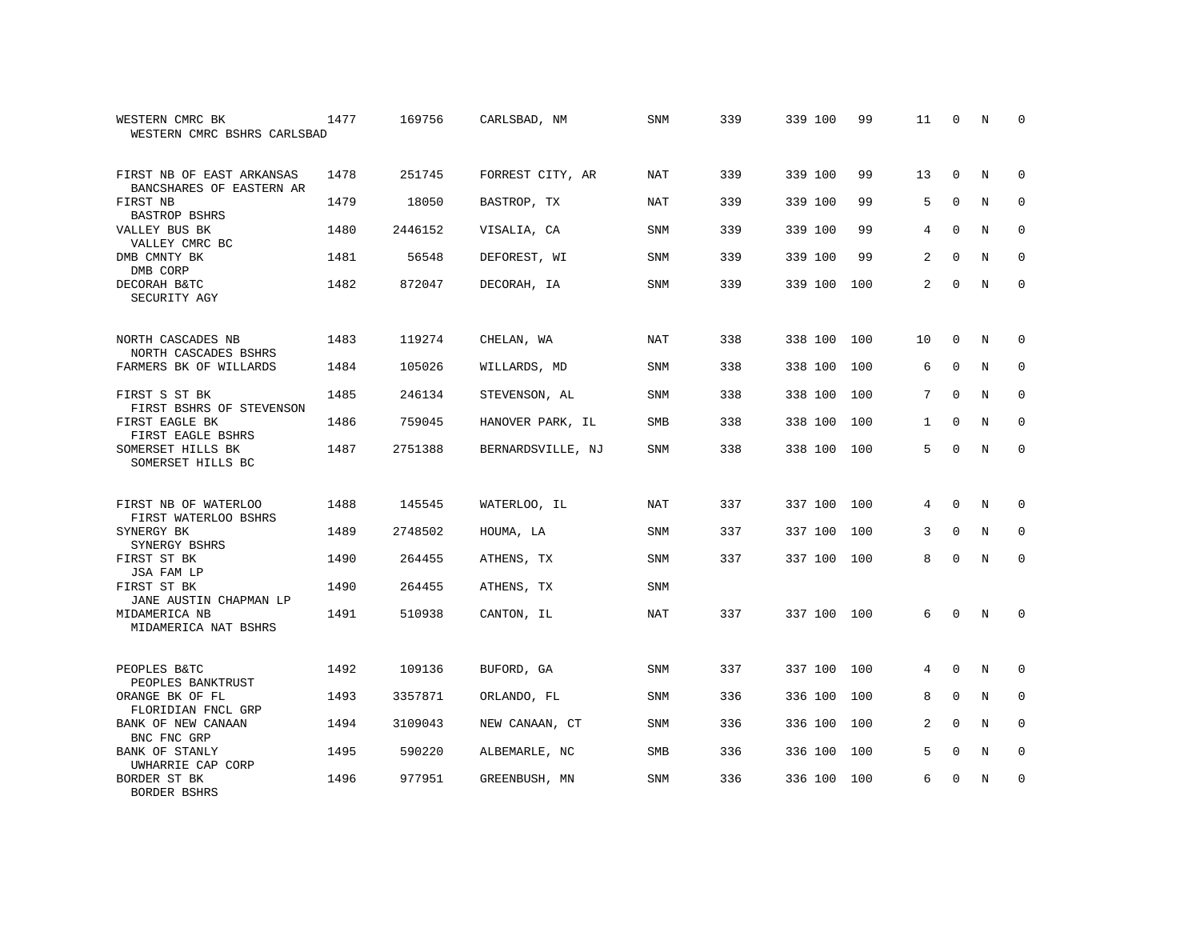| | | | | | | | | | | | | |
|---|---|---|---|---|---|---|---|---|---|---|---|---|
| WESTERN CMRC BK<br>WESTERN CMRC BSHRS CARLSBAD | 1477 | 169756 | CARLSBAD, NM | SNM | 339 | 339 | 100 | 99 | 11 | 0 | N | 0 |
| FIRST NB OF EAST ARKANSAS<br>BANCSHARES OF EASTERN AR | 1478 | 251745 | FORREST CITY, AR | NAT | 339 | 339 | 100 | 99 | 13 | 0 | N | 0 |
| FIRST NB<br>BASTROP BSHRS | 1479 | 18050 | BASTROP, TX | NAT | 339 | 339 | 100 | 99 | 5 | 0 | N | 0 |
| VALLEY BUS BK<br>VALLEY CMRC BC | 1480 | 2446152 | VISALIA, CA | SNM | 339 | 339 | 100 | 99 | 4 | 0 | N | 0 |
| DMB CMNTY BK<br>DMB CORP | 1481 | 56548 | DEFOREST, WI | SNM | 339 | 339 | 100 | 99 | 2 | 0 | N | 0 |
| DECORAH B&TC<br>SECURITY AGY | 1482 | 872047 | DECORAH, IA | SNM | 339 | 339 | 100 | 100 | 2 | 0 | N | 0 |
| NORTH CASCADES NB<br>NORTH CASCADES BSHRS | 1483 | 119274 | CHELAN, WA | NAT | 338 | 338 | 100 | 100 | 10 | 0 | N | 0 |
| FARMERS BK OF WILLARDS | 1484 | 105026 | WILLARDS, MD | SNM | 338 | 338 | 100 | 100 | 6 | 0 | N | 0 |
| FIRST S ST BK<br>FIRST BSHRS OF STEVENSON | 1485 | 246134 | STEVENSON, AL | SNM | 338 | 338 | 100 | 100 | 7 | 0 | N | 0 |
| FIRST EAGLE BK<br>FIRST EAGLE BSHRS | 1486 | 759045 | HANOVER PARK, IL | SMB | 338 | 338 | 100 | 100 | 1 | 0 | N | 0 |
| SOMERSET HILLS BK<br>SOMERSET HILLS BC | 1487 | 2751388 | BERNARDSVILLE, NJ | SNM | 338 | 338 | 100 | 100 | 5 | 0 | N | 0 |
| FIRST NB OF WATERLOO<br>FIRST WATERLOO BSHRS | 1488 | 145545 | WATERLOO, IL | NAT | 337 | 337 | 100 | 100 | 4 | 0 | N | 0 |
| SYNERGY BK<br>SYNERGY BSHRS | 1489 | 2748502 | HOUMA, LA | SNM | 337 | 337 | 100 | 100 | 3 | 0 | N | 0 |
| FIRST ST BK<br>JSA FAM LP | 1490 | 264455 | ATHENS, TX | SNM | 337 | 337 | 100 | 100 | 8 | 0 | N | 0 |
| FIRST ST BK<br>JANE AUSTIN CHAPMAN LP | 1490 | 264455 | ATHENS, TX | SNM | | | | | | | | |
| MIDAMERICA NB<br>MIDAMERICA NAT BSHRS | 1491 | 510938 | CANTON, IL | NAT | 337 | 337 | 100 | 100 | 6 | 0 | N | 0 |
| PEOPLES B&TC<br>PEOPLES BANKTRUST | 1492 | 109136 | BUFORD, GA | SNM | 337 | 337 | 100 | 100 | 4 | 0 | N | 0 |
| ORANGE BK OF FL<br>FLORIDIAN FNCL GRP | 1493 | 3357871 | ORLANDO, FL | SNM | 336 | 336 | 100 | 100 | 8 | 0 | N | 0 |
| BANK OF NEW CANAAN<br>BNC FNC GRP | 1494 | 3109043 | NEW CANAAN, CT | SNM | 336 | 336 | 100 | 100 | 2 | 0 | N | 0 |
| BANK OF STANLY<br>UWHARRIE CAP CORP | 1495 | 590220 | ALBEMARLE, NC | SMB | 336 | 336 | 100 | 100 | 5 | 0 | N | 0 |
| BORDER ST BK<br>BORDER BSHRS | 1496 | 977951 | GREENBUSH, MN | SNM | 336 | 336 | 100 | 100 | 6 | 0 | N | 0 |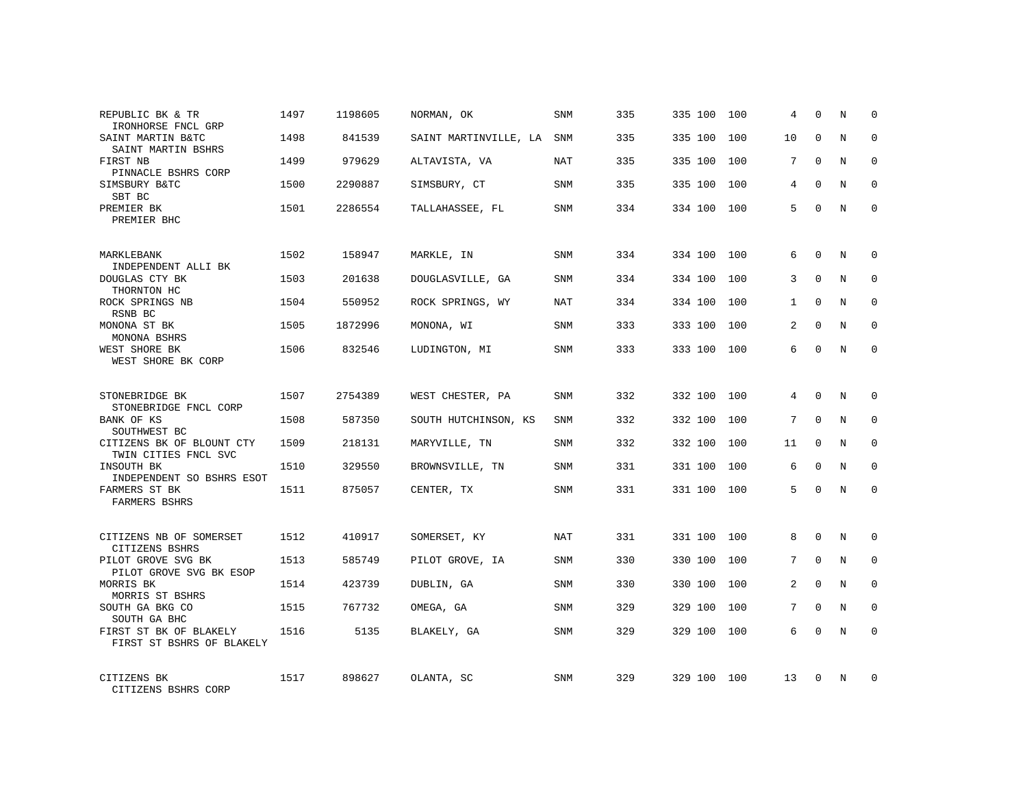| | | | | | | | | | | | | |
|---|---|---|---|---|---|---|---|---|---|---|---|---|
| REPUBLIC BK & TR<br>IRONHORSE FNCL GRP | 1497 | 1198605 | NORMAN, OK | SNM | 335 | 335 | 100 | 100 | 4 | 0 | N | 0 |
| SAINT MARTIN B&TC<br>SAINT MARTIN BSHRS | 1498 | 841539 | SAINT MARTINVILLE, LA | SNM | 335 | 335 | 100 | 100 | 10 | 0 | N | 0 |
| FIRST NB<br>PINNACLE BSHRS CORP | 1499 | 979629 | ALTAVISTA, VA | NAT | 335 | 335 | 100 | 100 | 7 | 0 | N | 0 |
| SIMSBURY B&TC<br>SBT BC | 1500 | 2290887 | SIMSBURY, CT | SNM | 335 | 335 | 100 | 100 | 4 | 0 | N | 0 |
| PREMIER BK<br>PREMIER BHC | 1501 | 2286554 | TALLAHASSEE, FL | SNM | 334 | 334 | 100 | 100 | 5 | 0 | N | 0 |
| MARKLEBANK<br>INDEPENDENT ALLI BK | 1502 | 158947 | MARKLE, IN | SNM | 334 | 334 | 100 | 100 | 6 | 0 | N | 0 |
| DOUGLAS CTY BK<br>THORNTON HC | 1503 | 201638 | DOUGLASVILLE, GA | SNM | 334 | 334 | 100 | 100 | 3 | 0 | N | 0 |
| ROCK SPRINGS NB<br>RSNB BC | 1504 | 550952 | ROCK SPRINGS, WY | NAT | 334 | 334 | 100 | 100 | 1 | 0 | N | 0 |
| MONONA ST BK<br>MONONA BSHRS | 1505 | 1872996 | MONONA, WI | SNM | 333 | 333 | 100 | 100 | 2 | 0 | N | 0 |
| WEST SHORE BK<br>WEST SHORE BK CORP | 1506 | 832546 | LUDINGTON, MI | SNM | 333 | 333 | 100 | 100 | 6 | 0 | N | 0 |
| STONEBRIDGE BK<br>STONEBRIDGE FNCL CORP | 1507 | 2754389 | WEST CHESTER, PA | SNM | 332 | 332 | 100 | 100 | 4 | 0 | N | 0 |
| BANK OF KS<br>SOUTHWEST BC | 1508 | 587350 | SOUTH HUTCHINSON, KS | SNM | 332 | 332 | 100 | 100 | 7 | 0 | N | 0 |
| CITIZENS BK OF BLOUNT CTY<br>TWIN CITIES FNCL SVC | 1509 | 218131 | MARYVILLE, TN | SNM | 332 | 332 | 100 | 100 | 11 | 0 | N | 0 |
| INSOUTH BK<br>INDEPENDENT SO BSHRS ESOT | 1510 | 329550 | BROWNSVILLE, TN | SNM | 331 | 331 | 100 | 100 | 6 | 0 | N | 0 |
| FARMERS ST BK<br>FARMERS BSHRS | 1511 | 875057 | CENTER, TX | SNM | 331 | 331 | 100 | 100 | 5 | 0 | N | 0 |
| CITIZENS NB OF SOMERSET<br>CITIZENS BSHRS | 1512 | 410917 | SOMERSET, KY | NAT | 331 | 331 | 100 | 100 | 8 | 0 | N | 0 |
| PILOT GROVE SVG BK<br>PILOT GROVE SVG BK ESOP | 1513 | 585749 | PILOT GROVE, IA | SNM | 330 | 330 | 100 | 100 | 7 | 0 | N | 0 |
| MORRIS BK<br>MORRIS ST BSHRS | 1514 | 423739 | DUBLIN, GA | SNM | 330 | 330 | 100 | 100 | 2 | 0 | N | 0 |
| SOUTH GA BKG CO<br>SOUTH GA BHC | 1515 | 767732 | OMEGA, GA | SNM | 329 | 329 | 100 | 100 | 7 | 0 | N | 0 |
| FIRST ST BK OF BLAKELY<br>FIRST ST BSHRS OF BLAKELY | 1516 | 5135 | BLAKELY, GA | SNM | 329 | 329 | 100 | 100 | 6 | 0 | N | 0 |
| CITIZENS BK<br>CITIZENS BSHRS CORP | 1517 | 898627 | OLANTA, SC | SNM | 329 | 329 | 100 | 100 | 13 | 0 | N | 0 |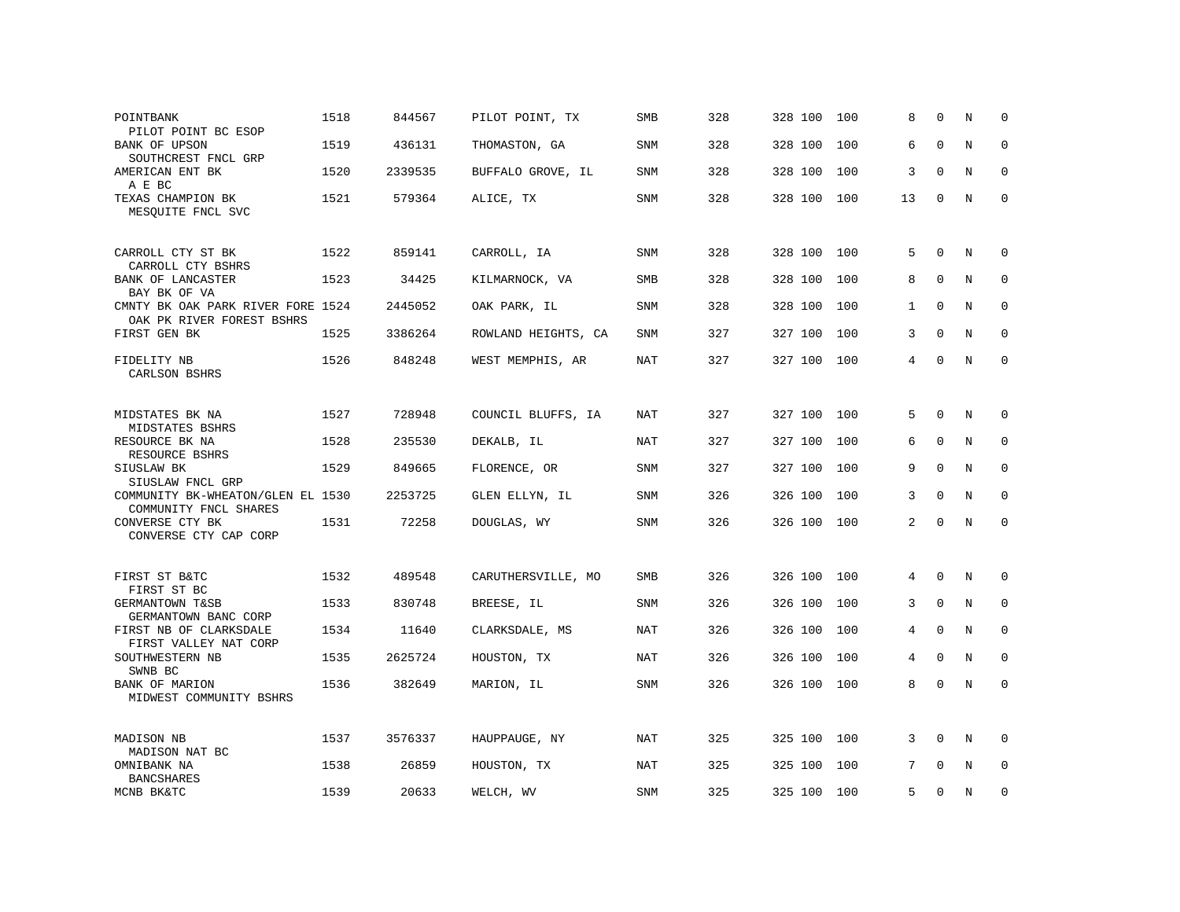| | | | | | | | | | | | | |
|---|---|---|---|---|---|---|---|---|---|---|---|---|
| POINTBANK<br>PILOT POINT BC ESOP | 1518 | 844567 | PILOT POINT, TX | SMB | 328 | 328 | 100 | 100 | 8 | 0 | N | 0 |
| BANK OF UPSON<br>SOUTHCREST FNCL GRP | 1519 | 436131 | THOMASTON, GA | SNM | 328 | 328 | 100 | 100 | 6 | 0 | N | 0 |
| AMERICAN ENT BK<br>A E BC | 1520 | 2339535 | BUFFALO GROVE, IL | SNM | 328 | 328 | 100 | 100 | 3 | 0 | N | 0 |
| TEXAS CHAMPION BK<br>MESQUITE FNCL SVC | 1521 | 579364 | ALICE, TX | SNM | 328 | 328 | 100 | 100 | 13 | 0 | N | 0 |
| CARROLL CTY ST BK<br>CARROLL CTY BSHRS | 1522 | 859141 | CARROLL, IA | SNM | 328 | 328 | 100 | 100 | 5 | 0 | N | 0 |
| BANK OF LANCASTER<br>BAY BK OF VA | 1523 | 34425 | KILMARNOCK, VA | SMB | 328 | 328 | 100 | 100 | 8 | 0 | N | 0 |
| CMNTY BK OAK PARK RIVER FORE<br>OAK PK RIVER FOREST BSHRS | 1524 | 2445052 | OAK PARK, IL | SNM | 328 | 328 | 100 | 100 | 1 | 0 | N | 0 |
| FIRST GEN BK | 1525 | 3386264 | ROWLAND HEIGHTS, CA | SNM | 327 | 327 | 100 | 100 | 3 | 0 | N | 0 |
| FIDELITY NB<br>CARLSON BSHRS | 1526 | 848248 | WEST MEMPHIS, AR | NAT | 327 | 327 | 100 | 100 | 4 | 0 | N | 0 |
| MIDSTATES BK NA<br>MIDSTATES BSHRS | 1527 | 728948 | COUNCIL BLUFFS, IA | NAT | 327 | 327 | 100 | 100 | 5 | 0 | N | 0 |
| RESOURCE BK NA<br>RESOURCE BSHRS | 1528 | 235530 | DEKALB, IL | NAT | 327 | 327 | 100 | 100 | 6 | 0 | N | 0 |
| SIUSLAW BK<br>SIUSLAW FNCL GRP | 1529 | 849665 | FLORENCE, OR | SNM | 327 | 327 | 100 | 100 | 9 | 0 | N | 0 |
| COMMUNITY BK-WHEATON/GLEN EL<br>COMMUNITY FNCL SHARES | 1530 | 2253725 | GLEN ELLYN, IL | SNM | 326 | 326 | 100 | 100 | 3 | 0 | N | 0 |
| CONVERSE CTY BK<br>CONVERSE CTY CAP CORP | 1531 | 72258 | DOUGLAS, WY | SNM | 326 | 326 | 100 | 100 | 2 | 0 | N | 0 |
| FIRST ST B&TC<br>FIRST ST BC | 1532 | 489548 | CARUTHERSVILLE, MO | SMB | 326 | 326 | 100 | 100 | 4 | 0 | N | 0 |
| GERMANTOWN T&SB<br>GERMANTOWN BANC CORP | 1533 | 830748 | BREESE, IL | SNM | 326 | 326 | 100 | 100 | 3 | 0 | N | 0 |
| FIRST NB OF CLARKSDALE<br>FIRST VALLEY NAT CORP | 1534 | 11640 | CLARKSDALE, MS | NAT | 326 | 326 | 100 | 100 | 4 | 0 | N | 0 |
| SOUTHWESTERN NB<br>SWNB BC | 1535 | 2625724 | HOUSTON, TX | NAT | 326 | 326 | 100 | 100 | 4 | 0 | N | 0 |
| BANK OF MARION<br>MIDWEST COMMUNITY BSHRS | 1536 | 382649 | MARION, IL | SNM | 326 | 326 | 100 | 100 | 8 | 0 | N | 0 |
| MADISON NB<br>MADISON NAT BC | 1537 | 3576337 | HAUPPAUGE, NY | NAT | 325 | 325 | 100 | 100 | 3 | 0 | N | 0 |
| OMNIBANK NA<br>BANCSHARES | 1538 | 26859 | HOUSTON, TX | NAT | 325 | 325 | 100 | 100 | 7 | 0 | N | 0 |
| MCNB BK&TC | 1539 | 20633 | WELCH, WV | SNM | 325 | 325 | 100 | 100 | 5 | 0 | N | 0 |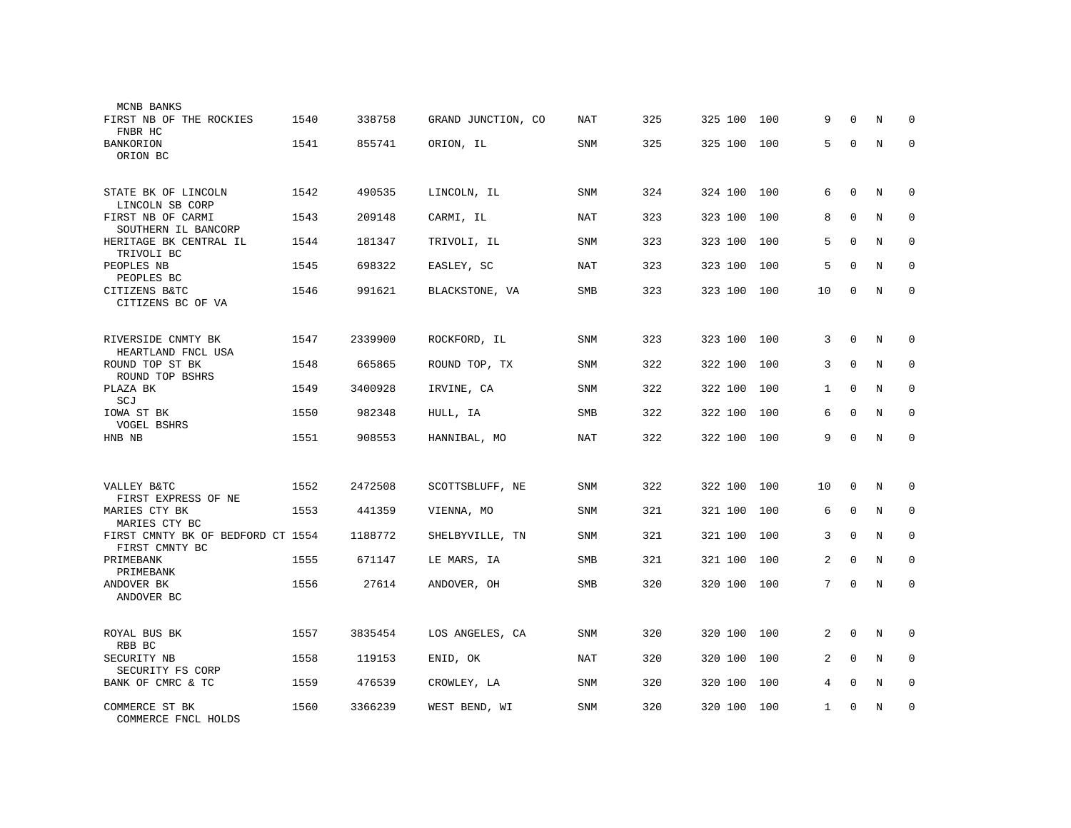| Name | Rank | ID | Location | Type | | | | | | | | |
|---|---|---|---|---|---|---|---|---|---|---|---|---|
| MCNB BANKS | | | | | | | | | | | | |
| FIRST NB OF THE ROCKIES<br>FNBR HC | 1540 | 338758 | GRAND JUNCTION, CO | NAT | 325 | 325 | 100 | 100 | 9 | 0 | N | 0 |
| BANKORION<br>ORION BC | 1541 | 855741 | ORION, IL | SNM | 325 | 325 | 100 | 100 | 5 | 0 | N | 0 |
| STATE BK OF LINCOLN<br>LINCOLN SB CORP | 1542 | 490535 | LINCOLN, IL | SNM | 324 | 324 | 100 | 100 | 6 | 0 | N | 0 |
| FIRST NB OF CARMI<br>SOUTHERN IL BANCORP | 1543 | 209148 | CARMI, IL | NAT | 323 | 323 | 100 | 100 | 8 | 0 | N | 0 |
| HERITAGE BK CENTRAL IL<br>TRIVOLI BC | 1544 | 181347 | TRIVOLI, IL | SNM | 323 | 323 | 100 | 100 | 5 | 0 | N | 0 |
| PEOPLES NB<br>PEOPLES BC | 1545 | 698322 | EASLEY, SC | NAT | 323 | 323 | 100 | 100 | 5 | 0 | N | 0 |
| CITIZENS B&TC<br>CITIZENS BC OF VA | 1546 | 991621 | BLACKSTONE, VA | SMB | 323 | 323 | 100 | 100 | 10 | 0 | N | 0 |
| RIVERSIDE CNMTY BK<br>HEARTLAND FNCL USA | 1547 | 2339900 | ROCKFORD, IL | SNM | 323 | 323 | 100 | 100 | 3 | 0 | N | 0 |
| ROUND TOP ST BK<br>ROUND TOP BSHRS | 1548 | 665865 | ROUND TOP, TX | SNM | 322 | 322 | 100 | 100 | 3 | 0 | N | 0 |
| PLAZA BK<br>SCJ | 1549 | 3400928 | IRVINE, CA | SNM | 322 | 322 | 100 | 100 | 1 | 0 | N | 0 |
| IOWA ST BK<br>VOGEL BSHRS | 1550 | 982348 | HULL, IA | SMB | 322 | 322 | 100 | 100 | 6 | 0 | N | 0 |
| HNB NB | 1551 | 908553 | HANNIBAL, MO | NAT | 322 | 322 | 100 | 100 | 9 | 0 | N | 0 |
| VALLEY B&TC<br>FIRST EXPRESS OF NE | 1552 | 2472508 | SCOTTSBLUFF, NE | SNM | 322 | 322 | 100 | 100 | 10 | 0 | N | 0 |
| MARIES CTY BK<br>MARIES CTY BC | 1553 | 441359 | VIENNA, MO | SNM | 321 | 321 | 100 | 100 | 6 | 0 | N | 0 |
| FIRST CMNTY BK OF BEDFORD CT<br>FIRST CMNTY BC | 1554 | 1188772 | SHELBYVILLE, TN | SNM | 321 | 321 | 100 | 100 | 3 | 0 | N | 0 |
| PRIMEBANK<br>PRIMEBANK | 1555 | 671147 | LE MARS, IA | SMB | 321 | 321 | 100 | 100 | 2 | 0 | N | 0 |
| ANDOVER BK<br>ANDOVER BC | 1556 | 27614 | ANDOVER, OH | SMB | 320 | 320 | 100 | 100 | 7 | 0 | N | 0 |
| ROYAL BUS BK<br>RBB BC | 1557 | 3835454 | LOS ANGELES, CA | SNM | 320 | 320 | 100 | 100 | 2 | 0 | N | 0 |
| SECURITY NB<br>SECURITY FS CORP | 1558 | 119153 | ENID, OK | NAT | 320 | 320 | 100 | 100 | 2 | 0 | N | 0 |
| BANK OF CMRC & TC | 1559 | 476539 | CROWLEY, LA | SNM | 320 | 320 | 100 | 100 | 4 | 0 | N | 0 |
| COMMERCE ST BK<br>COMMERCE FNCL HOLDS | 1560 | 3366239 | WEST BEND, WI | SNM | 320 | 320 | 100 | 100 | 1 | 0 | N | 0 |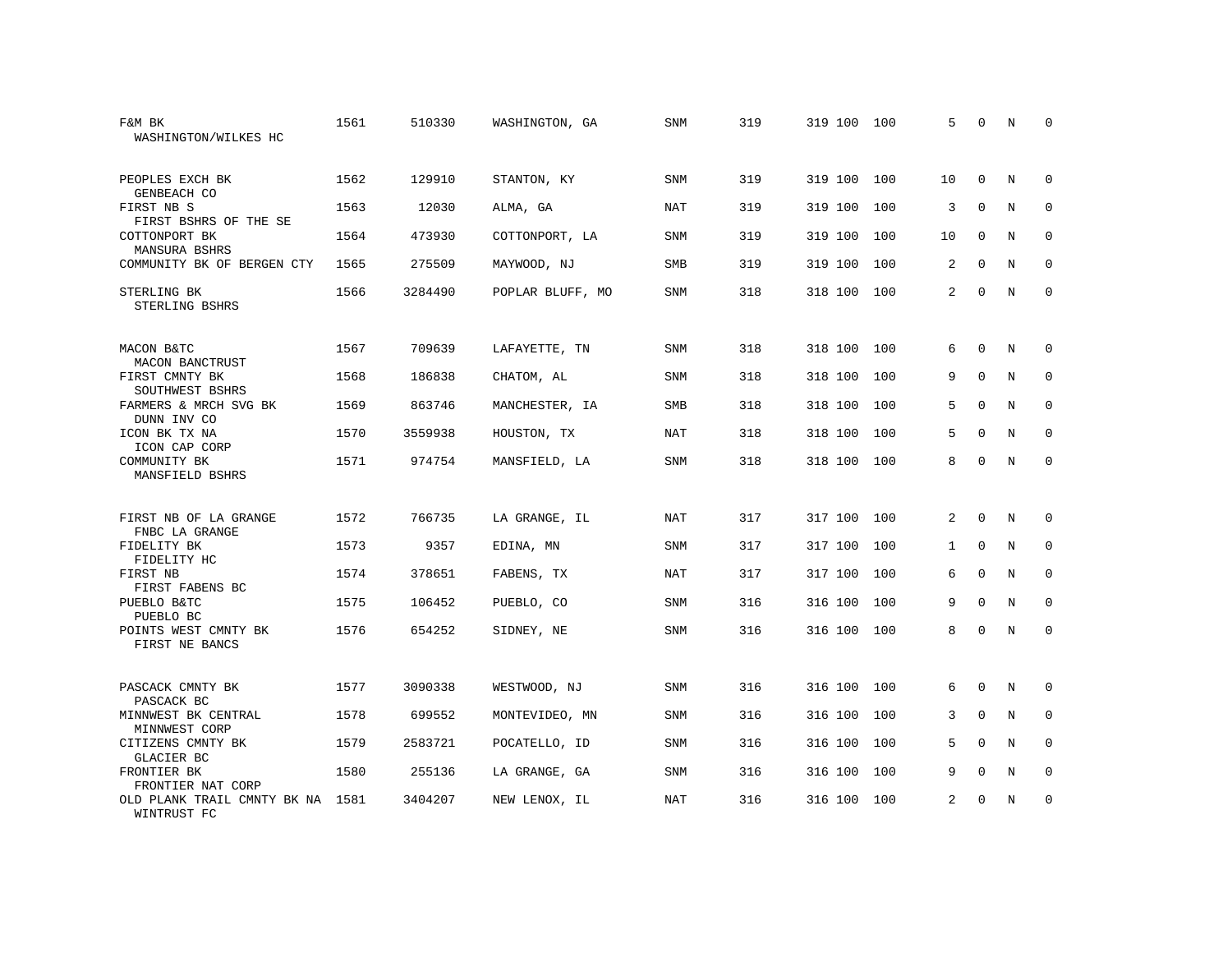| | | | | | | | | | | | | |
|---|---|---|---|---|---|---|---|---|---|---|---|---|
| F&M BK<br>WASHINGTON/WILKES HC | 1561 | 510330 | WASHINGTON, GA | SNM | 319 | 319 | 100 | 100 | 5 | 0 | N | 0 |
| PEOPLES EXCH BK<br>GENBEACH CO | 1562 | 129910 | STANTON, KY | SNM | 319 | 319 | 100 | 100 | 10 | 0 | N | 0 |
| FIRST NB S<br>FIRST BSHRS OF THE SE | 1563 | 12030 | ALMA, GA | NAT | 319 | 319 | 100 | 100 | 3 | 0 | N | 0 |
| COTTONPORT BK<br>MANSURA BSHRS | 1564 | 473930 | COTTONPORT, LA | SNM | 319 | 319 | 100 | 100 | 10 | 0 | N | 0 |
| COMMUNITY BK OF BERGEN CTY | 1565 | 275509 | MAYWOOD, NJ | SMB | 319 | 319 | 100 | 100 | 2 | 0 | N | 0 |
| STERLING BK<br>STERLING BSHRS | 1566 | 3284490 | POPLAR BLUFF, MO | SNM | 318 | 318 | 100 | 100 | 2 | 0 | N | 0 |
| MACON B&TC<br>MACON BANCTRUST | 1567 | 709639 | LAFAYETTE, TN | SNM | 318 | 318 | 100 | 100 | 6 | 0 | N | 0 |
| FIRST CMNTY BK<br>SOUTHWEST BSHRS | 1568 | 186838 | CHATOM, AL | SNM | 318 | 318 | 100 | 100 | 9 | 0 | N | 0 |
| FARMERS & MRCH SVG BK<br>DUNN INV CO | 1569 | 863746 | MANCHESTER, IA | SMB | 318 | 318 | 100 | 100 | 5 | 0 | N | 0 |
| ICON BK TX NA<br>ICON CAP CORP | 1570 | 3559938 | HOUSTON, TX | NAT | 318 | 318 | 100 | 100 | 5 | 0 | N | 0 |
| COMMUNITY BK<br>MANSFIELD BSHRS | 1571 | 974754 | MANSFIELD, LA | SNM | 318 | 318 | 100 | 100 | 8 | 0 | N | 0 |
| FIRST NB OF LA GRANGE<br>FNBC LA GRANGE | 1572 | 766735 | LA GRANGE, IL | NAT | 317 | 317 | 100 | 100 | 2 | 0 | N | 0 |
| FIDELITY BK<br>FIDELITY HC | 1573 | 9357 | EDINA, MN | SNM | 317 | 317 | 100 | 100 | 1 | 0 | N | 0 |
| FIRST NB<br>FIRST FABENS BC | 1574 | 378651 | FABENS, TX | NAT | 317 | 317 | 100 | 100 | 6 | 0 | N | 0 |
| PUEBLO B&TC<br>PUEBLO BC | 1575 | 106452 | PUEBLO, CO | SNM | 316 | 316 | 100 | 100 | 9 | 0 | N | 0 |
| POINTS WEST CMNTY BK<br>FIRST NE BANCS | 1576 | 654252 | SIDNEY, NE | SNM | 316 | 316 | 100 | 100 | 8 | 0 | N | 0 |
| PASCACK CMNTY BK<br>PASCACK BC | 1577 | 3090338 | WESTWOOD, NJ | SNM | 316 | 316 | 100 | 100 | 6 | 0 | N | 0 |
| MINNWEST BK CENTRAL<br>MINNWEST CORP | 1578 | 699552 | MONTEVIDEO, MN | SNM | 316 | 316 | 100 | 100 | 3 | 0 | N | 0 |
| CITIZENS CMNTY BK<br>GLACIER BC | 1579 | 2583721 | POCATELLO, ID | SNM | 316 | 316 | 100 | 100 | 5 | 0 | N | 0 |
| FRONTIER BK<br>FRONTIER NAT CORP | 1580 | 255136 | LA GRANGE, GA | SNM | 316 | 316 | 100 | 100 | 9 | 0 | N | 0 |
| OLD PLANK TRAIL CMNTY BK NA<br>WINTRUST FC | 1581 | 3404207 | NEW LENOX, IL | NAT | 316 | 316 | 100 | 100 | 2 | 0 | N | 0 |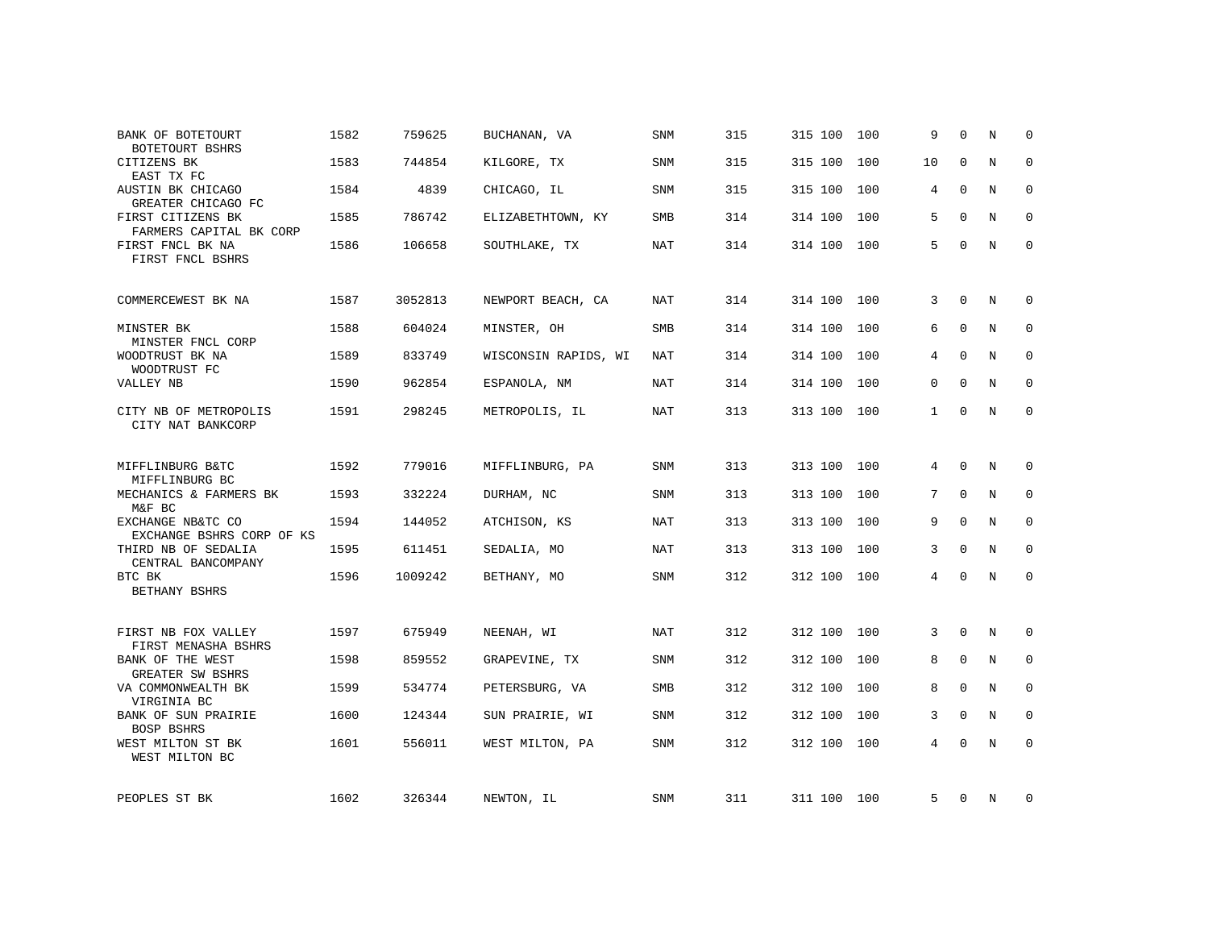| | | | | | | | | | | | | |
|---|---|---|---|---|---|---|---|---|---|---|---|---|
| BANK OF BOTETOURT<br>BOTETOURT BSHRS | 1582 | 759625 | BUCHANAN, VA | SNM | 315 | 315 | 100 | 100 | 9 | 0 | N | 0 |
| CITIZENS BK<br>EAST TX FC | 1583 | 744854 | KILGORE, TX | SNM | 315 | 315 | 100 | 100 | 10 | 0 | N | 0 |
| AUSTIN BK CHICAGO<br>GREATER CHICAGO FC | 1584 | 4839 | CHICAGO, IL | SNM | 315 | 315 | 100 | 100 | 4 | 0 | N | 0 |
| FIRST CITIZENS BK<br>FARMERS CAPITAL BK CORP | 1585 | 786742 | ELIZABETHTOWN, KY | SMB | 314 | 314 | 100 | 100 | 5 | 0 | N | 0 |
| FIRST FNCL BK NA<br>FIRST FNCL BSHRS | 1586 | 106658 | SOUTHLAKE, TX | NAT | 314 | 314 | 100 | 100 | 5 | 0 | N | 0 |
| COMMERCEWEST BK NA | 1587 | 3052813 | NEWPORT BEACH, CA | NAT | 314 | 314 | 100 | 100 | 3 | 0 | N | 0 |
| MINSTER BK<br>MINSTER FNCL CORP | 1588 | 604024 | MINSTER, OH | SMB | 314 | 314 | 100 | 100 | 6 | 0 | N | 0 |
| WOODTRUST BK NA<br>WOODTRUST FC | 1589 | 833749 | WISCONSIN RAPIDS, WI | NAT | 314 | 314 | 100 | 100 | 4 | 0 | N | 0 |
| VALLEY NB | 1590 | 962854 | ESPANOLA, NM | NAT | 314 | 314 | 100 | 100 | 0 | 0 | N | 0 |
| CITY NB OF METROPOLIS<br>CITY NAT BANKCORP | 1591 | 298245 | METROPOLIS, IL | NAT | 313 | 313 | 100 | 100 | 1 | 0 | N | 0 |
| MIFFLINBURG B&TC<br>MIFFLINBURG BC | 1592 | 779016 | MIFFLINBURG, PA | SNM | 313 | 313 | 100 | 100 | 4 | 0 | N | 0 |
| MECHANICS & FARMERS BK<br>M&F BC | 1593 | 332224 | DURHAM, NC | SNM | 313 | 313 | 100 | 100 | 7 | 0 | N | 0 |
| EXCHANGE NB&TC CO<br>EXCHANGE BSHRS CORP OF KS | 1594 | 144052 | ATCHISON, KS | NAT | 313 | 313 | 100 | 100 | 9 | 0 | N | 0 |
| THIRD NB OF SEDALIA<br>CENTRAL BANCOMPANY | 1595 | 611451 | SEDALIA, MO | NAT | 313 | 313 | 100 | 100 | 3 | 0 | N | 0 |
| BTC BK<br>BETHANY BSHRS | 1596 | 1009242 | BETHANY, MO | SNM | 312 | 312 | 100 | 100 | 4 | 0 | N | 0 |
| FIRST NB FOX VALLEY<br>FIRST MENASHA BSHRS | 1597 | 675949 | NEENAH, WI | NAT | 312 | 312 | 100 | 100 | 3 | 0 | N | 0 |
| BANK OF THE WEST<br>GREATER SW BSHRS | 1598 | 859552 | GRAPEVINE, TX | SNM | 312 | 312 | 100 | 100 | 8 | 0 | N | 0 |
| VA COMMONWEALTH BK<br>VIRGINIA BC | 1599 | 534774 | PETERSBURG, VA | SMB | 312 | 312 | 100 | 100 | 8 | 0 | N | 0 |
| BANK OF SUN PRAIRIE<br>BOSP BSHRS | 1600 | 124344 | SUN PRAIRIE, WI | SNM | 312 | 312 | 100 | 100 | 3 | 0 | N | 0 |
| WEST MILTON ST BK<br>WEST MILTON BC | 1601 | 556011 | WEST MILTON, PA | SNM | 312 | 312 | 100 | 100 | 4 | 0 | N | 0 |
| PEOPLES ST BK | 1602 | 326344 | NEWTON, IL | SNM | 311 | 311 | 100 | 100 | 5 | 0 | N | 0 |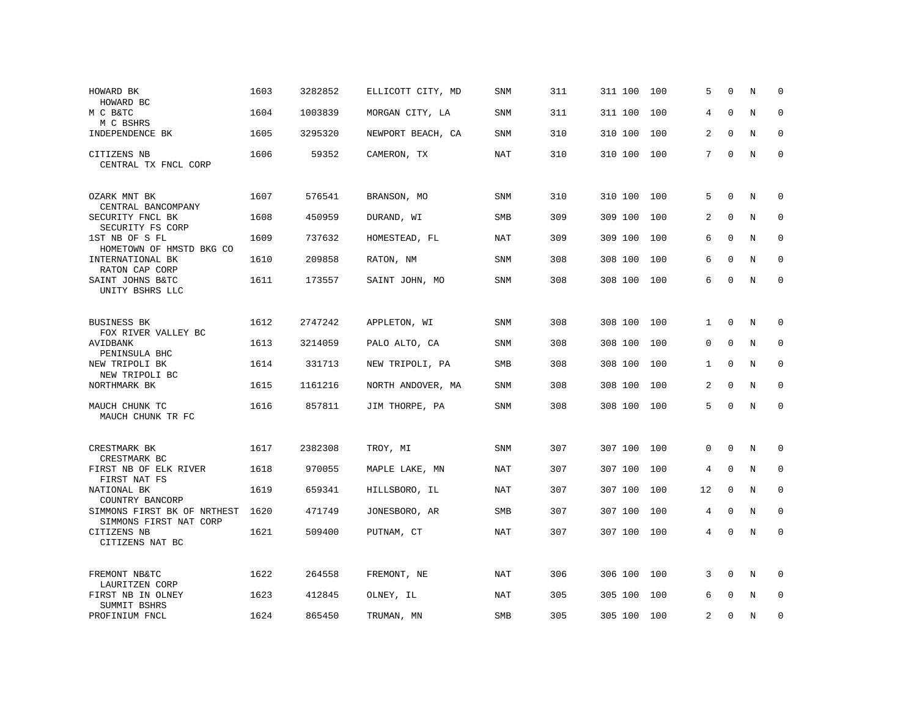| | | | | | | | | | | | | |
|---|---|---|---|---|---|---|---|---|---|---|---|---|
| HOWARD BK<br>HOWARD BC | 1603 | 3282852 | ELLICOTT CITY, MD | SNM | 311 | 311 | 100 | 100 | 5 | 0 | N | 0 |
| M C B&TC<br>M C BSHRS | 1604 | 1003839 | MORGAN CITY, LA | SNM | 311 | 311 | 100 | 100 | 4 | 0 | N | 0 |
| INDEPENDENCE BK | 1605 | 3295320 | NEWPORT BEACH, CA | SNM | 310 | 310 | 100 | 100 | 2 | 0 | N | 0 |
| CITIZENS NB<br>CENTRAL TX FNCL CORP | 1606 | 59352 | CAMERON, TX | NAT | 310 | 310 | 100 | 100 | 7 | 0 | N | 0 |
| OZARK MNT BK<br>CENTRAL BANCOMPANY | 1607 | 576541 | BRANSON, MO | SNM | 310 | 310 | 100 | 100 | 5 | 0 | N | 0 |
| SECURITY FNCL BK<br>SECURITY FS CORP | 1608 | 450959 | DURAND, WI | SMB | 309 | 309 | 100 | 100 | 2 | 0 | N | 0 |
| 1ST NB OF S FL<br>HOMETOWN OF HMSTD BKG CO | 1609 | 737632 | HOMESTEAD, FL | NAT | 309 | 309 | 100 | 100 | 6 | 0 | N | 0 |
| INTERNATIONAL BK<br>RATON CAP CORP | 1610 | 209858 | RATON, NM | SNM | 308 | 308 | 100 | 100 | 6 | 0 | N | 0 |
| SAINT JOHNS B&TC<br>UNITY BSHRS LLC | 1611 | 173557 | SAINT JOHN, MO | SNM | 308 | 308 | 100 | 100 | 6 | 0 | N | 0 |
| BUSINESS BK<br>FOX RIVER VALLEY BC | 1612 | 2747242 | APPLETON, WI | SNM | 308 | 308 | 100 | 100 | 1 | 0 | N | 0 |
| AVIDBANK<br>PENINSULA BHC | 1613 | 3214059 | PALO ALTO, CA | SNM | 308 | 308 | 100 | 100 | 0 | 0 | N | 0 |
| NEW TRIPOLI BK<br>NEW TRIPOLI BC | 1614 | 331713 | NEW TRIPOLI, PA | SMB | 308 | 308 | 100 | 100 | 1 | 0 | N | 0 |
| NORTHMARK BK | 1615 | 1161216 | NORTH ANDOVER, MA | SNM | 308 | 308 | 100 | 100 | 2 | 0 | N | 0 |
| MAUCH CHUNK TC<br>MAUCH CHUNK TR FC | 1616 | 857811 | JIM THORPE, PA | SNM | 308 | 308 | 100 | 100 | 5 | 0 | N | 0 |
| CRESTMARK BK<br>CRESTMARK BC | 1617 | 2382308 | TROY, MI | SNM | 307 | 307 | 100 | 100 | 0 | 0 | N | 0 |
| FIRST NB OF ELK RIVER<br>FIRST NAT FS | 1618 | 970055 | MAPLE LAKE, MN | NAT | 307 | 307 | 100 | 100 | 4 | 0 | N | 0 |
| NATIONAL BK<br>COUNTRY BANCORP | 1619 | 659341 | HILLSBORO, IL | NAT | 307 | 307 | 100 | 100 | 12 | 0 | N | 0 |
| SIMMONS FIRST BK OF NRTHEST<br>SIMMONS FIRST NAT CORP | 1620 | 471749 | JONESBORO, AR | SMB | 307 | 307 | 100 | 100 | 4 | 0 | N | 0 |
| CITIZENS NB<br>CITIZENS NAT BC | 1621 | 509400 | PUTNAM, CT | NAT | 307 | 307 | 100 | 100 | 4 | 0 | N | 0 |
| FREMONT NB&TC<br>LAURITZEN CORP | 1622 | 264558 | FREMONT, NE | NAT | 306 | 306 | 100 | 100 | 3 | 0 | N | 0 |
| FIRST NB IN OLNEY<br>SUMMIT BSHRS | 1623 | 412845 | OLNEY, IL | NAT | 305 | 305 | 100 | 100 | 6 | 0 | N | 0 |
| PROFINIUM FNCL | 1624 | 865450 | TRUMAN, MN | SMB | 305 | 305 | 100 | 100 | 2 | 0 | N | 0 |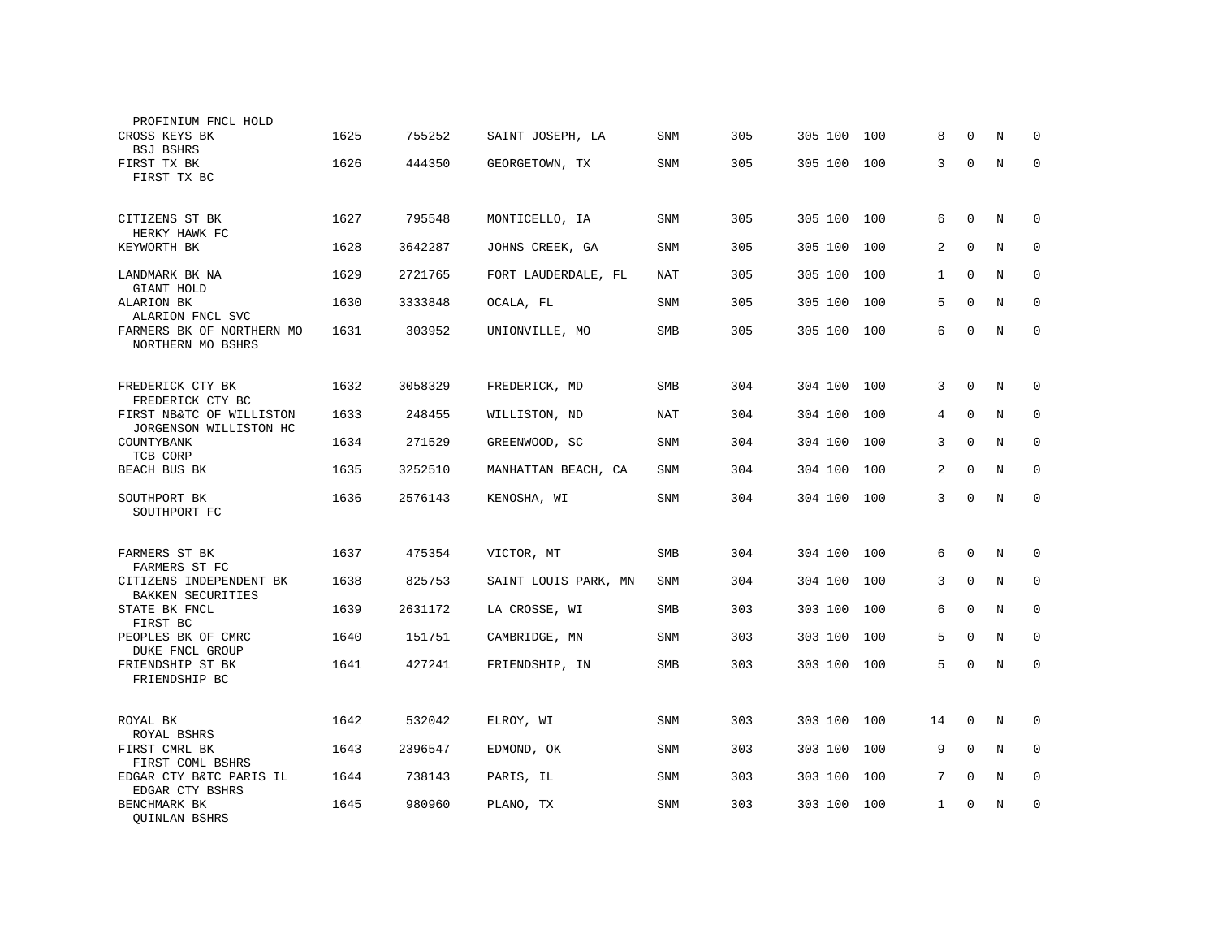| Name | Rank | ID | Location | Type | | | | | | | | |
|---|---|---|---|---|---|---|---|---|---|---|---|---|
| PROFINIUM FNCL HOLD | | | | | | | | | | | | |
| CROSS KEYS BK | 1625 | 755252 | SAINT JOSEPH, LA | SNM | 305 | 305 | 100 | 100 | 8 | 0 | N | 0 |
| BSJ BSHRS | | | | | | | | | | | | |
| FIRST TX BK | 1626 | 444350 | GEORGETOWN, TX | SNM | 305 | 305 | 100 | 100 | 3 | 0 | N | 0 |
| FIRST TX BC | | | | | | | | | | | | |
| CITIZENS ST BK | 1627 | 795548 | MONTICELLO, IA | SNM | 305 | 305 | 100 | 100 | 6 | 0 | N | 0 |
| HERKY HAWK FC | | | | | | | | | | | | |
| KEYWORTH BK | 1628 | 3642287 | JOHNS CREEK, GA | SNM | 305 | 305 | 100 | 100 | 2 | 0 | N | 0 |
| LANDMARK BK NA | 1629 | 2721765 | FORT LAUDERDALE, FL | NAT | 305 | 305 | 100 | 100 | 1 | 0 | N | 0 |
| GIANT HOLD | | | | | | | | | | | | |
| ALARION BK | 1630 | 3333848 | OCALA, FL | SNM | 305 | 305 | 100 | 100 | 5 | 0 | N | 0 |
| ALARION FNCL SVC | | | | | | | | | | | | |
| FARMERS BK OF NORTHERN MO | 1631 | 303952 | UNIONVILLE, MO | SMB | 305 | 305 | 100 | 100 | 6 | 0 | N | 0 |
| NORTHERN MO BSHRS | | | | | | | | | | | | |
| FREDERICK CTY BK | 1632 | 3058329 | FREDERICK, MD | SMB | 304 | 304 | 100 | 100 | 3 | 0 | N | 0 |
| FREDERICK CTY BC | | | | | | | | | | | | |
| FIRST NB&TC OF WILLISTON | 1633 | 248455 | WILLISTON, ND | NAT | 304 | 304 | 100 | 100 | 4 | 0 | N | 0 |
| JORGENSON WILLISTON HC | | | | | | | | | | | | |
| COUNTYBANK | 1634 | 271529 | GREENWOOD, SC | SNM | 304 | 304 | 100 | 100 | 3 | 0 | N | 0 |
| TCB CORP | | | | | | | | | | | | |
| BEACH BUS BK | 1635 | 3252510 | MANHATTAN BEACH, CA | SNM | 304 | 304 | 100 | 100 | 2 | 0 | N | 0 |
| SOUTHPORT BK | 1636 | 2576143 | KENOSHA, WI | SNM | 304 | 304 | 100 | 100 | 3 | 0 | N | 0 |
| SOUTHPORT FC | | | | | | | | | | | | |
| FARMERS ST BK | 1637 | 475354 | VICTOR, MT | SMB | 304 | 304 | 100 | 100 | 6 | 0 | N | 0 |
| FARMERS ST FC | | | | | | | | | | | | |
| CITIZENS INDEPENDENT BK | 1638 | 825753 | SAINT LOUIS PARK, MN | SNM | 304 | 304 | 100 | 100 | 3 | 0 | N | 0 |
| BAKKEN SECURITIES | | | | | | | | | | | | |
| STATE BK FNCL | 1639 | 2631172 | LA CROSSE, WI | SMB | 303 | 303 | 100 | 100 | 6 | 0 | N | 0 |
| FIRST BC | | | | | | | | | | | | |
| PEOPLES BK OF CMRC | 1640 | 151751 | CAMBRIDGE, MN | SNM | 303 | 303 | 100 | 100 | 5 | 0 | N | 0 |
| DUKE FNCL GROUP | | | | | | | | | | | | |
| FRIENDSHIP ST BK | 1641 | 427241 | FRIENDSHIP, IN | SMB | 303 | 303 | 100 | 100 | 5 | 0 | N | 0 |
| FRIENDSHIP BC | | | | | | | | | | | | |
| ROYAL BK | 1642 | 532042 | ELROY, WI | SNM | 303 | 303 | 100 | 100 | 14 | 0 | N | 0 |
| ROYAL BSHRS | | | | | | | | | | | | |
| FIRST CMRL BK | 1643 | 2396547 | EDMOND, OK | SNM | 303 | 303 | 100 | 100 | 9 | 0 | N | 0 |
| FIRST COML BSHRS | | | | | | | | | | | | |
| EDGAR CTY B&TC PARIS IL | 1644 | 738143 | PARIS, IL | SNM | 303 | 303 | 100 | 100 | 7 | 0 | N | 0 |
| EDGAR CTY BSHRS | | | | | | | | | | | | |
| BENCHMARK BK | 1645 | 980960 | PLANO, TX | SNM | 303 | 303 | 100 | 100 | 1 | 0 | N | 0 |
| QUINLAN BSHRS | | | | | | | | | | | | |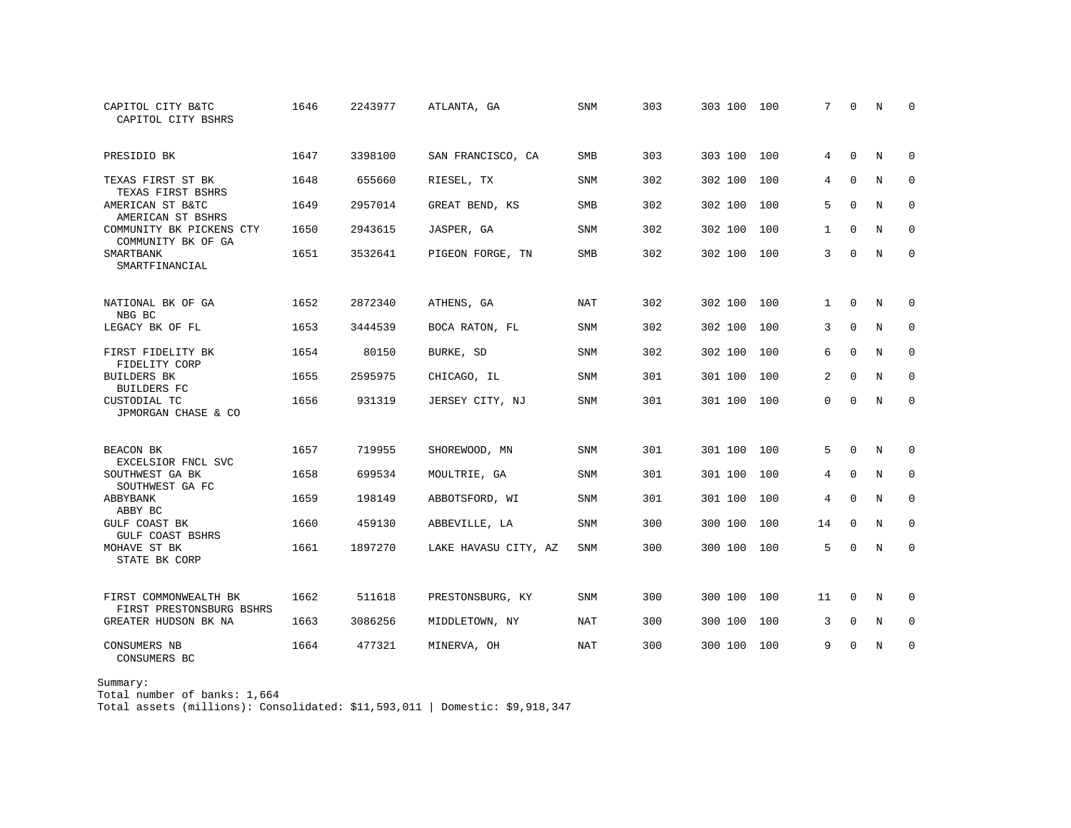| | | | | | | | | | | | | |
|---|---|---|---|---|---|---|---|---|---|---|---|---|
| CAPITOL CITY B&TC<br>CAPITOL CITY BSHRS | 1646 | 2243977 | ATLANTA, GA | SNM | 303 | 303 | 100 | 100 | 7 | 0 | N | 0 |
| PRESIDIO BK | 1647 | 3398100 | SAN FRANCISCO, CA | SMB | 303 | 303 | 100 | 100 | 4 | 0 | N | 0 |
| TEXAS FIRST ST BK<br>TEXAS FIRST BSHRS | 1648 | 655660 | RIESEL, TX | SNM | 302 | 302 | 100 | 100 | 4 | 0 | N | 0 |
| AMERICAN ST B&TC<br>AMERICAN ST BSHRS | 1649 | 2957014 | GREAT BEND, KS | SMB | 302 | 302 | 100 | 100 | 5 | 0 | N | 0 |
| COMMUNITY BK PICKENS CTY<br>COMMUNITY BK OF GA | 1650 | 2943615 | JASPER, GA | SNM | 302 | 302 | 100 | 100 | 1 | 0 | N | 0 |
| SMARTBANK<br>SMARTFINANCIAL | 1651 | 3532641 | PIGEON FORGE, TN | SMB | 302 | 302 | 100 | 100 | 3 | 0 | N | 0 |
| NATIONAL BK OF GA<br>NBG BC | 1652 | 2872340 | ATHENS, GA | NAT | 302 | 302 | 100 | 100 | 1 | 0 | N | 0 |
| LEGACY BK OF FL | 1653 | 3444539 | BOCA RATON, FL | SNM | 302 | 302 | 100 | 100 | 3 | 0 | N | 0 |
| FIRST FIDELITY BK<br>FIDELITY CORP | 1654 | 80150 | BURKE, SD | SNM | 302 | 302 | 100 | 100 | 6 | 0 | N | 0 |
| BUILDERS BK<br>BUILDERS FC | 1655 | 2595975 | CHICAGO, IL | SNM | 301 | 301 | 100 | 100 | 2 | 0 | N | 0 |
| CUSTODIAL TC<br>JPMORGAN CHASE & CO | 1656 | 931319 | JERSEY CITY, NJ | SNM | 301 | 301 | 100 | 100 | 0 | 0 | N | 0 |
| BEACON BK<br>EXCELSIOR FNCL SVC | 1657 | 719955 | SHOREWOOD, MN | SNM | 301 | 301 | 100 | 100 | 5 | 0 | N | 0 |
| SOUTHWEST GA BK<br>SOUTHWEST GA FC | 1658 | 699534 | MOULTRIE, GA | SNM | 301 | 301 | 100 | 100 | 4 | 0 | N | 0 |
| ABBYBANK<br>ABBY BC | 1659 | 198149 | ABBOTSFORD, WI | SNM | 301 | 301 | 100 | 100 | 4 | 0 | N | 0 |
| GULF COAST BK<br>GULF COAST BSHRS | 1660 | 459130 | ABBEVILLE, LA | SNM | 300 | 300 | 100 | 100 | 14 | 0 | N | 0 |
| MOHAVE ST BK<br>STATE BK CORP | 1661 | 1897270 | LAKE HAVASU CITY, AZ | SNM | 300 | 300 | 100 | 100 | 5 | 0 | N | 0 |
| FIRST COMMONWEALTH BK<br>FIRST PRESTONSBURG BSHRS | 1662 | 511618 | PRESTONSBURG, KY | SNM | 300 | 300 | 100 | 100 | 11 | 0 | N | 0 |
| GREATER HUDSON BK NA | 1663 | 3086256 | MIDDLETOWN, NY | NAT | 300 | 300 | 100 | 100 | 3 | 0 | N | 0 |
| CONSUMERS NB<br>CONSUMERS BC | 1664 | 477321 | MINERVA, OH | NAT | 300 | 300 | 100 | 100 | 9 | 0 | N | 0 |

Summary:
Total number of banks: 1,664
Total assets (millions): Consolidated: $11,593,011 | Domestic: $9,918,347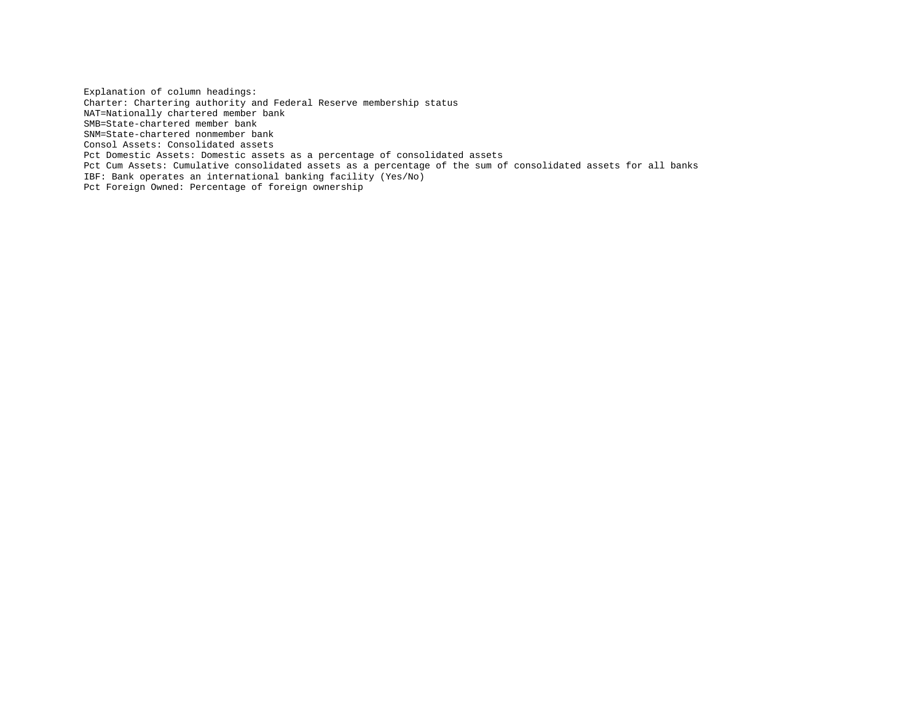Explanation of column headings:

Charter: Chartering authority and Federal Reserve membership status

NAT=Nationally chartered member bank

SMB=State-chartered member bank

SNM=State-chartered nonmember bank

Consol Assets: Consolidated assets

Pct Domestic Assets: Domestic assets as a percentage of consolidated assets

Pct Cum Assets: Cumulative consolidated assets as a percentage of the sum of consolidated assets for all banks

IBF: Bank operates an international banking facility (Yes/No)

Pct Foreign Owned: Percentage of foreign ownership